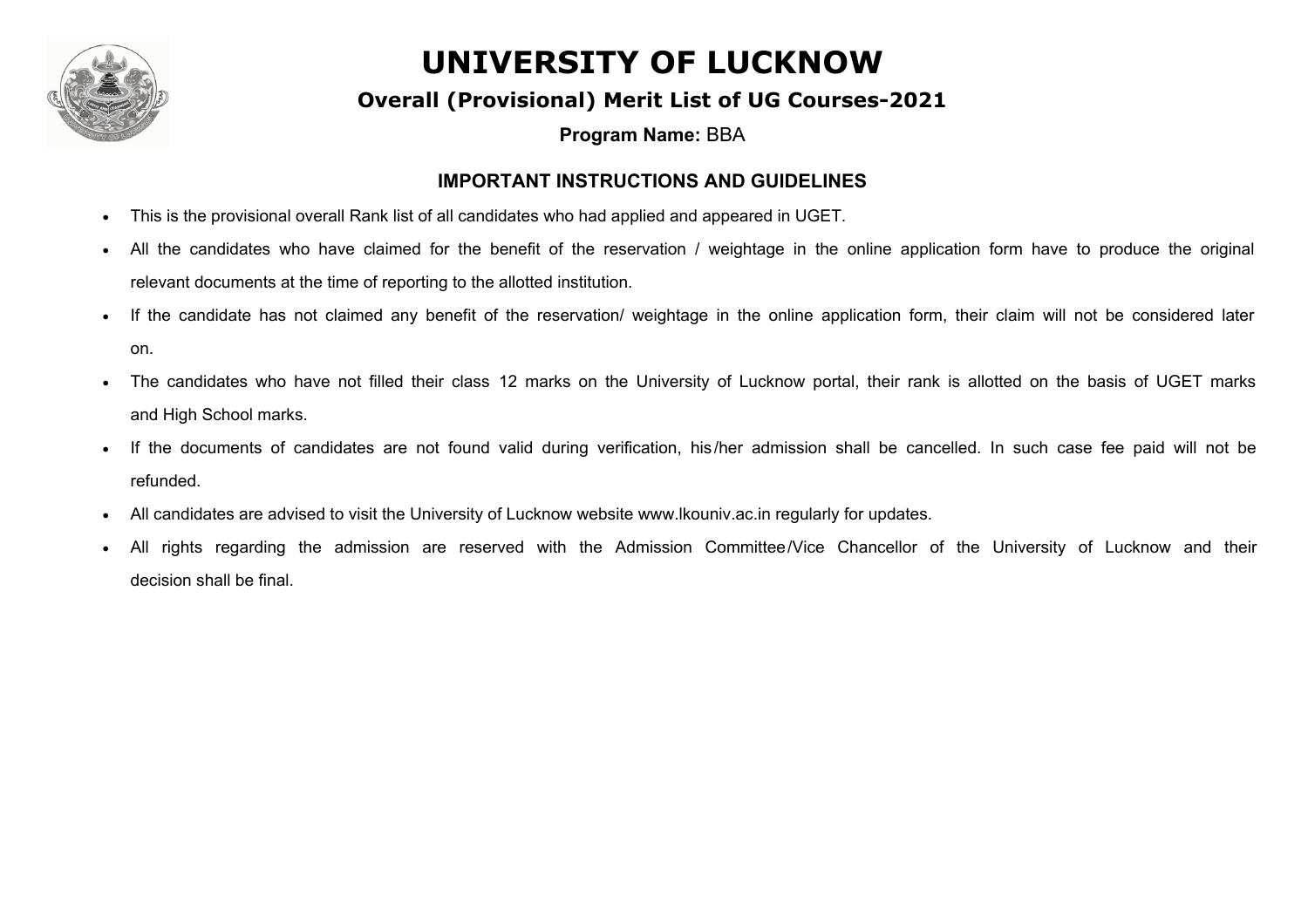# UNIVERSITY OF LUCKNOW

## Overall (Provisional) Merit List of UG Courses-2021

**Program Name:** BBA

### IMPORTANT INSTRUCTIONS AND GUIDELINES

- This is the provisional overall Rank list of all candidates who had applied and appeared in UGET.
- All the candidates who have claimed for the benefit of the reservation / weightage in the online application form have to produce the original relevant documents at the time of reporting to the allotted institution.
- If the candidate has not claimed any benefit of the reservation/ weightage in the online application form, their claim will not be considered later on.
- The candidates who have not filled their class 12 marks on the University of Lucknow portal, their rank is allotted on the basis of UGET marks and High School marks.
- If the documents of candidates are not found valid during verification, his/her admission shall be cancelled. In such case fee paid will not be refunded.
- All candidates are advised to visit the University of Lucknow website www.lkouniv.ac.in regularly for updates.
- All rights regarding the admission are reserved with the Admission Committee/Vice Chancellor of the University of Lucknow and their decision shall be final.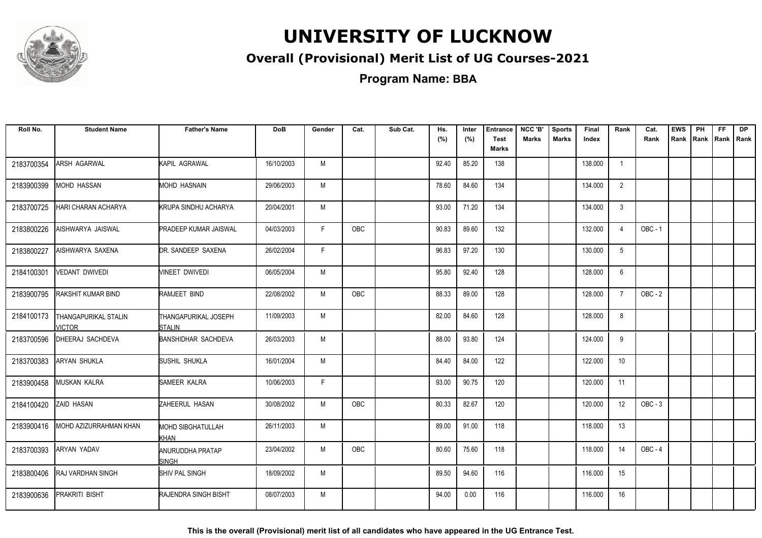# UNIVERSITY OF LUCKNOW

## Overall (Provisional) Merit List of UG Courses-2021

### Program Name: BBA

| Roll No. | Student Name | Father's Name | DoB | Gender | Cat. | Sub Cat. | Hs. (%) | Inter (%) | Entrance Test Marks | NCC 'B' Marks | Sports Marks | Final Index | Rank | Cat. Rank | EWS Rank | PH Rank | FF Rank | DP Rank |
|---|---|---|---|---|---|---|---|---|---|---|---|---|---|---|---|---|---|---|
| 2183700354 | ARSH AGARWAL | KAPIL AGRAWAL | 16/10/2003 | M | | | 92.40 | 85.20 | 138 | | | 138.000 | 1 | | | | | |
| 2183900399 | MOHD HASSAN | MOHD HASNAIN | 29/06/2003 | M | | | 78.60 | 84.60 | 134 | | | 134.000 | 2 | | | | | |
| 2183700725 | HARI CHARAN ACHARYA | KRUPA SINDHU ACHARYA | 20/04/2001 | M | | | 93.00 | 71.20 | 134 | | | 134.000 | 3 | | | | | |
| 2183800226 | AISHWARYA JAISWAL | PRADEEP KUMAR JAISWAL | 04/03/2003 | F | OBC | | 90.83 | 89.60 | 132 | | | 132.000 | 4 | OBC - 1 | | | | |
| 2183800227 | AISHWARYA SAXENA | DR. SANDEEP SAXENA | 26/02/2004 | F | | | 96.83 | 97.20 | 130 | | | 130.000 | 5 | | | | | |
| 2184100301 | VEDANT DWIVEDI | VINEET DWIVEDI | 06/05/2004 | M | | | 95.80 | 92.40 | 128 | | | 128.000 | 6 | | | | | |
| 2183900795 | RAKSHIT KUMAR BIND | RAMJEET BIND | 22/08/2002 | M | OBC | | 88.33 | 89.00 | 128 | | | 128.000 | 7 | OBC - 2 | | | | |
| 2184100173 | THANGAPURIKAL STALIN VICTOR | THANGAPURIKAL JOSEPH STALIN | 11/09/2003 | M | | | 82.00 | 84.60 | 128 | | | 128.000 | 8 | | | | | |
| 2183700596 | DHEERAJ SACHDEVA | BANSHIDHAR SACHDEVA | 26/03/2003 | M | | | 88.00 | 93.80 | 124 | | | 124.000 | 9 | | | | | |
| 2183700383 | ARYAN SHUKLA | SUSHIL SHUKLA | 16/01/2004 | M | | | 84.40 | 84.00 | 122 | | | 122.000 | 10 | | | | | |
| 2183900458 | MUSKAN KALRA | SAMEER KALRA | 10/06/2003 | F | | | 93.00 | 90.75 | 120 | | | 120.000 | 11 | | | | | |
| 2184100420 | ZAID HASAN | ZAHEERUL HASAN | 30/08/2002 | M | OBC | | 80.33 | 82.67 | 120 | | | 120.000 | 12 | OBC - 3 | | | | |
| 2183900416 | MOHD AZIZURRAHMAN KHAN | MOHD SIBGHATULLAH KHAN | 26/11/2003 | M | | | 89.00 | 91.00 | 118 | | | 118.000 | 13 | | | | | |
| 2183700393 | ARYAN YADAV | ANURUDDHA PRATAP SINGH | 23/04/2002 | M | OBC | | 80.60 | 75.60 | 118 | | | 118.000 | 14 | OBC - 4 | | | | |
| 2183800406 | RAJ VARDHAN SINGH | SHIV PAL SINGH | 18/09/2002 | M | | | 89.50 | 94.60 | 116 | | | 116.000 | 15 | | | | | |
| 2183900636 | PRAKRITI BISHT | RAJENDRA SINGH BISHT | 08/07/2003 | M | | | 94.00 | 0.00 | 116 | | | 116.000 | 16 | | | | | |

**This is the overall (Provisional) merit list of all candidates who have appeared in the UG Entrance Test.**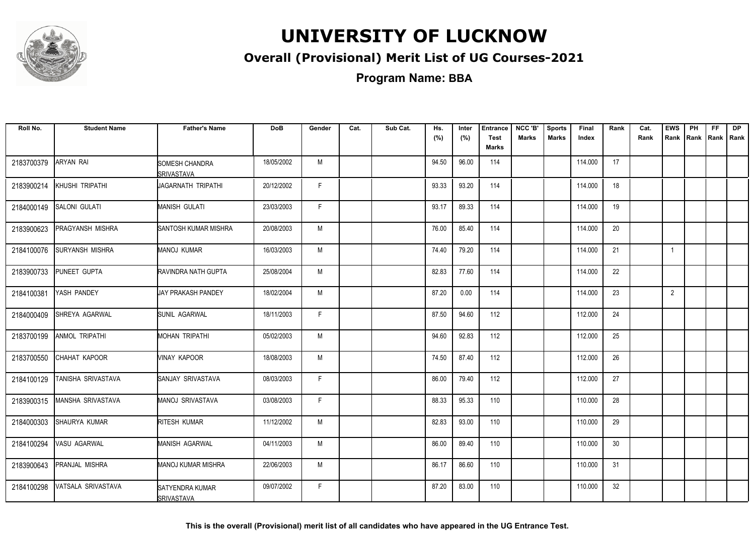# UNIVERSITY OF LUCKNOW

## Overall (Provisional) Merit List of UG Courses-2021

### Program Name: BBA

| Roll No. | Student Name | Father's Name | DoB | Gender | Cat. | Sub Cat. | Hs. (%) | Inter (%) | Entrance Test Marks | NCC 'B' Marks | Sports Marks | Final Index | Rank | Cat. Rank | EWS Rank | PH Rank | FF Rank | DP Rank |
|---|---|---|---|---|---|---|---|---|---|---|---|---|---|---|---|---|---|---|
| 2183700379 | ARYAN RAI | SOMESH CHANDRA SRIVASTAVA | 18/05/2002 | M | | | 94.50 | 96.00 | 114 | | | 114.000 | 17 | | | | | |
| 2183900214 | KHUSHI TRIPATHI | JAGARNATH TRIPATHI | 20/12/2002 | F | | | 93.33 | 93.20 | 114 | | | 114.000 | 18 | | | | | |
| 2184000149 | SALONI GULATI | MANISH GULATI | 23/03/2003 | F | | | 93.17 | 89.33 | 114 | | | 114.000 | 19 | | | | | |
| 2183900623 | PRAGYANSH MISHRA | SANTOSH KUMAR MISHRA | 20/08/2003 | M | | | 76.00 | 85.40 | 114 | | | 114.000 | 20 | | | | | |
| 2184100076 | SURYANSH MISHRA | MANOJ KUMAR | 16/03/2003 | M | | | 74.40 | 79.20 | 114 | | | 114.000 | 21 | | 1 | | | |
| 2183900733 | PUNEET GUPTA | RAVINDRA NATH GUPTA | 25/08/2004 | M | | | 82.83 | 77.60 | 114 | | | 114.000 | 22 | | | | | |
| 2184100381 | YASH PANDEY | JAY PRAKASH PANDEY | 18/02/2004 | M | | | 87.20 | 0.00 | 114 | | | 114.000 | 23 | | 2 | | | |
| 2184000409 | SHREYA AGARWAL | SUNIL AGARWAL | 18/11/2003 | F | | | 87.50 | 94.60 | 112 | | | 112.000 | 24 | | | | | |
| 2183700199 | ANMOL TRIPATHI | MOHAN TRIPATHI | 05/02/2003 | M | | | 94.60 | 92.83 | 112 | | | 112.000 | 25 | | | | | |
| 2183700550 | CHAHAT KAPOOR | VINAY KAPOOR | 18/08/2003 | M | | | 74.50 | 87.40 | 112 | | | 112.000 | 26 | | | | | |
| 2184100129 | TANISHA SRIVASTAVA | SANJAY SRIVASTAVA | 08/03/2003 | F | | | 86.00 | 79.40 | 112 | | | 112.000 | 27 | | | | | |
| 2183900315 | MANSHA SRIVASTAVA | MANOJ SRIVASTAVA | 03/08/2003 | F | | | 88.33 | 95.33 | 110 | | | 110.000 | 28 | | | | | |
| 2184000303 | SHAURYA KUMAR | RITESH KUMAR | 11/12/2002 | M | | | 82.83 | 93.00 | 110 | | | 110.000 | 29 | | | | | |
| 2184100294 | VASU AGARWAL | MANISH AGARWAL | 04/11/2003 | M | | | 86.00 | 89.40 | 110 | | | 110.000 | 30 | | | | | |
| 2183900643 | PRANJAL MISHRA | MANOJ KUMAR MISHRA | 22/06/2003 | M | | | 86.17 | 86.60 | 110 | | | 110.000 | 31 | | | | | |
| 2184100298 | VATSALA SRIVASTAVA | SATYENDRA KUMAR SRIVASTAVA | 09/07/2002 | F | | | 87.20 | 83.00 | 110 | | | 110.000 | 32 | | | | | |

**This is the overall (Provisional) merit list of all candidates who have appeared in the UG Entrance Test.**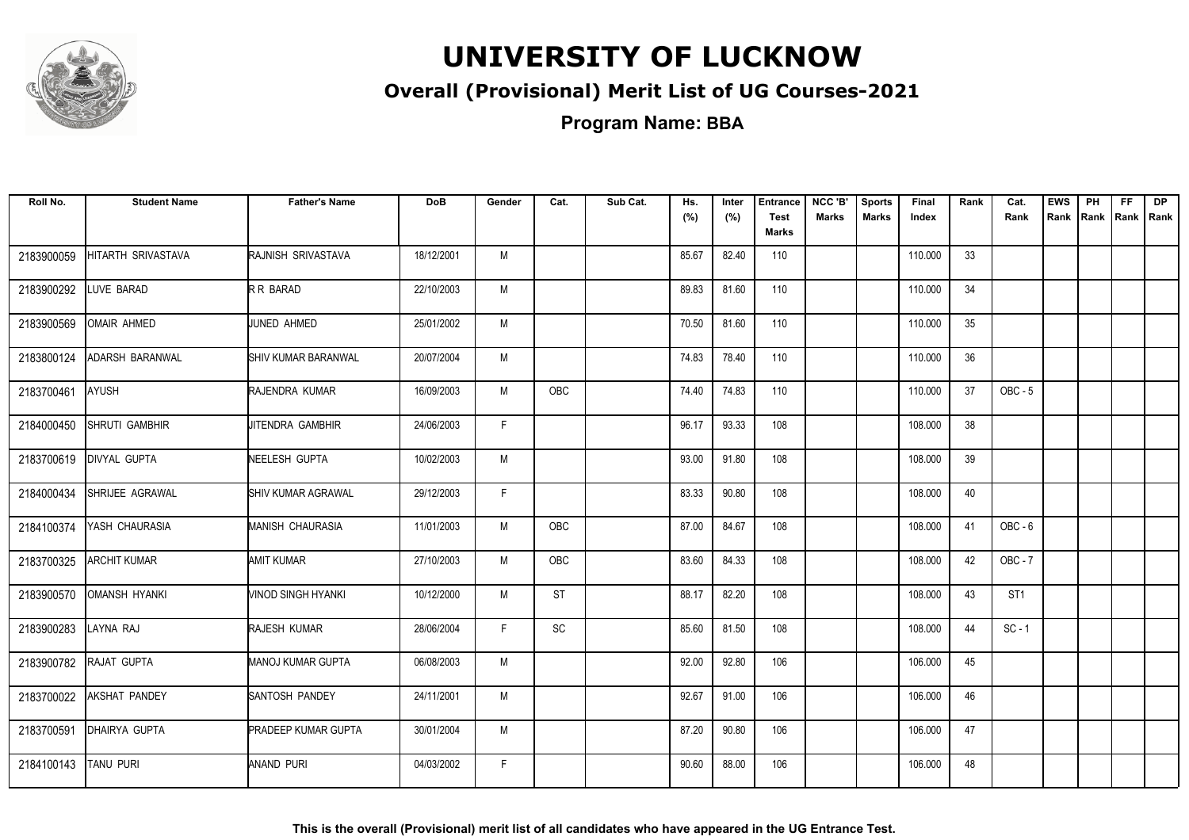# UNIVERSITY OF LUCKNOW

## Overall (Provisional) Merit List of UG Courses-2021

### Program Name: BBA

| Roll No. | Student Name | Father's Name | DoB | Gender | Cat. | Sub Cat. | Hs. (%) | Inter (%) | Entrance Test Marks | NCC 'B' Marks | Sports Marks | Final Index | Rank | Cat. Rank | EWS Rank | PH Rank | FF Rank | DP Rank |
|---|---|---|---|---|---|---|---|---|---|---|---|---|---|---|---|---|---|---|
| 2183900059 | HITARTH SRIVASTAVA | RAJNISH SRIVASTAVA | 18/12/2001 | M | | | 85.67 | 82.40 | 110 | | | 110.000 | 33 | | | | | |
| 2183900292 | LUVE BARAD | R R BARAD | 22/10/2003 | M | | | 89.83 | 81.60 | 110 | | | 110.000 | 34 | | | | | |
| 2183900569 | OMAIR AHMED | JUNED AHMED | 25/01/2002 | M | | | 70.50 | 81.60 | 110 | | | 110.000 | 35 | | | | | |
| 2183800124 | ADARSH BARANWAL | SHIV KUMAR BARANWAL | 20/07/2004 | M | | | 74.83 | 78.40 | 110 | | | 110.000 | 36 | | | | | |
| 2183700461 | AYUSH | RAJENDRA KUMAR | 16/09/2003 | M | OBC | | 74.40 | 74.83 | 110 | | | 110.000 | 37 | OBC - 5 | | | | |
| 2184000450 | SHRUTI GAMBHIR | JITENDRA GAMBHIR | 24/06/2003 | F | | | 96.17 | 93.33 | 108 | | | 108.000 | 38 | | | | | |
| 2183700619 | DIVYAL GUPTA | NEELESH GUPTA | 10/02/2003 | M | | | 93.00 | 91.80 | 108 | | | 108.000 | 39 | | | | | |
| 2184000434 | SHRIJEE AGRAWAL | SHIV KUMAR AGRAWAL | 29/12/2003 | F | | | 83.33 | 90.80 | 108 | | | 108.000 | 40 | | | | | |
| 2184100374 | YASH CHAURASIA | MANISH CHAURASIA | 11/01/2003 | M | OBC | | 87.00 | 84.67 | 108 | | | 108.000 | 41 | OBC - 6 | | | | |
| 2183700325 | ARCHIT KUMAR | AMIT KUMAR | 27/10/2003 | M | OBC | | 83.60 | 84.33 | 108 | | | 108.000 | 42 | OBC - 7 | | | | |
| 2183900570 | OMANSH HYANKI | VINOD SINGH HYANKI | 10/12/2000 | M | ST | | 88.17 | 82.20 | 108 | | | 108.000 | 43 | ST1 | | | | |
| 2183900283 | LAYNA RAJ | RAJESH KUMAR | 28/06/2004 | F | SC | | 85.60 | 81.50 | 108 | | | 108.000 | 44 | SC - 1 | | | | |
| 2183900782 | RAJAT GUPTA | MANOJ KUMAR GUPTA | 06/08/2003 | M | | | 92.00 | 92.80 | 106 | | | 106.000 | 45 | | | | | |
| 2183700022 | AKSHAT PANDEY | SANTOSH PANDEY | 24/11/2001 | M | | | 92.67 | 91.00 | 106 | | | 106.000 | 46 | | | | | |
| 2183700591 | DHAIRYA GUPTA | PRADEEP KUMAR GUPTA | 30/01/2004 | M | | | 87.20 | 90.80 | 106 | | | 106.000 | 47 | | | | | |
| 2184100143 | TANU PURI | ANAND PURI | 04/03/2002 | F | | | 90.60 | 88.00 | 106 | | | 106.000 | 48 | | | | | |

**This is the overall (Provisional) merit list of all candidates who have appeared in the UG Entrance Test.**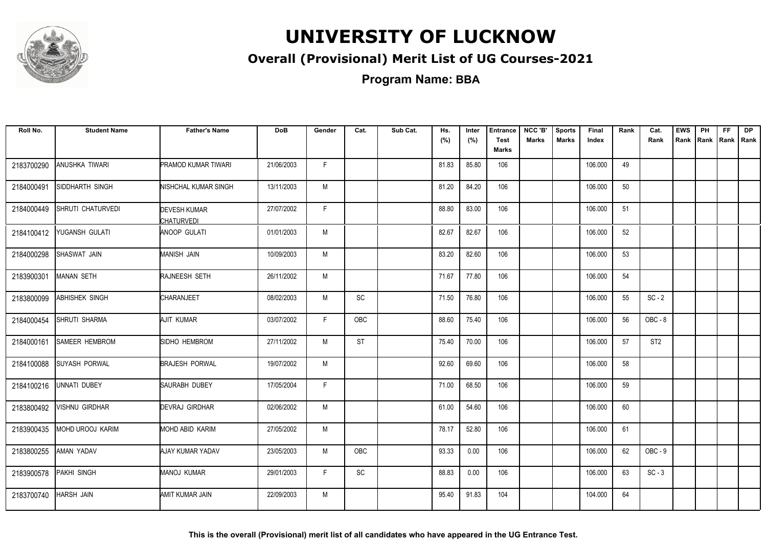# UNIVERSITY OF LUCKNOW

## Overall (Provisional) Merit List of UG Courses-2021

**Program Name: BBA**

| Roll No. | Student Name | Father's Name | DoB | Gender | Cat. | Sub Cat. | Hs. (%) | Inter (%) | Entrance Test Marks | NCC 'B' Marks | Sports Marks | Final Index | Rank | Cat. Rank | EWS Rank | PH Rank | FF Rank | DP Rank |
|---|---|---|---|---|---|---|---|---|---|---|---|---|---|---|---|---|---|---|
| 2183700290 | ANUSHKA TIWARI | PRAMOD KUMAR TIWARI | 21/06/2003 | F | | | 81.83 | 85.80 | 106 | | | 106.000 | 49 | | | | | |
| 2184000491 | SIDDHARTH SINGH | NISHCHAL KUMAR SINGH | 13/11/2003 | M | | | 81.20 | 84.20 | 106 | | | 106.000 | 50 | | | | | |
| 2184000449 | SHRUTI CHATURVEDI | DEVESH KUMAR CHATURVEDI | 27/07/2002 | F | | | 88.80 | 83.00 | 106 | | | 106.000 | 51 | | | | | |
| 2184100412 | YUGANSH GULATI | ANOOP GULATI | 01/01/2003 | M | | | 82.67 | 82.67 | 106 | | | 106.000 | 52 | | | | | |
| 2184000298 | SHASWAT JAIN | MANISH JAIN | 10/09/2003 | M | | | 83.20 | 82.60 | 106 | | | 106.000 | 53 | | | | | |
| 2183900301 | MANAN SETH | RAJNEESH SETH | 26/11/2002 | M | | | 71.67 | 77.80 | 106 | | | 106.000 | 54 | | | | | |
| 2183800099 | ABHISHEK SINGH | CHARANJEET | 08/02/2003 | M | SC | | 71.50 | 76.80 | 106 | | | 106.000 | 55 | SC - 2 | | | | |
| 2184000454 | SHRUTI SHARMA | AJIT KUMAR | 03/07/2002 | F | OBC | | 88.60 | 75.40 | 106 | | | 106.000 | 56 | OBC - 8 | | | | |
| 2184000161 | SAMEER HEMBROM | SIDHO HEMBROM | 27/11/2002 | M | ST | | 75.40 | 70.00 | 106 | | | 106.000 | 57 | ST2 | | | | |
| 2184100088 | SUYASH PORWAL | BRAJESH PORWAL | 19/07/2002 | M | | | 92.60 | 69.60 | 106 | | | 106.000 | 58 | | | | | |
| 2184100216 | UNNATI DUBEY | SAURABH DUBEY | 17/05/2004 | F | | | 71.00 | 68.50 | 106 | | | 106.000 | 59 | | | | | |
| 2183800492 | VISHNU GIRDHAR | DEVRAJ GIRDHAR | 02/06/2002 | M | | | 61.00 | 54.60 | 106 | | | 106.000 | 60 | | | | | |
| 2183900435 | MOHD UROOJ KARIM | MOHD ABID KARIM | 27/05/2002 | M | | | 78.17 | 52.80 | 106 | | | 106.000 | 61 | | | | | |
| 2183800255 | AMAN YADAV | AJAY KUMAR YADAV | 23/05/2003 | M | OBC | | 93.33 | 0.00 | 106 | | | 106.000 | 62 | OBC - 9 | | | | |
| 2183900578 | PAKHI SINGH | MANOJ KUMAR | 29/01/2003 | F | SC | | 88.83 | 0.00 | 106 | | | 106.000 | 63 | SC - 3 | | | | |
| 2183700740 | HARSH JAIN | AMIT KUMAR JAIN | 22/09/2003 | M | | | 95.40 | 91.83 | 104 | | | 104.000 | 64 | | | | | |

**This is the overall (Provisional) merit list of all candidates who have appeared in the UG Entrance Test.**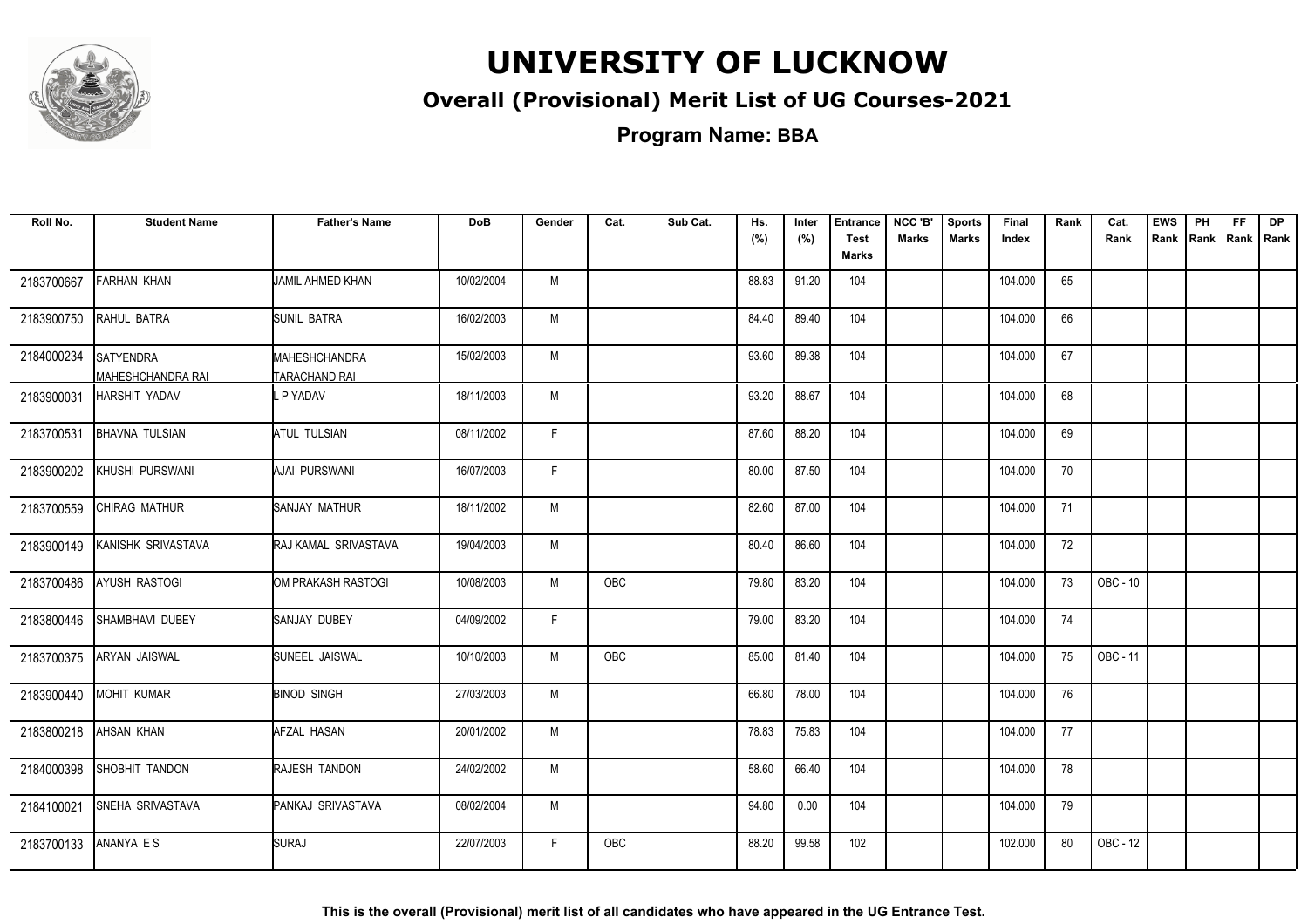# UNIVERSITY OF LUCKNOW

## Overall (Provisional) Merit List of UG Courses-2021

### Program Name: BBA

| Roll No. | Student Name | Father's Name | DoB | Gender | Cat. | Sub Cat. | Hs. (%) | Inter (%) | Entrance Test Marks | NCC 'B' Marks | Sports Marks | Final Index | Rank | Cat. Rank | EWS Rank | PH Rank | FF Rank | DP Rank |
|---|---|---|---|---|---|---|---|---|---|---|---|---|---|---|---|---|---|---|
| 2183700667 | FARHAN KHAN | JAMIL AHMED KHAN | 10/02/2004 | M | | | 88.83 | 91.20 | 104 | | | 104.000 | 65 | | | | | |
| 2183900750 | RAHUL BATRA | SUNIL BATRA | 16/02/2003 | M | | | 84.40 | 89.40 | 104 | | | 104.000 | 66 | | | | | |
| 2184000234 | SATYENDRA MAHESHCHANDRA RAI | MAHESHCHANDRA TARACHAND RAI | 15/02/2003 | M | | | 93.60 | 89.38 | 104 | | | 104.000 | 67 | | | | | |
| 2183900031 | HARSHIT YADAV | L P YADAV | 18/11/2003 | M | | | 93.20 | 88.67 | 104 | | | 104.000 | 68 | | | | | |
| 2183700531 | BHAVNA TULSIAN | ATUL TULSIAN | 08/11/2002 | F | | | 87.60 | 88.20 | 104 | | | 104.000 | 69 | | | | | |
| 2183900202 | KHUSHI PURSWANI | AJAI PURSWANI | 16/07/2003 | F | | | 80.00 | 87.50 | 104 | | | 104.000 | 70 | | | | | |
| 2183700559 | CHIRAG MATHUR | SANJAY MATHUR | 18/11/2002 | M | | | 82.60 | 87.00 | 104 | | | 104.000 | 71 | | | | | |
| 2183900149 | KANISHK SRIVASTAVA | RAJ KAMAL SRIVASTAVA | 19/04/2003 | M | | | 80.40 | 86.60 | 104 | | | 104.000 | 72 | | | | | |
| 2183700486 | AYUSH RASTOGI | OM PRAKASH RASTOGI | 10/08/2003 | M | OBC | | 79.80 | 83.20 | 104 | | | 104.000 | 73 | OBC - 10 | | | | |
| 2183800446 | SHAMBHAVI DUBEY | SANJAY DUBEY | 04/09/2002 | F | | | 79.00 | 83.20 | 104 | | | 104.000 | 74 | | | | | |
| 2183700375 | ARYAN JAISWAL | SUNEEL JAISWAL | 10/10/2003 | M | OBC | | 85.00 | 81.40 | 104 | | | 104.000 | 75 | OBC - 11 | | | | |
| 2183900440 | MOHIT KUMAR | BINOD SINGH | 27/03/2003 | M | | | 66.80 | 78.00 | 104 | | | 104.000 | 76 | | | | | |
| 2183800218 | AHSAN KHAN | AFZAL HASAN | 20/01/2002 | M | | | 78.83 | 75.83 | 104 | | | 104.000 | 77 | | | | | |
| 2184000398 | SHOBHIT TANDON | RAJESH TANDON | 24/02/2002 | M | | | 58.60 | 66.40 | 104 | | | 104.000 | 78 | | | | | |
| 2184100021 | SNEHA SRIVASTAVA | PANKAJ SRIVASTAVA | 08/02/2004 | M | | | 94.80 | 0.00 | 104 | | | 104.000 | 79 | | | | | |
| 2183700133 | ANANYA E S | SURAJ | 22/07/2003 | F | OBC | | 88.20 | 99.58 | 102 | | | 102.000 | 80 | OBC - 12 | | | | |

**This is the overall (Provisional) merit list of all candidates who have appeared in the UG Entrance Test.**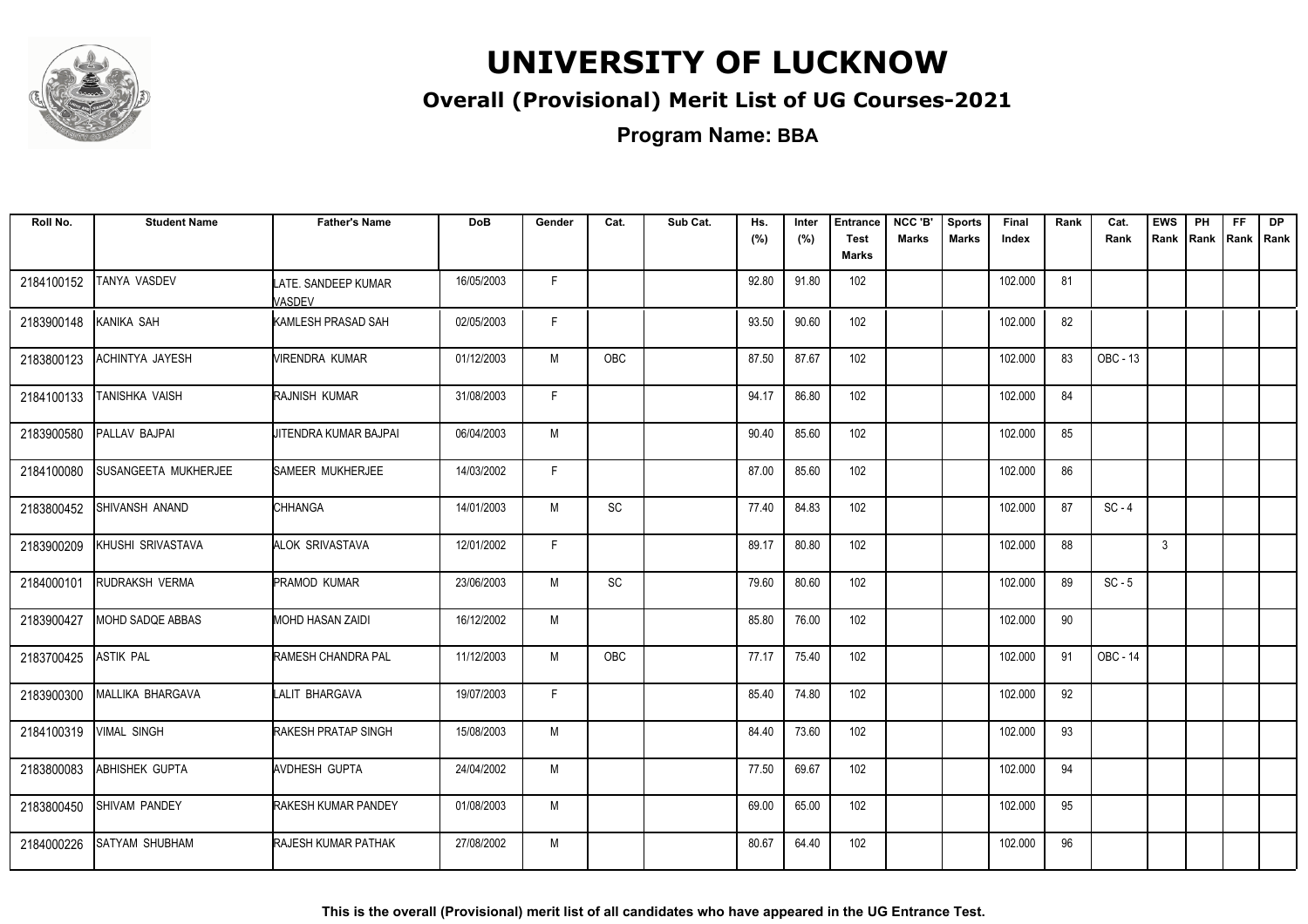# UNIVERSITY OF LUCKNOW

## Overall (Provisional) Merit List of UG Courses-2021

### Program Name: BBA

| Roll No. | Student Name | Father's Name | DoB | Gender | Cat. | Sub Cat. | Hs. (%) | Inter (%) | Entrance Test Marks | NCC 'B' Marks | Sports Marks | Final Index | Rank | Cat. Rank | EWS Rank | PH Rank | FF Rank | DP Rank |
|---|---|---|---|---|---|---|---|---|---|---|---|---|---|---|---|---|---|---|
| 2184100152 | TANYA VASDEV | LATE. SANDEEP KUMAR VASDEV | 16/05/2003 | F | | | 92.80 | 91.80 | 102 | | | 102.000 | 81 | | | | | |
| 2183900148 | KANIKA SAH | KAMLESH PRASAD SAH | 02/05/2003 | F | | | 93.50 | 90.60 | 102 | | | 102.000 | 82 | | | | | |
| 2183800123 | ACHINTYA JAYESH | VIRENDRA KUMAR | 01/12/2003 | M | OBC | | 87.50 | 87.67 | 102 | | | 102.000 | 83 | OBC - 13 | | | | |
| 2184100133 | TANISHKA VAISH | RAJNISH KUMAR | 31/08/2003 | F | | | 94.17 | 86.80 | 102 | | | 102.000 | 84 | | | | | |
| 2183900580 | PALLAV BAJPAI | JITENDRA KUMAR BAJPAI | 06/04/2003 | M | | | 90.40 | 85.60 | 102 | | | 102.000 | 85 | | | | | |
| 2184100080 | SUSANGEETA MUKHERJEE | SAMEER MUKHERJEE | 14/03/2002 | F | | | 87.00 | 85.60 | 102 | | | 102.000 | 86 | | | | | |
| 2183800452 | SHIVANSH ANAND | CHHANGA | 14/01/2003 | M | SC | | 77.40 | 84.83 | 102 | | | 102.000 | 87 | SC - 4 | | | | |
| 2183900209 | KHUSHI SRIVASTAVA | ALOK SRIVASTAVA | 12/01/2002 | F | | | 89.17 | 80.80 | 102 | | | 102.000 | 88 | | 3 | | | |
| 2184000101 | RUDRAKSH VERMA | PRAMOD KUMAR | 23/06/2003 | M | SC | | 79.60 | 80.60 | 102 | | | 102.000 | 89 | SC - 5 | | | | |
| 2183900427 | MOHD SADQE ABBAS | MOHD HASAN ZAIDI | 16/12/2002 | M | | | 85.80 | 76.00 | 102 | | | 102.000 | 90 | | | | | |
| 2183700425 | ASTIK PAL | RAMESH CHANDRA PAL | 11/12/2003 | M | OBC | | 77.17 | 75.40 | 102 | | | 102.000 | 91 | OBC - 14 | | | | |
| 2183900300 | MALLIKA BHARGAVA | LALIT BHARGAVA | 19/07/2003 | F | | | 85.40 | 74.80 | 102 | | | 102.000 | 92 | | | | | |
| 2184100319 | VIMAL SINGH | RAKESH PRATAP SINGH | 15/08/2003 | M | | | 84.40 | 73.60 | 102 | | | 102.000 | 93 | | | | | |
| 2183800083 | ABHISHEK GUPTA | AVDHESH GUPTA | 24/04/2002 | M | | | 77.50 | 69.67 | 102 | | | 102.000 | 94 | | | | | |
| 2183800450 | SHIVAM PANDEY | RAKESH KUMAR PANDEY | 01/08/2003 | M | | | 69.00 | 65.00 | 102 | | | 102.000 | 95 | | | | | |
| 2184000226 | SATYAM SHUBHAM | RAJESH KUMAR PATHAK | 27/08/2002 | M | | | 80.67 | 64.40 | 102 | | | 102.000 | 96 | | | | | |

**This is the overall (Provisional) merit list of all candidates who have appeared in the UG Entrance Test.**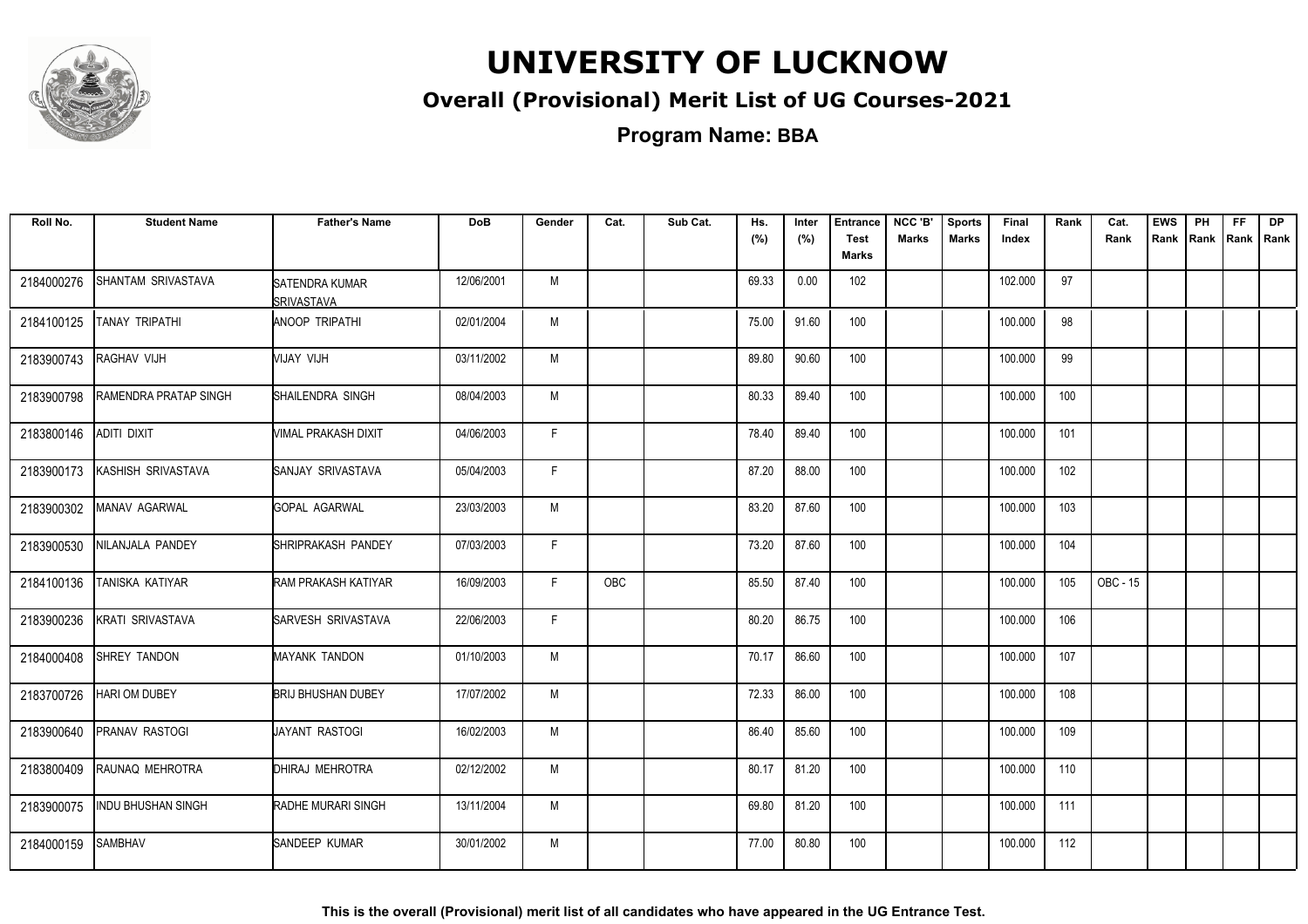# UNIVERSITY OF LUCKNOW

## Overall (Provisional) Merit List of UG Courses-2021

### Program Name: BBA

| Roll No. | Student Name | Father's Name | DoB | Gender | Cat. | Sub Cat. | Hs. (%) | Inter (%) | Entrance Test Marks | NCC 'B' Marks | Sports Marks | Final Index | Rank | Cat. Rank | EWS Rank | PH Rank | FF Rank | DP Rank |
|---|---|---|---|---|---|---|---|---|---|---|---|---|---|---|---|---|---|---|
| 2184000276 | SHANTAM SRIVASTAVA | SATENDRA KUMAR SRIVASTAVA | 12/06/2001 | M | | | 69.33 | 0.00 | 102 | | | 102.000 | 97 | | | | | |
| 2184100125 | TANAY TRIPATHI | ANOOP TRIPATHI | 02/01/2004 | M | | | 75.00 | 91.60 | 100 | | | 100.000 | 98 | | | | | |
| 2183900743 | RAGHAV VIJH | VIJAY VIJH | 03/11/2002 | M | | | 89.80 | 90.60 | 100 | | | 100.000 | 99 | | | | | |
| 2183900798 | RAMENDRA PRATAP SINGH | SHAILENDRA SINGH | 08/04/2003 | M | | | 80.33 | 89.40 | 100 | | | 100.000 | 100 | | | | | |
| 2183800146 | ADITI DIXIT | VIMAL PRAKASH DIXIT | 04/06/2003 | F | | | 78.40 | 89.40 | 100 | | | 100.000 | 101 | | | | | |
| 2183900173 | KASHISH SRIVASTAVA | SANJAY SRIVASTAVA | 05/04/2003 | F | | | 87.20 | 88.00 | 100 | | | 100.000 | 102 | | | | | |
| 2183900302 | MANAV AGARWAL | GOPAL AGARWAL | 23/03/2003 | M | | | 83.20 | 87.60 | 100 | | | 100.000 | 103 | | | | | |
| 2183900530 | NILANJALA PANDEY | SHRIPRAKASH PANDEY | 07/03/2003 | F | | | 73.20 | 87.60 | 100 | | | 100.000 | 104 | | | | | |
| 2184100136 | TANISKA KATIYAR | RAM PRAKASH KATIYAR | 16/09/2003 | F | OBC | | 85.50 | 87.40 | 100 | | | 100.000 | 105 | OBC - 15 | | | | |
| 2183900236 | KRATI SRIVASTAVA | SARVESH SRIVASTAVA | 22/06/2003 | F | | | 80.20 | 86.75 | 100 | | | 100.000 | 106 | | | | | |
| 2184000408 | SHREY TANDON | MAYANK TANDON | 01/10/2003 | M | | | 70.17 | 86.60 | 100 | | | 100.000 | 107 | | | | | |
| 2183700726 | HARI OM DUBEY | BRIJ BHUSHAN DUBEY | 17/07/2002 | M | | | 72.33 | 86.00 | 100 | | | 100.000 | 108 | | | | | |
| 2183900640 | PRANAV RASTOGI | JAYANT RASTOGI | 16/02/2003 | M | | | 86.40 | 85.60 | 100 | | | 100.000 | 109 | | | | | |
| 2183800409 | RAUNAQ MEHROTRA | DHIRAJ MEHROTRA | 02/12/2002 | M | | | 80.17 | 81.20 | 100 | | | 100.000 | 110 | | | | | |
| 2183900075 | INDU BHUSHAN SINGH | RADHE MURARI SINGH | 13/11/2004 | M | | | 69.80 | 81.20 | 100 | | | 100.000 | 111 | | | | | |
| 2184000159 | SAMBHAV | SANDEEP KUMAR | 30/01/2002 | M | | | 77.00 | 80.80 | 100 | | | 100.000 | 112 | | | | | |

**This is the overall (Provisional) merit list of all candidates who have appeared in the UG Entrance Test.**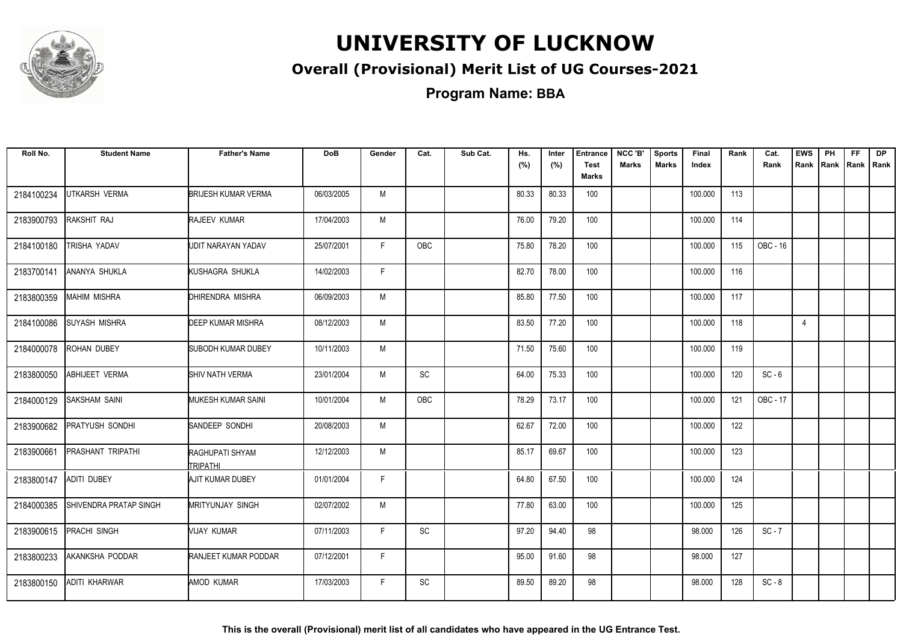# UNIVERSITY OF LUCKNOW

## Overall (Provisional) Merit List of UG Courses-2021

### Program Name: BBA

| Roll No. | Student Name | Father's Name | DoB | Gender | Cat. | Sub Cat. | Hs. (%) | Inter (%) | Entrance Test Marks | NCC 'B' Marks | Sports Marks | Final Index | Rank | Cat. Rank | EWS Rank | PH Rank | FF Rank | DP Rank |
|---|---|---|---|---|---|---|---|---|---|---|---|---|---|---|---|---|---|---|
| 2184100234 | UTKARSH VERMA | BRIJESH KUMAR VERMA | 06/03/2005 | M | | | 80.33 | 80.33 | 100 | | | 100.000 | 113 | | | | | |
| 2183900793 | RAKSHIT RAJ | RAJEEV KUMAR | 17/04/2003 | M | | | 76.00 | 79.20 | 100 | | | 100.000 | 114 | | | | | |
| 2184100180 | TRISHA YADAV | UDIT NARAYAN YADAV | 25/07/2001 | F | OBC | | 75.80 | 78.20 | 100 | | | 100.000 | 115 | OBC - 16 | | | | |
| 2183700141 | ANANYA SHUKLA | KUSHAGRA SHUKLA | 14/02/2003 | F | | | 82.70 | 78.00 | 100 | | | 100.000 | 116 | | | | | |
| 2183800359 | MAHIM MISHRA | DHIRENDRA MISHRA | 06/09/2003 | M | | | 85.80 | 77.50 | 100 | | | 100.000 | 117 | | | | | |
| 2184100086 | SUYASH MISHRA | DEEP KUMAR MISHRA | 08/12/2003 | M | | | 83.50 | 77.20 | 100 | | | 100.000 | 118 | | 4 | | | |
| 2184000078 | ROHAN DUBEY | SUBODH KUMAR DUBEY | 10/11/2003 | M | | | 71.50 | 75.60 | 100 | | | 100.000 | 119 | | | | | |
| 2183800050 | ABHIJEET VERMA | SHIV NATH VERMA | 23/01/2004 | M | SC | | 64.00 | 75.33 | 100 | | | 100.000 | 120 | SC - 6 | | | | |
| 2184000129 | SAKSHAM SAINI | MUKESH KUMAR SAINI | 10/01/2004 | M | OBC | | 78.29 | 73.17 | 100 | | | 100.000 | 121 | OBC - 17 | | | | |
| 2183900682 | PRATYUSH SONDHI | SANDEEP SONDHI | 20/08/2003 | M | | | 62.67 | 72.00 | 100 | | | 100.000 | 122 | | | | | |
| 2183900661 | PRASHANT TRIPATHI | RAGHUPATI SHYAM TRIPATHI | 12/12/2003 | M | | | 85.17 | 69.67 | 100 | | | 100.000 | 123 | | | | | |
| 2183800147 | ADITI DUBEY | AJIT KUMAR DUBEY | 01/01/2004 | F | | | 64.80 | 67.50 | 100 | | | 100.000 | 124 | | | | | |
| 2184000385 | SHIVENDRA PRATAP SINGH | MRITYUNJAY SINGH | 02/07/2002 | M | | | 77.80 | 63.00 | 100 | | | 100.000 | 125 | | | | | |
| 2183900615 | PRACHI SINGH | VIJAY KUMAR | 07/11/2003 | F | SC | | 97.20 | 94.40 | 98 | | | 98.000 | 126 | SC - 7 | | | | |
| 2183800233 | AKANKSHA PODDAR | RANJEET KUMAR PODDAR | 07/12/2001 | F | | | 95.00 | 91.60 | 98 | | | 98.000 | 127 | | | | | |
| 2183800150 | ADITI KHARWAR | AMOD KUMAR | 17/03/2003 | F | SC | | 89.50 | 89.20 | 98 | | | 98.000 | 128 | SC - 8 | | | | |

**This is the overall (Provisional) merit list of all candidates who have appeared in the UG Entrance Test.**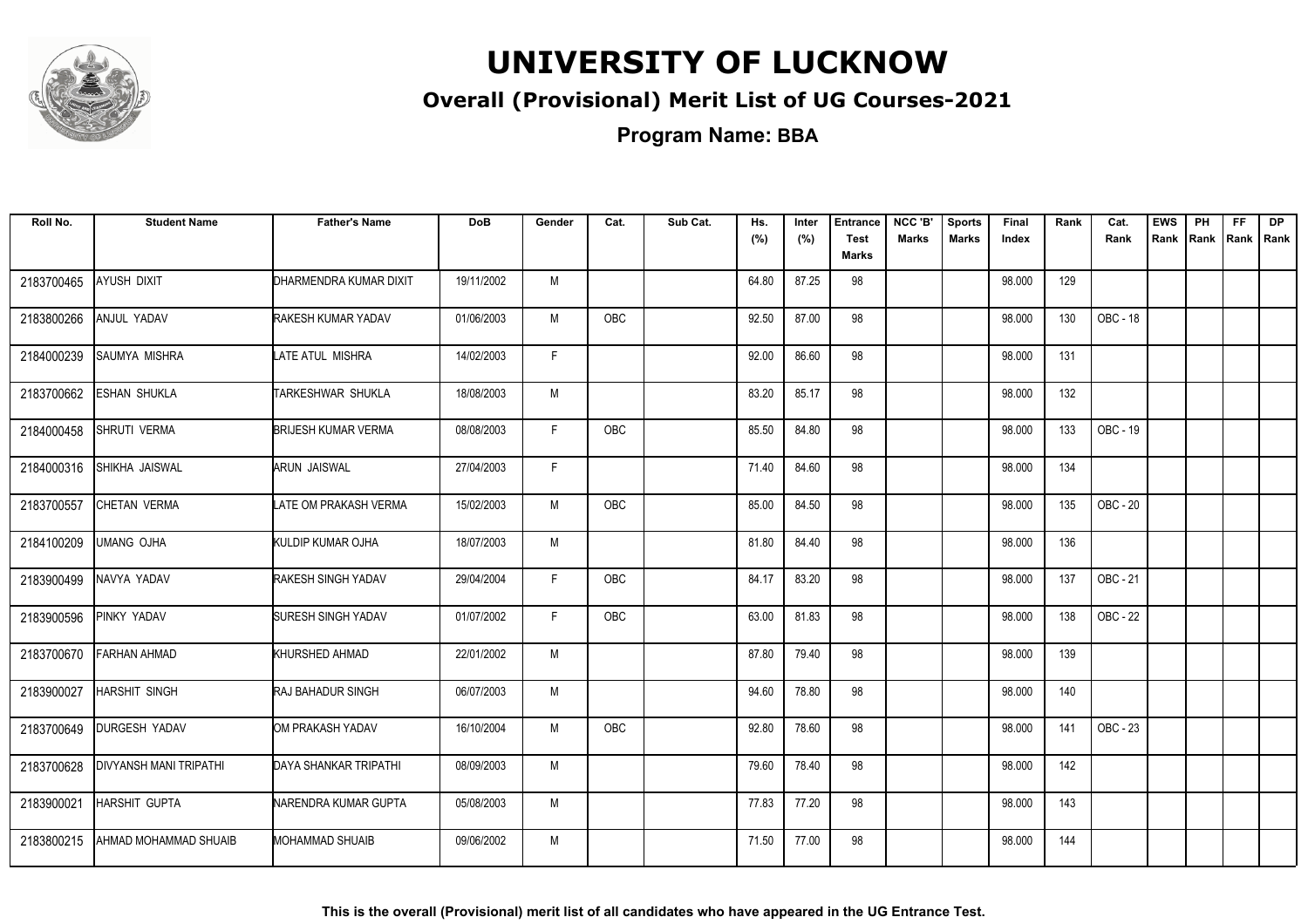# UNIVERSITY OF LUCKNOW

## Overall (Provisional) Merit List of UG Courses-2021

### Program Name: BBA

| Roll No. | Student Name | Father's Name | DoB | Gender | Cat. | Sub Cat. | Hs. (%) | Inter (%) | Entrance Test Marks | NCC 'B' Marks | Sports Marks | Final Index | Rank | Cat. Rank | EWS Rank | PH Rank | FF Rank | DP Rank |
|---|---|---|---|---|---|---|---|---|---|---|---|---|---|---|---|---|---|---|
| 2183700465 | AYUSH DIXIT | DHARMENDRA KUMAR DIXIT | 19/11/2002 | M | | | 64.80 | 87.25 | 98 | | | 98.000 | 129 | | | | | |
| 2183800266 | ANJUL YADAV | RAKESH KUMAR YADAV | 01/06/2003 | M | OBC | | 92.50 | 87.00 | 98 | | | 98.000 | 130 | OBC - 18 | | | | |
| 2184000239 | SAUMYA MISHRA | LATE ATUL MISHRA | 14/02/2003 | F | | | 92.00 | 86.60 | 98 | | | 98.000 | 131 | | | | | |
| 2183700662 | ESHAN SHUKLA | TARKESHWAR SHUKLA | 18/08/2003 | M | | | 83.20 | 85.17 | 98 | | | 98.000 | 132 | | | | | |
| 2184000458 | SHRUTI VERMA | BRIJESH KUMAR VERMA | 08/08/2003 | F | OBC | | 85.50 | 84.80 | 98 | | | 98.000 | 133 | OBC - 19 | | | | |
| 2184000316 | SHIKHA JAISWAL | ARUN JAISWAL | 27/04/2003 | F | | | 71.40 | 84.60 | 98 | | | 98.000 | 134 | | | | | |
| 2183700557 | CHETAN VERMA | LATE OM PRAKASH VERMA | 15/02/2003 | M | OBC | | 85.00 | 84.50 | 98 | | | 98.000 | 135 | OBC - 20 | | | | |
| 2184100209 | UMANG OJHA | KULDIP KUMAR OJHA | 18/07/2003 | M | | | 81.80 | 84.40 | 98 | | | 98.000 | 136 | | | | | |
| 2183900499 | NAVYA YADAV | RAKESH SINGH YADAV | 29/04/2004 | F | OBC | | 84.17 | 83.20 | 98 | | | 98.000 | 137 | OBC - 21 | | | | |
| 2183900596 | PINKY YADAV | SURESH SINGH YADAV | 01/07/2002 | F | OBC | | 63.00 | 81.83 | 98 | | | 98.000 | 138 | OBC - 22 | | | | |
| 2183700670 | FARHAN AHMAD | KHURSHED AHMAD | 22/01/2002 | M | | | 87.80 | 79.40 | 98 | | | 98.000 | 139 | | | | | |
| 2183900027 | HARSHIT SINGH | RAJ BAHADUR SINGH | 06/07/2003 | M | | | 94.60 | 78.80 | 98 | | | 98.000 | 140 | | | | | |
| 2183700649 | DURGESH YADAV | OM PRAKASH YADAV | 16/10/2004 | M | OBC | | 92.80 | 78.60 | 98 | | | 98.000 | 141 | OBC - 23 | | | | |
| 2183700628 | DIVYANSH MANI TRIPATHI | DAYA SHANKAR TRIPATHI | 08/09/2003 | M | | | 79.60 | 78.40 | 98 | | | 98.000 | 142 | | | | | |
| 2183900021 | HARSHIT GUPTA | NARENDRA KUMAR GUPTA | 05/08/2003 | M | | | 77.83 | 77.20 | 98 | | | 98.000 | 143 | | | | | |
| 2183800215 | AHMAD MOHAMMAD SHUAIB | MOHAMMAD SHUAIB | 09/06/2002 | M | | | 71.50 | 77.00 | 98 | | | 98.000 | 144 | | | | | |

**This is the overall (Provisional) merit list of all candidates who have appeared in the UG Entrance Test.**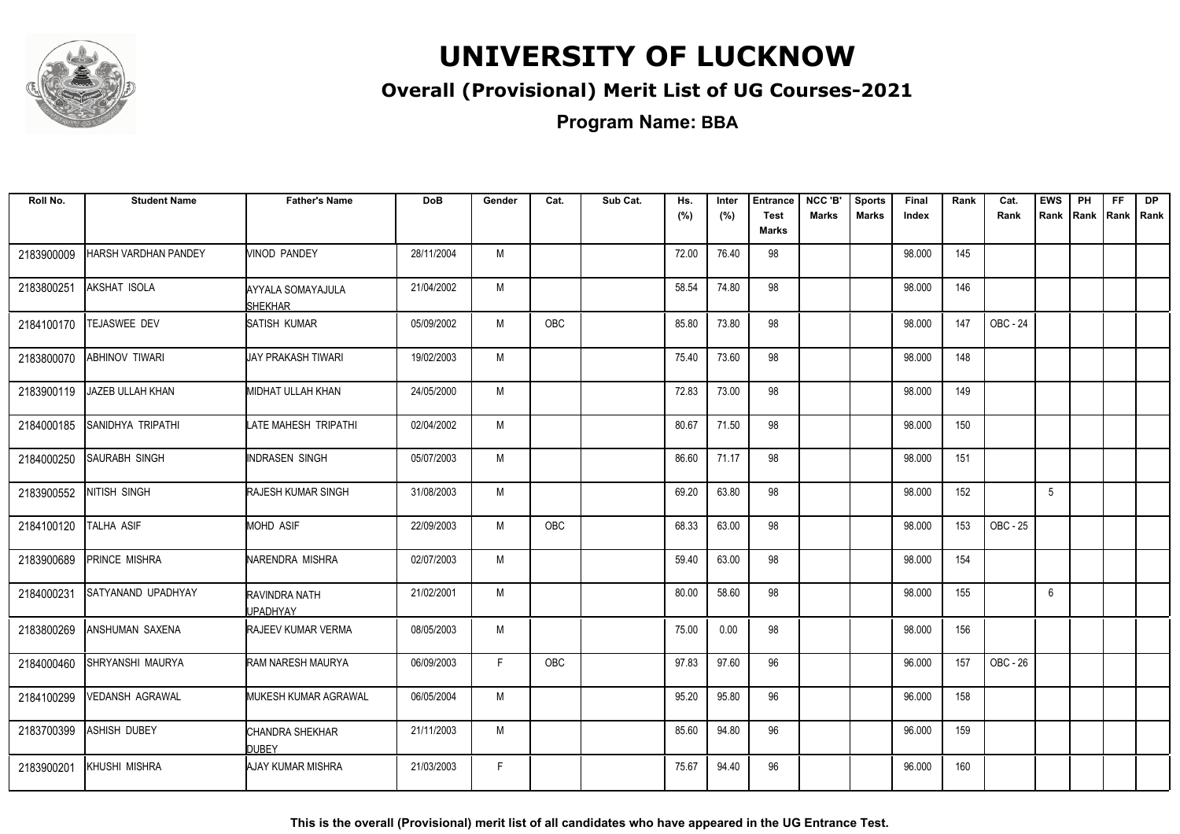# UNIVERSITY OF LUCKNOW

## Overall (Provisional) Merit List of UG Courses-2021

### Program Name: BBA

| Roll No. | Student Name | Father's Name | DoB | Gender | Cat. | Sub Cat. | Hs. (%) | Inter (%) | Entrance Test Marks | NCC 'B' Marks | Sports Marks | Final Index | Rank | Cat. Rank | EWS Rank | PH Rank | FF Rank | DP Rank |
|---|---|---|---|---|---|---|---|---|---|---|---|---|---|---|---|---|---|---|
| 2183900009 | HARSH VARDHAN PANDEY | VINOD PANDEY | 28/11/2004 | M | | | 72.00 | 76.40 | 98 | | | 98.000 | 145 | | | | | |
| 2183800251 | AKSHAT ISOLA | AYYALA SOMAYAJULA SHEKHAR | 21/04/2002 | M | | | 58.54 | 74.80 | 98 | | | 98.000 | 146 | | | | | |
| 2184100170 | TEJASWEE DEV | SATISH KUMAR | 05/09/2002 | M | OBC | | 85.80 | 73.80 | 98 | | | 98.000 | 147 | OBC - 24 | | | | |
| 2183800070 | ABHINOV TIWARI | JAY PRAKASH TIWARI | 19/02/2003 | M | | | 75.40 | 73.60 | 98 | | | 98.000 | 148 | | | | | |
| 2183900119 | JAZEB ULLAH KHAN | MIDHAT ULLAH KHAN | 24/05/2000 | M | | | 72.83 | 73.00 | 98 | | | 98.000 | 149 | | | | | |
| 2184000185 | SANIDHYA TRIPATHI | LATE MAHESH TRIPATHI | 02/04/2002 | M | | | 80.67 | 71.50 | 98 | | | 98.000 | 150 | | | | | |
| 2184000250 | SAURABH SINGH | INDRASEN SINGH | 05/07/2003 | M | | | 86.60 | 71.17 | 98 | | | 98.000 | 151 | | | | | |
| 2183900552 | NITISH SINGH | RAJESH KUMAR SINGH | 31/08/2003 | M | | | 69.20 | 63.80 | 98 | | | 98.000 | 152 | | 5 | | | |
| 2184100120 | TALHA ASIF | MOHD ASIF | 22/09/2003 | M | OBC | | 68.33 | 63.00 | 98 | | | 98.000 | 153 | OBC - 25 | | | | |
| 2183900689 | PRINCE MISHRA | NARENDRA MISHRA | 02/07/2003 | M | | | 59.40 | 63.00 | 98 | | | 98.000 | 154 | | | | | |
| 2184000231 | SATYANAND UPADHYAY | RAVINDRA NATH UPADHYAY | 21/02/2001 | M | | | 80.00 | 58.60 | 98 | | | 98.000 | 155 | | 6 | | | |
| 2183800269 | ANSHUMAN SAXENA | RAJEEV KUMAR VERMA | 08/05/2003 | M | | | 75.00 | 0.00 | 98 | | | 98.000 | 156 | | | | | |
| 2184000460 | SHRYANSHI MAURYA | RAM NARESH MAURYA | 06/09/2003 | F | OBC | | 97.83 | 97.60 | 96 | | | 96.000 | 157 | OBC - 26 | | | | |
| 2184100299 | VEDANSH AGRAWAL | MUKESH KUMAR AGRAWAL | 06/05/2004 | M | | | 95.20 | 95.80 | 96 | | | 96.000 | 158 | | | | | |
| 2183700399 | ASHISH DUBEY | CHANDRA SHEKHAR DUBEY | 21/11/2003 | M | | | 85.60 | 94.80 | 96 | | | 96.000 | 159 | | | | | |
| 2183900201 | KHUSHI MISHRA | AJAY KUMAR MISHRA | 21/03/2003 | F | | | 75.67 | 94.40 | 96 | | | 96.000 | 160 | | | | | |

**This is the overall (Provisional) merit list of all candidates who have appeared in the UG Entrance Test.**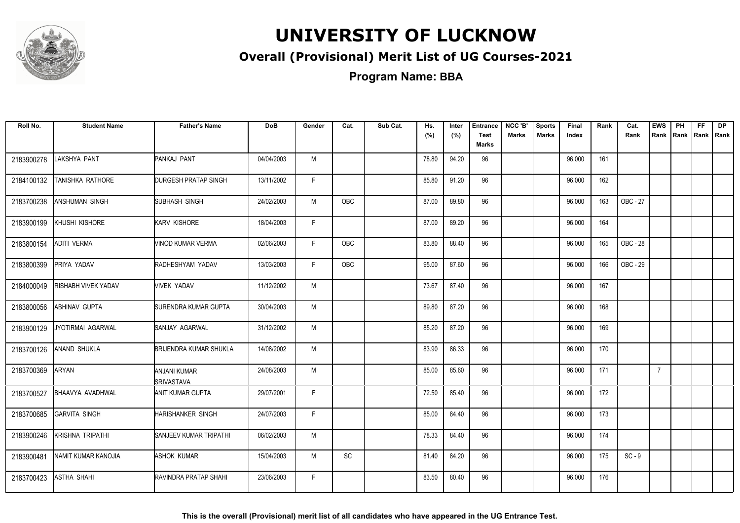# UNIVERSITY OF LUCKNOW

## Overall (Provisional) Merit List of UG Courses-2021

### Program Name: BBA

| Roll No. | Student Name | Father's Name | DoB | Gender | Cat. | Sub Cat. | Hs. (%) | Inter (%) | Entrance Test Marks | NCC 'B' Marks | Sports Marks | Final Index | Rank | Cat. Rank | EWS Rank | PH Rank | FF Rank | DP Rank |
|---|---|---|---|---|---|---|---|---|---|---|---|---|---|---|---|---|---|---|
| 2183900278 | LAKSHYA PANT | PANKAJ PANT | 04/04/2003 | M | | | 78.80 | 94.20 | 96 | | | 96.000 | 161 | | | | | |
| 2184100132 | TANISHKA RATHORE | DURGESH PRATAP SINGH | 13/11/2002 | F | | | 85.80 | 91.20 | 96 | | | 96.000 | 162 | | | | | |
| 2183700238 | ANSHUMAN SINGH | SUBHASH SINGH | 24/02/2003 | M | OBC | | 87.00 | 89.80 | 96 | | | 96.000 | 163 | OBC - 27 | | | | |
| 2183900199 | KHUSHI KISHORE | KARV KISHORE | 18/04/2003 | F | | | 87.00 | 89.20 | 96 | | | 96.000 | 164 | | | | | |
| 2183800154 | ADITI VERMA | VINOD KUMAR VERMA | 02/06/2003 | F | OBC | | 83.80 | 88.40 | 96 | | | 96.000 | 165 | OBC - 28 | | | | |
| 2183800399 | PRIYA YADAV | RADHESHYAM YADAV | 13/03/2003 | F | OBC | | 95.00 | 87.60 | 96 | | | 96.000 | 166 | OBC - 29 | | | | |
| 2184000049 | RISHABH VIVEK YADAV | VIVEK YADAV | 11/12/2002 | M | | | 73.67 | 87.40 | 96 | | | 96.000 | 167 | | | | | |
| 2183800056 | ABHINAV GUPTA | SURENDRA KUMAR GUPTA | 30/04/2003 | M | | | 89.80 | 87.20 | 96 | | | 96.000 | 168 | | | | | |
| 2183900129 | JYOTIRMAI AGARWAL | SANJAY AGARWAL | 31/12/2002 | M | | | 85.20 | 87.20 | 96 | | | 96.000 | 169 | | | | | |
| 2183700126 | ANAND SHUKLA | BRIJENDRA KUMAR SHUKLA | 14/08/2002 | M | | | 83.90 | 86.33 | 96 | | | 96.000 | 170 | | | | | |
| 2183700369 | ARYAN | ANJANI KUMAR SRIVASTAVA | 24/08/2003 | M | | | 85.00 | 85.60 | 96 | | | 96.000 | 171 | | 7 | | | |
| 2183700527 | BHAAVYA AVADHWAL | ANIT KUMAR GUPTA | 29/07/2001 | F | | | 72.50 | 85.40 | 96 | | | 96.000 | 172 | | | | | |
| 2183700685 | GARVITA SINGH | HARISHANKER SINGH | 24/07/2003 | F | | | 85.00 | 84.40 | 96 | | | 96.000 | 173 | | | | | |
| 2183900246 | KRISHNA TRIPATHI | SANJEEV KUMAR TRIPATHI | 06/02/2003 | M | | | 78.33 | 84.40 | 96 | | | 96.000 | 174 | | | | | |
| 2183900481 | NAMIT KUMAR KANOJIA | ASHOK KUMAR | 15/04/2003 | M | SC | | 81.40 | 84.20 | 96 | | | 96.000 | 175 | SC - 9 | | | | |
| 2183700423 | ASTHA SHAHI | RAVINDRA PRATAP SHAHI | 23/06/2003 | F | | | 83.50 | 80.40 | 96 | | | 96.000 | 176 | | | | | |

**This is the overall (Provisional) merit list of all candidates who have appeared in the UG Entrance Test.**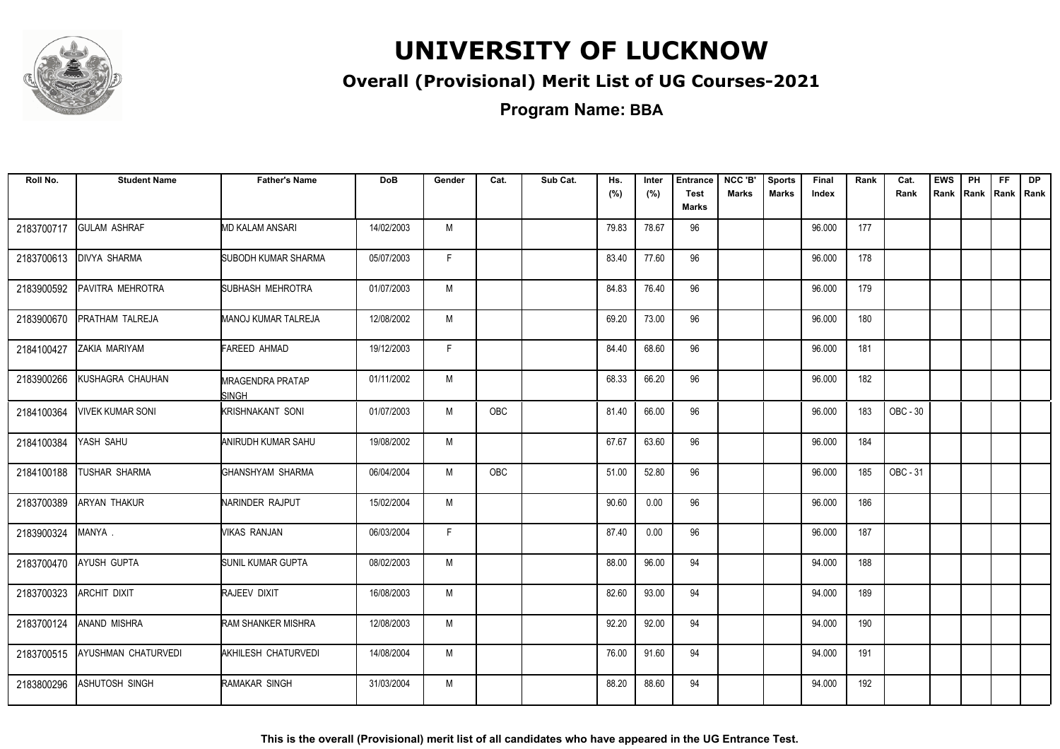# UNIVERSITY OF LUCKNOW

## Overall (Provisional) Merit List of UG Courses-2021

### Program Name: BBA

| Roll No. | Student Name | Father's Name | DoB | Gender | Cat. | Sub Cat. | Hs. (%) | Inter (%) | Entrance Test Marks | NCC 'B' Marks | Sports Marks | Final Index | Rank | Cat. Rank | EWS Rank | PH Rank | FF Rank | DP Rank |
|---|---|---|---|---|---|---|---|---|---|---|---|---|---|---|---|---|---|---|
| 2183700717 | GULAM ASHRAF | MD KALAM ANSARI | 14/02/2003 | M | | | 79.83 | 78.67 | 96 | | | 96.000 | 177 | | | | | |
| 2183700613 | DIVYA SHARMA | SUBODH KUMAR SHARMA | 05/07/2003 | F | | | 83.40 | 77.60 | 96 | | | 96.000 | 178 | | | | | |
| 2183900592 | PAVITRA MEHROTRA | SUBHASH MEHROTRA | 01/07/2003 | M | | | 84.83 | 76.40 | 96 | | | 96.000 | 179 | | | | | |
| 2183900670 | PRATHAM TALREJA | MANOJ KUMAR TALREJA | 12/08/2002 | M | | | 69.20 | 73.00 | 96 | | | 96.000 | 180 | | | | | |
| 2184100427 | ZAKIA MARIYAM | FAREED AHMAD | 19/12/2003 | F | | | 84.40 | 68.60 | 96 | | | 96.000 | 181 | | | | | |
| 2183900266 | KUSHAGRA CHAUHAN | MRAGENDRA PRATAP SINGH | 01/11/2002 | M | | | 68.33 | 66.20 | 96 | | | 96.000 | 182 | | | | | |
| 2184100364 | VIVEK KUMAR SONI | KRISHNAKANT SONI | 01/07/2003 | M | OBC | | 81.40 | 66.00 | 96 | | | 96.000 | 183 | OBC - 30 | | | | |
| 2184100384 | YASH SAHU | ANIRUDH KUMAR SAHU | 19/08/2002 | M | | | 67.67 | 63.60 | 96 | | | 96.000 | 184 | | | | | |
| 2184100188 | TUSHAR SHARMA | GHANSHYAM SHARMA | 06/04/2004 | M | OBC | | 51.00 | 52.80 | 96 | | | 96.000 | 185 | OBC - 31 | | | | |
| 2183700389 | ARYAN THAKUR | NARINDER RAJPUT | 15/02/2004 | M | | | 90.60 | 0.00 | 96 | | | 96.000 | 186 | | | | | |
| 2183900324 | MANYA . | VIKAS RANJAN | 06/03/2004 | F | | | 87.40 | 0.00 | 96 | | | 96.000 | 187 | | | | | |
| 2183700470 | AYUSH GUPTA | SUNIL KUMAR GUPTA | 08/02/2003 | M | | | 88.00 | 96.00 | 94 | | | 94.000 | 188 | | | | | |
| 2183700323 | ARCHIT DIXIT | RAJEEV DIXIT | 16/08/2003 | M | | | 82.60 | 93.00 | 94 | | | 94.000 | 189 | | | | | |
| 2183700124 | ANAND MISHRA | RAM SHANKER MISHRA | 12/08/2003 | M | | | 92.20 | 92.00 | 94 | | | 94.000 | 190 | | | | | |
| 2183700515 | AYUSHMAN CHATURVEDI | AKHILESH CHATURVEDI | 14/08/2004 | M | | | 76.00 | 91.60 | 94 | | | 94.000 | 191 | | | | | |
| 2183800296 | ASHUTOSH SINGH | RAMAKAR SINGH | 31/03/2004 | M | | | 88.20 | 88.60 | 94 | | | 94.000 | 192 | | | | | |

**This is the overall (Provisional) merit list of all candidates who have appeared in the UG Entrance Test.**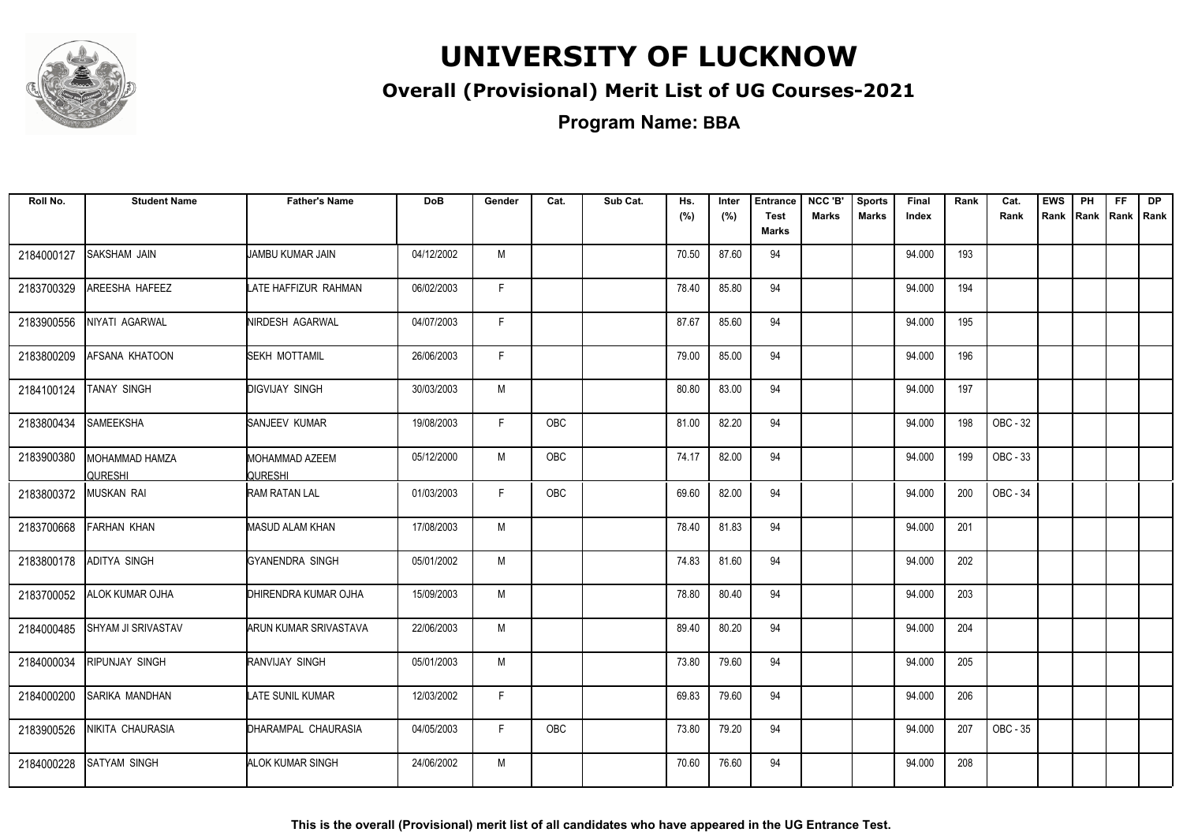# UNIVERSITY OF LUCKNOW

## Overall (Provisional) Merit List of UG Courses-2021

### Program Name: BBA

| Roll No. | Student Name | Father's Name | DoB | Gender | Cat. | Sub Cat. | Hs. (%) | Inter (%) | Entrance Test Marks | NCC 'B' Marks | Sports Marks | Final Index | Rank | Cat. Rank | EWS Rank | PH Rank | FF Rank | DP Rank |
|---|---|---|---|---|---|---|---|---|---|---|---|---|---|---|---|---|---|---|
| 2184000127 | SAKSHAM JAIN | JAMBU KUMAR JAIN | 04/12/2002 | M | | | 70.50 | 87.60 | 94 | | | 94.000 | 193 | | | | | |
| 2183700329 | AREESHA HAFEEZ | LATE HAFFIZUR RAHMAN | 06/02/2003 | F | | | 78.40 | 85.80 | 94 | | | 94.000 | 194 | | | | | |
| 2183900556 | NIYATI AGARWAL | NIRDESH AGARWAL | 04/07/2003 | F | | | 87.67 | 85.60 | 94 | | | 94.000 | 195 | | | | | |
| 2183800209 | AFSANA KHATOON | SEKH MOTTAMIL | 26/06/2003 | F | | | 79.00 | 85.00 | 94 | | | 94.000 | 196 | | | | | |
| 2184100124 | TANAY SINGH | DIGVIJAY SINGH | 30/03/2003 | M | | | 80.80 | 83.00 | 94 | | | 94.000 | 197 | | | | | |
| 2183800434 | SAMEEKSHA | SANJEEV KUMAR | 19/08/2003 | F | OBC | | 81.00 | 82.20 | 94 | | | 94.000 | 198 | OBC - 32 | | | | |
| 2183900380 | MOHAMMAD HAMZA QURESHI | MOHAMMAD AZEEM QURESHI | 05/12/2000 | M | OBC | | 74.17 | 82.00 | 94 | | | 94.000 | 199 | OBC - 33 | | | | |
| 2183800372 | MUSKAN RAI | RAM RATAN LAL | 01/03/2003 | F | OBC | | 69.60 | 82.00 | 94 | | | 94.000 | 200 | OBC - 34 | | | | |
| 2183700668 | FARHAN KHAN | MASUD ALAM KHAN | 17/08/2003 | M | | | 78.40 | 81.83 | 94 | | | 94.000 | 201 | | | | | |
| 2183800178 | ADITYA SINGH | GYANENDRA SINGH | 05/01/2002 | M | | | 74.83 | 81.60 | 94 | | | 94.000 | 202 | | | | | |
| 2183700052 | ALOK KUMAR OJHA | DHIRENDRA KUMAR OJHA | 15/09/2003 | M | | | 78.80 | 80.40 | 94 | | | 94.000 | 203 | | | | | |
| 2184000485 | SHYAM JI SRIVASTAV | ARUN KUMAR SRIVASTAVA | 22/06/2003 | M | | | 89.40 | 80.20 | 94 | | | 94.000 | 204 | | | | | |
| 2184000034 | RIPUNJAY SINGH | RANVIJAY SINGH | 05/01/2003 | M | | | 73.80 | 79.60 | 94 | | | 94.000 | 205 | | | | | |
| 2184000200 | SARIKA MANDHAN | LATE SUNIL KUMAR | 12/03/2002 | F | | | 69.83 | 79.60 | 94 | | | 94.000 | 206 | | | | | |
| 2183900526 | NIKITA CHAURASIA | DHARAMPAL CHAURASIA | 04/05/2003 | F | OBC | | 73.80 | 79.20 | 94 | | | 94.000 | 207 | OBC - 35 | | | | |
| 2184000228 | SATYAM SINGH | ALOK KUMAR SINGH | 24/06/2002 | M | | | 70.60 | 76.60 | 94 | | | 94.000 | 208 | | | | | |

**This is the overall (Provisional) merit list of all candidates who have appeared in the UG Entrance Test.**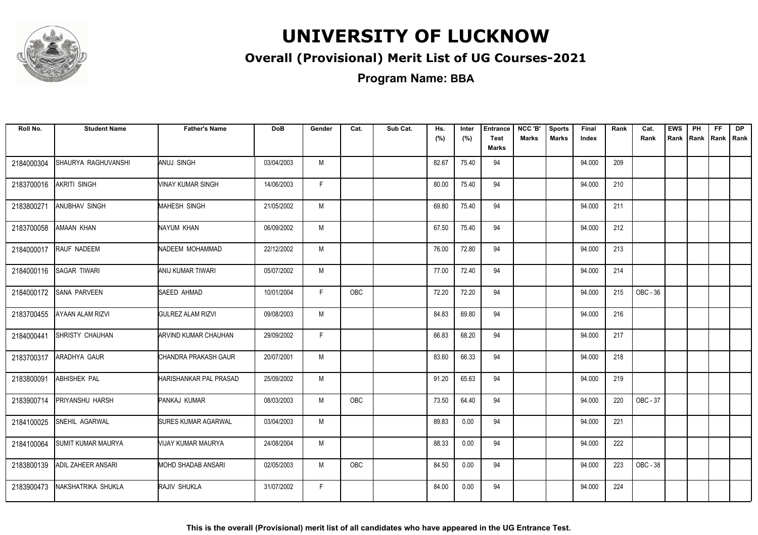# UNIVERSITY OF LUCKNOW

## Overall (Provisional) Merit List of UG Courses-2021

### Program Name: BBA

| Roll No. | Student Name | Father's Name | DoB | Gender | Cat. | Sub Cat. | Hs. (%) | Inter (%) | Entrance Test Marks | NCC 'B' Marks | Sports Marks | Final Index | Rank | Cat. Rank | EWS Rank | PH Rank | FF Rank | DP Rank |
|---|---|---|---|---|---|---|---|---|---|---|---|---|---|---|---|---|---|---|
| 2184000304 | SHAURYA RAGHUVANSHI | ANUJ SINGH | 03/04/2003 | M | | | 82.67 | 75.40 | 94 | | | 94.000 | 209 | | | | | |
| 2183700016 | AKRITI SINGH | VINAY KUMAR SINGH | 14/06/2003 | F | | | 80.00 | 75.40 | 94 | | | 94.000 | 210 | | | | | |
| 2183800271 | ANUBHAV SINGH | MAHESH SINGH | 21/05/2002 | M | | | 69.80 | 75.40 | 94 | | | 94.000 | 211 | | | | | |
| 2183700058 | AMAAN KHAN | NAYUM KHAN | 06/09/2002 | M | | | 67.50 | 75.40 | 94 | | | 94.000 | 212 | | | | | |
| 2184000017 | RAUF NADEEM | NADEEM MOHAMMAD | 22/12/2002 | M | | | 76.00 | 72.80 | 94 | | | 94.000 | 213 | | | | | |
| 2184000116 | SAGAR TIWARI | ANIJ KUMAR TIWARI | 05/07/2002 | M | | | 77.00 | 72.40 | 94 | | | 94.000 | 214 | | | | | |
| 2184000172 | SANA PARVEEN | SAEED AHMAD | 10/01/2004 | F | OBC | | 72.20 | 72.20 | 94 | | | 94.000 | 215 | OBC - 36 | | | | |
| 2183700455 | AYAAN ALAM RIZVI | GULREZ ALAM RIZVI | 09/08/2003 | M | | | 84.83 | 69.80 | 94 | | | 94.000 | 216 | | | | | |
| 2184000441 | SHRISTY CHAUHAN | ARVIND KUMAR CHAUHAN | 29/09/2002 | F | | | 66.83 | 68.20 | 94 | | | 94.000 | 217 | | | | | |
| 2183700317 | ARADHYA GAUR | CHANDRA PRAKASH GAUR | 20/07/2001 | M | | | 83.60 | 66.33 | 94 | | | 94.000 | 218 | | | | | |
| 2183800091 | ABHISHEK PAL | HARISHANKAR PAL PRASAD | 25/09/2002 | M | | | 91.20 | 65.63 | 94 | | | 94.000 | 219 | | | | | |
| 2183900714 | PRIYANSHU HARSH | PANKAJ KUMAR | 08/03/2003 | M | OBC | | 73.50 | 64.40 | 94 | | | 94.000 | 220 | OBC - 37 | | | | |
| 2184100025 | SNEHIL AGARWAL | SURES KUMAR AGARWAL | 03/04/2003 | M | | | 89.83 | 0.00 | 94 | | | 94.000 | 221 | | | | | |
| 2184100064 | SUMIT KUMAR MAURYA | VIJAY KUMAR MAURYA | 24/08/2004 | M | | | 88.33 | 0.00 | 94 | | | 94.000 | 222 | | | | | |
| 2183800139 | ADIL ZAHEER ANSARI | MOHD SHADAB ANSARI | 02/05/2003 | M | OBC | | 84.50 | 0.00 | 94 | | | 94.000 | 223 | OBC - 38 | | | | |
| 2183900473 | NAKSHATRIKA SHUKLA | RAJIV SHUKLA | 31/07/2002 | F | | | 84.00 | 0.00 | 94 | | | 94.000 | 224 | | | | | |

**This is the overall (Provisional) merit list of all candidates who have appeared in the UG Entrance Test.**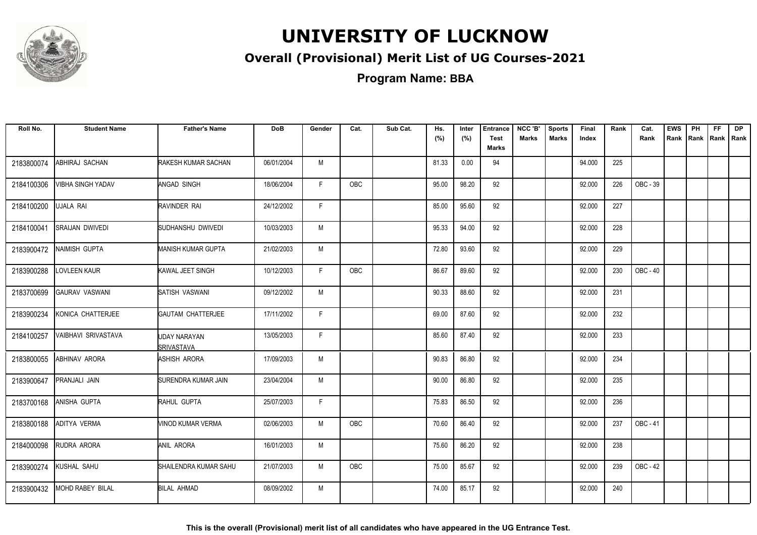# UNIVERSITY OF LUCKNOW

## Overall (Provisional) Merit List of UG Courses-2021

### Program Name: BBA

| Roll No. | Student Name | Father's Name | DoB | Gender | Cat. | Sub Cat. | Hs. (%) | Inter (%) | Entrance Test Marks | NCC 'B' Marks | Sports Marks | Final Index | Rank | Cat. Rank | EWS Rank | PH Rank | FF Rank | DP Rank |
|---|---|---|---|---|---|---|---|---|---|---|---|---|---|---|---|---|---|---|
| 2183800074 | ABHIRAJ SACHAN | RAKESH KUMAR SACHAN | 06/01/2004 | M | | | 81.33 | 0.00 | 94 | | | 94.000 | 225 | | | | | |
| 2184100306 | VIBHA SINGH YADAV | ANGAD SINGH | 18/06/2004 | F | OBC | | 95.00 | 98.20 | 92 | | | 92.000 | 226 | OBC - 39 | | | | |
| 2184100200 | UJALA RAI | RAVINDER RAI | 24/12/2002 | F | | | 85.00 | 95.60 | 92 | | | 92.000 | 227 | | | | | |
| 2184100041 | SRAIJAN DWIVEDI | SUDHANSHU DWIVEDI | 10/03/2003 | M | | | 95.33 | 94.00 | 92 | | | 92.000 | 228 | | | | | |
| 2183900472 | NAIMISH GUPTA | MANISH KUMAR GUPTA | 21/02/2003 | M | | | 72.80 | 93.60 | 92 | | | 92.000 | 229 | | | | | |
| 2183900288 | LOVLEEN KAUR | KAWAL JEET SINGH | 10/12/2003 | F | OBC | | 86.67 | 89.60 | 92 | | | 92.000 | 230 | OBC - 40 | | | | |
| 2183700699 | GAURAV VASWANI | SATISH VASWANI | 09/12/2002 | M | | | 90.33 | 88.60 | 92 | | | 92.000 | 231 | | | | | |
| 2183900234 | KONICA CHATTERJEE | GAUTAM CHATTERJEE | 17/11/2002 | F | | | 69.00 | 87.60 | 92 | | | 92.000 | 232 | | | | | |
| 2184100257 | VAIBHAVI SRIVASTAVA | UDAY NARAYAN SRIVASTAVA | 13/05/2003 | F | | | 85.60 | 87.40 | 92 | | | 92.000 | 233 | | | | | |
| 2183800055 | ABHINAV ARORA | ASHISH ARORA | 17/09/2003 | M | | | 90.83 | 86.80 | 92 | | | 92.000 | 234 | | | | | |
| 2183900647 | PRANJALI JAIN | SURENDRA KUMAR JAIN | 23/04/2004 | M | | | 90.00 | 86.80 | 92 | | | 92.000 | 235 | | | | | |
| 2183700168 | ANISHA GUPTA | RAHUL GUPTA | 25/07/2003 | F | | | 75.83 | 86.50 | 92 | | | 92.000 | 236 | | | | | |
| 2183800188 | ADITYA VERMA | VINOD KUMAR VERMA | 02/06/2003 | M | OBC | | 70.60 | 86.40 | 92 | | | 92.000 | 237 | OBC - 41 | | | | |
| 2184000098 | RUDRA ARORA | ANIL ARORA | 16/01/2003 | M | | | 75.60 | 86.20 | 92 | | | 92.000 | 238 | | | | | |
| 2183900274 | KUSHAL SAHU | SHAILENDRA KUMAR SAHU | 21/07/2003 | M | OBC | | 75.00 | 85.67 | 92 | | | 92.000 | 239 | OBC - 42 | | | | |
| 2183900432 | MOHD RABEY BILAL | BILAL AHMAD | 08/09/2002 | M | | | 74.00 | 85.17 | 92 | | | 92.000 | 240 | | | | | |

**This is the overall (Provisional) merit list of all candidates who have appeared in the UG Entrance Test.**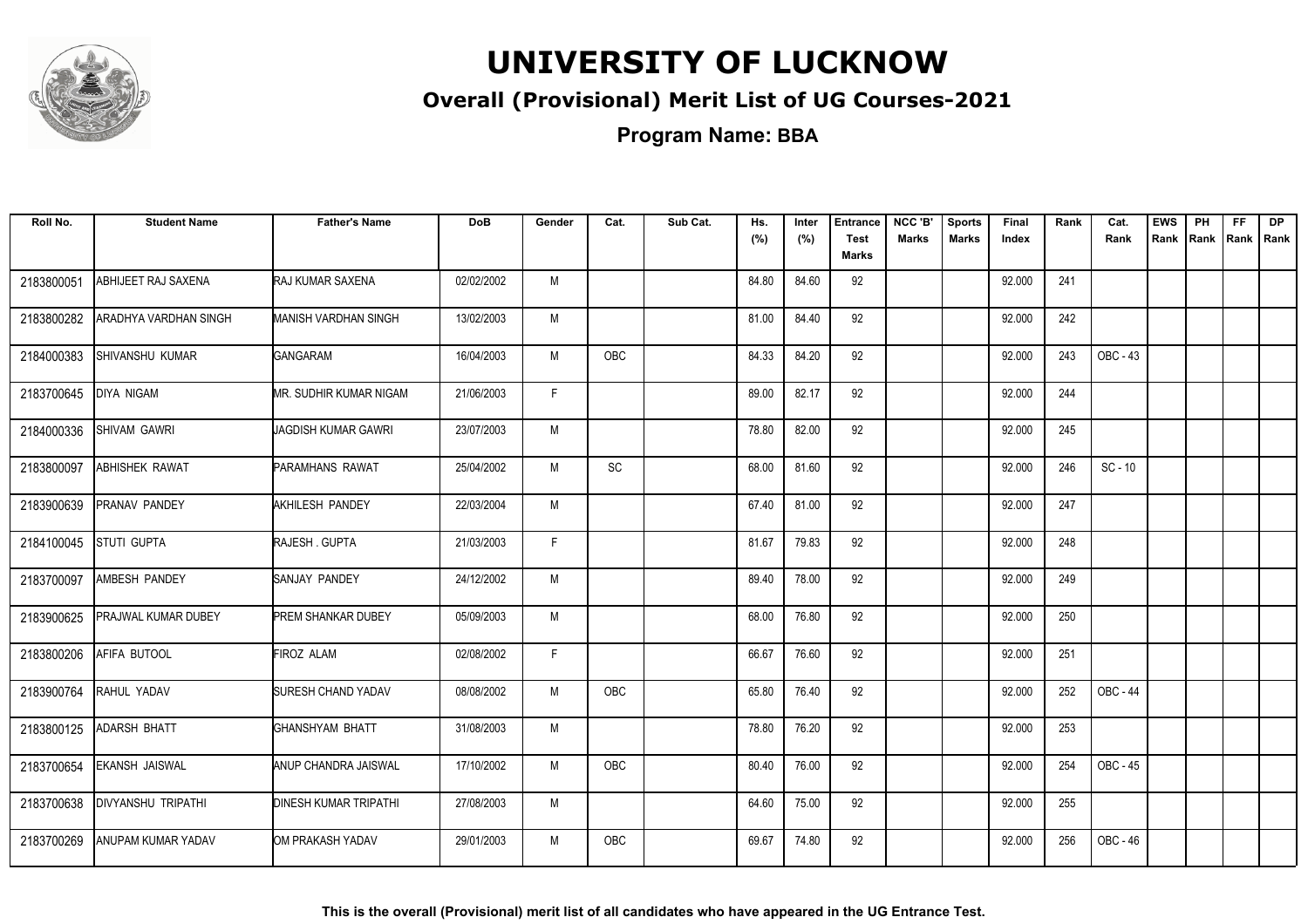# UNIVERSITY OF LUCKNOW

## Overall (Provisional) Merit List of UG Courses-2021

### Program Name: BBA

| Roll No. | Student Name | Father's Name | DoB | Gender | Cat. | Sub Cat. | Hs. (%) | Inter (%) | Entrance Test Marks | NCC 'B' Marks | Sports Marks | Final Index | Rank | Cat. Rank | EWS Rank | PH Rank | FF Rank | DP Rank |
|---|---|---|---|---|---|---|---|---|---|---|---|---|---|---|---|---|---|---|
| 2183800051 | ABHIJEET RAJ SAXENA | RAJ KUMAR SAXENA | 02/02/2002 | M | | | 84.80 | 84.60 | 92 | | | 92.000 | 241 | | | | | |
| 2183800282 | ARADHYA VARDHAN SINGH | MANISH VARDHAN SINGH | 13/02/2003 | M | | | 81.00 | 84.40 | 92 | | | 92.000 | 242 | | | | | |
| 2184000383 | SHIVANSHU KUMAR | GANGARAM | 16/04/2003 | M | OBC | | 84.33 | 84.20 | 92 | | | 92.000 | 243 | OBC - 43 | | | | |
| 2183700645 | DIYA NIGAM | MR. SUDHIR KUMAR NIGAM | 21/06/2003 | F | | | 89.00 | 82.17 | 92 | | | 92.000 | 244 | | | | | |
| 2184000336 | SHIVAM GAWRI | JAGDISH KUMAR GAWRI | 23/07/2003 | M | | | 78.80 | 82.00 | 92 | | | 92.000 | 245 | | | | | |
| 2183800097 | ABHISHEK RAWAT | PARAMHANS RAWAT | 25/04/2002 | M | SC | | 68.00 | 81.60 | 92 | | | 92.000 | 246 | SC - 10 | | | | |
| 2183900639 | PRANAV PANDEY | AKHILESH PANDEY | 22/03/2004 | M | | | 67.40 | 81.00 | 92 | | | 92.000 | 247 | | | | | |
| 2184100045 | STUTI GUPTA | RAJESH . GUPTA | 21/03/2003 | F | | | 81.67 | 79.83 | 92 | | | 92.000 | 248 | | | | | |
| 2183700097 | AMBESH PANDEY | SANJAY PANDEY | 24/12/2002 | M | | | 89.40 | 78.00 | 92 | | | 92.000 | 249 | | | | | |
| 2183900625 | PRAJWAL KUMAR DUBEY | PREM SHANKAR DUBEY | 05/09/2003 | M | | | 68.00 | 76.80 | 92 | | | 92.000 | 250 | | | | | |
| 2183800206 | AFIFA BUTOOL | FIROZ ALAM | 02/08/2002 | F | | | 66.67 | 76.60 | 92 | | | 92.000 | 251 | | | | | |
| 2183900764 | RAHUL YADAV | SURESH CHAND YADAV | 08/08/2002 | M | OBC | | 65.80 | 76.40 | 92 | | | 92.000 | 252 | OBC - 44 | | | | |
| 2183800125 | ADARSH BHATT | GHANSHYAM BHATT | 31/08/2003 | M | | | 78.80 | 76.20 | 92 | | | 92.000 | 253 | | | | | |
| 2183700654 | EKANSH JAISWAL | ANUP CHANDRA JAISWAL | 17/10/2002 | M | OBC | | 80.40 | 76.00 | 92 | | | 92.000 | 254 | OBC - 45 | | | | |
| 2183700638 | DIVYANSHU TRIPATHI | DINESH KUMAR TRIPATHI | 27/08/2003 | M | | | 64.60 | 75.00 | 92 | | | 92.000 | 255 | | | | | |
| 2183700269 | ANUPAM KUMAR YADAV | OM PRAKASH YADAV | 29/01/2003 | M | OBC | | 69.67 | 74.80 | 92 | | | 92.000 | 256 | OBC - 46 | | | | |

This is the overall (Provisional) merit list of all candidates who have appeared in the UG Entrance Test.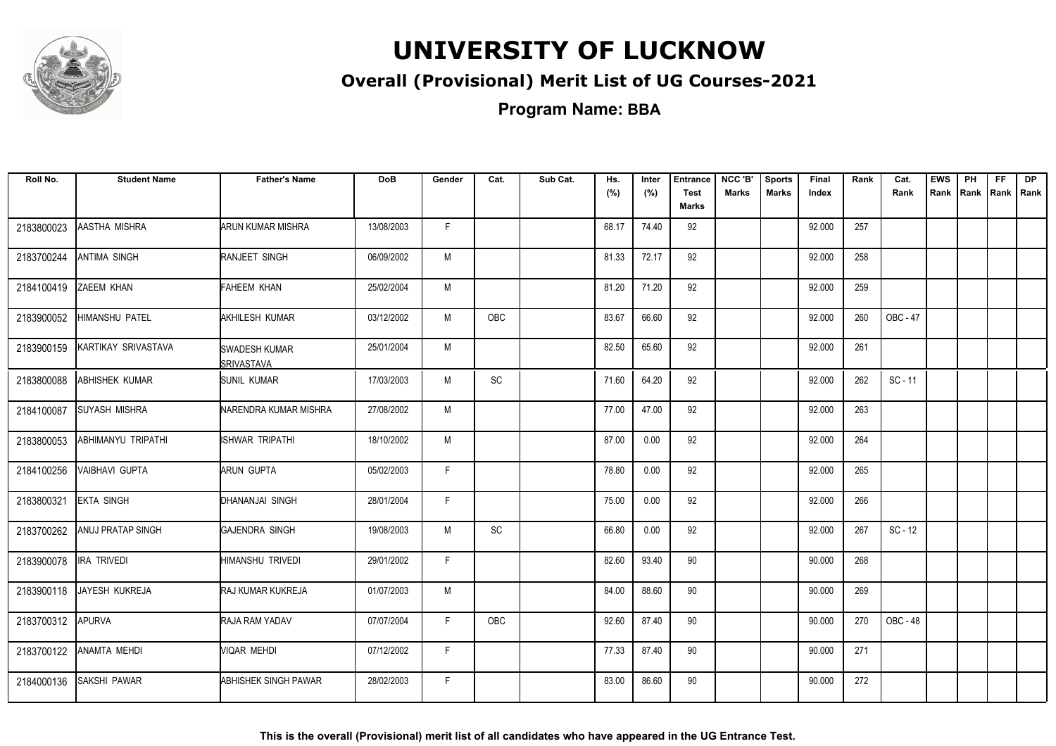# UNIVERSITY OF LUCKNOW

## Overall (Provisional) Merit List of UG Courses-2021

### Program Name: BBA

| Roll No. | Student Name | Father's Name | DoB | Gender | Cat. | Sub Cat. | Hs. (%) | Inter (%) | Entrance Test Marks | NCC 'B' Marks | Sports Marks | Final Index | Rank | Cat. Rank | EWS Rank | PH Rank | FF Rank | DP Rank |
|---|---|---|---|---|---|---|---|---|---|---|---|---|---|---|---|---|---|---|
| 2183800023 | AASTHA MISHRA | ARUN KUMAR MISHRA | 13/08/2003 | F | | | 68.17 | 74.40 | 92 | | | 92.000 | 257 | | | | | |
| 2183700244 | ANTIMA SINGH | RANJEET SINGH | 06/09/2002 | M | | | 81.33 | 72.17 | 92 | | | 92.000 | 258 | | | | | |
| 2184100419 | ZAEEM KHAN | FAHEEM KHAN | 25/02/2004 | M | | | 81.20 | 71.20 | 92 | | | 92.000 | 259 | | | | | |
| 2183900052 | HIMANSHU PATEL | AKHILESH KUMAR | 03/12/2002 | M | OBC | | 83.67 | 66.60 | 92 | | | 92.000 | 260 | OBC - 47 | | | | |
| 2183900159 | KARTIKAY SRIVASTAVA | SWADESH KUMAR SRIVASTAVA | 25/01/2004 | M | | | 82.50 | 65.60 | 92 | | | 92.000 | 261 | | | | | |
| 2183800088 | ABHISHEK KUMAR | SUNIL KUMAR | 17/03/2003 | M | SC | | 71.60 | 64.20 | 92 | | | 92.000 | 262 | SC - 11 | | | | |
| 2184100087 | SUYASH MISHRA | NARENDRA KUMAR MISHRA | 27/08/2002 | M | | | 77.00 | 47.00 | 92 | | | 92.000 | 263 | | | | | |
| 2183800053 | ABHIMANYU TRIPATHI | ISHWAR TRIPATHI | 18/10/2002 | M | | | 87.00 | 0.00 | 92 | | | 92.000 | 264 | | | | | |
| 2184100256 | VAIBHAVI GUPTA | ARUN GUPTA | 05/02/2003 | F | | | 78.80 | 0.00 | 92 | | | 92.000 | 265 | | | | | |
| 2183800321 | EKTA SINGH | DHANANJAI SINGH | 28/01/2004 | F | | | 75.00 | 0.00 | 92 | | | 92.000 | 266 | | | | | |
| 2183700262 | ANUJ PRATAP SINGH | GAJENDRA SINGH | 19/08/2003 | M | SC | | 66.80 | 0.00 | 92 | | | 92.000 | 267 | SC - 12 | | | | |
| 2183900078 | IRA TRIVEDI | HIMANSHU TRIVEDI | 29/01/2002 | F | | | 82.60 | 93.40 | 90 | | | 90.000 | 268 | | | | | |
| 2183900118 | JAYESH KUKREJA | RAJ KUMAR KUKREJA | 01/07/2003 | M | | | 84.00 | 88.60 | 90 | | | 90.000 | 269 | | | | | |
| 2183700312 | APURVA | RAJA RAM YADAV | 07/07/2004 | F | OBC | | 92.60 | 87.40 | 90 | | | 90.000 | 270 | OBC - 48 | | | | |
| 2183700122 | ANAMTA MEHDI | VIQAR MEHDI | 07/12/2002 | F | | | 77.33 | 87.40 | 90 | | | 90.000 | 271 | | | | | |
| 2184000136 | SAKSHI PAWAR | ABHISHEK SINGH PAWAR | 28/02/2003 | F | | | 83.00 | 86.60 | 90 | | | 90.000 | 272 | | | | | |

**This is the overall (Provisional) merit list of all candidates who have appeared in the UG Entrance Test.**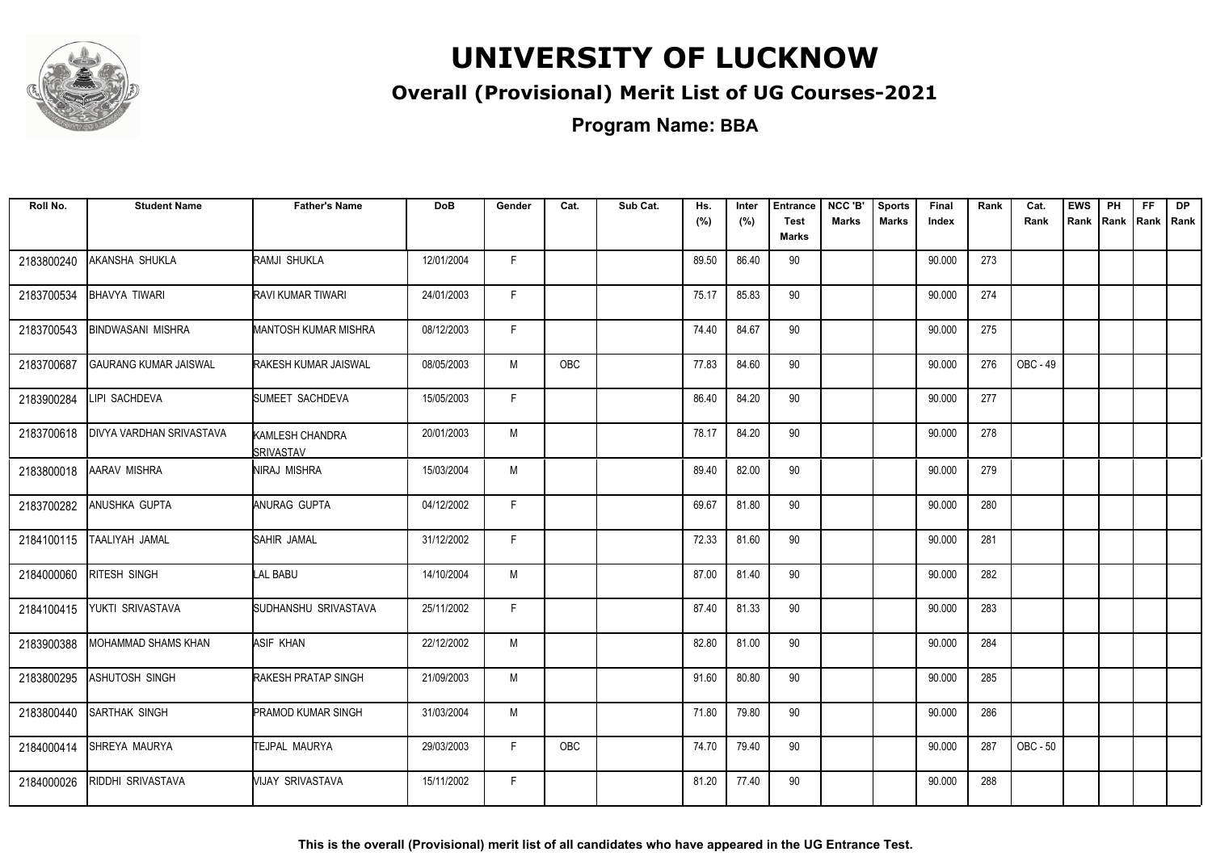# UNIVERSITY OF LUCKNOW

## Overall (Provisional) Merit List of UG Courses-2021

### Program Name: BBA

| Roll No. | Student Name | Father's Name | DoB | Gender | Cat. | Sub Cat. | Hs. (%) | Inter (%) | Entrance Test Marks | NCC 'B' Marks | Sports Marks | Final Index | Rank | Cat. Rank | EWS Rank | PH Rank | FF Rank | DP Rank |
|---|---|---|---|---|---|---|---|---|---|---|---|---|---|---|---|---|---|---|
| 2183800240 | AKANSHA SHUKLA | RAMJI SHUKLA | 12/01/2004 | F | | | 89.50 | 86.40 | 90 | | | 90.000 | 273 | | | | | |
| 2183700534 | BHAVYA TIWARI | RAVI KUMAR TIWARI | 24/01/2003 | F | | | 75.17 | 85.83 | 90 | | | 90.000 | 274 | | | | | |
| 2183700543 | BINDWASANI MISHRA | MANTOSH KUMAR MISHRA | 08/12/2003 | F | | | 74.40 | 84.67 | 90 | | | 90.000 | 275 | | | | | |
| 2183700687 | GAURANG KUMAR JAISWAL | RAKESH KUMAR JAISWAL | 08/05/2003 | M | OBC | | 77.83 | 84.60 | 90 | | | 90.000 | 276 | OBC - 49 | | | | |
| 2183900284 | LIPI SACHDEVA | SUMEET SACHDEVA | 15/05/2003 | F | | | 86.40 | 84.20 | 90 | | | 90.000 | 277 | | | | | |
| 2183700618 | DIVYA VARDHAN SRIVASTAVA | KAMLESH CHANDRA SRIVASTAV | 20/01/2003 | M | | | 78.17 | 84.20 | 90 | | | 90.000 | 278 | | | | | |
| 2183800018 | AARAV MISHRA | NIRAJ MISHRA | 15/03/2004 | M | | | 89.40 | 82.00 | 90 | | | 90.000 | 279 | | | | | |
| 2183700282 | ANUSHKA GUPTA | ANURAG GUPTA | 04/12/2002 | F | | | 69.67 | 81.80 | 90 | | | 90.000 | 280 | | | | | |
| 2184100115 | TAALIYAH JAMAL | SAHIR JAMAL | 31/12/2002 | F | | | 72.33 | 81.60 | 90 | | | 90.000 | 281 | | | | | |
| 2184000060 | RITESH SINGH | LAL BABU | 14/10/2004 | M | | | 87.00 | 81.40 | 90 | | | 90.000 | 282 | | | | | |
| 2184100415 | YUKTI SRIVASTAVA | SUDHANSHU SRIVASTAVA | 25/11/2002 | F | | | 87.40 | 81.33 | 90 | | | 90.000 | 283 | | | | | |
| 2183900388 | MOHAMMAD SHAMS KHAN | ASIF KHAN | 22/12/2002 | M | | | 82.80 | 81.00 | 90 | | | 90.000 | 284 | | | | | |
| 2183800295 | ASHUTOSH SINGH | RAKESH PRATAP SINGH | 21/09/2003 | M | | | 91.60 | 80.80 | 90 | | | 90.000 | 285 | | | | | |
| 2183800440 | SARTHAK SINGH | PRAMOD KUMAR SINGH | 31/03/2004 | M | | | 71.80 | 79.80 | 90 | | | 90.000 | 286 | | | | | |
| 2184000414 | SHREYA MAURYA | TEJPAL MAURYA | 29/03/2003 | F | OBC | | 74.70 | 79.40 | 90 | | | 90.000 | 287 | OBC - 50 | | | | |
| 2184000026 | RIDDHI SRIVASTAVA | VIJAY SRIVASTAVA | 15/11/2002 | F | | | 81.20 | 77.40 | 90 | | | 90.000 | 288 | | | | | |

**This is the overall (Provisional) merit list of all candidates who have appeared in the UG Entrance Test.**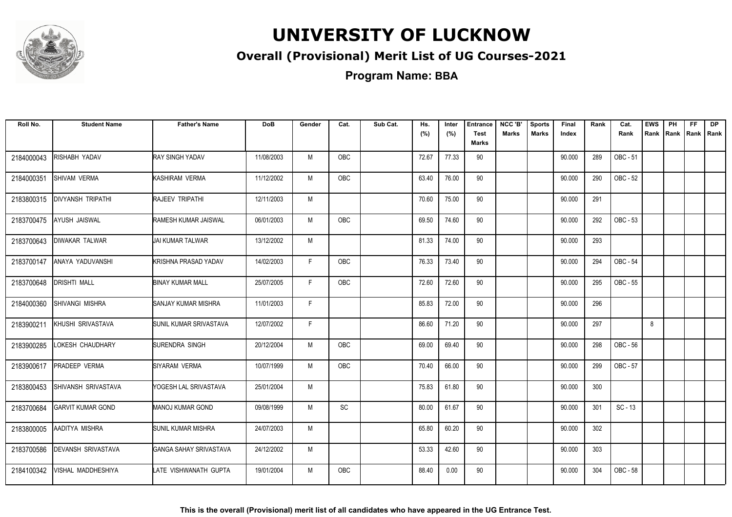# UNIVERSITY OF LUCKNOW

## Overall (Provisional) Merit List of UG Courses-2021

### Program Name: BBA

| Roll No. | Student Name | Father's Name | DoB | Gender | Cat. | Sub Cat. | Hs. (%) | Inter (%) | Entrance Test Marks | NCC 'B' Marks | Sports Marks | Final Index | Rank | Cat. Rank | EWS Rank | PH Rank | FF Rank | DP Rank |
|---|---|---|---|---|---|---|---|---|---|---|---|---|---|---|---|---|---|---|
| 2184000043 | RISHABH YADAV | RAY SINGH YADAV | 11/08/2003 | M | OBC | | 72.67 | 77.33 | 90 | | | 90.000 | 289 | OBC - 51 | | | | |
| 2184000351 | SHIVAM VERMA | KASHIRAM VERMA | 11/12/2002 | M | OBC | | 63.40 | 76.00 | 90 | | | 90.000 | 290 | OBC - 52 | | | | |
| 2183800315 | DIVYANSH TRIPATHI | RAJEEV TRIPATHI | 12/11/2003 | M | | | 70.60 | 75.00 | 90 | | | 90.000 | 291 | | | | | |
| 2183700475 | AYUSH JAISWAL | RAMESH KUMAR JAISWAL | 06/01/2003 | M | OBC | | 69.50 | 74.60 | 90 | | | 90.000 | 292 | OBC - 53 | | | | |
| 2183700643 | DIWAKAR TALWAR | JAI KUMAR TALWAR | 13/12/2002 | M | | | 81.33 | 74.00 | 90 | | | 90.000 | 293 | | | | | |
| 2183700147 | ANAYA YADUVANSHI | KRISHNA PRASAD YADAV | 14/02/2003 | F | OBC | | 76.33 | 73.40 | 90 | | | 90.000 | 294 | OBC - 54 | | | | |
| 2183700648 | DRISHTI MALL | BINAY KUMAR MALL | 25/07/2005 | F | OBC | | 72.60 | 72.60 | 90 | | | 90.000 | 295 | OBC - 55 | | | | |
| 2184000360 | SHIVANGI MISHRA | SANJAY KUMAR MISHRA | 11/01/2003 | F | | | 85.83 | 72.00 | 90 | | | 90.000 | 296 | | | | | |
| 2183900211 | KHUSHI SRIVASTAVA | SUNIL KUMAR SRIVASTAVA | 12/07/2002 | F | | | 86.60 | 71.20 | 90 | | | 90.000 | 297 | | 8 | | | |
| 2183900285 | LOKESH CHAUDHARY | SURENDRA SINGH | 20/12/2004 | M | OBC | | 69.00 | 69.40 | 90 | | | 90.000 | 298 | OBC - 56 | | | | |
| 2183900617 | PRADEEP VERMA | SIYARAM VERMA | 10/07/1999 | M | OBC | | 70.40 | 66.00 | 90 | | | 90.000 | 299 | OBC - 57 | | | | |
| 2183800453 | SHIVANSH SRIVASTAVA | YOGESH LAL SRIVASTAVA | 25/01/2004 | M | | | 75.83 | 61.80 | 90 | | | 90.000 | 300 | | | | | |
| 2183700684 | GARVIT KUMAR GOND | MANOJ KUMAR GOND | 09/08/1999 | M | SC | | 80.00 | 61.67 | 90 | | | 90.000 | 301 | SC - 13 | | | | |
| 2183800005 | AADITYA MISHRA | SUNIL KUMAR MISHRA | 24/07/2003 | M | | | 65.80 | 60.20 | 90 | | | 90.000 | 302 | | | | | |
| 2183700586 | DEVANSH SRIVASTAVA | GANGA SAHAY SRIVASTAVA | 24/12/2002 | M | | | 53.33 | 42.60 | 90 | | | 90.000 | 303 | | | | | |
| 2184100342 | VISHAL MADDHESHIYA | LATE VISHWANATH GUPTA | 19/01/2004 | M | OBC | | 88.40 | 0.00 | 90 | | | 90.000 | 304 | OBC - 58 | | | | |

**This is the overall (Provisional) merit list of all candidates who have appeared in the UG Entrance Test.**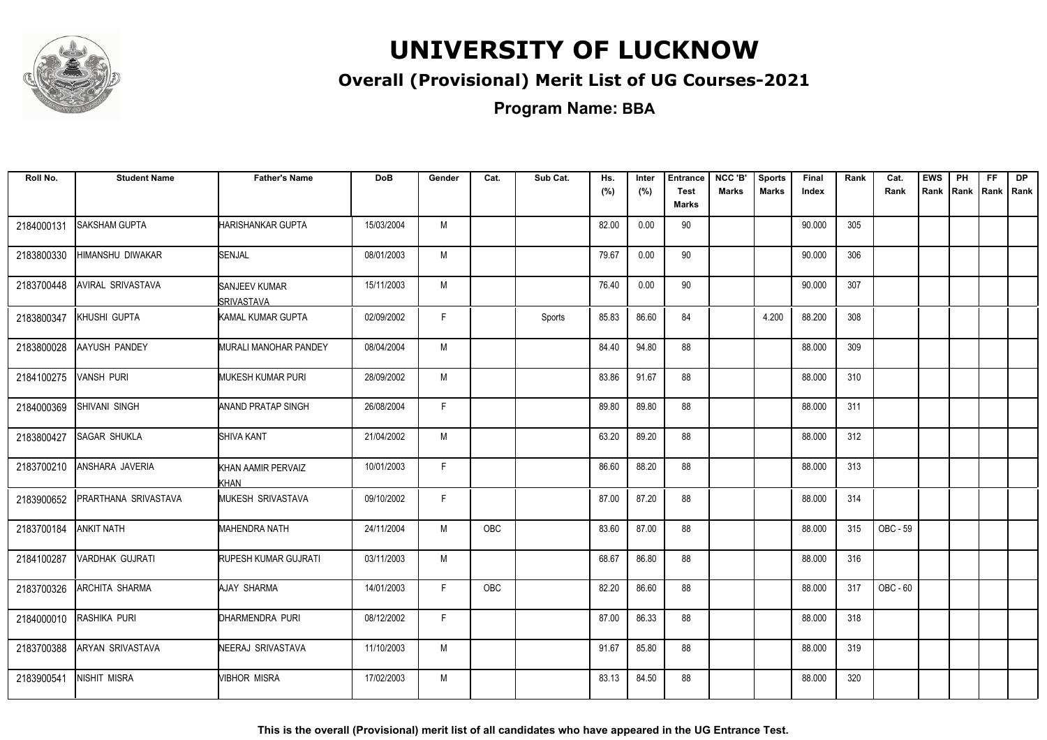# UNIVERSITY OF LUCKNOW

## Overall (Provisional) Merit List of UG Courses-2021

### Program Name: BBA

| Roll No. | Student Name | Father's Name | DoB | Gender | Cat. | Sub Cat. | Hs. (%) | Inter (%) | Entrance Test Marks | NCC 'B' Marks | Sports Marks | Final Index | Rank | Cat. Rank | EWS Rank | PH Rank | FF Rank | DP Rank |
|---|---|---|---|---|---|---|---|---|---|---|---|---|---|---|---|---|---|---|
| 2184000131 | SAKSHAM GUPTA | HARISHANKAR GUPTA | 15/03/2004 | M | | | 82.00 | 0.00 | 90 | | | 90.000 | 305 | | | | | |
| 2183800330 | HIMANSHU DIWAKAR | SENJAL | 08/01/2003 | M | | | 79.67 | 0.00 | 90 | | | 90.000 | 306 | | | | | |
| 2183700448 | AVIRAL SRIVASTAVA | SANJEEV KUMAR SRIVASTAVA | 15/11/2003 | M | | | 76.40 | 0.00 | 90 | | | 90.000 | 307 | | | | | |
| 2183800347 | KHUSHI GUPTA | KAMAL KUMAR GUPTA | 02/09/2002 | F | | Sports | 85.83 | 86.60 | 84 | | 4.200 | 88.200 | 308 | | | | | |
| 2183800028 | AAYUSH PANDEY | MURALI MANOHAR PANDEY | 08/04/2004 | M | | | 84.40 | 94.80 | 88 | | | 88.000 | 309 | | | | | |
| 2184100275 | VANSH PURI | MUKESH KUMAR PURI | 28/09/2002 | M | | | 83.86 | 91.67 | 88 | | | 88.000 | 310 | | | | | |
| 2184000369 | SHIVANI SINGH | ANAND PRATAP SINGH | 26/08/2004 | F | | | 89.80 | 89.80 | 88 | | | 88.000 | 311 | | | | | |
| 2183800427 | SAGAR SHUKLA | SHIVA KANT | 21/04/2002 | M | | | 63.20 | 89.20 | 88 | | | 88.000 | 312 | | | | | |
| 2183700210 | ANSHARA JAVERIA | KHAN AAMIR PERVAIZ KHAN | 10/01/2003 | F | | | 86.60 | 88.20 | 88 | | | 88.000 | 313 | | | | | |
| 2183900652 | PRARTHANA SRIVASTAVA | MUKESH SRIVASTAVA | 09/10/2002 | F | | | 87.00 | 87.20 | 88 | | | 88.000 | 314 | | | | | |
| 2183700184 | ANKIT NATH | MAHENDRA NATH | 24/11/2004 | M | OBC | | 83.60 | 87.00 | 88 | | | 88.000 | 315 | OBC - 59 | | | | |
| 2184100287 | VARDHAK GUJRATI | RUPESH KUMAR GUJRATI | 03/11/2003 | M | | | 68.67 | 86.80 | 88 | | | 88.000 | 316 | | | | | |
| 2183700326 | ARCHITA SHARMA | AJAY SHARMA | 14/01/2003 | F | OBC | | 82.20 | 86.60 | 88 | | | 88.000 | 317 | OBC - 60 | | | | |
| 2184000010 | RASHIKA PURI | DHARMENDRA PURI | 08/12/2002 | F | | | 87.00 | 86.33 | 88 | | | 88.000 | 318 | | | | | |
| 2183700388 | ARYAN SRIVASTAVA | NEERAJ SRIVASTAVA | 11/10/2003 | M | | | 91.67 | 85.80 | 88 | | | 88.000 | 319 | | | | | |
| 2183900541 | NISHIT MISRA | VIBHOR MISRA | 17/02/2003 | M | | | 83.13 | 84.50 | 88 | | | 88.000 | 320 | | | | | |

This is the overall (Provisional) merit list of all candidates who have appeared in the UG Entrance Test.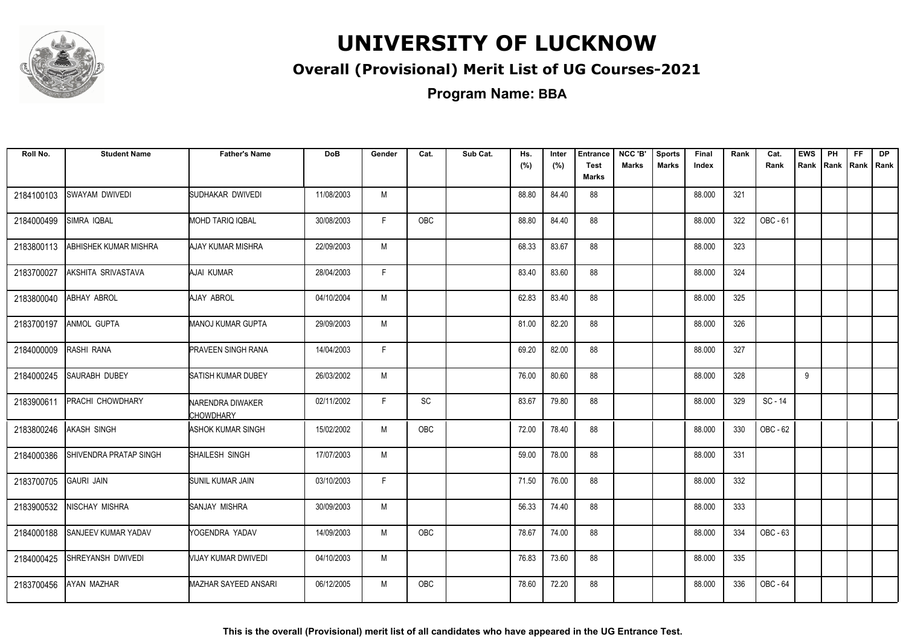# UNIVERSITY OF LUCKNOW

## Overall (Provisional) Merit List of UG Courses-2021

### Program Name: BBA

| Roll No. | Student Name | Father's Name | DoB | Gender | Cat. | Sub Cat. | Hs. (%) | Inter (%) | Entrance Test Marks | NCC 'B' Marks | Sports Marks | Final Index | Rank | Cat. Rank | EWS Rank | PH Rank | FF Rank | DP Rank |
|---|---|---|---|---|---|---|---|---|---|---|---|---|---|---|---|---|---|---|
| 2184100103 | SWAYAM DWIVEDI | SUDHAKAR DWIVEDI | 11/08/2003 | M | | | 88.80 | 84.40 | 88 | | | 88.000 | 321 | | | | | |
| 2184000499 | SIMRA IQBAL | MOHD TARIQ IQBAL | 30/08/2003 | F | OBC | | 88.80 | 84.40 | 88 | | | 88.000 | 322 | OBC - 61 | | | | |
| 2183800113 | ABHISHEK KUMAR MISHRA | AJAY KUMAR MISHRA | 22/09/2003 | M | | | 68.33 | 83.67 | 88 | | | 88.000 | 323 | | | | | |
| 2183700027 | AKSHITA SRIVASTAVA | AJAI KUMAR | 28/04/2003 | F | | | 83.40 | 83.60 | 88 | | | 88.000 | 324 | | | | | |
| 2183800040 | ABHAY ABROL | AJAY ABROL | 04/10/2004 | M | | | 62.83 | 83.40 | 88 | | | 88.000 | 325 | | | | | |
| 2183700197 | ANMOL GUPTA | MANOJ KUMAR GUPTA | 29/09/2003 | M | | | 81.00 | 82.20 | 88 | | | 88.000 | 326 | | | | | |
| 2184000009 | RASHI RANA | PRAVEEN SINGH RANA | 14/04/2003 | F | | | 69.20 | 82.00 | 88 | | | 88.000 | 327 | | | | | |
| 2184000245 | SAURABH DUBEY | SATISH KUMAR DUBEY | 26/03/2002 | M | | | 76.00 | 80.60 | 88 | | | 88.000 | 328 | | 9 | | | |
| 2183900611 | PRACHI CHOWDHARY | NARENDRA DIWAKER CHOWDHARY | 02/11/2002 | F | SC | | 83.67 | 79.80 | 88 | | | 88.000 | 329 | SC - 14 | | | | |
| 2183800246 | AKASH SINGH | ASHOK KUMAR SINGH | 15/02/2002 | M | OBC | | 72.00 | 78.40 | 88 | | | 88.000 | 330 | OBC - 62 | | | | |
| 2184000386 | SHIVENDRA PRATAP SINGH | SHAILESH SINGH | 17/07/2003 | M | | | 59.00 | 78.00 | 88 | | | 88.000 | 331 | | | | | |
| 2183700705 | GAURI JAIN | SUNIL KUMAR JAIN | 03/10/2003 | F | | | 71.50 | 76.00 | 88 | | | 88.000 | 332 | | | | | |
| 2183900532 | NISCHAY MISHRA | SANJAY MISHRA | 30/09/2003 | M | | | 56.33 | 74.40 | 88 | | | 88.000 | 333 | | | | | |
| 2184000188 | SANJEEV KUMAR YADAV | YOGENDRA YADAV | 14/09/2003 | M | OBC | | 78.67 | 74.00 | 88 | | | 88.000 | 334 | OBC - 63 | | | | |
| 2184000425 | SHREYANSH DWIVEDI | VIJAY KUMAR DWIVEDI | 04/10/2003 | M | | | 76.83 | 73.60 | 88 | | | 88.000 | 335 | | | | | |
| 2183700456 | AYAN MAZHAR | MAZHAR SAYEED ANSARI | 06/12/2005 | M | OBC | | 78.60 | 72.20 | 88 | | | 88.000 | 336 | OBC - 64 | | | | |

**This is the overall (Provisional) merit list of all candidates who have appeared in the UG Entrance Test.**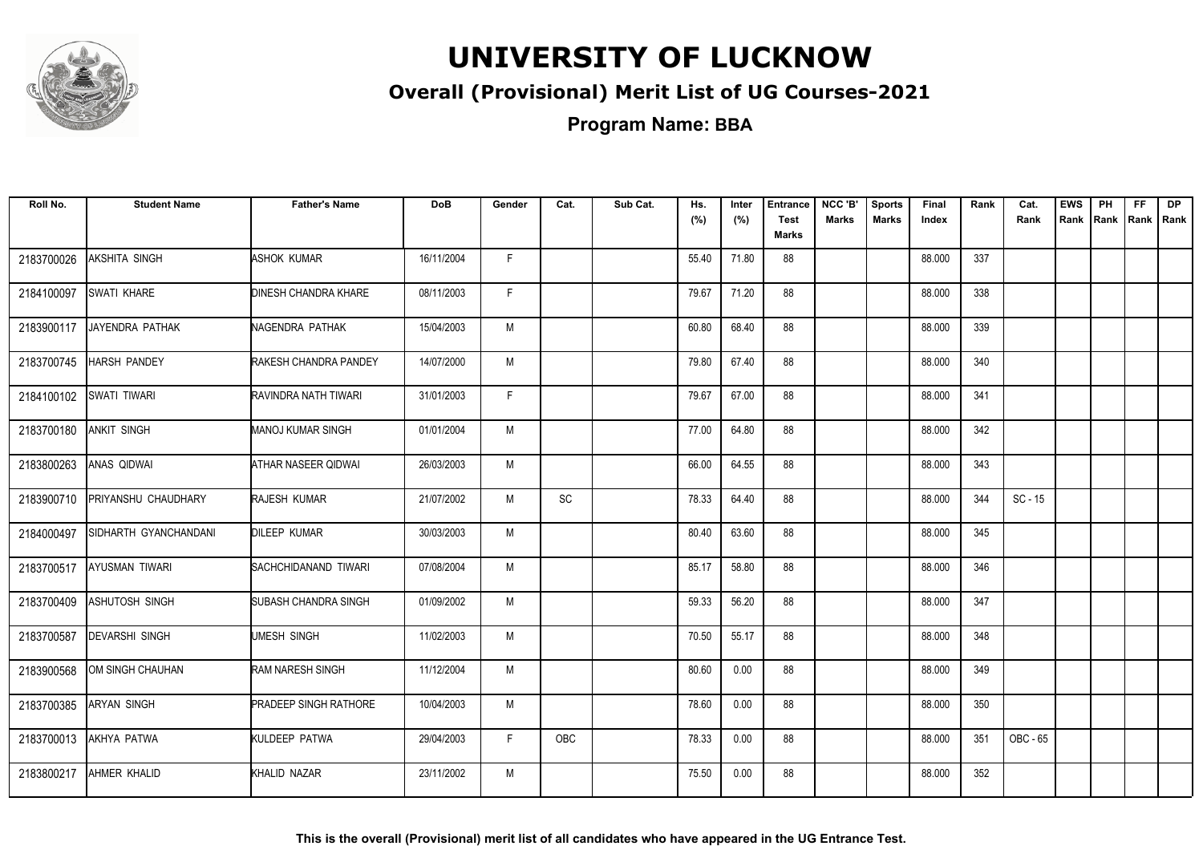# UNIVERSITY OF LUCKNOW

## Overall (Provisional) Merit List of UG Courses-2021

### Program Name: BBA

| Roll No. | Student Name | Father's Name | DoB | Gender | Cat. | Sub Cat. | Hs. (%) | Inter (%) | Entrance Test Marks | NCC 'B' Marks | Sports Marks | Final Index | Rank | Cat. Rank | EWS Rank | PH Rank | FF Rank | DP Rank |
|---|---|---|---|---|---|---|---|---|---|---|---|---|---|---|---|---|---|---|
| 2183700026 | AKSHITA SINGH | ASHOK KUMAR | 16/11/2004 | F | | | 55.40 | 71.80 | 88 | | | 88.000 | 337 | | | | | |
| 2184100097 | SWATI KHARE | DINESH CHANDRA KHARE | 08/11/2003 | F | | | 79.67 | 71.20 | 88 | | | 88.000 | 338 | | | | | |
| 2183900117 | JAYENDRA PATHAK | NAGENDRA PATHAK | 15/04/2003 | M | | | 60.80 | 68.40 | 88 | | | 88.000 | 339 | | | | | |
| 2183700745 | HARSH PANDEY | RAKESH CHANDRA PANDEY | 14/07/2000 | M | | | 79.80 | 67.40 | 88 | | | 88.000 | 340 | | | | | |
| 2184100102 | SWATI TIWARI | RAVINDRA NATH TIWARI | 31/01/2003 | F | | | 79.67 | 67.00 | 88 | | | 88.000 | 341 | | | | | |
| 2183700180 | ANKIT SINGH | MANOJ KUMAR SINGH | 01/01/2004 | M | | | 77.00 | 64.80 | 88 | | | 88.000 | 342 | | | | | |
| 2183800263 | ANAS QIDWAI | ATHAR NASEER QIDWAI | 26/03/2003 | M | | | 66.00 | 64.55 | 88 | | | 88.000 | 343 | | | | | |
| 2183900710 | PRIYANSHU CHAUDHARY | RAJESH KUMAR | 21/07/2002 | M | SC | | 78.33 | 64.40 | 88 | | | 88.000 | 344 | SC - 15 | | | | |
| 2184000497 | SIDHARTH GYANCHANDANI | DILEEP KUMAR | 30/03/2003 | M | | | 80.40 | 63.60 | 88 | | | 88.000 | 345 | | | | | |
| 2183700517 | AYUSMAN TIWARI | SACHCHIDANAND TIWARI | 07/08/2004 | M | | | 85.17 | 58.80 | 88 | | | 88.000 | 346 | | | | | |
| 2183700409 | ASHUTOSH SINGH | SUBASH CHANDRA SINGH | 01/09/2002 | M | | | 59.33 | 56.20 | 88 | | | 88.000 | 347 | | | | | |
| 2183700587 | DEVARSHI SINGH | UMESH SINGH | 11/02/2003 | M | | | 70.50 | 55.17 | 88 | | | 88.000 | 348 | | | | | |
| 2183900568 | OM SINGH CHAUHAN | RAM NARESH SINGH | 11/12/2004 | M | | | 80.60 | 0.00 | 88 | | | 88.000 | 349 | | | | | |
| 2183700385 | ARYAN SINGH | PRADEEP SINGH RATHORE | 10/04/2003 | M | | | 78.60 | 0.00 | 88 | | | 88.000 | 350 | | | | | |
| 2183700013 | AKHYA PATWA | KULDEEP PATWA | 29/04/2003 | F | OBC | | 78.33 | 0.00 | 88 | | | 88.000 | 351 | OBC - 65 | | | | |
| 2183800217 | AHMER KHALID | KHALID NAZAR | 23/11/2002 | M | | | 75.50 | 0.00 | 88 | | | 88.000 | 352 | | | | | |

**This is the overall (Provisional) merit list of all candidates who have appeared in the UG Entrance Test.**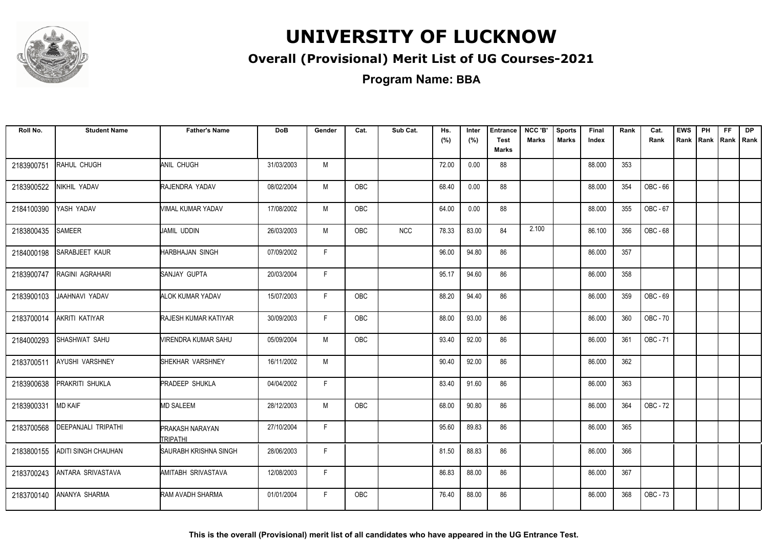# UNIVERSITY OF LUCKNOW

## Overall (Provisional) Merit List of UG Courses-2021

**Program Name: BBA**

| Roll No. | Student Name | Father's Name | DoB | Gender | Cat. | Sub Cat. | Hs. (%) | Inter (%) | Entrance Test Marks | NCC 'B' Marks | Sports Marks | Final Index | Rank | Cat. Rank | EWS Rank | PH Rank | FF Rank | DP Rank |
|---|---|---|---|---|---|---|---|---|---|---|---|---|---|---|---|---|---|---|
| 2183900751 | RAHUL CHUGH | ANIL CHUGH | 31/03/2003 | M | | | 72.00 | 0.00 | 88 | | | 88.000 | 353 | | | | | |
| 2183900522 | NIKHIL YADAV | RAJENDRA YADAV | 08/02/2004 | M | OBC | | 68.40 | 0.00 | 88 | | | 88.000 | 354 | OBC - 66 | | | | |
| 2184100390 | YASH YADAV | VIMAL KUMAR YADAV | 17/08/2002 | M | OBC | | 64.00 | 0.00 | 88 | | | 88.000 | 355 | OBC - 67 | | | | |
| 2183800435 | SAMEER | JAMIL UDDIN | 26/03/2003 | M | OBC | NCC | 78.33 | 83.00 | 84 | 2.100 | | 86.100 | 356 | OBC - 68 | | | | |
| 2184000198 | SARABJEET KAUR | HARBHAJAN SINGH | 07/09/2002 | F | | | 96.00 | 94.80 | 86 | | | 86.000 | 357 | | | | | |
| 2183900747 | RAGINI AGRAHARI | SANJAY GUPTA | 20/03/2004 | F | | | 95.17 | 94.60 | 86 | | | 86.000 | 358 | | | | | |
| 2183900103 | JAAHNAVI YADAV | ALOK KUMAR YADAV | 15/07/2003 | F | OBC | | 88.20 | 94.40 | 86 | | | 86.000 | 359 | OBC - 69 | | | | |
| 2183700014 | AKRITI KATIYAR | RAJESH KUMAR KATIYAR | 30/09/2003 | F | OBC | | 88.00 | 93.00 | 86 | | | 86.000 | 360 | OBC - 70 | | | | |
| 2184000293 | SHASHWAT SAHU | VIRENDRA KUMAR SAHU | 05/09/2004 | M | OBC | | 93.40 | 92.00 | 86 | | | 86.000 | 361 | OBC - 71 | | | | |
| 2183700511 | AYUSHI VARSHNEY | SHEKHAR VARSHNEY | 16/11/2002 | M | | | 90.40 | 92.00 | 86 | | | 86.000 | 362 | | | | | |
| 2183900638 | PRAKRITI SHUKLA | PRADEEP SHUKLA | 04/04/2002 | F | | | 83.40 | 91.60 | 86 | | | 86.000 | 363 | | | | | |
| 2183900331 | MD KAIF | MD SALEEM | 28/12/2003 | M | OBC | | 68.00 | 90.80 | 86 | | | 86.000 | 364 | OBC - 72 | | | | |
| 2183700568 | DEEPANJALI TRIPATHI | PRAKASH NARAYAN TRIPATHI | 27/10/2004 | F | | | 95.60 | 89.83 | 86 | | | 86.000 | 365 | | | | | |
| 2183800155 | ADITI SINGH CHAUHAN | SAURABH KRISHNA SINGH | 28/06/2003 | F | | | 81.50 | 88.83 | 86 | | | 86.000 | 366 | | | | | |
| 2183700243 | ANTARA SRIVASTAVA | AMITABH SRIVASTAVA | 12/08/2003 | F | | | 86.83 | 88.00 | 86 | | | 86.000 | 367 | | | | | |
| 2183700140 | ANANYA SHARMA | RAM AVADH SHARMA | 01/01/2004 | F | OBC | | 76.40 | 88.00 | 86 | | | 86.000 | 368 | OBC - 73 | | | | |

**This is the overall (Provisional) merit list of all candidates who have appeared in the UG Entrance Test.**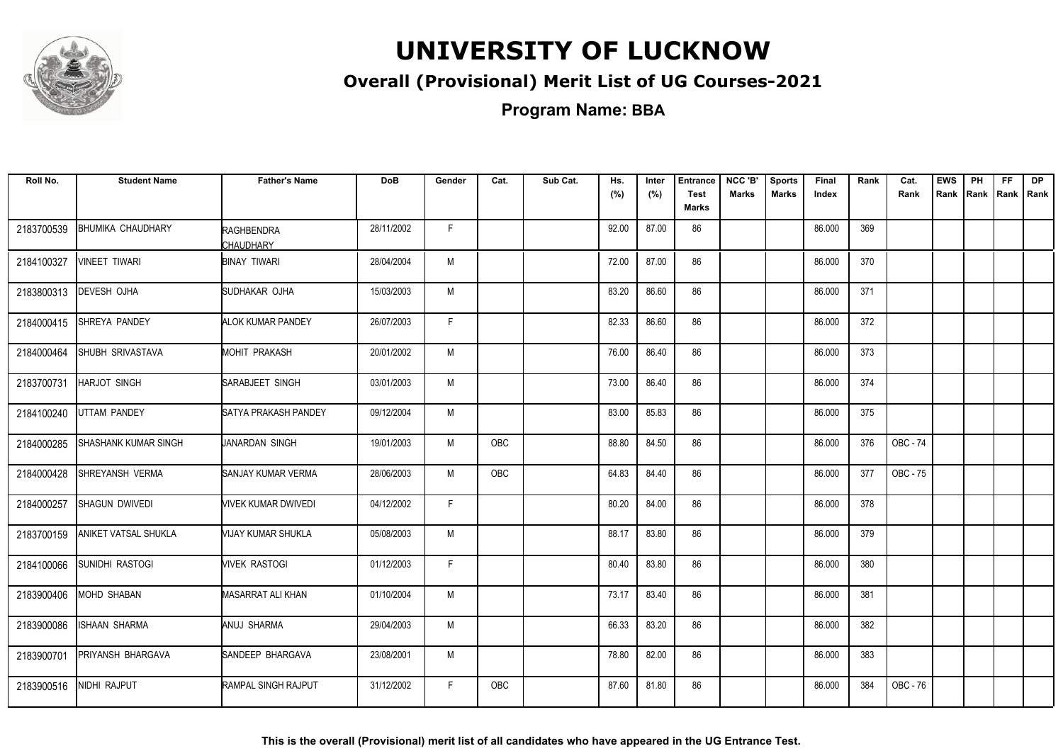# UNIVERSITY OF LUCKNOW

## Overall (Provisional) Merit List of UG Courses-2021

### Program Name: BBA

| Roll No. | Student Name | Father's Name | DoB | Gender | Cat. | Sub Cat. | Hs. (%) | Inter (%) | Entrance Test Marks | NCC 'B' Marks | Sports Marks | Final Index | Rank | Cat. Rank | EWS Rank | PH Rank | FF Rank | DP Rank |
|---|---|---|---|---|---|---|---|---|---|---|---|---|---|---|---|---|---|---|
| 2183700539 | BHUMIKA CHAUDHARY | RAGHBENDRA CHAUDHARY | 28/11/2002 | F | | | 92.00 | 87.00 | 86 | | | 86.000 | 369 | | | | | |
| 2184100327 | VINEET TIWARI | BINAY TIWARI | 28/04/2004 | M | | | 72.00 | 87.00 | 86 | | | 86.000 | 370 | | | | | |
| 2183800313 | DEVESH OJHA | SUDHAKAR OJHA | 15/03/2003 | M | | | 83.20 | 86.60 | 86 | | | 86.000 | 371 | | | | | |
| 2184000415 | SHREYA PANDEY | ALOK KUMAR PANDEY | 26/07/2003 | F | | | 82.33 | 86.60 | 86 | | | 86.000 | 372 | | | | | |
| 2184000464 | SHUBH SRIVASTAVA | MOHIT PRAKASH | 20/01/2002 | M | | | 76.00 | 86.40 | 86 | | | 86.000 | 373 | | | | | |
| 2183700731 | HARJOT SINGH | SARABJEET SINGH | 03/01/2003 | M | | | 73.00 | 86.40 | 86 | | | 86.000 | 374 | | | | | |
| 2184100240 | UTTAM PANDEY | SATYA PRAKASH PANDEY | 09/12/2004 | M | | | 83.00 | 85.83 | 86 | | | 86.000 | 375 | | | | | |
| 2184000285 | SHASHANK KUMAR SINGH | JANARDAN SINGH | 19/01/2003 | M | OBC | | 88.80 | 84.50 | 86 | | | 86.000 | 376 | OBC - 74 | | | | |
| 2184000428 | SHREYANSH VERMA | SANJAY KUMAR VERMA | 28/06/2003 | M | OBC | | 64.83 | 84.40 | 86 | | | 86.000 | 377 | OBC - 75 | | | | |
| 2184000257 | SHAGUN DWIVEDI | VIVEK KUMAR DWIVEDI | 04/12/2002 | F | | | 80.20 | 84.00 | 86 | | | 86.000 | 378 | | | | | |
| 2183700159 | ANIKET VATSAL SHUKLA | VIJAY KUMAR SHUKLA | 05/08/2003 | M | | | 88.17 | 83.80 | 86 | | | 86.000 | 379 | | | | | |
| 2184100066 | SUNIDHI RASTOGI | VIVEK RASTOGI | 01/12/2003 | F | | | 80.40 | 83.80 | 86 | | | 86.000 | 380 | | | | | |
| 2183900406 | MOHD SHABAN | MASARRAT ALI KHAN | 01/10/2004 | M | | | 73.17 | 83.40 | 86 | | | 86.000 | 381 | | | | | |
| 2183900086 | ISHAAN SHARMA | ANUJ SHARMA | 29/04/2003 | M | | | 66.33 | 83.20 | 86 | | | 86.000 | 382 | | | | | |
| 2183900701 | PRIYANSH BHARGAVA | SANDEEP BHARGAVA | 23/08/2001 | M | | | 78.80 | 82.00 | 86 | | | 86.000 | 383 | | | | | |
| 2183900516 | NIDHI RAJPUT | RAMPAL SINGH RAJPUT | 31/12/2002 | F | OBC | | 87.60 | 81.80 | 86 | | | 86.000 | 384 | OBC - 76 | | | | |

**This is the overall (Provisional) merit list of all candidates who have appeared in the UG Entrance Test.**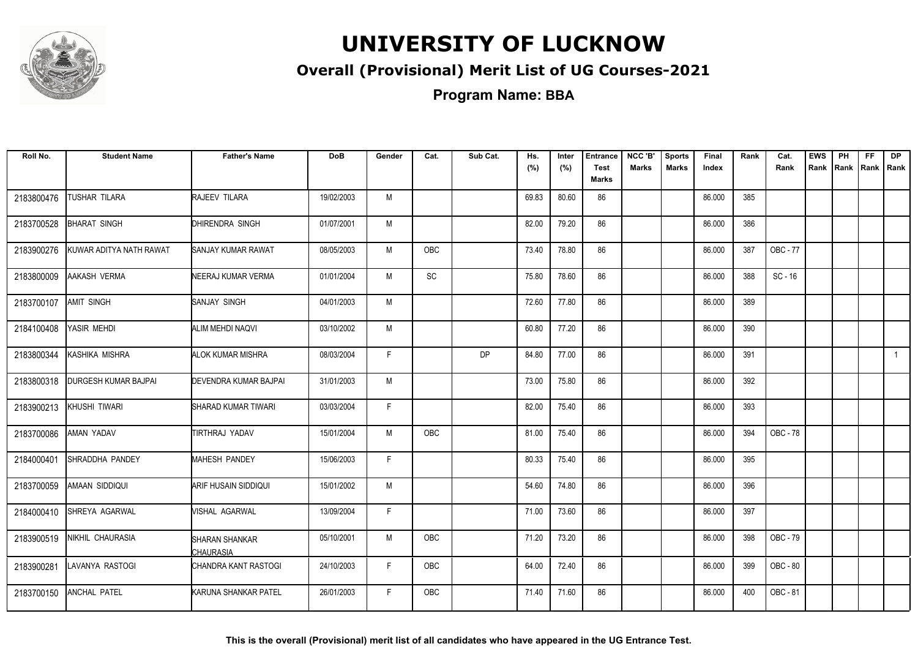# UNIVERSITY OF LUCKNOW

## Overall (Provisional) Merit List of UG Courses-2021

### Program Name: BBA

| Roll No. | Student Name | Father's Name | DoB | Gender | Cat. | Sub Cat. | Hs. (%) | Inter (%) | Entrance Test Marks | NCC 'B' Marks | Sports Marks | Final Index | Rank | Cat. Rank | EWS Rank | PH Rank | FF Rank | DP Rank |
|---|---|---|---|---|---|---|---|---|---|---|---|---|---|---|---|---|---|---|
| 2183800476 | TUSHAR TILARA | RAJEEV TILARA | 19/02/2003 | M | | | 69.83 | 80.60 | 86 | | | 86.000 | 385 | | | | | |
| 2183700528 | BHARAT SINGH | DHIRENDRA SINGH | 01/07/2001 | M | | | 82.00 | 79.20 | 86 | | | 86.000 | 386 | | | | | |
| 2183900276 | KUWAR ADITYA NATH RAWAT | SANJAY KUMAR RAWAT | 08/05/2003 | M | OBC | | 73.40 | 78.80 | 86 | | | 86.000 | 387 | OBC - 77 | | | | |
| 2183800009 | AAKASH VERMA | NEERAJ KUMAR VERMA | 01/01/2004 | M | SC | | 75.80 | 78.60 | 86 | | | 86.000 | 388 | SC - 16 | | | | |
| 2183700107 | AMIT SINGH | SANJAY SINGH | 04/01/2003 | M | | | 72.60 | 77.80 | 86 | | | 86.000 | 389 | | | | | |
| 2184100408 | YASIR MEHDI | ALIM MEHDI NAQVI | 03/10/2002 | M | | | 60.80 | 77.20 | 86 | | | 86.000 | 390 | | | | | |
| 2183800344 | KASHIKA MISHRA | ALOK KUMAR MISHRA | 08/03/2004 | F | | DP | 84.80 | 77.00 | 86 | | | 86.000 | 391 | | | | | 1 |
| 2183800318 | DURGESH KUMAR BAJPAI | DEVENDRA KUMAR BAJPAI | 31/01/2003 | M | | | 73.00 | 75.80 | 86 | | | 86.000 | 392 | | | | | |
| 2183900213 | KHUSHI TIWARI | SHARAD KUMAR TIWARI | 03/03/2004 | F | | | 82.00 | 75.40 | 86 | | | 86.000 | 393 | | | | | |
| 2183700086 | AMAN YADAV | TIRTHRAJ YADAV | 15/01/2004 | M | OBC | | 81.00 | 75.40 | 86 | | | 86.000 | 394 | OBC - 78 | | | | |
| 2184000401 | SHRADDHA PANDEY | MAHESH PANDEY | 15/06/2003 | F | | | 80.33 | 75.40 | 86 | | | 86.000 | 395 | | | | | |
| 2183700059 | AMAAN SIDDIQUI | ARIF HUSAIN SIDDIQUI | 15/01/2002 | M | | | 54.60 | 74.80 | 86 | | | 86.000 | 396 | | | | | |
| 2184000410 | SHREYA AGARWAL | VISHAL AGARWAL | 13/09/2004 | F | | | 71.00 | 73.60 | 86 | | | 86.000 | 397 | | | | | |
| 2183900519 | NIKHIL CHAURASIA | SHARAN SHANKAR CHAURASIA | 05/10/2001 | M | OBC | | 71.20 | 73.20 | 86 | | | 86.000 | 398 | OBC - 79 | | | | |
| 2183900281 | LAVANYA RASTOGI | CHANDRA KANT RASTOGI | 24/10/2003 | F | OBC | | 64.00 | 72.40 | 86 | | | 86.000 | 399 | OBC - 80 | | | | |
| 2183700150 | ANCHAL PATEL | KARUNA SHANKAR PATEL | 26/01/2003 | F | OBC | | 71.40 | 71.60 | 86 | | | 86.000 | 400 | OBC - 81 | | | | |

**This is the overall (Provisional) merit list of all candidates who have appeared in the UG Entrance Test.**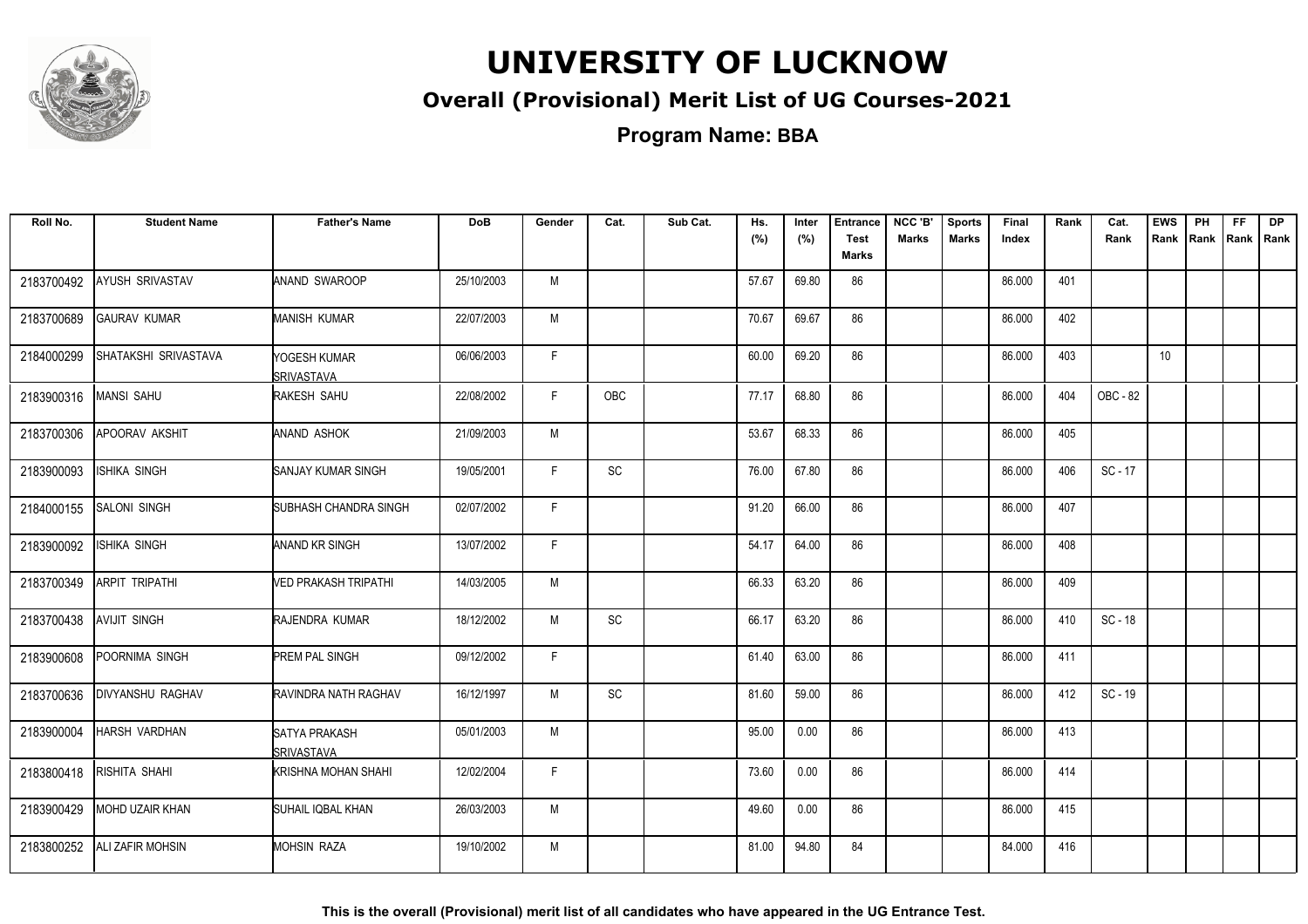# UNIVERSITY OF LUCKNOW

## Overall (Provisional) Merit List of UG Courses-2021

### Program Name: BBA

| Roll No. | Student Name | Father's Name | DoB | Gender | Cat. | Sub Cat. | Hs. (%) | Inter (%) | Entrance Test Marks | NCC 'B' Marks | Sports Marks | Final Index | Rank | Cat. Rank | EWS Rank | PH Rank | FF Rank | DP Rank |
|---|---|---|---|---|---|---|---|---|---|---|---|---|---|---|---|---|---|---|
| 2183700492 | AYUSH SRIVASTAV | ANAND SWAROOP | 25/10/2003 | M | | | 57.67 | 69.80 | 86 | | | 86.000 | 401 | | | | | |
| 2183700689 | GAURAV KUMAR | MANISH KUMAR | 22/07/2003 | M | | | 70.67 | 69.67 | 86 | | | 86.000 | 402 | | | | | |
| 2184000299 | SHATAKSHI SRIVASTAVA | YOGESH KUMAR SRIVASTAVA | 06/06/2003 | F | | | 60.00 | 69.20 | 86 | | | 86.000 | 403 | | 10 | | | |
| 2183900316 | MANSI SAHU | RAKESH SAHU | 22/08/2002 | F | OBC | | 77.17 | 68.80 | 86 | | | 86.000 | 404 | OBC - 82 | | | | |
| 2183700306 | APOORAV AKSHIT | ANAND ASHOK | 21/09/2003 | M | | | 53.67 | 68.33 | 86 | | | 86.000 | 405 | | | | | |
| 2183900093 | ISHIKA SINGH | SANJAY KUMAR SINGH | 19/05/2001 | F | SC | | 76.00 | 67.80 | 86 | | | 86.000 | 406 | SC - 17 | | | | |
| 2184000155 | SALONI SINGH | SUBHASH CHANDRA SINGH | 02/07/2002 | F | | | 91.20 | 66.00 | 86 | | | 86.000 | 407 | | | | | |
| 2183900092 | ISHIKA SINGH | ANAND KR SINGH | 13/07/2002 | F | | | 54.17 | 64.00 | 86 | | | 86.000 | 408 | | | | | |
| 2183700349 | ARPIT TRIPATHI | VED PRAKASH TRIPATHI | 14/03/2005 | M | | | 66.33 | 63.20 | 86 | | | 86.000 | 409 | | | | | |
| 2183700438 | AVIJIT SINGH | RAJENDRA KUMAR | 18/12/2002 | M | SC | | 66.17 | 63.20 | 86 | | | 86.000 | 410 | SC - 18 | | | | |
| 2183900608 | POORNIMA SINGH | PREM PAL SINGH | 09/12/2002 | F | | | 61.40 | 63.00 | 86 | | | 86.000 | 411 | | | | | |
| 2183700636 | DIVYANSHU RAGHAV | RAVINDRA NATH RAGHAV | 16/12/1997 | M | SC | | 81.60 | 59.00 | 86 | | | 86.000 | 412 | SC - 19 | | | | |
| 2183900004 | HARSH VARDHAN | SATYA PRAKASH SRIVASTAVA | 05/01/2003 | M | | | 95.00 | 0.00 | 86 | | | 86.000 | 413 | | | | | |
| 2183800418 | RISHITA SHAHI | KRISHNA MOHAN SHAHI | 12/02/2004 | F | | | 73.60 | 0.00 | 86 | | | 86.000 | 414 | | | | | |
| 2183900429 | MOHD UZAIR KHAN | SUHAIL IQBAL KHAN | 26/03/2003 | M | | | 49.60 | 0.00 | 86 | | | 86.000 | 415 | | | | | |
| 2183800252 | ALI ZAFIR MOHSIN | MOHSIN RAZA | 19/10/2002 | M | | | 81.00 | 94.80 | 84 | | | 84.000 | 416 | | | | | |

**This is the overall (Provisional) merit list of all candidates who have appeared in the UG Entrance Test.**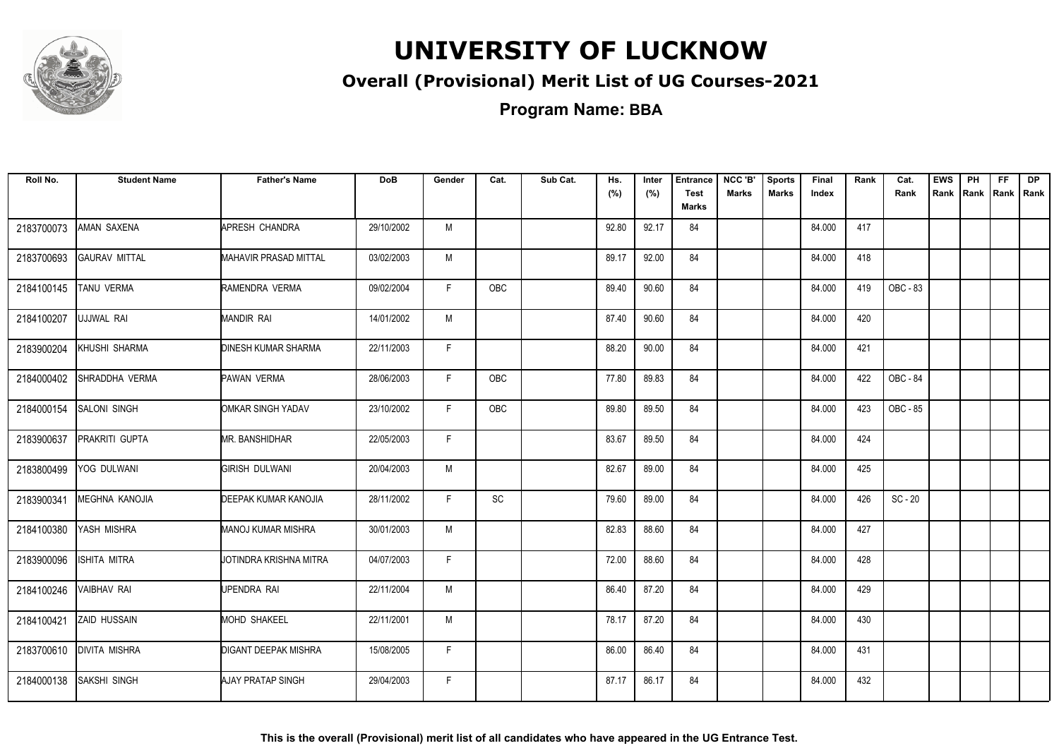# UNIVERSITY OF LUCKNOW

## Overall (Provisional) Merit List of UG Courses-2021

### Program Name: BBA

| Roll No. | Student Name | Father's Name | DoB | Gender | Cat. | Sub Cat. | Hs. (%) | Inter (%) | Entrance Test Marks | NCC 'B' Marks | Sports Marks | Final Index | Rank | Cat. Rank | EWS Rank | PH Rank | FF Rank | DP Rank |
|---|---|---|---|---|---|---|---|---|---|---|---|---|---|---|---|---|---|---|
| 2183700073 | AMAN SAXENA | APRESH CHANDRA | 29/10/2002 | M | | | 92.80 | 92.17 | 84 | | | 84.000 | 417 | | | | | |
| 2183700693 | GAURAV MITTAL | MAHAVIR PRASAD MITTAL | 03/02/2003 | M | | | 89.17 | 92.00 | 84 | | | 84.000 | 418 | | | | | |
| 2184100145 | TANU VERMA | RAMENDRA VERMA | 09/02/2004 | F | OBC | | 89.40 | 90.60 | 84 | | | 84.000 | 419 | OBC - 83 | | | | |
| 2184100207 | UJJWAL RAI | MANDIR RAI | 14/01/2002 | M | | | 87.40 | 90.60 | 84 | | | 84.000 | 420 | | | | | |
| 2183900204 | KHUSHI SHARMA | DINESH KUMAR SHARMA | 22/11/2003 | F | | | 88.20 | 90.00 | 84 | | | 84.000 | 421 | | | | | |
| 2184000402 | SHRADDHA VERMA | PAWAN VERMA | 28/06/2003 | F | OBC | | 77.80 | 89.83 | 84 | | | 84.000 | 422 | OBC - 84 | | | | |
| 2184000154 | SALONI SINGH | OMKAR SINGH YADAV | 23/10/2002 | F | OBC | | 89.80 | 89.50 | 84 | | | 84.000 | 423 | OBC - 85 | | | | |
| 2183900637 | PRAKRITI GUPTA | MR. BANSHIDHAR | 22/05/2003 | F | | | 83.67 | 89.50 | 84 | | | 84.000 | 424 | | | | | |
| 2183800499 | YOG DULWANI | GIRISH DULWANI | 20/04/2003 | M | | | 82.67 | 89.00 | 84 | | | 84.000 | 425 | | | | | |
| 2183900341 | MEGHNA KANOJIA | DEEPAK KUMAR KANOJIA | 28/11/2002 | F | SC | | 79.60 | 89.00 | 84 | | | 84.000 | 426 | SC - 20 | | | | |
| 2184100380 | YASH MISHRA | MANOJ KUMAR MISHRA | 30/01/2003 | M | | | 82.83 | 88.60 | 84 | | | 84.000 | 427 | | | | | |
| 2183900096 | ISHITA MITRA | JOTINDRA KRISHNA MITRA | 04/07/2003 | F | | | 72.00 | 88.60 | 84 | | | 84.000 | 428 | | | | | |
| 2184100246 | VAIBHAV RAI | UPENDRA RAI | 22/11/2004 | M | | | 86.40 | 87.20 | 84 | | | 84.000 | 429 | | | | | |
| 2184100421 | ZAID HUSSAIN | MOHD SHAKEEL | 22/11/2001 | M | | | 78.17 | 87.20 | 84 | | | 84.000 | 430 | | | | | |
| 2183700610 | DIVITA MISHRA | DIGANT DEEPAK MISHRA | 15/08/2005 | F | | | 86.00 | 86.40 | 84 | | | 84.000 | 431 | | | | | |
| 2184000138 | SAKSHI SINGH | AJAY PRATAP SINGH | 29/04/2003 | F | | | 87.17 | 86.17 | 84 | | | 84.000 | 432 | | | | | |

**This is the overall (Provisional) merit list of all candidates who have appeared in the UG Entrance Test.**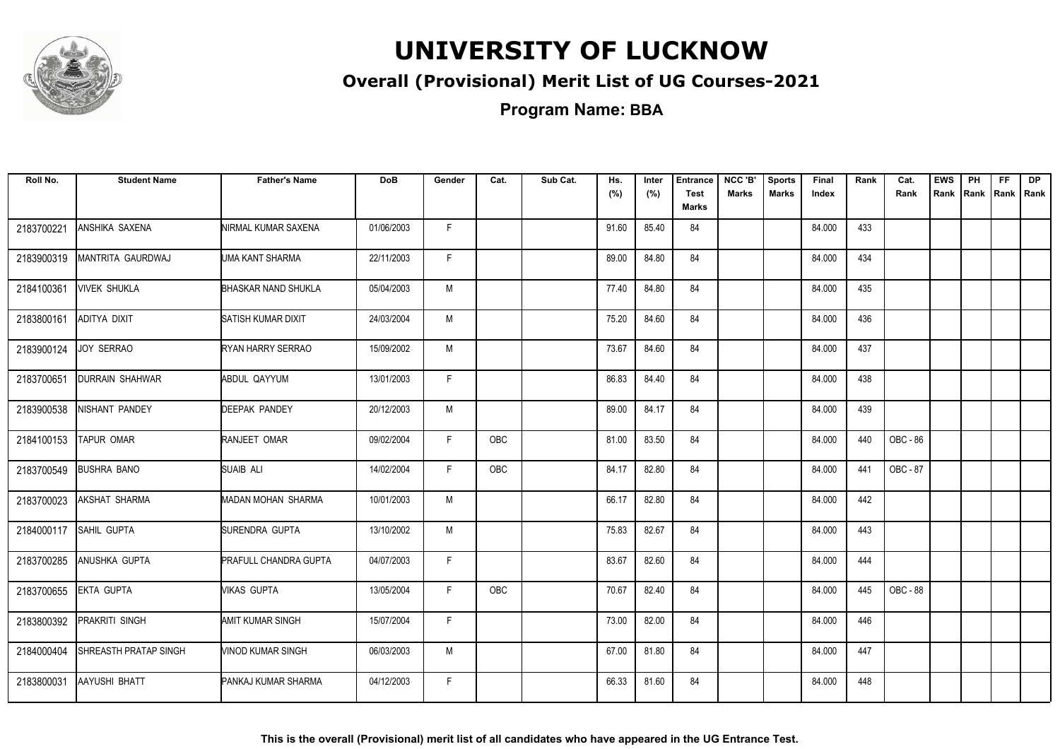# UNIVERSITY OF LUCKNOW

## Overall (Provisional) Merit List of UG Courses-2021

### Program Name: BBA

| Roll No. | Student Name | Father's Name | DoB | Gender | Cat. | Sub Cat. | Hs. (%) | Inter (%) | Entrance Test Marks | NCC 'B' Marks | Sports Marks | Final Index | Rank | Cat. Rank | EWS Rank | PH Rank | FF Rank | DP Rank |
|---|---|---|---|---|---|---|---|---|---|---|---|---|---|---|---|---|---|---|
| 2183700221 | ANSHIKA SAXENA | NIRMAL KUMAR SAXENA | 01/06/2003 | F | | | 91.60 | 85.40 | 84 | | | 84.000 | 433 | | | | | |
| 2183900319 | MANTRITA GAURDWAJ | UMA KANT SHARMA | 22/11/2003 | F | | | 89.00 | 84.80 | 84 | | | 84.000 | 434 | | | | | |
| 2184100361 | VIVEK SHUKLA | BHASKAR NAND SHUKLA | 05/04/2003 | M | | | 77.40 | 84.80 | 84 | | | 84.000 | 435 | | | | | |
| 2183800161 | ADITYA DIXIT | SATISH KUMAR DIXIT | 24/03/2004 | M | | | 75.20 | 84.60 | 84 | | | 84.000 | 436 | | | | | |
| 2183900124 | JOY SERRAO | RYAN HARRY SERRAO | 15/09/2002 | M | | | 73.67 | 84.60 | 84 | | | 84.000 | 437 | | | | | |
| 2183700651 | DURRAIN SHAHWAR | ABDUL QAYYUM | 13/01/2003 | F | | | 86.83 | 84.40 | 84 | | | 84.000 | 438 | | | | | |
| 2183900538 | NISHANT PANDEY | DEEPAK PANDEY | 20/12/2003 | M | | | 89.00 | 84.17 | 84 | | | 84.000 | 439 | | | | | |
| 2184100153 | TAPUR OMAR | RANJEET OMAR | 09/02/2004 | F | OBC | | 81.00 | 83.50 | 84 | | | 84.000 | 440 | OBC - 86 | | | | |
| 2183700549 | BUSHRA BANO | SUAIB ALI | 14/02/2004 | F | OBC | | 84.17 | 82.80 | 84 | | | 84.000 | 441 | OBC - 87 | | | | |
| 2183700023 | AKSHAT SHARMA | MADAN MOHAN SHARMA | 10/01/2003 | M | | | 66.17 | 82.80 | 84 | | | 84.000 | 442 | | | | | |
| 2184000117 | SAHIL GUPTA | SURENDRA GUPTA | 13/10/2002 | M | | | 75.83 | 82.67 | 84 | | | 84.000 | 443 | | | | | |
| 2183700285 | ANUSHKA GUPTA | PRAFULL CHANDRA GUPTA | 04/07/2003 | F | | | 83.67 | 82.60 | 84 | | | 84.000 | 444 | | | | | |
| 2183700655 | EKTA GUPTA | VIKAS GUPTA | 13/05/2004 | F | OBC | | 70.67 | 82.40 | 84 | | | 84.000 | 445 | OBC - 88 | | | | |
| 2183800392 | PRAKRITI SINGH | AMIT KUMAR SINGH | 15/07/2004 | F | | | 73.00 | 82.00 | 84 | | | 84.000 | 446 | | | | | |
| 2184000404 | SHREASTH PRATAP SINGH | VINOD KUMAR SINGH | 06/03/2003 | M | | | 67.00 | 81.80 | 84 | | | 84.000 | 447 | | | | | |
| 2183800031 | AAYUSHI BHATT | PANKAJ KUMAR SHARMA | 04/12/2003 | F | | | 66.33 | 81.60 | 84 | | | 84.000 | 448 | | | | | |

**This is the overall (Provisional) merit list of all candidates who have appeared in the UG Entrance Test.**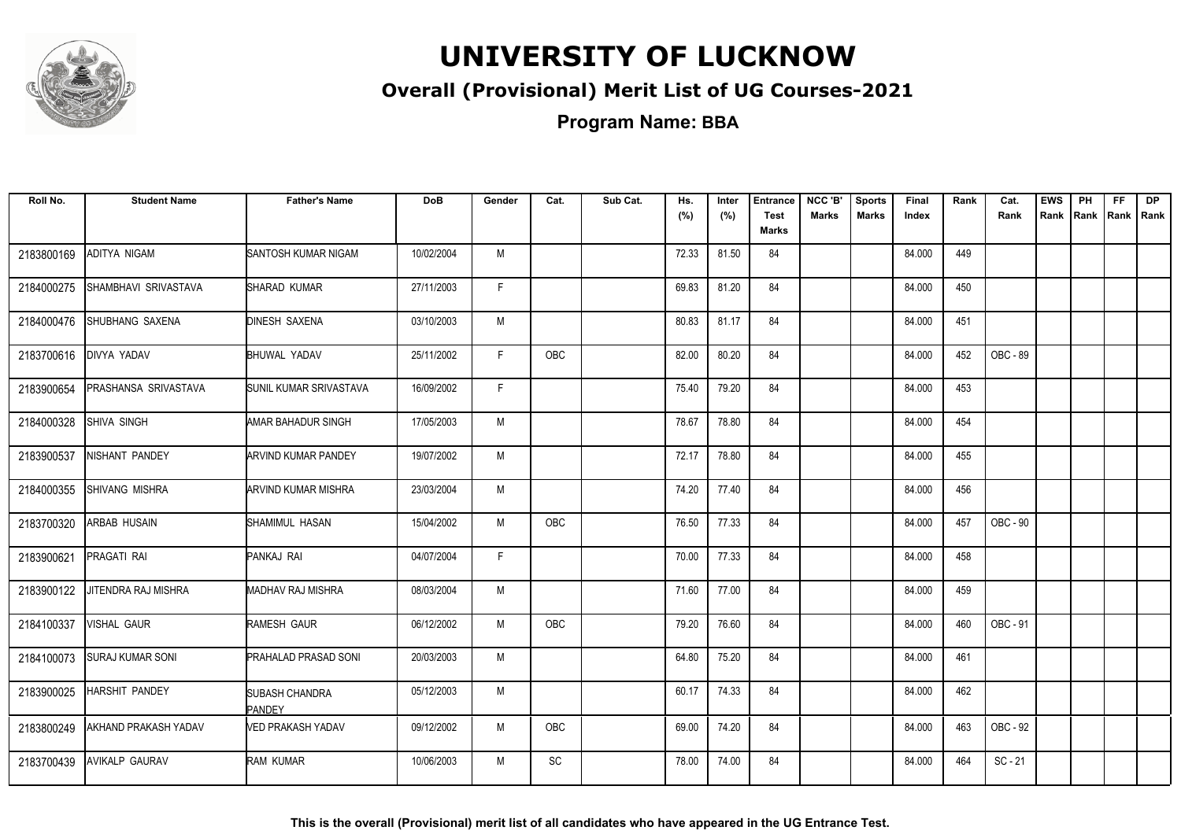# UNIVERSITY OF LUCKNOW

## Overall (Provisional) Merit List of UG Courses-2021

**Program Name: BBA**

| Roll No. | Student Name | Father's Name | DoB | Gender | Cat. | Sub Cat. | Hs. (%) | Inter (%) | Entrance Test Marks | NCC 'B' Marks | Sports Marks | Final Index | Rank | Cat. Rank | EWS Rank | PH Rank | FF Rank | DP Rank |
|---|---|---|---|---|---|---|---|---|---|---|---|---|---|---|---|---|---|---|
| 2183800169 | ADITYA NIGAM | SANTOSH KUMAR NIGAM | 10/02/2004 | M | | | 72.33 | 81.50 | 84 | | | 84.000 | 449 | | | | | |
| 2184000275 | SHAMBHAVI SRIVASTAVA | SHARAD KUMAR | 27/11/2003 | F | | | 69.83 | 81.20 | 84 | | | 84.000 | 450 | | | | | |
| 2184000476 | SHUBHANG SAXENA | DINESH SAXENA | 03/10/2003 | M | | | 80.83 | 81.17 | 84 | | | 84.000 | 451 | | | | | |
| 2183700616 | DIVYA YADAV | BHUWAL YADAV | 25/11/2002 | F | OBC | | 82.00 | 80.20 | 84 | | | 84.000 | 452 | OBC - 89 | | | | |
| 2183900654 | PRASHANSA SRIVASTAVA | SUNIL KUMAR SRIVASTAVA | 16/09/2002 | F | | | 75.40 | 79.20 | 84 | | | 84.000 | 453 | | | | | |
| 2184000328 | SHIVA SINGH | AMAR BAHADUR SINGH | 17/05/2003 | M | | | 78.67 | 78.80 | 84 | | | 84.000 | 454 | | | | | |
| 2183900537 | NISHANT PANDEY | ARVIND KUMAR PANDEY | 19/07/2002 | M | | | 72.17 | 78.80 | 84 | | | 84.000 | 455 | | | | | |
| 2184000355 | SHIVANG MISHRA | ARVIND KUMAR MISHRA | 23/03/2004 | M | | | 74.20 | 77.40 | 84 | | | 84.000 | 456 | | | | | |
| 2183700320 | ARBAB HUSAIN | SHAMIMUL HASAN | 15/04/2002 | M | OBC | | 76.50 | 77.33 | 84 | | | 84.000 | 457 | OBC - 90 | | | | |
| 2183900621 | PRAGATI RAI | PANKAJ RAI | 04/07/2004 | F | | | 70.00 | 77.33 | 84 | | | 84.000 | 458 | | | | | |
| 2183900122 | JITENDRA RAJ MISHRA | MADHAV RAJ MISHRA | 08/03/2004 | M | | | 71.60 | 77.00 | 84 | | | 84.000 | 459 | | | | | |
| 2184100337 | VISHAL GAUR | RAMESH GAUR | 06/12/2002 | M | OBC | | 79.20 | 76.60 | 84 | | | 84.000 | 460 | OBC - 91 | | | | |
| 2184100073 | SURAJ KUMAR SONI | PRAHALAD PRASAD SONI | 20/03/2003 | M | | | 64.80 | 75.20 | 84 | | | 84.000 | 461 | | | | | |
| 2183900025 | HARSHIT PANDEY | SUBASH CHANDRA PANDEY | 05/12/2003 | M | | | 60.17 | 74.33 | 84 | | | 84.000 | 462 | | | | | |
| 2183800249 | AKHAND PRAKASH YADAV | VED PRAKASH YADAV | 09/12/2002 | M | OBC | | 69.00 | 74.20 | 84 | | | 84.000 | 463 | OBC - 92 | | | | |
| 2183700439 | AVIKALP GAURAV | RAM KUMAR | 10/06/2003 | M | SC | | 78.00 | 74.00 | 84 | | | 84.000 | 464 | SC - 21 | | | | |

**This is the overall (Provisional) merit list of all candidates who have appeared in the UG Entrance Test.**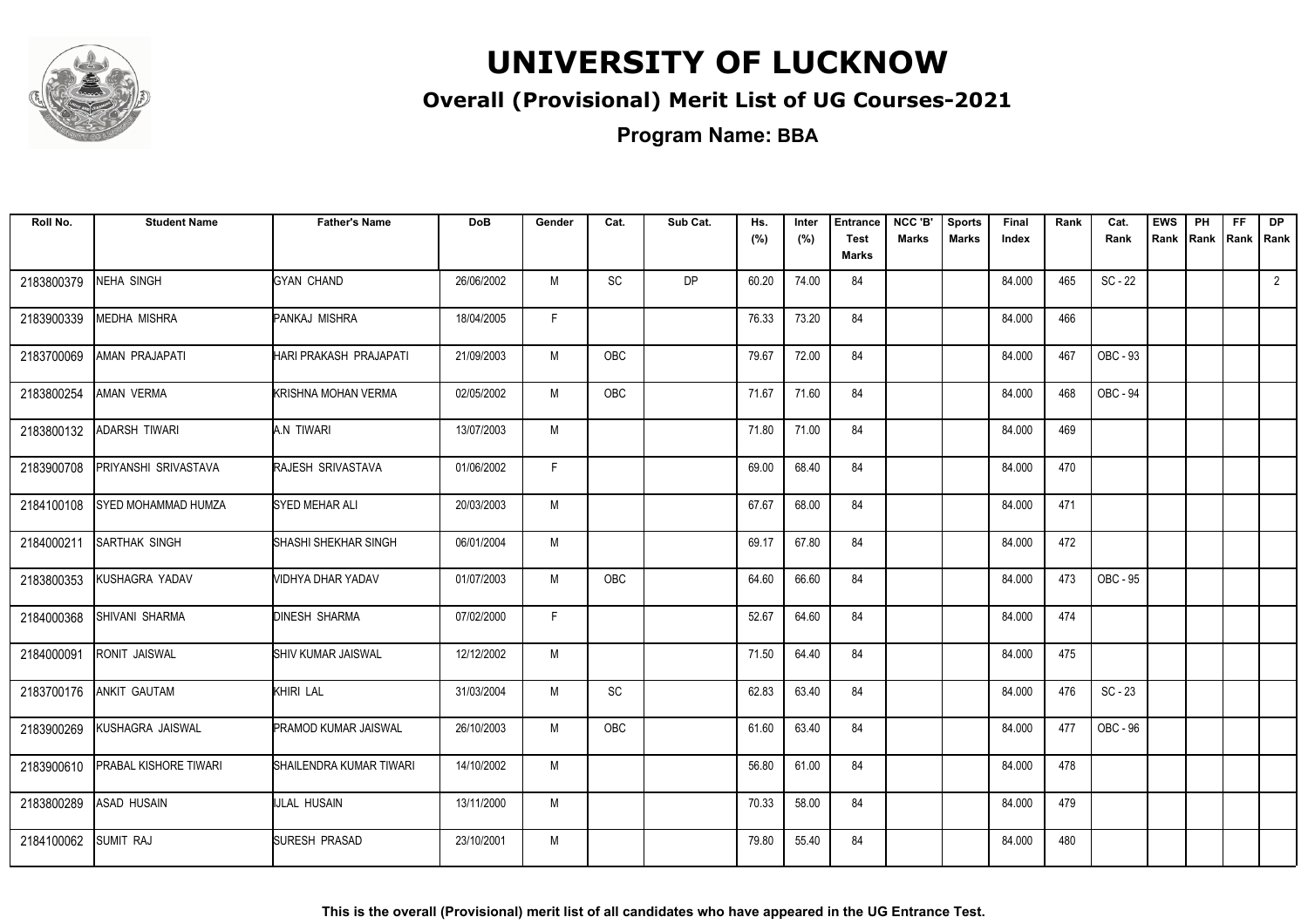# UNIVERSITY OF LUCKNOW

## Overall (Provisional) Merit List of UG Courses-2021

### Program Name: BBA

| Roll No. | Student Name | Father's Name | DoB | Gender | Cat. | Sub Cat. | Hs. (%) | Inter (%) | Entrance Test Marks | NCC 'B' Marks | Sports Marks | Final Index | Rank | Cat. Rank | EWS Rank | PH Rank | FF Rank | DP Rank |
|---|---|---|---|---|---|---|---|---|---|---|---|---|---|---|---|---|---|---|
| 2183800379 | NEHA SINGH | GYAN CHAND | 26/06/2002 | M | SC | DP | 60.20 | 74.00 | 84 | | | 84.000 | 465 | SC - 22 | | | | 2 |
| 2183900339 | MEDHA MISHRA | PANKAJ MISHRA | 18/04/2005 | F | | | 76.33 | 73.20 | 84 | | | 84.000 | 466 | | | | | |
| 2183700069 | AMAN PRAJAPATI | HARI PRAKASH PRAJAPATI | 21/09/2003 | M | OBC | | 79.67 | 72.00 | 84 | | | 84.000 | 467 | OBC - 93 | | | | |
| 2183800254 | AMAN VERMA | KRISHNA MOHAN VERMA | 02/05/2002 | M | OBC | | 71.67 | 71.60 | 84 | | | 84.000 | 468 | OBC - 94 | | | | |
| 2183800132 | ADARSH TIWARI | A.N TIWARI | 13/07/2003 | M | | | 71.80 | 71.00 | 84 | | | 84.000 | 469 | | | | | |
| 2183900708 | PRIYANSHI SRIVASTAVA | RAJESH SRIVASTAVA | 01/06/2002 | F | | | 69.00 | 68.40 | 84 | | | 84.000 | 470 | | | | | |
| 2184100108 | SYED MOHAMMAD HUMZA | SYED MEHAR ALI | 20/03/2003 | M | | | 67.67 | 68.00 | 84 | | | 84.000 | 471 | | | | | |
| 2184000211 | SARTHAK SINGH | SHASHI SHEKHAR SINGH | 06/01/2004 | M | | | 69.17 | 67.80 | 84 | | | 84.000 | 472 | | | | | |
| 2183800353 | KUSHAGRA YADAV | VIDHYA DHAR YADAV | 01/07/2003 | M | OBC | | 64.60 | 66.60 | 84 | | | 84.000 | 473 | OBC - 95 | | | | |
| 2184000368 | SHIVANI SHARMA | DINESH SHARMA | 07/02/2000 | F | | | 52.67 | 64.60 | 84 | | | 84.000 | 474 | | | | | |
| 2184000091 | RONIT JAISWAL | SHIV KUMAR JAISWAL | 12/12/2002 | M | | | 71.50 | 64.40 | 84 | | | 84.000 | 475 | | | | | |
| 2183700176 | ANKIT GAUTAM | KHIRI LAL | 31/03/2004 | M | SC | | 62.83 | 63.40 | 84 | | | 84.000 | 476 | SC - 23 | | | | |
| 2183900269 | KUSHAGRA JAISWAL | PRAMOD KUMAR JAISWAL | 26/10/2003 | M | OBC | | 61.60 | 63.40 | 84 | | | 84.000 | 477 | OBC - 96 | | | | |
| 2183900610 | PRABAL KISHORE TIWARI | SHAILENDRA KUMAR TIWARI | 14/10/2002 | M | | | 56.80 | 61.00 | 84 | | | 84.000 | 478 | | | | | |
| 2183800289 | ASAD HUSAIN | IJLAL HUSAIN | 13/11/2000 | M | | | 70.33 | 58.00 | 84 | | | 84.000 | 479 | | | | | |
| 2184100062 | SUMIT RAJ | SURESH PRASAD | 23/10/2001 | M | | | 79.80 | 55.40 | 84 | | | 84.000 | 480 | | | | | |

**This is the overall (Provisional) merit list of all candidates who have appeared in the UG Entrance Test.**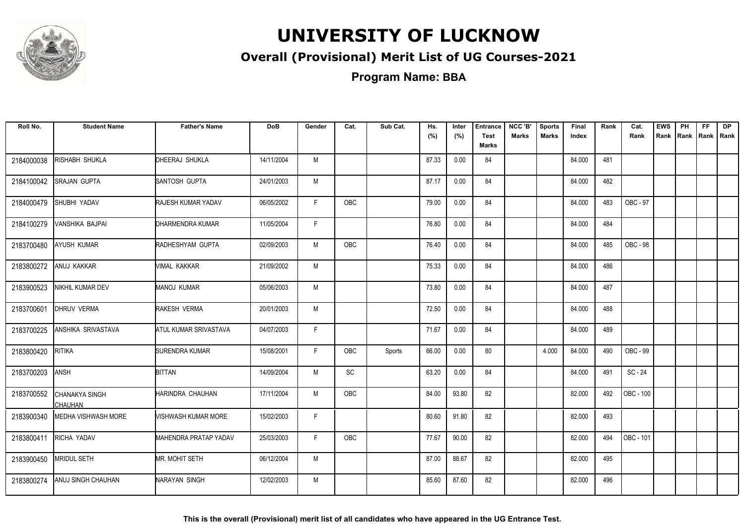# UNIVERSITY OF LUCKNOW

## Overall (Provisional) Merit List of UG Courses-2021

### Program Name: BBA

| Roll No. | Student Name | Father's Name | DoB | Gender | Cat. | Sub Cat. | Hs. (%) | Inter (%) | Entrance Test Marks | NCC 'B' Marks | Sports Marks | Final Index | Rank | Cat. Rank | EWS Rank | PH Rank | FF Rank | DP Rank |
|---|---|---|---|---|---|---|---|---|---|---|---|---|---|---|---|---|---|---|
| 2184000038 | RISHABH SHUKLA | DHEERAJ SHUKLA | 14/11/2004 | M | | | 87.33 | 0.00 | 84 | | | 84.000 | 481 | | | | | |
| 2184100042 | SRAJAN GUPTA | SANTOSH GUPTA | 24/01/2003 | M | | | 87.17 | 0.00 | 84 | | | 84.000 | 482 | | | | | |
| 2184000479 | SHUBHI YADAV | RAJESH KUMAR YADAV | 06/05/2002 | F | OBC | | 79.00 | 0.00 | 84 | | | 84.000 | 483 | OBC - 97 | | | | |
| 2184100279 | VANSHIKA BAJPAI | DHARMENDRA KUMAR | 11/05/2004 | F | | | 76.80 | 0.00 | 84 | | | 84.000 | 484 | | | | | |
| 2183700480 | AYUSH KUMAR | RADHESHYAM GUPTA | 02/09/2003 | M | OBC | | 76.40 | 0.00 | 84 | | | 84.000 | 485 | OBC - 98 | | | | |
| 2183800272 | ANUJ KAKKAR | VIMAL KAKKAR | 21/09/2002 | M | | | 75.33 | 0.00 | 84 | | | 84.000 | 486 | | | | | |
| 2183900523 | NIKHIL KUMAR DEV | MANOJ KUMAR | 05/06/2003 | M | | | 73.80 | 0.00 | 84 | | | 84.000 | 487 | | | | | |
| 2183700601 | DHRUV VERMA | RAKESH VERMA | 20/01/2003 | M | | | 72.50 | 0.00 | 84 | | | 84.000 | 488 | | | | | |
| 2183700225 | ANSHIKA SRIVASTAVA | ATUL KUMAR SRIVASTAVA | 04/07/2003 | F | | | 71.67 | 0.00 | 84 | | | 84.000 | 489 | | | | | |
| 2183800420 | RITIKA | SURENDRA KUMAR | 15/08/2001 | F | OBC | Sports | 66.00 | 0.00 | 80 | | 4.000 | 84.000 | 490 | OBC - 99 | | | | |
| 2183700203 | ANSH | BITTAN | 14/09/2004 | M | SC | | 63.20 | 0.00 | 84 | | | 84.000 | 491 | SC - 24 | | | | |
| 2183700552 | CHANAKYA SINGH CHAUHAN | HARINDRA CHAUHAN | 17/11/2004 | M | OBC | | 84.00 | 93.80 | 82 | | | 82.000 | 492 | OBC - 100 | | | | |
| 2183900340 | MEDHA VISHWASH MORE | VISHWASH KUMAR MORE | 15/02/2003 | F | | | 80.60 | 91.80 | 82 | | | 82.000 | 493 | | | | | |
| 2183800411 | RICHA YADAV | MAHENDRA PRATAP YADAV | 25/03/2003 | F | OBC | | 77.67 | 90.00 | 82 | | | 82.000 | 494 | OBC - 101 | | | | |
| 2183900450 | MRIDUL SETH | MR. MOHIT SETH | 06/12/2004 | M | | | 87.00 | 88.67 | 82 | | | 82.000 | 495 | | | | | |
| 2183800274 | ANUJ SINGH CHAUHAN | NARAYAN SINGH | 12/02/2003 | M | | | 85.60 | 87.60 | 82 | | | 82.000 | 496 | | | | | |

**This is the overall (Provisional) merit list of all candidates who have appeared in the UG Entrance Test.**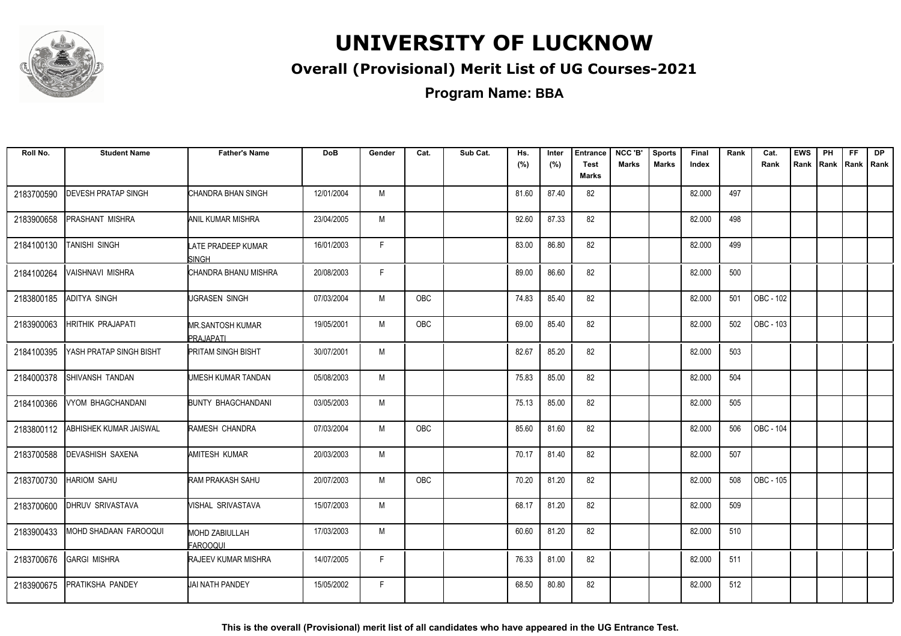# UNIVERSITY OF LUCKNOW

## Overall (Provisional) Merit List of UG Courses-2021

### Program Name: BBA

| Roll No. | Student Name | Father's Name | DoB | Gender | Cat. | Sub Cat. | Hs. (%) | Inter (%) | Entrance Test Marks | NCC 'B' Marks | Sports Marks | Final Index | Rank | Cat. Rank | EWS Rank | PH Rank | FF Rank | DP Rank |
|---|---|---|---|---|---|---|---|---|---|---|---|---|---|---|---|---|---|---|
| 2183700590 | DEVESH PRATAP SINGH | CHANDRA BHAN SINGH | 12/01/2004 | M | | | 81.60 | 87.40 | 82 | | | 82.000 | 497 | | | | | |
| 2183900658 | PRASHANT MISHRA | ANIL KUMAR MISHRA | 23/04/2005 | M | | | 92.60 | 87.33 | 82 | | | 82.000 | 498 | | | | | |
| 2184100130 | TANISHI SINGH | LATE PRADEEP KUMAR SINGH | 16/01/2003 | F | | | 83.00 | 86.80 | 82 | | | 82.000 | 499 | | | | | |
| 2184100264 | VAISHNAVI MISHRA | CHANDRA BHANU MISHRA | 20/08/2003 | F | | | 89.00 | 86.60 | 82 | | | 82.000 | 500 | | | | | |
| 2183800185 | ADITYA SINGH | UGRASEN SINGH | 07/03/2004 | M | OBC | | 74.83 | 85.40 | 82 | | | 82.000 | 501 | OBC - 102 | | | | |
| 2183900063 | HRITHIK PRAJAPATI | MR.SANTOSH KUMAR PRAJAPATI | 19/05/2001 | M | OBC | | 69.00 | 85.40 | 82 | | | 82.000 | 502 | OBC - 103 | | | | |
| 2184100395 | YASH PRATAP SINGH BISHT | PRITAM SINGH BISHT | 30/07/2001 | M | | | 82.67 | 85.20 | 82 | | | 82.000 | 503 | | | | | |
| 2184000378 | SHIVANSH TANDAN | UMESH KUMAR TANDAN | 05/08/2003 | M | | | 75.83 | 85.00 | 82 | | | 82.000 | 504 | | | | | |
| 2184100366 | VYOM BHAGCHANDANI | BUNTY BHAGCHANDANI | 03/05/2003 | M | | | 75.13 | 85.00 | 82 | | | 82.000 | 505 | | | | | |
| 2183800112 | ABHISHEK KUMAR JAISWAL | RAMESH CHANDRA | 07/03/2004 | M | OBC | | 85.60 | 81.60 | 82 | | | 82.000 | 506 | OBC - 104 | | | | |
| 2183700588 | DEVASHISH SAXENA | AMITESH KUMAR | 20/03/2003 | M | | | 70.17 | 81.40 | 82 | | | 82.000 | 507 | | | | | |
| 2183700730 | HARIOM SAHU | RAM PRAKASH SAHU | 20/07/2003 | M | OBC | | 70.20 | 81.20 | 82 | | | 82.000 | 508 | OBC - 105 | | | | |
| 2183700600 | DHRUV SRIVASTAVA | VISHAL SRIVASTAVA | 15/07/2003 | M | | | 68.17 | 81.20 | 82 | | | 82.000 | 509 | | | | | |
| 2183900433 | MOHD SHADAAN FAROOQUI | MOHD ZABIULLAH FAROOQUI | 17/03/2003 | M | | | 60.60 | 81.20 | 82 | | | 82.000 | 510 | | | | | |
| 2183700676 | GARGI MISHRA | RAJEEV KUMAR MISHRA | 14/07/2005 | F | | | 76.33 | 81.00 | 82 | | | 82.000 | 511 | | | | | |
| 2183900675 | PRATIKSHA PANDEY | JAI NATH PANDEY | 15/05/2002 | F | | | 68.50 | 80.80 | 82 | | | 82.000 | 512 | | | | | |

**This is the overall (Provisional) merit list of all candidates who have appeared in the UG Entrance Test.**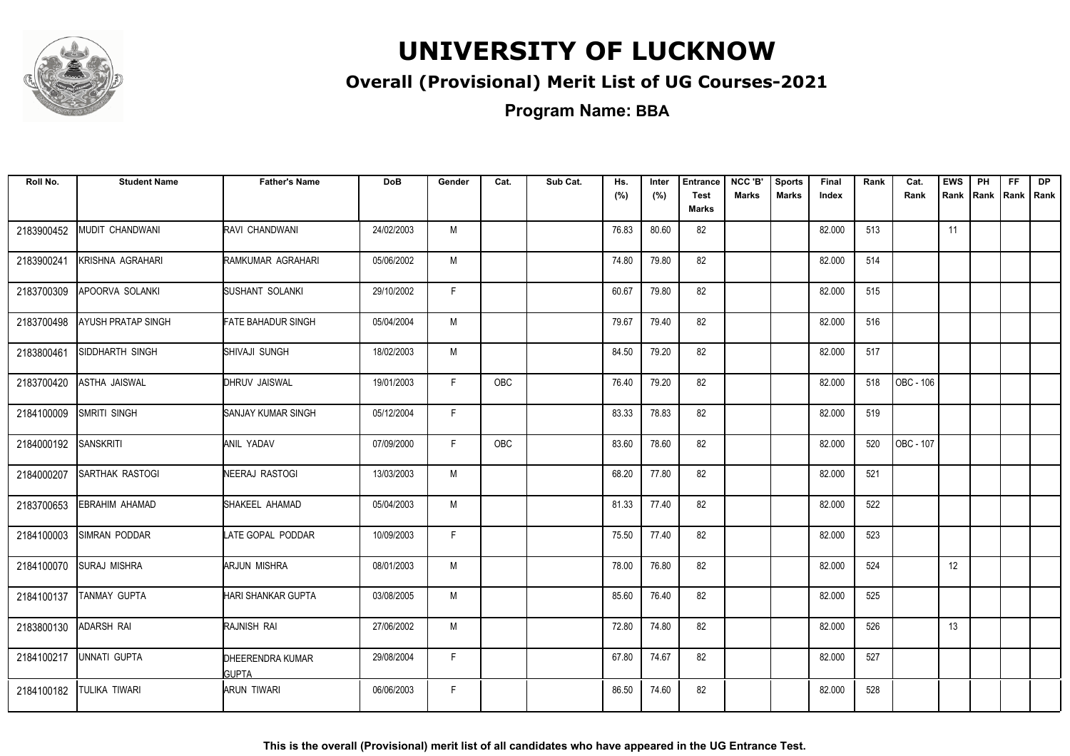# UNIVERSITY OF LUCKNOW

## Overall (Provisional) Merit List of UG Courses-2021

### Program Name: BBA

| Roll No. | Student Name | Father's Name | DoB | Gender | Cat. | Sub Cat. | Hs. (%) | Inter (%) | Entrance Test Marks | NCC 'B' Marks | Sports Marks | Final Index | Rank | Cat. Rank | EWS Rank | PH Rank | FF Rank | DP Rank |
|---|---|---|---|---|---|---|---|---|---|---|---|---|---|---|---|---|---|---|
| 2183900452 | MUDIT CHANDWANI | RAVI CHANDWANI | 24/02/2003 | M | | | 76.83 | 80.60 | 82 | | | 82.000 | 513 | | 11 | | | |
| 2183900241 | KRISHNA AGRAHARI | RAMKUMAR AGRAHARI | 05/06/2002 | M | | | 74.80 | 79.80 | 82 | | | 82.000 | 514 | | | | | |
| 2183700309 | APOORVA SOLANKI | SUSHANT SOLANKI | 29/10/2002 | F | | | 60.67 | 79.80 | 82 | | | 82.000 | 515 | | | | | |
| 2183700498 | AYUSH PRATAP SINGH | FATE BAHADUR SINGH | 05/04/2004 | M | | | 79.67 | 79.40 | 82 | | | 82.000 | 516 | | | | | |
| 2183800461 | SIDDHARTH SINGH | SHIVAJI SUNGH | 18/02/2003 | M | | | 84.50 | 79.20 | 82 | | | 82.000 | 517 | | | | | |
| 2183700420 | ASTHA JAISWAL | DHRUV JAISWAL | 19/01/2003 | F | OBC | | 76.40 | 79.20 | 82 | | | 82.000 | 518 | OBC - 106 | | | | |
| 2184100009 | SMRITI SINGH | SANJAY KUMAR SINGH | 05/12/2004 | F | | | 83.33 | 78.83 | 82 | | | 82.000 | 519 | | | | | |
| 2184000192 | SANSKRITI | ANIL YADAV | 07/09/2000 | F | OBC | | 83.60 | 78.60 | 82 | | | 82.000 | 520 | OBC - 107 | | | | |
| 2184000207 | SARTHAK RASTOGI | NEERAJ RASTOGI | 13/03/2003 | M | | | 68.20 | 77.80 | 82 | | | 82.000 | 521 | | | | | |
| 2183700653 | EBRAHIM AHAMAD | SHAKEEL AHAMAD | 05/04/2003 | M | | | 81.33 | 77.40 | 82 | | | 82.000 | 522 | | | | | |
| 2184100003 | SIMRAN PODDAR | LATE GOPAL PODDAR | 10/09/2003 | F | | | 75.50 | 77.40 | 82 | | | 82.000 | 523 | | | | | |
| 2184100070 | SURAJ MISHRA | ARJUN MISHRA | 08/01/2003 | M | | | 78.00 | 76.80 | 82 | | | 82.000 | 524 | | 12 | | | |
| 2184100137 | TANMAY GUPTA | HARI SHANKAR GUPTA | 03/08/2005 | M | | | 85.60 | 76.40 | 82 | | | 82.000 | 525 | | | | | |
| 2183800130 | ADARSH RAI | RAJNISH RAI | 27/06/2002 | M | | | 72.80 | 74.80 | 82 | | | 82.000 | 526 | | 13 | | | |
| 2184100217 | UNNATI GUPTA | DHEERENDRA KUMAR GUPTA | 29/08/2004 | F | | | 67.80 | 74.67 | 82 | | | 82.000 | 527 | | | | | |
| 2184100182 | TULIKA TIWARI | ARUN TIWARI | 06/06/2003 | F | | | 86.50 | 74.60 | 82 | | | 82.000 | 528 | | | | | |

**This is the overall (Provisional) merit list of all candidates who have appeared in the UG Entrance Test.**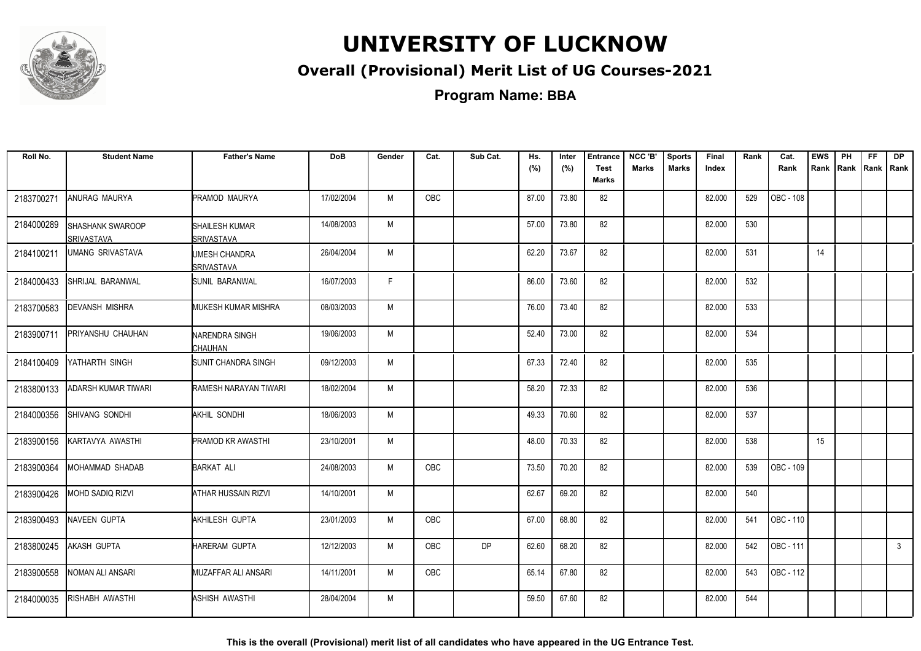# UNIVERSITY OF LUCKNOW

## Overall (Provisional) Merit List of UG Courses-2021

### Program Name: BBA

| Roll No. | Student Name | Father's Name | DoB | Gender | Cat. | Sub Cat. | Hs. (%) | Inter (%) | Entrance Test Marks | NCC 'B' Marks | Sports Marks | Final Index | Rank | Cat. Rank | EWS Rank | PH Rank | FF Rank | DP Rank |
|---|---|---|---|---|---|---|---|---|---|---|---|---|---|---|---|---|---|---|
| 2183700271 | ANURAG MAURYA | PRAMOD MAURYA | 17/02/2004 | M | OBC | | 87.00 | 73.80 | 82 | | | 82.000 | 529 | OBC - 108 | | | | |
| 2184000289 | SHASHANK SWAROOP SRIVASTAVA | SHAILESH KUMAR SRIVASTAVA | 14/08/2003 | M | | | 57.00 | 73.80 | 82 | | | 82.000 | 530 | | | | | |
| 2184100211 | UMANG SRIVASTAVA | UMESH CHANDRA SRIVASTAVA | 26/04/2004 | M | | | 62.20 | 73.67 | 82 | | | 82.000 | 531 | | 14 | | | |
| 2184000433 | SHRIJAL BARANWAL | SUNIL BARANWAL | 16/07/2003 | F | | | 86.00 | 73.60 | 82 | | | 82.000 | 532 | | | | | |
| 2183700583 | DEVANSH MISHRA | MUKESH KUMAR MISHRA | 08/03/2003 | M | | | 76.00 | 73.40 | 82 | | | 82.000 | 533 | | | | | |
| 2183900711 | PRIYANSHU CHAUHAN | NARENDRA SINGH CHAUHAN | 19/06/2003 | M | | | 52.40 | 73.00 | 82 | | | 82.000 | 534 | | | | | |
| 2184100409 | YATHARTH SINGH | SUNIT CHANDRA SINGH | 09/12/2003 | M | | | 67.33 | 72.40 | 82 | | | 82.000 | 535 | | | | | |
| 2183800133 | ADARSH KUMAR TIWARI | RAMESH NARAYAN TIWARI | 18/02/2004 | M | | | 58.20 | 72.33 | 82 | | | 82.000 | 536 | | | | | |
| 2184000356 | SHIVANG SONDHI | AKHIL SONDHI | 18/06/2003 | M | | | 49.33 | 70.60 | 82 | | | 82.000 | 537 | | | | | |
| 2183900156 | KARTAVYA AWASTHI | PRAMOD KR AWASTHI | 23/10/2001 | M | | | 48.00 | 70.33 | 82 | | | 82.000 | 538 | | 15 | | | |
| 2183900364 | MOHAMMAD SHADAB | BARKAT ALI | 24/08/2003 | M | OBC | | 73.50 | 70.20 | 82 | | | 82.000 | 539 | OBC - 109 | | | | |
| 2183900426 | MOHD SADIQ RIZVI | ATHAR HUSSAIN RIZVI | 14/10/2001 | M | | | 62.67 | 69.20 | 82 | | | 82.000 | 540 | | | | | |
| 2183900493 | NAVEEN GUPTA | AKHILESH GUPTA | 23/01/2003 | M | OBC | | 67.00 | 68.80 | 82 | | | 82.000 | 541 | OBC - 110 | | | | |
| 2183800245 | AKASH GUPTA | HARERAM GUPTA | 12/12/2003 | M | OBC | DP | 62.60 | 68.20 | 82 | | | 82.000 | 542 | OBC - 111 | | | | 3 |
| 2183900558 | NOMAN ALI ANSARI | MUZAFFAR ALI ANSARI | 14/11/2001 | M | OBC | | 65.14 | 67.80 | 82 | | | 82.000 | 543 | OBC - 112 | | | | |
| 2184000035 | RISHABH AWASTHI | ASHISH AWASTHI | 28/04/2004 | M | | | 59.50 | 67.60 | 82 | | | 82.000 | 544 | | | | | |

**This is the overall (Provisional) merit list of all candidates who have appeared in the UG Entrance Test.**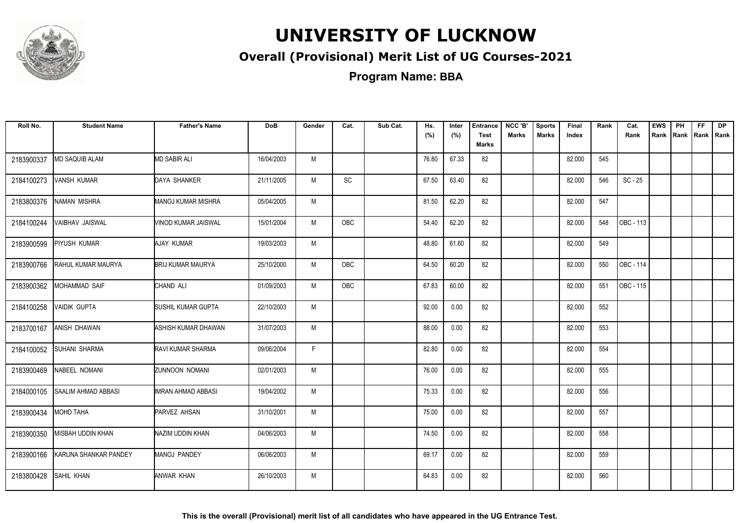# UNIVERSITY OF LUCKNOW

## Overall (Provisional) Merit List of UG Courses-2021

### Program Name: BBA

| Roll No. | Student Name | Father's Name | DoB | Gender | Cat. | Sub Cat. | Hs. (%) | Inter (%) | Entrance Test Marks | NCC 'B' Marks | Sports Marks | Final Index | Rank | Cat. Rank | EWS Rank | PH Rank | FF Rank | DP Rank |
|---|---|---|---|---|---|---|---|---|---|---|---|---|---|---|---|---|---|---|
| 2183900337 | MD SAQUIB ALAM | MD SABIR ALI | 16/04/2003 | M | | | 76.80 | 67.33 | 82 | | | 82.000 | 545 | | | | | |
| 2184100273 | VANSH KUMAR | DAYA SHANKER | 21/11/2005 | M | SC | | 67.50 | 63.40 | 82 | | | 82.000 | 546 | SC - 25 | | | | |
| 2183800376 | NAMAN MISHRA | MANOJ KUMAR MISHRA | 05/04/2005 | M | | | 81.50 | 62.20 | 82 | | | 82.000 | 547 | | | | | |
| 2184100244 | VAIBHAV JAISWAL | VINOD KUMAR JAISWAL | 15/01/2004 | M | OBC | | 54.40 | 62.20 | 82 | | | 82.000 | 548 | OBC - 113 | | | | |
| 2183900599 | PIYUSH KUMAR | AJAY KUMAR | 19/03/2003 | M | | | 48.80 | 61.60 | 82 | | | 82.000 | 549 | | | | | |
| 2183900766 | RAHUL KUMAR MAURYA | BRIJ KUMAR MAURYA | 25/10/2000 | M | OBC | | 64.50 | 60.20 | 82 | | | 82.000 | 550 | OBC - 114 | | | | |
| 2183900362 | MOHAMMAD SAIF | CHAND ALI | 01/09/2003 | M | OBC | | 67.83 | 60.00 | 82 | | | 82.000 | 551 | OBC - 115 | | | | |
| 2184100258 | VAIDIK GUPTA | SUSHIL KUMAR GUPTA | 22/10/2003 | M | | | 92.00 | 0.00 | 82 | | | 82.000 | 552 | | | | | |
| 2183700167 | ANISH DHAWAN | ASHISH KUMAR DHAWAN | 31/07/2003 | M | | | 88.00 | 0.00 | 82 | | | 82.000 | 553 | | | | | |
| 2184100052 | SUHANI SHARMA | RAVI KUMAR SHARMA | 09/06/2004 | F | | | 82.80 | 0.00 | 82 | | | 82.000 | 554 | | | | | |
| 2183900469 | NABEEL NOMANI | ZUNNOON NOMANI | 02/01/2003 | M | | | 76.00 | 0.00 | 82 | | | 82.000 | 555 | | | | | |
| 2184000105 | SAALIM AHMAD ABBASI | IMRAN AHMAD ABBASI | 19/04/2002 | M | | | 75.33 | 0.00 | 82 | | | 82.000 | 556 | | | | | |
| 2183900434 | MOHD TAHA | PARVEZ AHSAN | 31/10/2001 | M | | | 75.00 | 0.00 | 82 | | | 82.000 | 557 | | | | | |
| 2183900350 | MISBAH UDDIN KHAN | NAZIM UDDIN KHAN | 04/06/2003 | M | | | 74.50 | 0.00 | 82 | | | 82.000 | 558 | | | | | |
| 2183900166 | KARUNA SHANKAR PANDEY | MANOJ PANDEY | 06/06/2003 | M | | | 69.17 | 0.00 | 82 | | | 82.000 | 559 | | | | | |
| 2183800428 | SAHIL KHAN | ANWAR KHAN | 26/10/2003 | M | | | 64.83 | 0.00 | 82 | | | 82.000 | 560 | | | | | |

**This is the overall (Provisional) merit list of all candidates who have appeared in the UG Entrance Test.**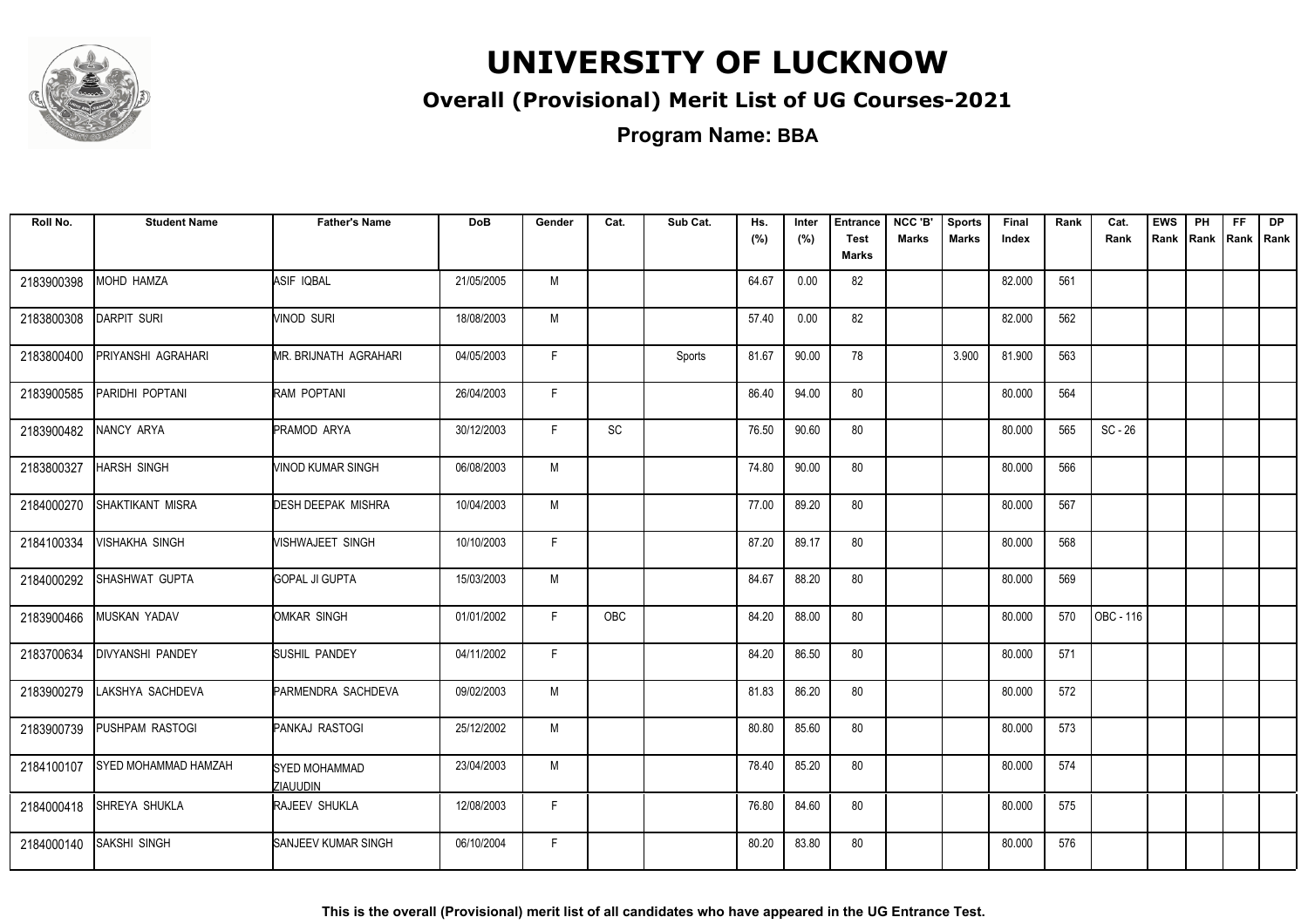# UNIVERSITY OF LUCKNOW

## Overall (Provisional) Merit List of UG Courses-2021

**Program Name: BBA**

| Roll No. | Student Name | Father's Name | DoB | Gender | Cat. | Sub Cat. | Hs. (%) | Inter (%) | Entrance Test Marks | NCC 'B' Marks | Sports Marks | Final Index | Rank | Cat. Rank | EWS Rank | PH Rank | FF Rank | DP Rank |
|---|---|---|---|---|---|---|---|---|---|---|---|---|---|---|---|---|---|---|
| 2183900398 | MOHD HAMZA | ASIF IQBAL | 21/05/2005 | M | | | 64.67 | 0.00 | 82 | | | 82.000 | 561 | | | | | |
| 2183800308 | DARPIT SURI | VINOD SURI | 18/08/2003 | M | | | 57.40 | 0.00 | 82 | | | 82.000 | 562 | | | | | |
| 2183800400 | PRIYANSHI AGRAHARI | MR. BRIJNATH AGRAHARI | 04/05/2003 | F | | Sports | 81.67 | 90.00 | 78 | | 3.900 | 81.900 | 563 | | | | | |
| 2183900585 | PARIDHI POPTANI | RAM POPTANI | 26/04/2003 | F | | | 86.40 | 94.00 | 80 | | | 80.000 | 564 | | | | | |
| 2183900482 | NANCY ARYA | PRAMOD ARYA | 30/12/2003 | F | SC | | 76.50 | 90.60 | 80 | | | 80.000 | 565 | SC - 26 | | | | |
| 2183800327 | HARSH SINGH | VINOD KUMAR SINGH | 06/08/2003 | M | | | 74.80 | 90.00 | 80 | | | 80.000 | 566 | | | | | |
| 2184000270 | SHAKTIKANT MISRA | DESH DEEPAK MISHRA | 10/04/2003 | M | | | 77.00 | 89.20 | 80 | | | 80.000 | 567 | | | | | |
| 2184100334 | VISHAKHA SINGH | VISHWAJEET SINGH | 10/10/2003 | F | | | 87.20 | 89.17 | 80 | | | 80.000 | 568 | | | | | |
| 2184000292 | SHASHWAT GUPTA | GOPAL JI GUPTA | 15/03/2003 | M | | | 84.67 | 88.20 | 80 | | | 80.000 | 569 | | | | | |
| 2183900466 | MUSKAN YADAV | OMKAR SINGH | 01/01/2002 | F | OBC | | 84.20 | 88.00 | 80 | | | 80.000 | 570 | OBC - 116 | | | | |
| 2183700634 | DIVYANSHI PANDEY | SUSHIL PANDEY | 04/11/2002 | F | | | 84.20 | 86.50 | 80 | | | 80.000 | 571 | | | | | |
| 2183900279 | LAKSHYA SACHDEVA | PARMENDRA SACHDEVA | 09/02/2003 | M | | | 81.83 | 86.20 | 80 | | | 80.000 | 572 | | | | | |
| 2183900739 | PUSHPAM RASTOGI | PANKAJ RASTOGI | 25/12/2002 | M | | | 80.80 | 85.60 | 80 | | | 80.000 | 573 | | | | | |
| 2184100107 | SYED MOHAMMAD HAMZAH | SYED MOHAMMAD ZIAUUDIN | 23/04/2003 | M | | | 78.40 | 85.20 | 80 | | | 80.000 | 574 | | | | | |
| 2184000418 | SHREYA SHUKLA | RAJEEV SHUKLA | 12/08/2003 | F | | | 76.80 | 84.60 | 80 | | | 80.000 | 575 | | | | | |
| 2184000140 | SAKSHI SINGH | SANJEEV KUMAR SINGH | 06/10/2004 | F | | | 80.20 | 83.80 | 80 | | | 80.000 | 576 | | | | | |

**This is the overall (Provisional) merit list of all candidates who have appeared in the UG Entrance Test.**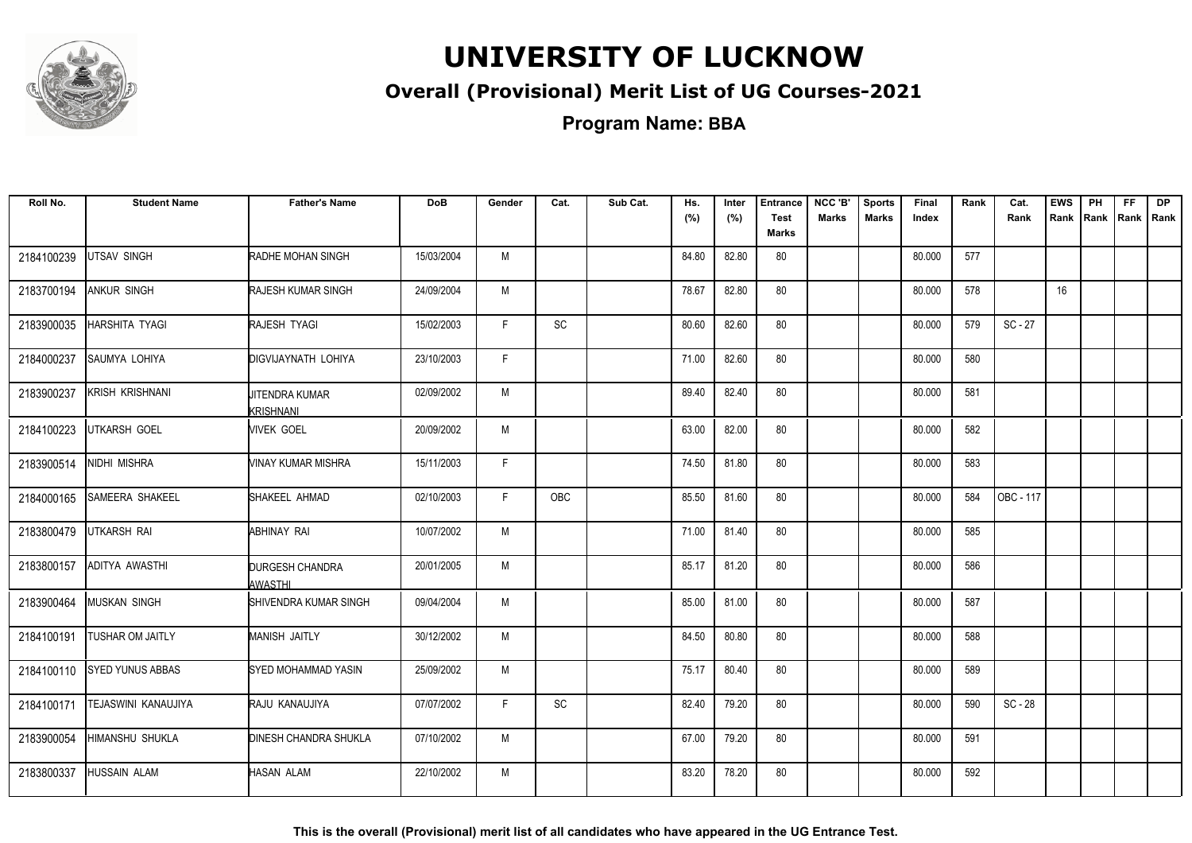# UNIVERSITY OF LUCKNOW

## Overall (Provisional) Merit List of UG Courses-2021

### Program Name: BBA

| Roll No. | Student Name | Father's Name | DoB | Gender | Cat. | Sub Cat. | Hs. (%) | Inter (%) | Entrance Test Marks | NCC 'B' Marks | Sports Marks | Final Index | Rank | Cat. Rank | EWS Rank | PH Rank | FF Rank | DP Rank |
|---|---|---|---|---|---|---|---|---|---|---|---|---|---|---|---|---|---|---|
| 2184100239 | UTSAV SINGH | RADHE MOHAN SINGH | 15/03/2004 | M | | | 84.80 | 82.80 | 80 | | | 80.000 | 577 | | | | | |
| 2183700194 | ANKUR SINGH | RAJESH KUMAR SINGH | 24/09/2004 | M | | | 78.67 | 82.80 | 80 | | | 80.000 | 578 | | 16 | | | |
| 2183900035 | HARSHITA TYAGI | RAJESH TYAGI | 15/02/2003 | F | SC | | 80.60 | 82.60 | 80 | | | 80.000 | 579 | SC - 27 | | | | |
| 2184000237 | SAUMYA LOHIYA | DIGVIJAYNATH LOHIYA | 23/10/2003 | F | | | 71.00 | 82.60 | 80 | | | 80.000 | 580 | | | | | |
| 2183900237 | KRISH KRISHNANI | JITENDRA KUMAR KRISHNANI | 02/09/2002 | M | | | 89.40 | 82.40 | 80 | | | 80.000 | 581 | | | | | |
| 2184100223 | UTKARSH GOEL | VIVEK GOEL | 20/09/2002 | M | | | 63.00 | 82.00 | 80 | | | 80.000 | 582 | | | | | |
| 2183900514 | NIDHI MISHRA | VINAY KUMAR MISHRA | 15/11/2003 | F | | | 74.50 | 81.80 | 80 | | | 80.000 | 583 | | | | | |
| 2184000165 | SAMEERA SHAKEEL | SHAKEEL AHMAD | 02/10/2003 | F | OBC | | 85.50 | 81.60 | 80 | | | 80.000 | 584 | OBC - 117 | | | | |
| 2183800479 | UTKARSH RAI | ABHINAY RAI | 10/07/2002 | M | | | 71.00 | 81.40 | 80 | | | 80.000 | 585 | | | | | |
| 2183800157 | ADITYA AWASTHI | DURGESH CHANDRA AWASTHI | 20/01/2005 | M | | | 85.17 | 81.20 | 80 | | | 80.000 | 586 | | | | | |
| 2183900464 | MUSKAN SINGH | SHIVENDRA KUMAR SINGH | 09/04/2004 | M | | | 85.00 | 81.00 | 80 | | | 80.000 | 587 | | | | | |
| 2184100191 | TUSHAR OM JAITLY | MANISH JAITLY | 30/12/2002 | M | | | 84.50 | 80.80 | 80 | | | 80.000 | 588 | | | | | |
| 2184100110 | SYED YUNUS ABBAS | SYED MOHAMMAD YASIN | 25/09/2002 | M | | | 75.17 | 80.40 | 80 | | | 80.000 | 589 | | | | | |
| 2184100171 | TEJASWINI KANAUJIYA | RAJU KANAUJIYA | 07/07/2002 | F | SC | | 82.40 | 79.20 | 80 | | | 80.000 | 590 | SC - 28 | | | | |
| 2183900054 | HIMANSHU SHUKLA | DINESH CHANDRA SHUKLA | 07/10/2002 | M | | | 67.00 | 79.20 | 80 | | | 80.000 | 591 | | | | | |
| 2183800337 | HUSSAIN ALAM | HASAN ALAM | 22/10/2002 | M | | | 83.20 | 78.20 | 80 | | | 80.000 | 592 | | | | | |

**This is the overall (Provisional) merit list of all candidates who have appeared in the UG Entrance Test.**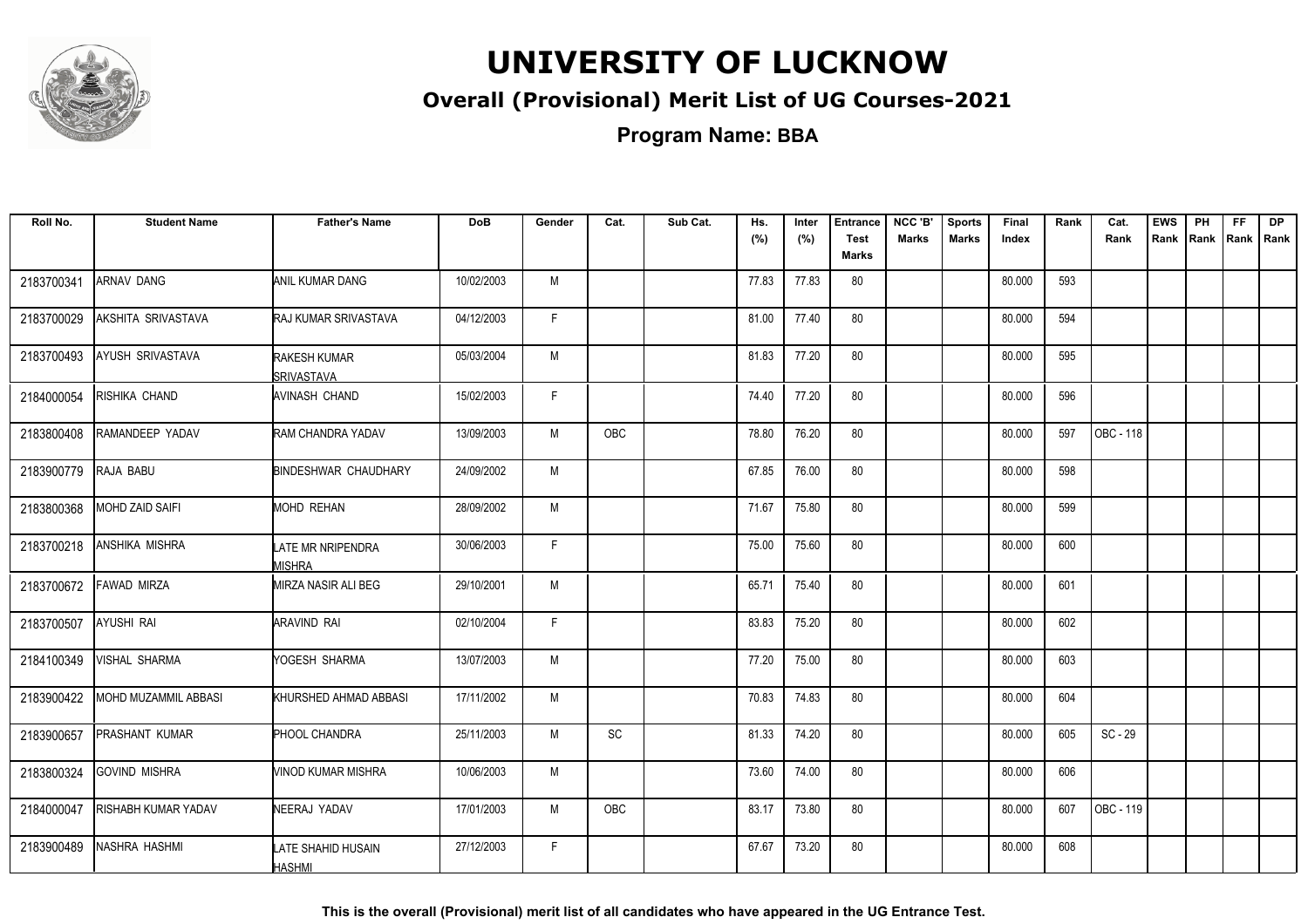# UNIVERSITY OF LUCKNOW

## Overall (Provisional) Merit List of UG Courses-2021

### Program Name: BBA

| Roll No. | Student Name | Father's Name | DoB | Gender | Cat. | Sub Cat. | Hs. (%) | Inter (%) | Entrance Test Marks | NCC 'B' Marks | Sports Marks | Final Index | Rank | Cat. Rank | EWS Rank | PH Rank | FF Rank | DP Rank |
|---|---|---|---|---|---|---|---|---|---|---|---|---|---|---|---|---|---|---|
| 2183700341 | ARNAV DANG | ANIL KUMAR DANG | 10/02/2003 | M | | | 77.83 | 77.83 | 80 | | | 80.000 | 593 | | | | | |
| 2183700029 | AKSHITA SRIVASTAVA | RAJ KUMAR SRIVASTAVA | 04/12/2003 | F | | | 81.00 | 77.40 | 80 | | | 80.000 | 594 | | | | | |
| 2183700493 | AYUSH SRIVASTAVA | RAKESH KUMAR SRIVASTAVA | 05/03/2004 | M | | | 81.83 | 77.20 | 80 | | | 80.000 | 595 | | | | | |
| 2184000054 | RISHIKA CHAND | AVINASH CHAND | 15/02/2003 | F | | | 74.40 | 77.20 | 80 | | | 80.000 | 596 | | | | | |
| 2183800408 | RAMANDEEP YADAV | RAM CHANDRA YADAV | 13/09/2003 | M | OBC | | 78.80 | 76.20 | 80 | | | 80.000 | 597 | OBC - 118 | | | | |
| 2183900779 | RAJA BABU | BINDESHWAR CHAUDHARY | 24/09/2002 | M | | | 67.85 | 76.00 | 80 | | | 80.000 | 598 | | | | | |
| 2183800368 | MOHD ZAID SAIFI | MOHD REHAN | 28/09/2002 | M | | | 71.67 | 75.80 | 80 | | | 80.000 | 599 | | | | | |
| 2183700218 | ANSHIKA MISHRA | LATE MR NRIPENDRA MISHRA | 30/06/2003 | F | | | 75.00 | 75.60 | 80 | | | 80.000 | 600 | | | | | |
| 2183700672 | FAWAD MIRZA | MIRZA NASIR ALI BEG | 29/10/2001 | M | | | 65.71 | 75.40 | 80 | | | 80.000 | 601 | | | | | |
| 2183700507 | AYUSHI RAI | ARAVIND RAI | 02/10/2004 | F | | | 83.83 | 75.20 | 80 | | | 80.000 | 602 | | | | | |
| 2184100349 | VISHAL SHARMA | YOGESH SHARMA | 13/07/2003 | M | | | 77.20 | 75.00 | 80 | | | 80.000 | 603 | | | | | |
| 2183900422 | MOHD MUZAMMIL ABBASI | KHURSHED AHMAD ABBASI | 17/11/2002 | M | | | 70.83 | 74.83 | 80 | | | 80.000 | 604 | | | | | |
| 2183900657 | PRASHANT KUMAR | PHOOL CHANDRA | 25/11/2003 | M | SC | | 81.33 | 74.20 | 80 | | | 80.000 | 605 | SC - 29 | | | | |
| 2183800324 | GOVIND MISHRA | VINOD KUMAR MISHRA | 10/06/2003 | M | | | 73.60 | 74.00 | 80 | | | 80.000 | 606 | | | | | |
| 2184000047 | RISHABH KUMAR YADAV | NEERAJ YADAV | 17/01/2003 | M | OBC | | 83.17 | 73.80 | 80 | | | 80.000 | 607 | OBC - 119 | | | | |
| 2183900489 | NASHRA HASHMI | LATE SHAHID HUSAIN HASHMI | 27/12/2003 | F | | | 67.67 | 73.20 | 80 | | | 80.000 | 608 | | | | | |

**This is the overall (Provisional) merit list of all candidates who have appeared in the UG Entrance Test.**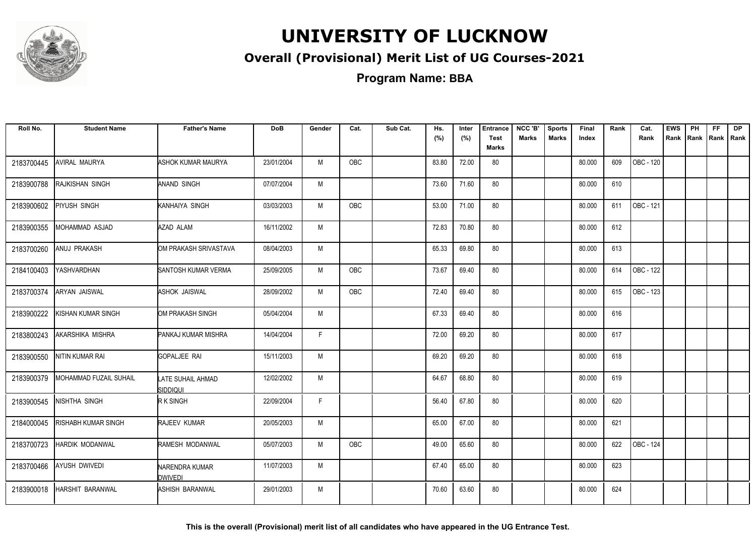# UNIVERSITY OF LUCKNOW

## Overall (Provisional) Merit List of UG Courses-2021

**Program Name: BBA**

| Roll No. | Student Name | Father's Name | DoB | Gender | Cat. | Sub Cat. | Hs. (%) | Inter (%) | Entrance Test Marks | NCC 'B' Marks | Sports Marks | Final Index | Rank | Cat. Rank | EWS Rank | PH Rank | FF Rank | DP Rank |
|---|---|---|---|---|---|---|---|---|---|---|---|---|---|---|---|---|---|---|
| 2183700445 | AVIRAL MAURYA | ASHOK KUMAR MAURYA | 23/01/2004 | M | OBC | | 83.80 | 72.00 | 80 | | | 80.000 | 609 | OBC - 120 | | | | |
| 2183900788 | RAJKISHAN SINGH | ANAND SINGH | 07/07/2004 | M | | | 73.60 | 71.60 | 80 | | | 80.000 | 610 | | | | | |
| 2183900602 | PIYUSH SINGH | KANHAIYA SINGH | 03/03/2003 | M | OBC | | 53.00 | 71.00 | 80 | | | 80.000 | 611 | OBC - 121 | | | | |
| 2183900355 | MOHAMMAD ASJAD | AZAD ALAM | 16/11/2002 | M | | | 72.83 | 70.80 | 80 | | | 80.000 | 612 | | | | | |
| 2183700260 | ANUJ PRAKASH | OM PRAKASH SRIVASTAVA | 08/04/2003 | M | | | 65.33 | 69.80 | 80 | | | 80.000 | 613 | | | | | |
| 2184100403 | YASHVARDHAN | SANTOSH KUMAR VERMA | 25/09/2005 | M | OBC | | 73.67 | 69.40 | 80 | | | 80.000 | 614 | OBC - 122 | | | | |
| 2183700374 | ARYAN JAISWAL | ASHOK JAISWAL | 28/09/2002 | M | OBC | | 72.40 | 69.40 | 80 | | | 80.000 | 615 | OBC - 123 | | | | |
| 2183900222 | KISHAN KUMAR SINGH | OM PRAKASH SINGH | 05/04/2004 | M | | | 67.33 | 69.40 | 80 | | | 80.000 | 616 | | | | | |
| 2183800243 | AKARSHIKA MISHRA | PANKAJ KUMAR MISHRA | 14/04/2004 | F | | | 72.00 | 69.20 | 80 | | | 80.000 | 617 | | | | | |
| 2183900550 | NITIN KUMAR RAI | GOPALJEE RAI | 15/11/2003 | M | | | 69.20 | 69.20 | 80 | | | 80.000 | 618 | | | | | |
| 2183900379 | MOHAMMAD FUZAIL SUHAIL | LATE SUHAIL AHMAD SIDDIQUI | 12/02/2002 | M | | | 64.67 | 68.80 | 80 | | | 80.000 | 619 | | | | | |
| 2183900545 | NISHTHA SINGH | R K SINGH | 22/09/2004 | F | | | 56.40 | 67.80 | 80 | | | 80.000 | 620 | | | | | |
| 2184000045 | RISHABH KUMAR SINGH | RAJEEV KUMAR | 20/05/2003 | M | | | 65.00 | 67.00 | 80 | | | 80.000 | 621 | | | | | |
| 2183700723 | HARDIK MODANWAL | RAMESH MODANWAL | 05/07/2003 | M | OBC | | 49.00 | 65.60 | 80 | | | 80.000 | 622 | OBC - 124 | | | | |
| 2183700466 | AYUSH DWIVEDI | NARENDRA KUMAR DWIVEDI | 11/07/2003 | M | | | 67.40 | 65.00 | 80 | | | 80.000 | 623 | | | | | |
| 2183900018 | HARSHIT BARANWAL | ASHISH BARANWAL | 29/01/2003 | M | | | 70.60 | 63.60 | 80 | | | 80.000 | 624 | | | | | |

**This is the overall (Provisional) merit list of all candidates who have appeared in the UG Entrance Test.**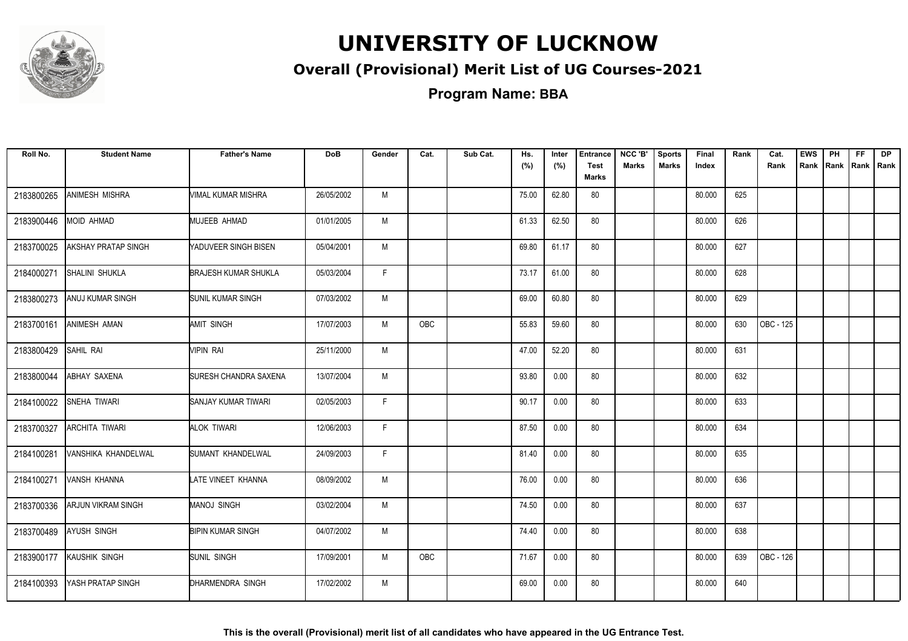# UNIVERSITY OF LUCKNOW

## Overall (Provisional) Merit List of UG Courses-2021

### Program Name: BBA

| Roll No. | Student Name | Father's Name | DoB | Gender | Cat. | Sub Cat. | Hs. (%) | Inter (%) | Entrance Test Marks | NCC 'B' Marks | Sports Marks | Final Index | Rank | Cat. Rank | EWS Rank | PH Rank | FF Rank | DP Rank |
|---|---|---|---|---|---|---|---|---|---|---|---|---|---|---|---|---|---|---|
| 2183800265 | ANIMESH MISHRA | VIMAL KUMAR MISHRA | 26/05/2002 | M | | | 75.00 | 62.80 | 80 | | | 80.000 | 625 | | | | | |
| 2183900446 | MOID AHMAD | MUJEEB AHMAD | 01/01/2005 | M | | | 61.33 | 62.50 | 80 | | | 80.000 | 626 | | | | | |
| 2183700025 | AKSHAY PRATAP SINGH | YADUVEER SINGH BISEN | 05/04/2001 | M | | | 69.80 | 61.17 | 80 | | | 80.000 | 627 | | | | | |
| 2184000271 | SHALINI SHUKLA | BRAJESH KUMAR SHUKLA | 05/03/2004 | F | | | 73.17 | 61.00 | 80 | | | 80.000 | 628 | | | | | |
| 2183800273 | ANUJ KUMAR SINGH | SUNIL KUMAR SINGH | 07/03/2002 | M | | | 69.00 | 60.80 | 80 | | | 80.000 | 629 | | | | | |
| 2183700161 | ANIMESH AMAN | AMIT SINGH | 17/07/2003 | M | OBC | | 55.83 | 59.60 | 80 | | | 80.000 | 630 | OBC - 125 | | | | |
| 2183800429 | SAHIL RAI | VIPIN RAI | 25/11/2000 | M | | | 47.00 | 52.20 | 80 | | | 80.000 | 631 | | | | | |
| 2183800044 | ABHAY SAXENA | SURESH CHANDRA SAXENA | 13/07/2004 | M | | | 93.80 | 0.00 | 80 | | | 80.000 | 632 | | | | | |
| 2184100022 | SNEHA TIWARI | SANJAY KUMAR TIWARI | 02/05/2003 | F | | | 90.17 | 0.00 | 80 | | | 80.000 | 633 | | | | | |
| 2183700327 | ARCHITA TIWARI | ALOK TIWARI | 12/06/2003 | F | | | 87.50 | 0.00 | 80 | | | 80.000 | 634 | | | | | |
| 2184100281 | VANSHIKA KHANDELWAL | SUMANT KHANDELWAL | 24/09/2003 | F | | | 81.40 | 0.00 | 80 | | | 80.000 | 635 | | | | | |
| 2184100271 | VANSH KHANNA | LATE VINEET KHANNA | 08/09/2002 | M | | | 76.00 | 0.00 | 80 | | | 80.000 | 636 | | | | | |
| 2183700336 | ARJUN VIKRAM SINGH | MANOJ SINGH | 03/02/2004 | M | | | 74.50 | 0.00 | 80 | | | 80.000 | 637 | | | | | |
| 2183700489 | AYUSH SINGH | BIPIN KUMAR SINGH | 04/07/2002 | M | | | 74.40 | 0.00 | 80 | | | 80.000 | 638 | | | | | |
| 2183900177 | KAUSHIK SINGH | SUNIL SINGH | 17/09/2001 | M | OBC | | 71.67 | 0.00 | 80 | | | 80.000 | 639 | OBC - 126 | | | | |
| 2184100393 | YASH PRATAP SINGH | DHARMENDRA SINGH | 17/02/2002 | M | | | 69.00 | 0.00 | 80 | | | 80.000 | 640 | | | | | |

**This is the overall (Provisional) merit list of all candidates who have appeared in the UG Entrance Test.**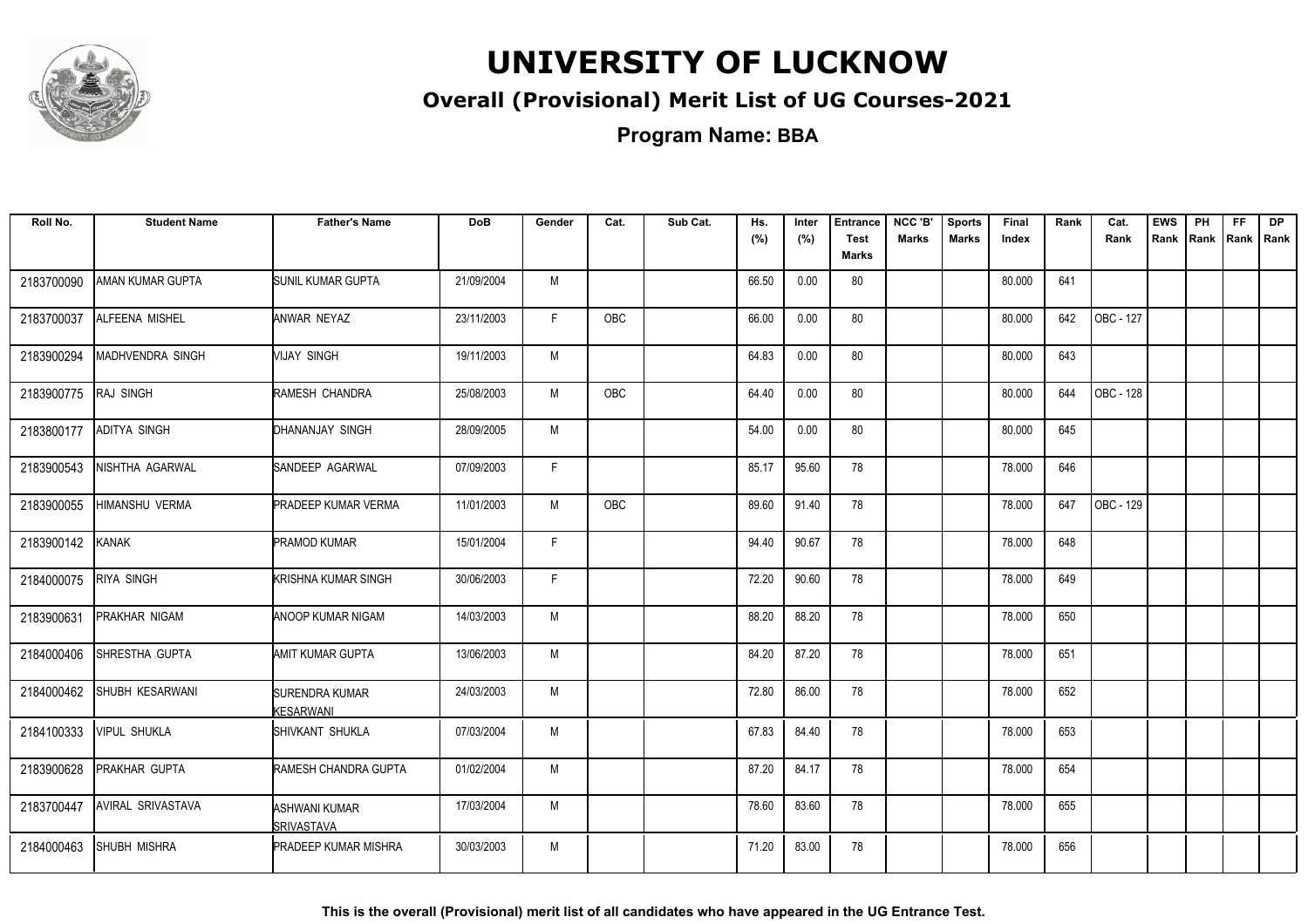# UNIVERSITY OF LUCKNOW

## Overall (Provisional) Merit List of UG Courses-2021

### Program Name: BBA

| Roll No. | Student Name | Father's Name | DoB | Gender | Cat. | Sub Cat. | Hs. (%) | Inter (%) | Entrance Test Marks | NCC 'B' Marks | Sports Marks | Final Index | Rank | Cat. Rank | EWS Rank | PH Rank | FF Rank | DP Rank |
|---|---|---|---|---|---|---|---|---|---|---|---|---|---|---|---|---|---|---|
| 2183700090 | AMAN KUMAR GUPTA | SUNIL KUMAR GUPTA | 21/09/2004 | M | | | 66.50 | 0.00 | 80 | | | 80.000 | 641 | | | | | |
| 2183700037 | ALFEENA MISHEL | ANWAR NEYAZ | 23/11/2003 | F | OBC | | 66.00 | 0.00 | 80 | | | 80.000 | 642 | OBC - 127 | | | | |
| 2183900294 | MADHVENDRA SINGH | VIJAY SINGH | 19/11/2003 | M | | | 64.83 | 0.00 | 80 | | | 80.000 | 643 | | | | | |
| 2183900775 | RAJ SINGH | RAMESH CHANDRA | 25/08/2003 | M | OBC | | 64.40 | 0.00 | 80 | | | 80.000 | 644 | OBC - 128 | | | | |
| 2183800177 | ADITYA SINGH | DHANANJAY SINGH | 28/09/2005 | M | | | 54.00 | 0.00 | 80 | | | 80.000 | 645 | | | | | |
| 2183900543 | NISHTHA AGARWAL | SANDEEP AGARWAL | 07/09/2003 | F | | | 85.17 | 95.60 | 78 | | | 78.000 | 646 | | | | | |
| 2183900055 | HIMANSHU VERMA | PRADEEP KUMAR VERMA | 11/01/2003 | M | OBC | | 89.60 | 91.40 | 78 | | | 78.000 | 647 | OBC - 129 | | | | |
| 2183900142 | KANAK | PRAMOD KUMAR | 15/01/2004 | F | | | 94.40 | 90.67 | 78 | | | 78.000 | 648 | | | | | |
| 2184000075 | RIYA SINGH | KRISHNA KUMAR SINGH | 30/06/2003 | F | | | 72.20 | 90.60 | 78 | | | 78.000 | 649 | | | | | |
| 2183900631 | PRAKHAR NIGAM | ANOOP KUMAR NIGAM | 14/03/2003 | M | | | 88.20 | 88.20 | 78 | | | 78.000 | 650 | | | | | |
| 2184000406 | SHRESTHA GUPTA | AMIT KUMAR GUPTA | 13/06/2003 | M | | | 84.20 | 87.20 | 78 | | | 78.000 | 651 | | | | | |
| 2184000462 | SHUBH KESARWANI | SURENDRA KUMAR KESARWANI | 24/03/2003 | M | | | 72.80 | 86.00 | 78 | | | 78.000 | 652 | | | | | |
| 2184100333 | VIPUL SHUKLA | SHIVKANT SHUKLA | 07/03/2004 | M | | | 67.83 | 84.40 | 78 | | | 78.000 | 653 | | | | | |
| 2183900628 | PRAKHAR GUPTA | RAMESH CHANDRA GUPTA | 01/02/2004 | M | | | 87.20 | 84.17 | 78 | | | 78.000 | 654 | | | | | |
| 2183700447 | AVIRAL SRIVASTAVA | ASHWANI KUMAR SRIVASTAVA | 17/03/2004 | M | | | 78.60 | 83.60 | 78 | | | 78.000 | 655 | | | | | |
| 2184000463 | SHUBH MISHRA | PRADEEP KUMAR MISHRA | 30/03/2003 | M | | | 71.20 | 83.00 | 78 | | | 78.000 | 656 | | | | | |

**This is the overall (Provisional) merit list of all candidates who have appeared in the UG Entrance Test.**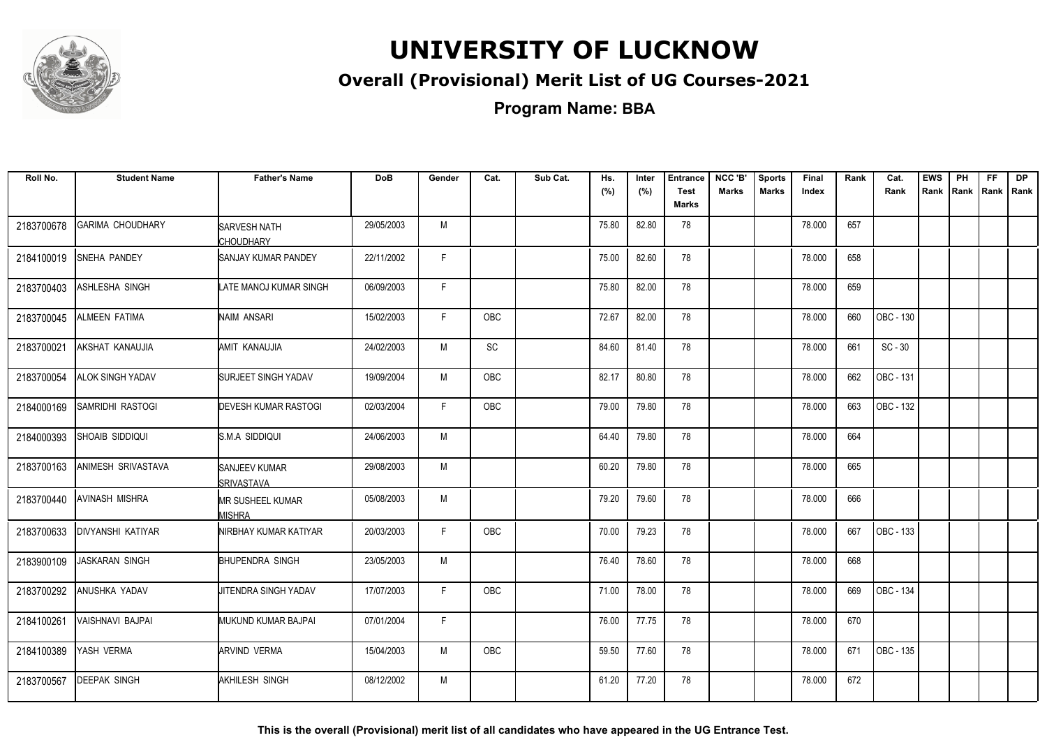# UNIVERSITY OF LUCKNOW

## Overall (Provisional) Merit List of UG Courses-2021

### Program Name: BBA

| Roll No. | Student Name | Father's Name | DoB | Gender | Cat. | Sub Cat. | Hs. (%) | Inter (%) | Entrance Test Marks | NCC 'B' Marks | Sports Marks | Final Index | Rank | Cat. Rank | EWS Rank | PH Rank | FF Rank | DP Rank |
|---|---|---|---|---|---|---|---|---|---|---|---|---|---|---|---|---|---|---|
| 2183700678 | GARIMA CHOUDHARY | SARVESH NATH CHOUDHARY | 29/05/2003 | M | | | 75.80 | 82.80 | 78 | | | 78.000 | 657 | | | | | |
| 2184100019 | SNEHA PANDEY | SANJAY KUMAR PANDEY | 22/11/2002 | F | | | 75.00 | 82.60 | 78 | | | 78.000 | 658 | | | | | |
| 2183700403 | ASHLESHA SINGH | LATE MANOJ KUMAR SINGH | 06/09/2003 | F | | | 75.80 | 82.00 | 78 | | | 78.000 | 659 | | | | | |
| 2183700045 | ALMEEN FATIMA | NAIM ANSARI | 15/02/2003 | F | OBC | | 72.67 | 82.00 | 78 | | | 78.000 | 660 | OBC - 130 | | | | |
| 2183700021 | AKSHAT KANAUJIA | AMIT KANAUJIA | 24/02/2003 | M | SC | | 84.60 | 81.40 | 78 | | | 78.000 | 661 | SC - 30 | | | | |
| 2183700054 | ALOK SINGH YADAV | SURJEET SINGH YADAV | 19/09/2004 | M | OBC | | 82.17 | 80.80 | 78 | | | 78.000 | 662 | OBC - 131 | | | | |
| 2184000169 | SAMRIDHI RASTOGI | DEVESH KUMAR RASTOGI | 02/03/2004 | F | OBC | | 79.00 | 79.80 | 78 | | | 78.000 | 663 | OBC - 132 | | | | |
| 2184000393 | SHOAIB SIDDIQUI | S.M.A SIDDIQUI | 24/06/2003 | M | | | 64.40 | 79.80 | 78 | | | 78.000 | 664 | | | | | |
| 2183700163 | ANIMESH SRIVASTAVA | SANJEEV KUMAR SRIVASTAVA | 29/08/2003 | M | | | 60.20 | 79.80 | 78 | | | 78.000 | 665 | | | | | |
| 2183700440 | AVINASH MISHRA | MR SUSHEEL KUMAR MISHRA | 05/08/2003 | M | | | 79.20 | 79.60 | 78 | | | 78.000 | 666 | | | | | |
| 2183700633 | DIVYANSHI KATIYAR | NIRBHAY KUMAR KATIYAR | 20/03/2003 | F | OBC | | 70.00 | 79.23 | 78 | | | 78.000 | 667 | OBC - 133 | | | | |
| 2183900109 | JASKARAN SINGH | BHUPENDRA SINGH | 23/05/2003 | M | | | 76.40 | 78.60 | 78 | | | 78.000 | 668 | | | | | |
| 2183700292 | ANUSHKA YADAV | JITENDRA SINGH YADAV | 17/07/2003 | F | OBC | | 71.00 | 78.00 | 78 | | | 78.000 | 669 | OBC - 134 | | | | |
| 2184100261 | VAISHNAVI BAJPAI | MUKUND KUMAR BAJPAI | 07/01/2004 | F | | | 76.00 | 77.75 | 78 | | | 78.000 | 670 | | | | | |
| 2184100389 | YASH VERMA | ARVIND VERMA | 15/04/2003 | M | OBC | | 59.50 | 77.60 | 78 | | | 78.000 | 671 | OBC - 135 | | | | |
| 2183700567 | DEEPAK SINGH | AKHILESH SINGH | 08/12/2002 | M | | | 61.20 | 77.20 | 78 | | | 78.000 | 672 | | | | | |

This is the overall (Provisional) merit list of all candidates who have appeared in the UG Entrance Test.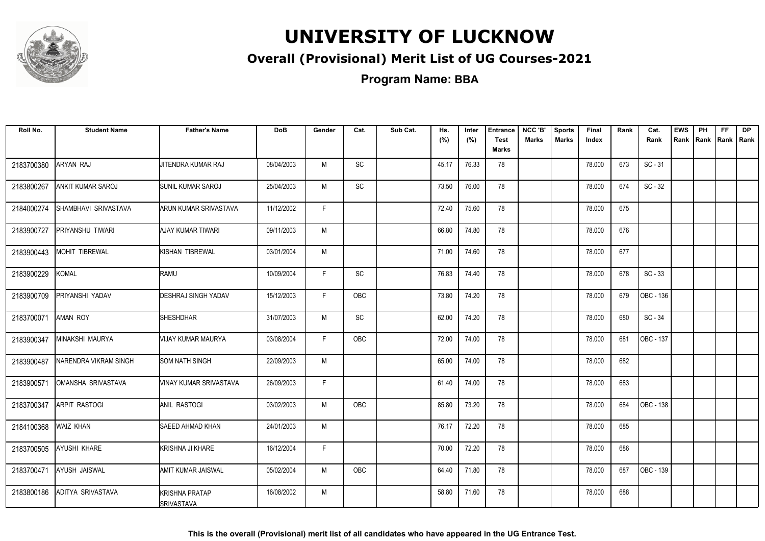# UNIVERSITY OF LUCKNOW

## Overall (Provisional) Merit List of UG Courses-2021

### Program Name: BBA

| Roll No. | Student Name | Father's Name | DoB | Gender | Cat. | Sub Cat. | Hs. (%) | Inter (%) | Entrance Test Marks | NCC 'B' Marks | Sports Marks | Final Index | Rank | Cat. Rank | EWS Rank | PH Rank | FF Rank | DP Rank |
|---|---|---|---|---|---|---|---|---|---|---|---|---|---|---|---|---|---|---|
| 2183700380 | ARYAN RAJ | JITENDRA KUMAR RAJ | 08/04/2003 | M | SC | | 45.17 | 76.33 | 78 | | | 78.000 | 673 | SC - 31 | | | | |
| 2183800267 | ANKIT KUMAR SAROJ | SUNIL KUMAR SAROJ | 25/04/2003 | M | SC | | 73.50 | 76.00 | 78 | | | 78.000 | 674 | SC - 32 | | | | |
| 2184000274 | SHAMBHAVI SRIVASTAVA | ARUN KUMAR SRIVASTAVA | 11/12/2002 | F | | | 72.40 | 75.60 | 78 | | | 78.000 | 675 | | | | | |
| 2183900727 | PRIYANSHU TIWARI | AJAY KUMAR TIWARI | 09/11/2003 | M | | | 66.80 | 74.80 | 78 | | | 78.000 | 676 | | | | | |
| 2183900443 | MOHIT TIBREWAL | KISHAN TIBREWAL | 03/01/2004 | M | | | 71.00 | 74.60 | 78 | | | 78.000 | 677 | | | | | |
| 2183900229 | KOMAL | RAMU | 10/09/2004 | F | SC | | 76.83 | 74.40 | 78 | | | 78.000 | 678 | SC - 33 | | | | |
| 2183900709 | PRIYANSHI YADAV | DESHRAJ SINGH YADAV | 15/12/2003 | F | OBC | | 73.80 | 74.20 | 78 | | | 78.000 | 679 | OBC - 136 | | | | |
| 2183700071 | AMAN ROY | SHESHDHAR | 31/07/2003 | M | SC | | 62.00 | 74.20 | 78 | | | 78.000 | 680 | SC - 34 | | | | |
| 2183900347 | MINAKSHI MAURYA | VIJAY KUMAR MAURYA | 03/08/2004 | F | OBC | | 72.00 | 74.00 | 78 | | | 78.000 | 681 | OBC - 137 | | | | |
| 2183900487 | NARENDRA VIKRAM SINGH | SOM NATH SINGH | 22/09/2003 | M | | | 65.00 | 74.00 | 78 | | | 78.000 | 682 | | | | | |
| 2183900571 | OMANSHA SRIVASTAVA | VINAY KUMAR SRIVASTAVA | 26/09/2003 | F | | | 61.40 | 74.00 | 78 | | | 78.000 | 683 | | | | | |
| 2183700347 | ARPIT RASTOGI | ANIL RASTOGI | 03/02/2003 | M | OBC | | 85.80 | 73.20 | 78 | | | 78.000 | 684 | OBC - 138 | | | | |
| 2184100368 | WAIZ KHAN | SAEED AHMAD KHAN | 24/01/2003 | M | | | 76.17 | 72.20 | 78 | | | 78.000 | 685 | | | | | |
| 2183700505 | AYUSHI KHARE | KRISHNA JI KHARE | 16/12/2004 | F | | | 70.00 | 72.20 | 78 | | | 78.000 | 686 | | | | | |
| 2183700471 | AYUSH JAISWAL | AMIT KUMAR JAISWAL | 05/02/2004 | M | OBC | | 64.40 | 71.80 | 78 | | | 78.000 | 687 | OBC - 139 | | | | |
| 2183800186 | ADITYA SRIVASTAVA | KRISHNA PRATAP SRIVASTAVA | 16/08/2002 | M | | | 58.80 | 71.60 | 78 | | | 78.000 | 688 | | | | | |

**This is the overall (Provisional) merit list of all candidates who have appeared in the UG Entrance Test.**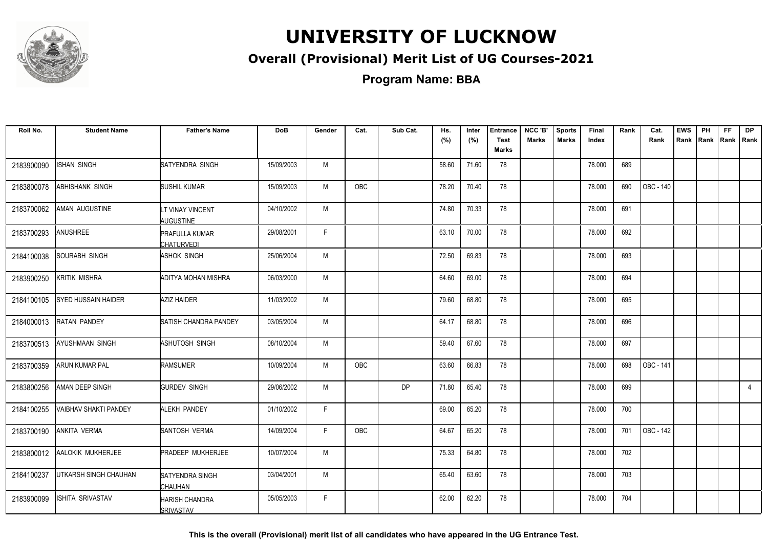# UNIVERSITY OF LUCKNOW

## Overall (Provisional) Merit List of UG Courses-2021

### Program Name: BBA

| Roll No. | Student Name | Father's Name | DoB | Gender | Cat. | Sub Cat. | Hs. (%) | Inter (%) | Entrance Test Marks | NCC 'B' Marks | Sports Marks | Final Index | Rank | Cat. Rank | EWS Rank | PH Rank | FF Rank | DP Rank |
|---|---|---|---|---|---|---|---|---|---|---|---|---|---|---|---|---|---|---|
| 2183900090 | ISHAN SINGH | SATYENDRA SINGH | 15/09/2003 | M | | | 58.60 | 71.60 | 78 | | | 78.000 | 689 | | | | | |
| 2183800078 | ABHISHANK SINGH | SUSHIL KUMAR | 15/09/2003 | M | OBC | | 78.20 | 70.40 | 78 | | | 78.000 | 690 | OBC - 140 | | | | |
| 2183700062 | AMAN AUGUSTINE | LT VINAY VINCENT AUGUSTINE | 04/10/2002 | M | | | 74.80 | 70.33 | 78 | | | 78.000 | 691 | | | | | |
| 2183700293 | ANUSHREE | PRAFULLA KUMAR CHATURVEDI | 29/08/2001 | F | | | 63.10 | 70.00 | 78 | | | 78.000 | 692 | | | | | |
| 2184100038 | SOURABH SINGH | ASHOK SINGH | 25/06/2004 | M | | | 72.50 | 69.83 | 78 | | | 78.000 | 693 | | | | | |
| 2183900250 | KRITIK MISHRA | ADITYA MOHAN MISHRA | 06/03/2000 | M | | | 64.60 | 69.00 | 78 | | | 78.000 | 694 | | | | | |
| 2184100105 | SYED HUSSAIN HAIDER | AZIZ HAIDER | 11/03/2002 | M | | | 79.60 | 68.80 | 78 | | | 78.000 | 695 | | | | | |
| 2184000013 | RATAN PANDEY | SATISH CHANDRA PANDEY | 03/05/2004 | M | | | 64.17 | 68.80 | 78 | | | 78.000 | 696 | | | | | |
| 2183700513 | AYUSHMAAN SINGH | ASHUTOSH SINGH | 08/10/2004 | M | | | 59.40 | 67.60 | 78 | | | 78.000 | 697 | | | | | |
| 2183700359 | ARUN KUMAR PAL | RAMSUMER | 10/09/2004 | M | OBC | | 63.60 | 66.83 | 78 | | | 78.000 | 698 | OBC - 141 | | | | |
| 2183800256 | AMAN DEEP SINGH | GURDEV SINGH | 29/06/2002 | M | | DP | 71.80 | 65.40 | 78 | | | 78.000 | 699 | | | | | 4 |
| 2184100255 | VAIBHAV SHAKTI PANDEY | ALEKH PANDEY | 01/10/2002 | F | | | 69.00 | 65.20 | 78 | | | 78.000 | 700 | | | | | |
| 2183700190 | ANKITA VERMA | SANTOSH VERMA | 14/09/2004 | F | OBC | | 64.67 | 65.20 | 78 | | | 78.000 | 701 | OBC - 142 | | | | |
| 2183800012 | AALOKIK MUKHERJEE | PRADEEP MUKHERJEE | 10/07/2004 | M | | | 75.33 | 64.80 | 78 | | | 78.000 | 702 | | | | | |
| 2184100237 | UTKARSH SINGH CHAUHAN | SATYENDRA SINGH CHAUHAN | 03/04/2001 | M | | | 65.40 | 63.60 | 78 | | | 78.000 | 703 | | | | | |
| 2183900099 | ISHITA SRIVASTAV | HARISH CHANDRA SRIVASTAV | 05/05/2003 | F | | | 62.00 | 62.20 | 78 | | | 78.000 | 704 | | | | | |

**This is the overall (Provisional) merit list of all candidates who have appeared in the UG Entrance Test.**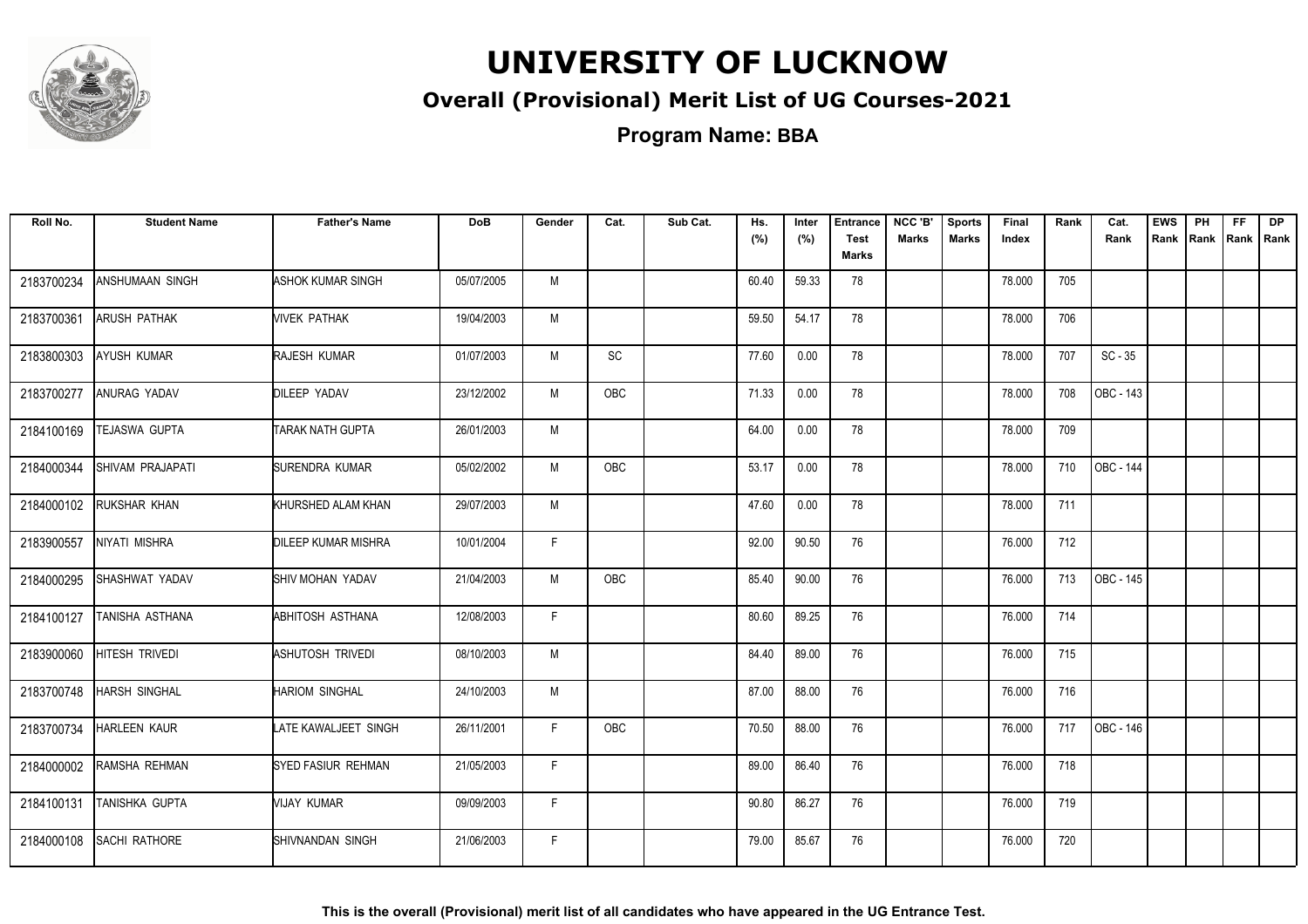# UNIVERSITY OF LUCKNOW

## Overall (Provisional) Merit List of UG Courses-2021

### Program Name: BBA

| Roll No. | Student Name | Father's Name | DoB | Gender | Cat. | Sub Cat. | Hs. (%) | Inter (%) | Entrance Test Marks | NCC 'B' Marks | Sports Marks | Final Index | Rank | Cat. Rank | EWS Rank | PH Rank | FF Rank | DP Rank |
|---|---|---|---|---|---|---|---|---|---|---|---|---|---|---|---|---|---|---|
| 2183700234 | ANSHUMAAN SINGH | ASHOK KUMAR SINGH | 05/07/2005 | M | | | 60.40 | 59.33 | 78 | | | 78.000 | 705 | | | | | |
| 2183700361 | ARUSH PATHAK | VIVEK PATHAK | 19/04/2003 | M | | | 59.50 | 54.17 | 78 | | | 78.000 | 706 | | | | | |
| 2183800303 | AYUSH KUMAR | RAJESH KUMAR | 01/07/2003 | M | SC | | 77.60 | 0.00 | 78 | | | 78.000 | 707 | SC - 35 | | | | |
| 2183700277 | ANURAG YADAV | DILEEP YADAV | 23/12/2002 | M | OBC | | 71.33 | 0.00 | 78 | | | 78.000 | 708 | OBC - 143 | | | | |
| 2184100169 | TEJASWA GUPTA | TARAK NATH GUPTA | 26/01/2003 | M | | | 64.00 | 0.00 | 78 | | | 78.000 | 709 | | | | | |
| 2184000344 | SHIVAM PRAJAPATI | SURENDRA KUMAR | 05/02/2002 | M | OBC | | 53.17 | 0.00 | 78 | | | 78.000 | 710 | OBC - 144 | | | | |
| 2184000102 | RUKSHAR KHAN | KHURSHED ALAM KHAN | 29/07/2003 | M | | | 47.60 | 0.00 | 78 | | | 78.000 | 711 | | | | | |
| 2183900557 | NIYATI MISHRA | DILEEP KUMAR MISHRA | 10/01/2004 | F | | | 92.00 | 90.50 | 76 | | | 76.000 | 712 | | | | | |
| 2184000295 | SHASHWAT YADAV | SHIV MOHAN YADAV | 21/04/2003 | M | OBC | | 85.40 | 90.00 | 76 | | | 76.000 | 713 | OBC - 145 | | | | |
| 2184100127 | TANISHA ASTHANA | ABHITOSH ASTHANA | 12/08/2003 | F | | | 80.60 | 89.25 | 76 | | | 76.000 | 714 | | | | | |
| 2183900060 | HITESH TRIVEDI | ASHUTOSH TRIVEDI | 08/10/2003 | M | | | 84.40 | 89.00 | 76 | | | 76.000 | 715 | | | | | |
| 2183700748 | HARSH SINGHAL | HARIOM SINGHAL | 24/10/2003 | M | | | 87.00 | 88.00 | 76 | | | 76.000 | 716 | | | | | |
| 2183700734 | HARLEEN KAUR | LATE KAWALJEET SINGH | 26/11/2001 | F | OBC | | 70.50 | 88.00 | 76 | | | 76.000 | 717 | OBC - 146 | | | | |
| 2184000002 | RAMSHA REHMAN | SYED FASIUR REHMAN | 21/05/2003 | F | | | 89.00 | 86.40 | 76 | | | 76.000 | 718 | | | | | |
| 2184100131 | TANISHKA GUPTA | VIJAY KUMAR | 09/09/2003 | F | | | 90.80 | 86.27 | 76 | | | 76.000 | 719 | | | | | |
| 2184000108 | SACHI RATHORE | SHIVNANDAN SINGH | 21/06/2003 | F | | | 79.00 | 85.67 | 76 | | | 76.000 | 720 | | | | | |

This is the overall (Provisional) merit list of all candidates who have appeared in the UG Entrance Test.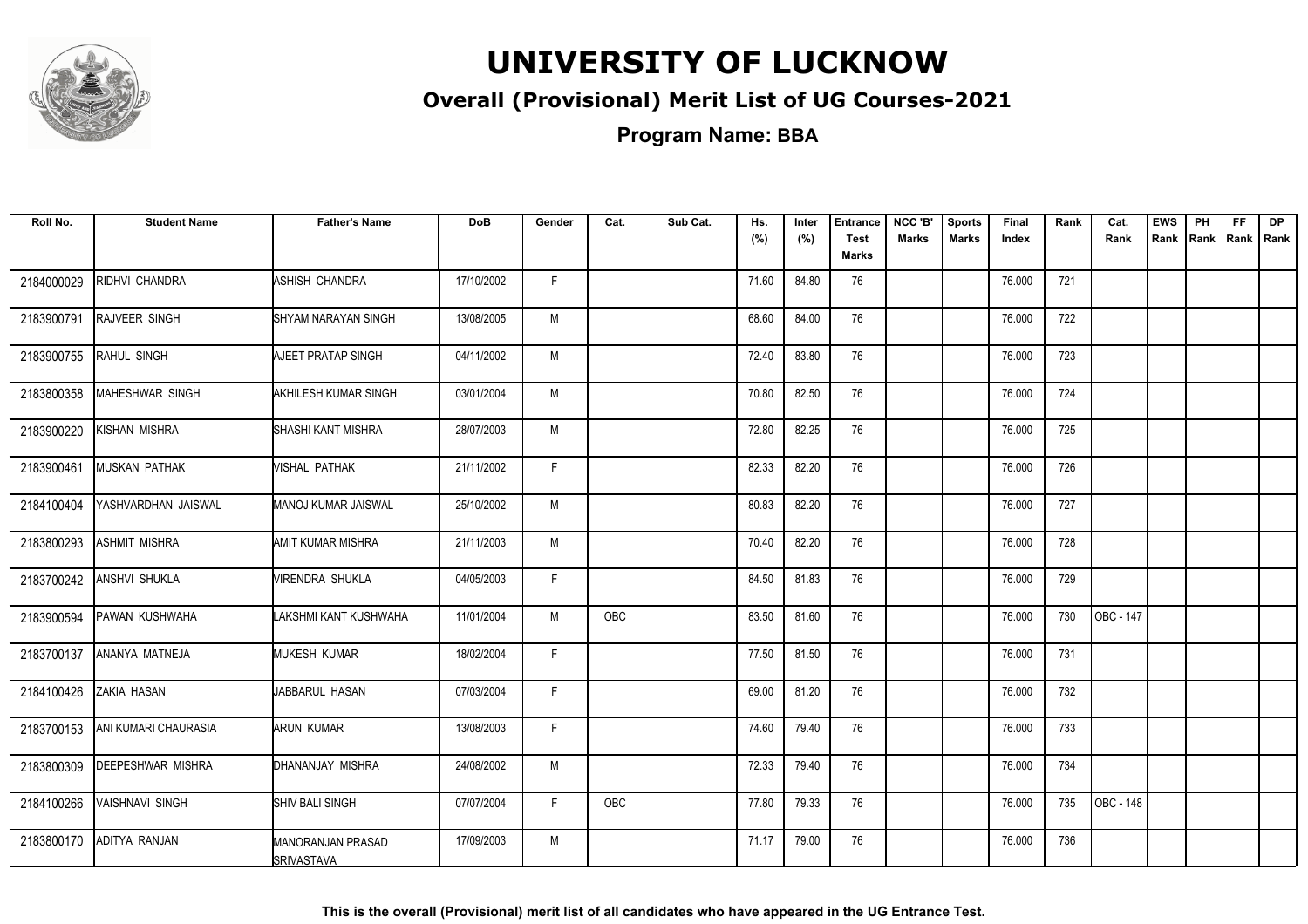# UNIVERSITY OF LUCKNOW

## Overall (Provisional) Merit List of UG Courses-2021

### Program Name: BBA

| Roll No. | Student Name | Father's Name | DoB | Gender | Cat. | Sub Cat. | Hs. (%) | Inter (%) | Entrance Test Marks | NCC 'B' Marks | Sports Marks | Final Index | Rank | Cat. Rank | EWS Rank | PH Rank | FF Rank | DP Rank |
|---|---|---|---|---|---|---|---|---|---|---|---|---|---|---|---|---|---|---|
| 2184000029 | RIDHVI CHANDRA | ASHISH CHANDRA | 17/10/2002 | F | | | 71.60 | 84.80 | 76 | | | 76.000 | 721 | | | | | |
| 2183900791 | RAJVEER SINGH | SHYAM NARAYAN SINGH | 13/08/2005 | M | | | 68.60 | 84.00 | 76 | | | 76.000 | 722 | | | | | |
| 2183900755 | RAHUL SINGH | AJEET PRATAP SINGH | 04/11/2002 | M | | | 72.40 | 83.80 | 76 | | | 76.000 | 723 | | | | | |
| 2183800358 | MAHESHWAR SINGH | AKHILESH KUMAR SINGH | 03/01/2004 | M | | | 70.80 | 82.50 | 76 | | | 76.000 | 724 | | | | | |
| 2183900220 | KISHAN MISHRA | SHASHI KANT MISHRA | 28/07/2003 | M | | | 72.80 | 82.25 | 76 | | | 76.000 | 725 | | | | | |
| 2183900461 | MUSKAN PATHAK | VISHAL PATHAK | 21/11/2002 | F | | | 82.33 | 82.20 | 76 | | | 76.000 | 726 | | | | | |
| 2184100404 | YASHVARDHAN JAISWAL | MANOJ KUMAR JAISWAL | 25/10/2002 | M | | | 80.83 | 82.20 | 76 | | | 76.000 | 727 | | | | | |
| 2183800293 | ASHMIT MISHRA | AMIT KUMAR MISHRA | 21/11/2003 | M | | | 70.40 | 82.20 | 76 | | | 76.000 | 728 | | | | | |
| 2183700242 | ANSHVI SHUKLA | VIRENDRA SHUKLA | 04/05/2003 | F | | | 84.50 | 81.83 | 76 | | | 76.000 | 729 | | | | | |
| 2183900594 | PAWAN KUSHWAHA | LAKSHMI KANT KUSHWAHA | 11/01/2004 | M | OBC | | 83.50 | 81.60 | 76 | | | 76.000 | 730 | OBC - 147 | | | | |
| 2183700137 | ANANYA MATNEJA | MUKESH KUMAR | 18/02/2004 | F | | | 77.50 | 81.50 | 76 | | | 76.000 | 731 | | | | | |
| 2184100426 | ZAKIA HASAN | JABBARUL HASAN | 07/03/2004 | F | | | 69.00 | 81.20 | 76 | | | 76.000 | 732 | | | | | |
| 2183700153 | ANI KUMARI CHAURASIA | ARUN KUMAR | 13/08/2003 | F | | | 74.60 | 79.40 | 76 | | | 76.000 | 733 | | | | | |
| 2183800309 | DEEPESHWAR MISHRA | DHANANJAY MISHRA | 24/08/2002 | M | | | 72.33 | 79.40 | 76 | | | 76.000 | 734 | | | | | |
| 2184100266 | VAISHNAVI SINGH | SHIV BALI SINGH | 07/07/2004 | F | OBC | | 77.80 | 79.33 | 76 | | | 76.000 | 735 | OBC - 148 | | | | |
| 2183800170 | ADITYA RANJAN | MANORANJAN PRASAD SRIVASTAVA | 17/09/2003 | M | | | 71.17 | 79.00 | 76 | | | 76.000 | 736 | | | | | |

**This is the overall (Provisional) merit list of all candidates who have appeared in the UG Entrance Test.**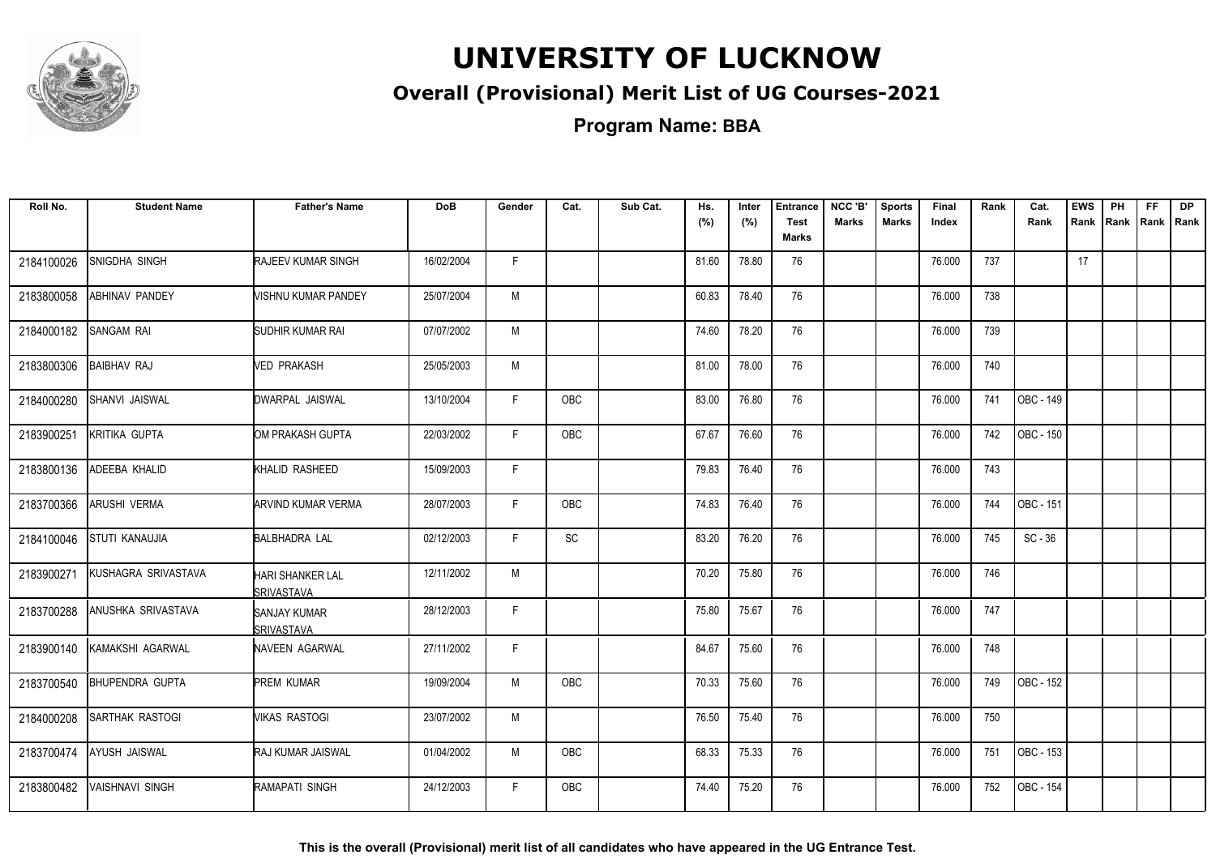# UNIVERSITY OF LUCKNOW

## Overall (Provisional) Merit List of UG Courses-2021

**Program Name: BBA**

| Roll No. | Student Name | Father's Name | DoB | Gender | Cat. | Sub Cat. | Hs. (%) | Inter (%) | Entrance Test Marks | NCC 'B' Marks | Sports Marks | Final Index | Rank | Cat. Rank | EWS Rank | PH Rank | FF Rank | DP Rank |
|---|---|---|---|---|---|---|---|---|---|---|---|---|---|---|---|---|---|---|
| 2184100026 | SNIGDHA SINGH | RAJEEV KUMAR SINGH | 16/02/2004 | F | | | 81.60 | 78.80 | 76 | | | 76.000 | 737 | | 17 | | | |
| 2183800058 | ABHINAV PANDEY | VISHNU KUMAR PANDEY | 25/07/2004 | M | | | 60.83 | 78.40 | 76 | | | 76.000 | 738 | | | | | |
| 2184000182 | SANGAM RAI | SUDHIR KUMAR RAI | 07/07/2002 | M | | | 74.60 | 78.20 | 76 | | | 76.000 | 739 | | | | | |
| 2183800306 | BAIBHAV RAJ | VED PRAKASH | 25/05/2003 | M | | | 81.00 | 78.00 | 76 | | | 76.000 | 740 | | | | | |
| 2184000280 | SHANVI JAISWAL | DWARPAL JAISWAL | 13/10/2004 | F | OBC | | 83.00 | 76.80 | 76 | | | 76.000 | 741 | OBC - 149 | | | | |
| 2183900251 | KRITIKA GUPTA | OM PRAKASH GUPTA | 22/03/2002 | F | OBC | | 67.67 | 76.60 | 76 | | | 76.000 | 742 | OBC - 150 | | | | |
| 2183800136 | ADEEBA KHALID | KHALID RASHEED | 15/09/2003 | F | | | 79.83 | 76.40 | 76 | | | 76.000 | 743 | | | | | |
| 2183700366 | ARUSHI VERMA | ARVIND KUMAR VERMA | 28/07/2003 | F | OBC | | 74.83 | 76.40 | 76 | | | 76.000 | 744 | OBC - 151 | | | | |
| 2184100046 | STUTI KANAUJIA | BALBHADRA LAL | 02/12/2003 | F | SC | | 83.20 | 76.20 | 76 | | | 76.000 | 745 | SC - 36 | | | | |
| 2183900271 | KUSHAGRA SRIVASTAVA | HARI SHANKER LAL SRIVASTAVA | 12/11/2002 | M | | | 70.20 | 75.80 | 76 | | | 76.000 | 746 | | | | | |
| 2183700288 | ANUSHKA SRIVASTAVA | SANJAY KUMAR SRIVASTAVA | 28/12/2003 | F | | | 75.80 | 75.67 | 76 | | | 76.000 | 747 | | | | | |
| 2183900140 | KAMAKSHI AGARWAL | NAVEEN AGARWAL | 27/11/2002 | F | | | 84.67 | 75.60 | 76 | | | 76.000 | 748 | | | | | |
| 2183700540 | BHUPENDRA GUPTA | PREM KUMAR | 19/09/2004 | M | OBC | | 70.33 | 75.60 | 76 | | | 76.000 | 749 | OBC - 152 | | | | |
| 2184000208 | SARTHAK RASTOGI | VIKAS RASTOGI | 23/07/2002 | M | | | 76.50 | 75.40 | 76 | | | 76.000 | 750 | | | | | |
| 2183700474 | AYUSH JAISWAL | RAJ KUMAR JAISWAL | 01/04/2002 | M | OBC | | 68.33 | 75.33 | 76 | | | 76.000 | 751 | OBC - 153 | | | | |
| 2183800482 | VAISHNAVI SINGH | RAMAPATI SINGH | 24/12/2003 | F | OBC | | 74.40 | 75.20 | 76 | | | 76.000 | 752 | OBC - 154 | | | | |

**This is the overall (Provisional) merit list of all candidates who have appeared in the UG Entrance Test.**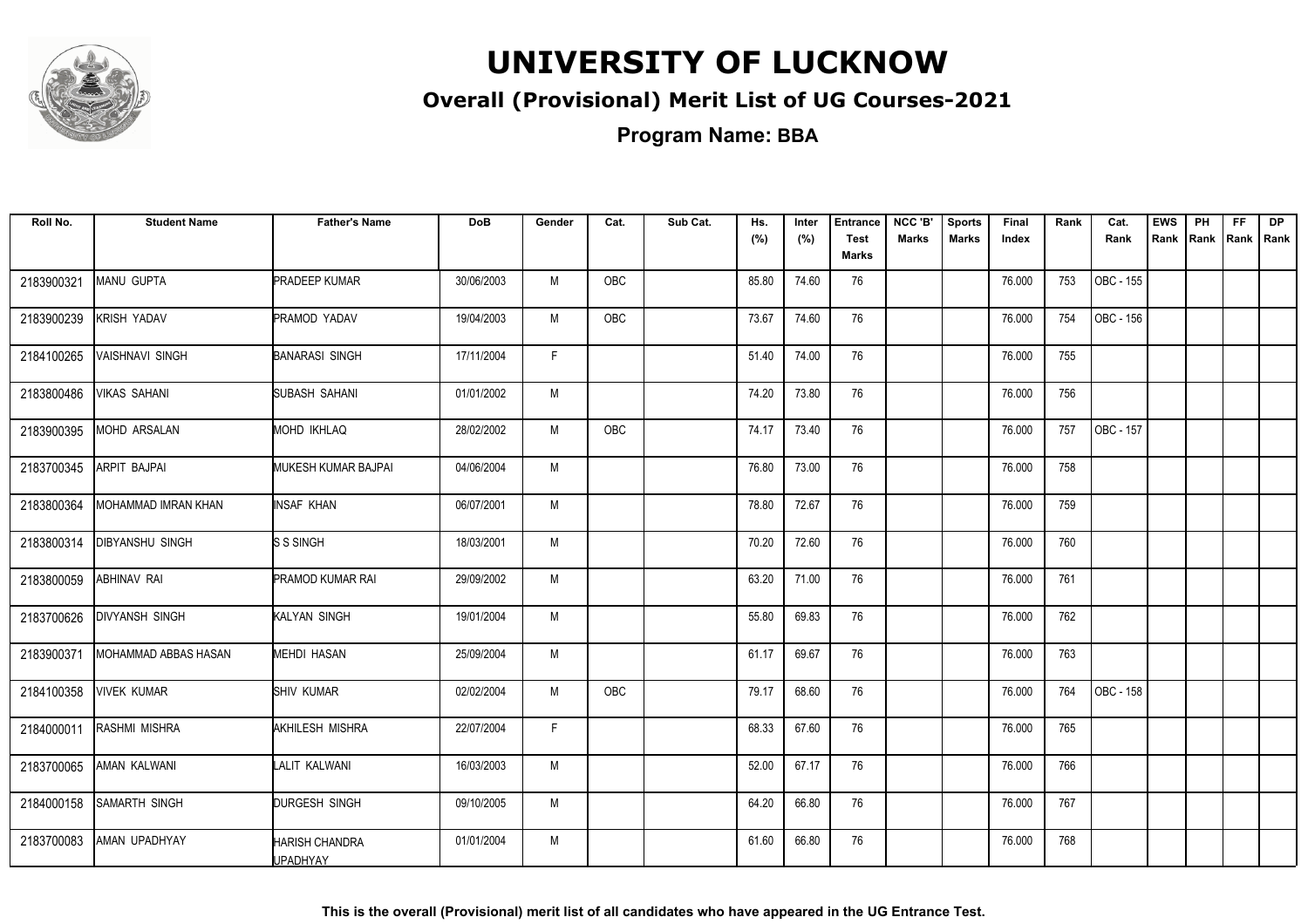# UNIVERSITY OF LUCKNOW

## Overall (Provisional) Merit List of UG Courses-2021

### Program Name: BBA

| Roll No. | Student Name | Father's Name | DoB | Gender | Cat. | Sub Cat. | Hs. (%) | Inter (%) | Entrance Test Marks | NCC 'B' Marks | Sports Marks | Final Index | Rank | Cat. Rank | EWS Rank | PH Rank | FF Rank | DP Rank |
|---|---|---|---|---|---|---|---|---|---|---|---|---|---|---|---|---|---|---|
| 2183900321 | MANU GUPTA | PRADEEP KUMAR | 30/06/2003 | M | OBC | | 85.80 | 74.60 | 76 | | | 76.000 | 753 | OBC - 155 | | | | |
| 2183900239 | KRISH YADAV | PRAMOD YADAV | 19/04/2003 | M | OBC | | 73.67 | 74.60 | 76 | | | 76.000 | 754 | OBC - 156 | | | | |
| 2184100265 | VAISHNAVI SINGH | BANARASI SINGH | 17/11/2004 | F | | | 51.40 | 74.00 | 76 | | | 76.000 | 755 | | | | | |
| 2183800486 | VIKAS SAHANI | SUBASH SAHANI | 01/01/2002 | M | | | 74.20 | 73.80 | 76 | | | 76.000 | 756 | | | | | |
| 2183900395 | MOHD ARSALAN | MOHD IKHLAQ | 28/02/2002 | M | OBC | | 74.17 | 73.40 | 76 | | | 76.000 | 757 | OBC - 157 | | | | |
| 2183700345 | ARPIT BAJPAI | MUKESH KUMAR BAJPAI | 04/06/2004 | M | | | 76.80 | 73.00 | 76 | | | 76.000 | 758 | | | | | |
| 2183800364 | MOHAMMAD IMRAN KHAN | INSAF KHAN | 06/07/2001 | M | | | 78.80 | 72.67 | 76 | | | 76.000 | 759 | | | | | |
| 2183800314 | DIBYANSHU SINGH | S S SINGH | 18/03/2001 | M | | | 70.20 | 72.60 | 76 | | | 76.000 | 760 | | | | | |
| 2183800059 | ABHINAV RAI | PRAMOD KUMAR RAI | 29/09/2002 | M | | | 63.20 | 71.00 | 76 | | | 76.000 | 761 | | | | | |
| 2183700626 | DIVYANSH SINGH | KALYAN SINGH | 19/01/2004 | M | | | 55.80 | 69.83 | 76 | | | 76.000 | 762 | | | | | |
| 2183900371 | MOHAMMAD ABBAS HASAN | MEHDI HASAN | 25/09/2004 | M | | | 61.17 | 69.67 | 76 | | | 76.000 | 763 | | | | | |
| 2184100358 | VIVEK KUMAR | SHIV KUMAR | 02/02/2004 | M | OBC | | 79.17 | 68.60 | 76 | | | 76.000 | 764 | OBC - 158 | | | | |
| 2184000011 | RASHMI MISHRA | AKHILESH MISHRA | 22/07/2004 | F | | | 68.33 | 67.60 | 76 | | | 76.000 | 765 | | | | | |
| 2183700065 | AMAN KALWANI | LALIT KALWANI | 16/03/2003 | M | | | 52.00 | 67.17 | 76 | | | 76.000 | 766 | | | | | |
| 2184000158 | SAMARTH SINGH | DURGESH SINGH | 09/10/2005 | M | | | 64.20 | 66.80 | 76 | | | 76.000 | 767 | | | | | |
| 2183700083 | AMAN UPADHYAY | HARISH CHANDRA UPADHYAY | 01/01/2004 | M | | | 61.60 | 66.80 | 76 | | | 76.000 | 768 | | | | | |

**This is the overall (Provisional) merit list of all candidates who have appeared in the UG Entrance Test.**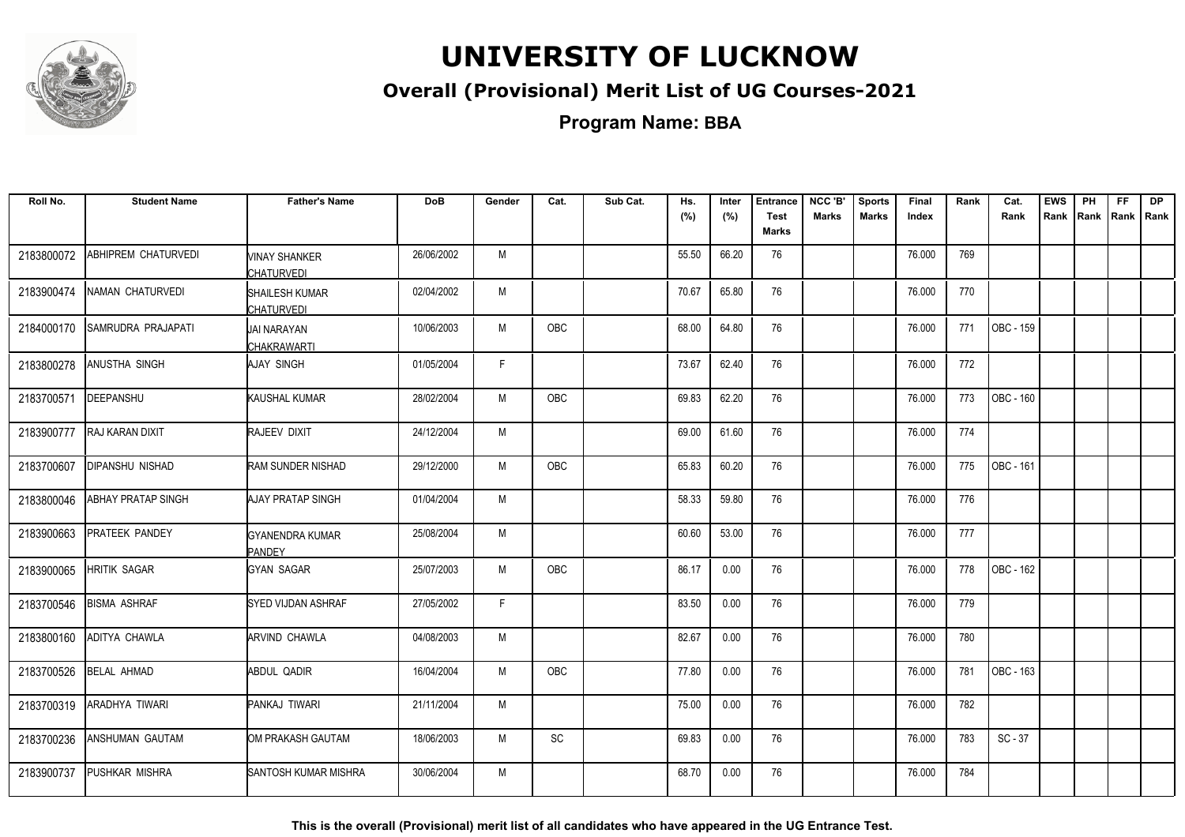# UNIVERSITY OF LUCKNOW

## Overall (Provisional) Merit List of UG Courses-2021

**Program Name: BBA**

| Roll No. | Student Name | Father's Name | DoB | Gender | Cat. | Sub Cat. | Hs. (%) | Inter (%) | Entrance Test Marks | NCC 'B' Marks | Sports Marks | Final Index | Rank | Cat. Rank | EWS Rank | PH Rank | FF Rank | DP Rank |
|---|---|---|---|---|---|---|---|---|---|---|---|---|---|---|---|---|---|---|
| 2183800072 | ABHIPREM CHATURVEDI | VINAY SHANKER CHATURVEDI | 26/06/2002 | M | | | 55.50 | 66.20 | 76 | | | 76.000 | 769 | | | | | |
| 2183900474 | NAMAN CHATURVEDI | SHAILESH KUMAR CHATURVEDI | 02/04/2002 | M | | | 70.67 | 65.80 | 76 | | | 76.000 | 770 | | | | | |
| 2184000170 | SAMRUDRA PRAJAPATI | JAI NARAYAN CHAKRAWARTI | 10/06/2003 | M | OBC | | 68.00 | 64.80 | 76 | | | 76.000 | 771 | OBC - 159 | | | | |
| 2183800278 | ANUSTHA SINGH | AJAY SINGH | 01/05/2004 | F | | | 73.67 | 62.40 | 76 | | | 76.000 | 772 | | | | | |
| 2183700571 | DEEPANSHU | KAUSHAL KUMAR | 28/02/2004 | M | OBC | | 69.83 | 62.20 | 76 | | | 76.000 | 773 | OBC - 160 | | | | |
| 2183900777 | RAJ KARAN DIXIT | RAJEEV DIXIT | 24/12/2004 | M | | | 69.00 | 61.60 | 76 | | | 76.000 | 774 | | | | | |
| 2183700607 | DIPANSHU NISHAD | RAM SUNDER NISHAD | 29/12/2000 | M | OBC | | 65.83 | 60.20 | 76 | | | 76.000 | 775 | OBC - 161 | | | | |
| 2183800046 | ABHAY PRATAP SINGH | AJAY PRATAP SINGH | 01/04/2004 | M | | | 58.33 | 59.80 | 76 | | | 76.000 | 776 | | | | | |
| 2183900663 | PRATEEK PANDEY | GYANENDRA KUMAR PANDEY | 25/08/2004 | M | | | 60.60 | 53.00 | 76 | | | 76.000 | 777 | | | | | |
| 2183900065 | HRITIK SAGAR | GYAN SAGAR | 25/07/2003 | M | OBC | | 86.17 | 0.00 | 76 | | | 76.000 | 778 | OBC - 162 | | | | |
| 2183700546 | BISMA ASHRAF | SYED VIJDAN ASHRAF | 27/05/2002 | F | | | 83.50 | 0.00 | 76 | | | 76.000 | 779 | | | | | |
| 2183800160 | ADITYA CHAWLA | ARVIND CHAWLA | 04/08/2003 | M | | | 82.67 | 0.00 | 76 | | | 76.000 | 780 | | | | | |
| 2183700526 | BELAL AHMAD | ABDUL QADIR | 16/04/2004 | M | OBC | | 77.80 | 0.00 | 76 | | | 76.000 | 781 | OBC - 163 | | | | |
| 2183700319 | ARADHYA TIWARI | PANKAJ TIWARI | 21/11/2004 | M | | | 75.00 | 0.00 | 76 | | | 76.000 | 782 | | | | | |
| 2183700236 | ANSHUMAN GAUTAM | OM PRAKASH GAUTAM | 18/06/2003 | M | SC | | 69.83 | 0.00 | 76 | | | 76.000 | 783 | SC - 37 | | | | |
| 2183900737 | PUSHKAR MISHRA | SANTOSH KUMAR MISHRA | 30/06/2004 | M | | | 68.70 | 0.00 | 76 | | | 76.000 | 784 | | | | | |

**This is the overall (Provisional) merit list of all candidates who have appeared in the UG Entrance Test.**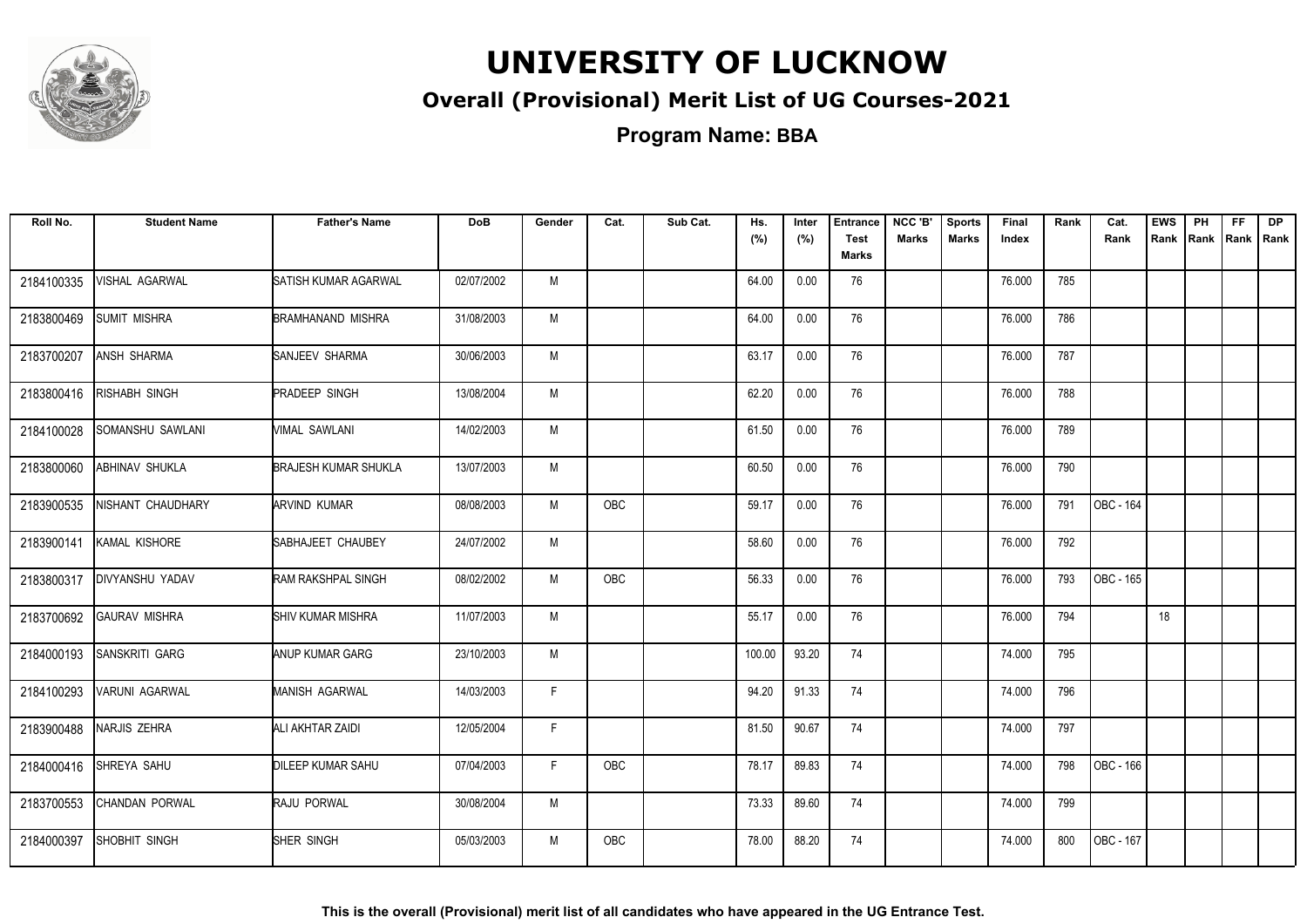# UNIVERSITY OF LUCKNOW

## Overall (Provisional) Merit List of UG Courses-2021

**Program Name: BBA**

| Roll No. | Student Name | Father's Name | DoB | Gender | Cat. | Sub Cat. | Hs. (%) | Inter (%) | Entrance Test Marks | NCC 'B' Marks | Sports Marks | Final Index | Rank | Cat. Rank | EWS Rank | PH Rank | FF Rank | DP Rank |
|---|---|---|---|---|---|---|---|---|---|---|---|---|---|---|---|---|---|---|
| 2184100335 | VISHAL AGARWAL | SATISH KUMAR AGARWAL | 02/07/2002 | M | | | 64.00 | 0.00 | 76 | | | 76.000 | 785 | | | | | |
| 2183800469 | SUMIT MISHRA | BRAMHANAND MISHRA | 31/08/2003 | M | | | 64.00 | 0.00 | 76 | | | 76.000 | 786 | | | | | |
| 2183700207 | ANSH SHARMA | SANJEEV SHARMA | 30/06/2003 | M | | | 63.17 | 0.00 | 76 | | | 76.000 | 787 | | | | | |
| 2183800416 | RISHABH SINGH | PRADEEP SINGH | 13/08/2004 | M | | | 62.20 | 0.00 | 76 | | | 76.000 | 788 | | | | | |
| 2184100028 | SOMANSHU SAWLANI | VIMAL SAWLANI | 14/02/2003 | M | | | 61.50 | 0.00 | 76 | | | 76.000 | 789 | | | | | |
| 2183800060 | ABHINAV SHUKLA | BRAJESH KUMAR SHUKLA | 13/07/2003 | M | | | 60.50 | 0.00 | 76 | | | 76.000 | 790 | | | | | |
| 2183900535 | NISHANT CHAUDHARY | ARVIND KUMAR | 08/08/2003 | M | OBC | | 59.17 | 0.00 | 76 | | | 76.000 | 791 | OBC - 164 | | | | |
| 2183900141 | KAMAL KISHORE | SABHAJEET CHAUBEY | 24/07/2002 | M | | | 58.60 | 0.00 | 76 | | | 76.000 | 792 | | | | | |
| 2183800317 | DIVYANSHU YADAV | RAM RAKSHPAL SINGH | 08/02/2002 | M | OBC | | 56.33 | 0.00 | 76 | | | 76.000 | 793 | OBC - 165 | | | | |
| 2183700692 | GAURAV MISHRA | SHIV KUMAR MISHRA | 11/07/2003 | M | | | 55.17 | 0.00 | 76 | | | 76.000 | 794 | | 18 | | | |
| 2184000193 | SANSKRITI GARG | ANUP KUMAR GARG | 23/10/2003 | M | | | 100.00 | 93.20 | 74 | | | 74.000 | 795 | | | | | |
| 2184100293 | VARUNI AGARWAL | MANISH AGARWAL | 14/03/2003 | F | | | 94.20 | 91.33 | 74 | | | 74.000 | 796 | | | | | |
| 2183900488 | NARJIS ZEHRA | ALI AKHTAR ZAIDI | 12/05/2004 | F | | | 81.50 | 90.67 | 74 | | | 74.000 | 797 | | | | | |
| 2184000416 | SHREYA SAHU | DILEEP KUMAR SAHU | 07/04/2003 | F | OBC | | 78.17 | 89.83 | 74 | | | 74.000 | 798 | OBC - 166 | | | | |
| 2183700553 | CHANDAN PORWAL | RAJU PORWAL | 30/08/2004 | M | | | 73.33 | 89.60 | 74 | | | 74.000 | 799 | | | | | |
| 2184000397 | SHOBHIT SINGH | SHER SINGH | 05/03/2003 | M | OBC | | 78.00 | 88.20 | 74 | | | 74.000 | 800 | OBC - 167 | | | | |

**This is the overall (Provisional) merit list of all candidates who have appeared in the UG Entrance Test.**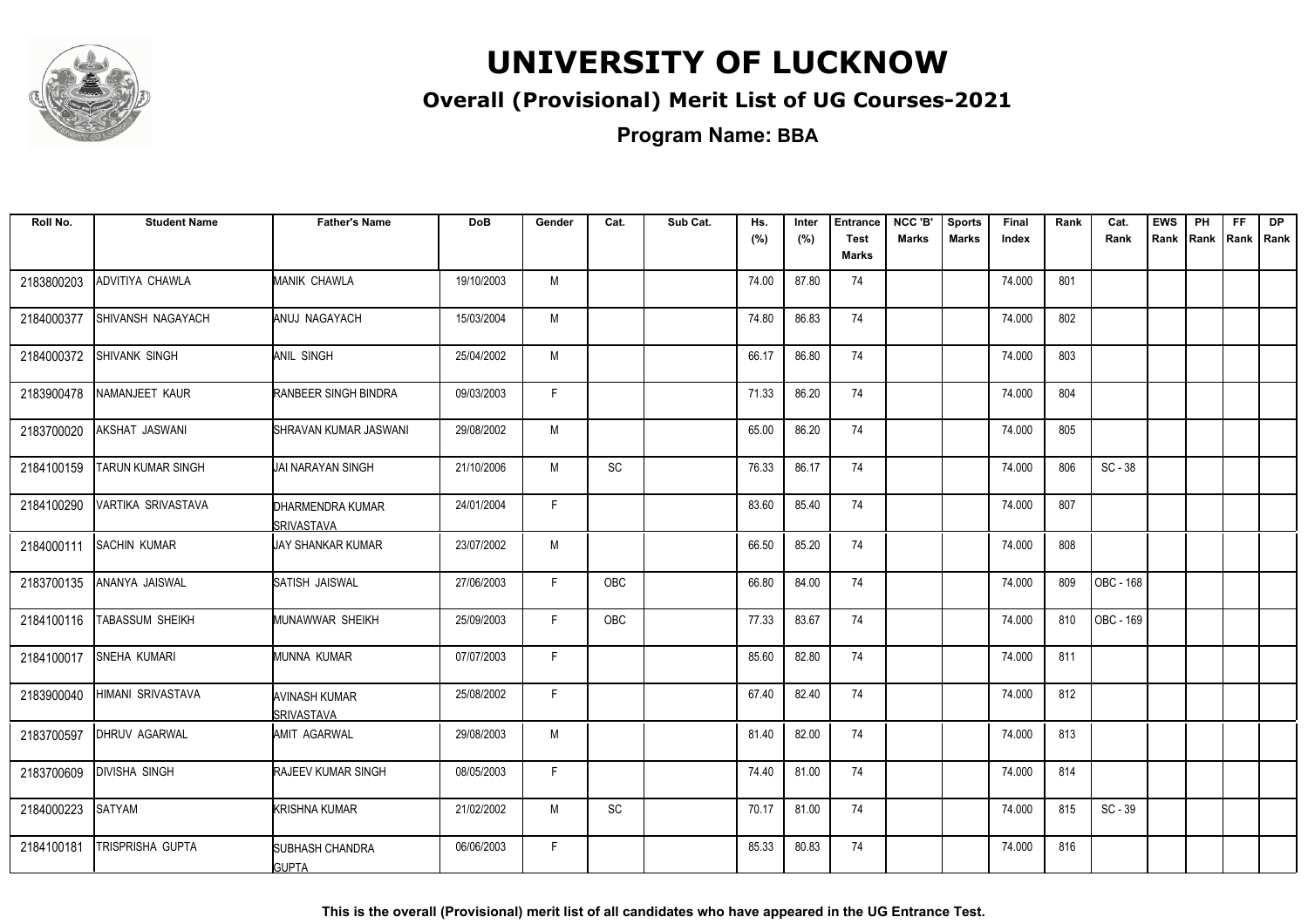# UNIVERSITY OF LUCKNOW

## Overall (Provisional) Merit List of UG Courses-2021

### Program Name: BBA

| Roll No. | Student Name | Father's Name | DoB | Gender | Cat. | Sub Cat. | Hs. (%) | Inter (%) | Entrance Test Marks | NCC 'B' Marks | Sports Marks | Final Index | Rank | Cat. Rank | EWS Rank | PH Rank | FF Rank | DP Rank |
|---|---|---|---|---|---|---|---|---|---|---|---|---|---|---|---|---|---|---|
| 2183800203 | ADVITIYA CHAWLA | MANIK CHAWLA | 19/10/2003 | M | | | 74.00 | 87.80 | 74 | | | 74.000 | 801 | | | | | |
| 2184000377 | SHIVANSH NAGAYACH | ANUJ NAGAYACH | 15/03/2004 | M | | | 74.80 | 86.83 | 74 | | | 74.000 | 802 | | | | | |
| 2184000372 | SHIVANK SINGH | ANIL SINGH | 25/04/2002 | M | | | 66.17 | 86.80 | 74 | | | 74.000 | 803 | | | | | |
| 2183900478 | NAMANJEET KAUR | RANBEER SINGH BINDRA | 09/03/2003 | F | | | 71.33 | 86.20 | 74 | | | 74.000 | 804 | | | | | |
| 2183700020 | AKSHAT JASWANI | SHRAVAN KUMAR JASWANI | 29/08/2002 | M | | | 65.00 | 86.20 | 74 | | | 74.000 | 805 | | | | | |
| 2184100159 | TARUN KUMAR SINGH | JAI NARAYAN SINGH | 21/10/2006 | M | SC | | 76.33 | 86.17 | 74 | | | 74.000 | 806 | SC - 38 | | | | |
| 2184100290 | VARTIKA SRIVASTAVA | DHARMENDRA KUMAR SRIVASTAVA | 24/01/2004 | F | | | 83.60 | 85.40 | 74 | | | 74.000 | 807 | | | | | |
| 2184000111 | SACHIN KUMAR | JAY SHANKAR KUMAR | 23/07/2002 | M | | | 66.50 | 85.20 | 74 | | | 74.000 | 808 | | | | | |
| 2183700135 | ANANYA JAISWAL | SATISH JAISWAL | 27/06/2003 | F | OBC | | 66.80 | 84.00 | 74 | | | 74.000 | 809 | OBC - 168 | | | | |
| 2184100116 | TABASSUM SHEIKH | MUNAWWAR SHEIKH | 25/09/2003 | F | OBC | | 77.33 | 83.67 | 74 | | | 74.000 | 810 | OBC - 169 | | | | |
| 2184100017 | SNEHA KUMARI | MUNNA KUMAR | 07/07/2003 | F | | | 85.60 | 82.80 | 74 | | | 74.000 | 811 | | | | | |
| 2183900040 | HIMANI SRIVASTAVA | AVINASH KUMAR SRIVASTAVA | 25/08/2002 | F | | | 67.40 | 82.40 | 74 | | | 74.000 | 812 | | | | | |
| 2183700597 | DHRUV AGARWAL | AMIT AGARWAL | 29/08/2003 | M | | | 81.40 | 82.00 | 74 | | | 74.000 | 813 | | | | | |
| 2183700609 | DIVISHA SINGH | RAJEEV KUMAR SINGH | 08/05/2003 | F | | | 74.40 | 81.00 | 74 | | | 74.000 | 814 | | | | | |
| 2184000223 | SATYAM | KRISHNA KUMAR | 21/02/2002 | M | SC | | 70.17 | 81.00 | 74 | | | 74.000 | 815 | SC - 39 | | | | |
| 2184100181 | TRISPRISHA GUPTA | SUBHASH CHANDRA GUPTA | 06/06/2003 | F | | | 85.33 | 80.83 | 74 | | | 74.000 | 816 | | | | | |

**This is the overall (Provisional) merit list of all candidates who have appeared in the UG Entrance Test.**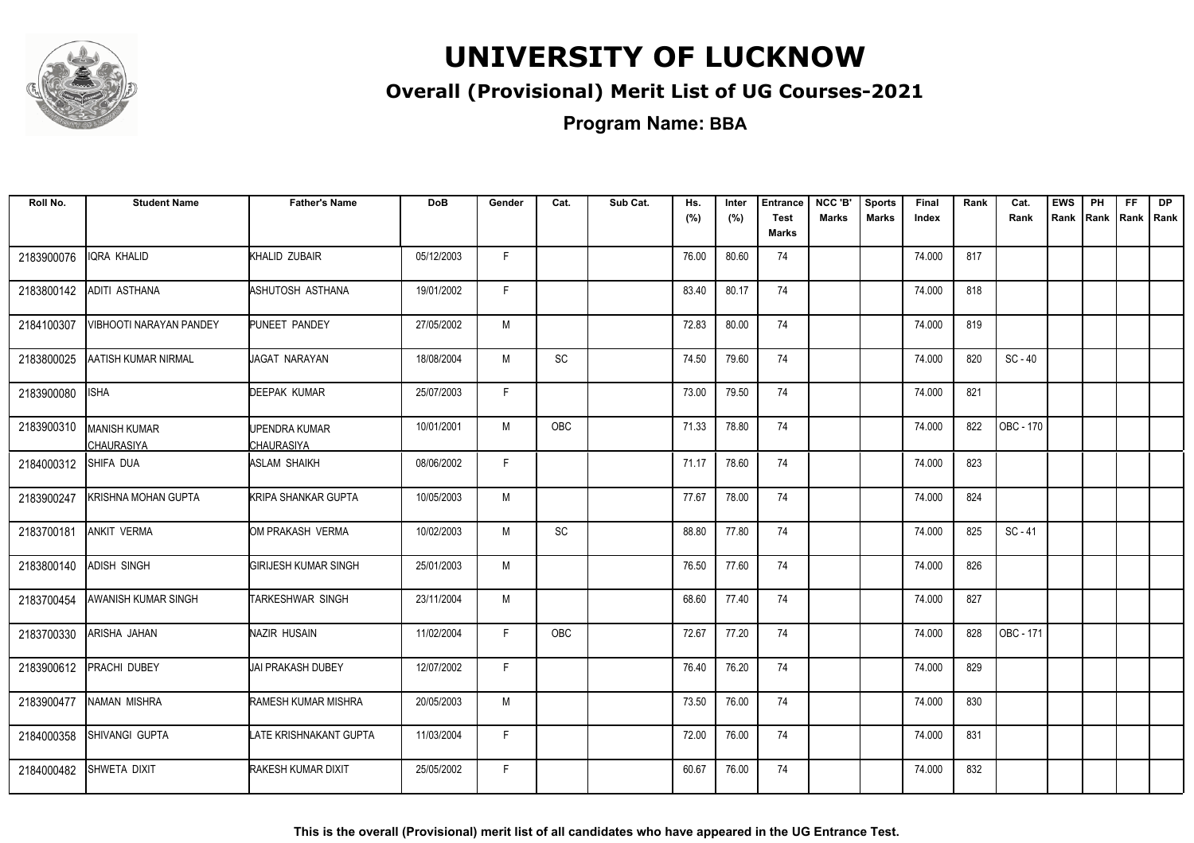# UNIVERSITY OF LUCKNOW

## Overall (Provisional) Merit List of UG Courses-2021

**Program Name: BBA**

| Roll No. | Student Name | Father's Name | DoB | Gender | Cat. | Sub Cat. | Hs. (%) | Inter (%) | Entrance Test Marks | NCC 'B' Marks | Sports Marks | Final Index | Rank | Cat. Rank | EWS Rank | PH Rank | FF Rank | DP Rank |
|---|---|---|---|---|---|---|---|---|---|---|---|---|---|---|---|---|---|---|
| 2183900076 | IQRA KHALID | KHALID ZUBAIR | 05/12/2003 | F | | | 76.00 | 80.60 | 74 | | | 74.000 | 817 | | | | | |
| 2183800142 | ADITI ASTHANA | ASHUTOSH ASTHANA | 19/01/2002 | F | | | 83.40 | 80.17 | 74 | | | 74.000 | 818 | | | | | |
| 2184100307 | VIBHOOTI NARAYAN PANDEY | PUNEET PANDEY | 27/05/2002 | M | | | 72.83 | 80.00 | 74 | | | 74.000 | 819 | | | | | |
| 2183800025 | AATISH KUMAR NIRMAL | JAGAT NARAYAN | 18/08/2004 | M | SC | | 74.50 | 79.60 | 74 | | | 74.000 | 820 | SC - 40 | | | | |
| 2183900080 | ISHA | DEEPAK KUMAR | 25/07/2003 | F | | | 73.00 | 79.50 | 74 | | | 74.000 | 821 | | | | | |
| 2183900310 | MANISH KUMAR CHAURASIYA | UPENDRA KUMAR CHAURASIYA | 10/01/2001 | M | OBC | | 71.33 | 78.80 | 74 | | | 74.000 | 822 | OBC - 170 | | | | |
| 2184000312 | SHIFA DUA | ASLAM SHAIKH | 08/06/2002 | F | | | 71.17 | 78.60 | 74 | | | 74.000 | 823 | | | | | |
| 2183900247 | KRISHNA MOHAN GUPTA | KRIPA SHANKAR GUPTA | 10/05/2003 | M | | | 77.67 | 78.00 | 74 | | | 74.000 | 824 | | | | | |
| 2183700181 | ANKIT VERMA | OM PRAKASH VERMA | 10/02/2003 | M | SC | | 88.80 | 77.80 | 74 | | | 74.000 | 825 | SC - 41 | | | | |
| 2183800140 | ADISH SINGH | GIRIJESH KUMAR SINGH | 25/01/2003 | M | | | 76.50 | 77.60 | 74 | | | 74.000 | 826 | | | | | |
| 2183700454 | AWANISH KUMAR SINGH | TARKESHWAR SINGH | 23/11/2004 | M | | | 68.60 | 77.40 | 74 | | | 74.000 | 827 | | | | | |
| 2183700330 | ARISHA JAHAN | NAZIR HUSAIN | 11/02/2004 | F | OBC | | 72.67 | 77.20 | 74 | | | 74.000 | 828 | OBC - 171 | | | | |
| 2183900612 | PRACHI DUBEY | JAI PRAKASH DUBEY | 12/07/2002 | F | | | 76.40 | 76.20 | 74 | | | 74.000 | 829 | | | | | |
| 2183900477 | NAMAN MISHRA | RAMESH KUMAR MISHRA | 20/05/2003 | M | | | 73.50 | 76.00 | 74 | | | 74.000 | 830 | | | | | |
| 2184000358 | SHIVANGI GUPTA | LATE KRISHNAKANT GUPTA | 11/03/2004 | F | | | 72.00 | 76.00 | 74 | | | 74.000 | 831 | | | | | |
| 2184000482 | SHWETA DIXIT | RAKESH KUMAR DIXIT | 25/05/2002 | F | | | 60.67 | 76.00 | 74 | | | 74.000 | 832 | | | | | |

**This is the overall (Provisional) merit list of all candidates who have appeared in the UG Entrance Test.**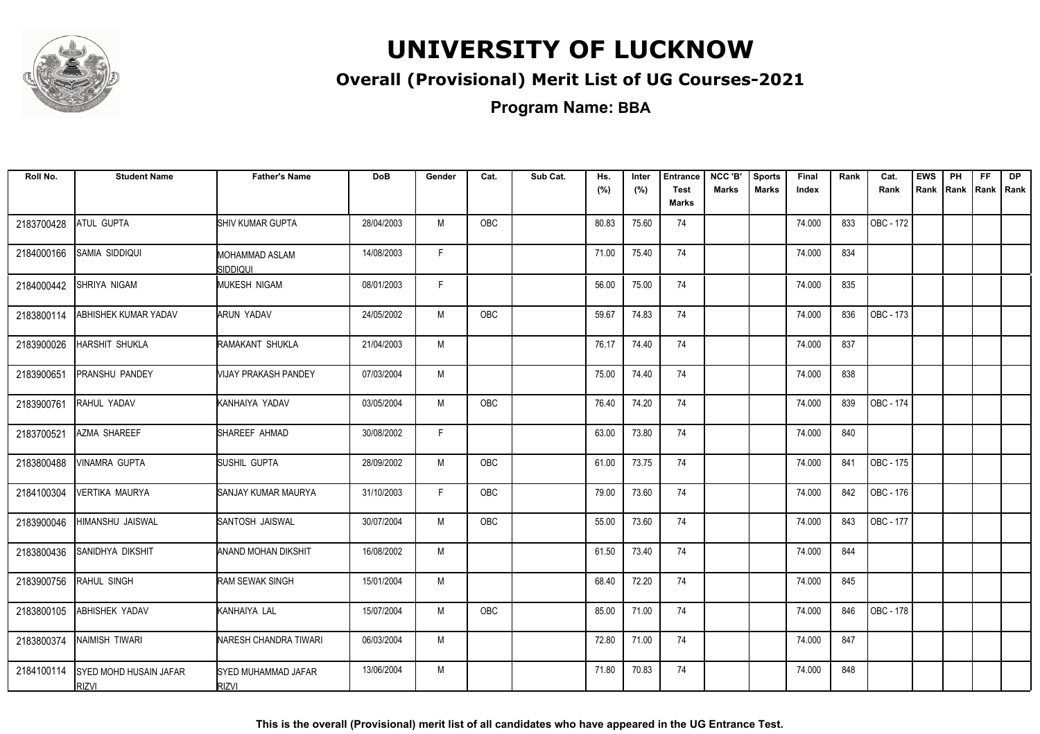# UNIVERSITY OF LUCKNOW

## Overall (Provisional) Merit List of UG Courses-2021

### Program Name: BBA

| Roll No. | Student Name | Father's Name | DoB | Gender | Cat. | Sub Cat. | Hs. (%) | Inter (%) | Entrance Test Marks | NCC 'B' Marks | Sports Marks | Final Index | Rank | Cat. Rank | EWS Rank | PH Rank | FF Rank | DP Rank |
|---|---|---|---|---|---|---|---|---|---|---|---|---|---|---|---|---|---|---|
| 2183700428 | ATUL GUPTA | SHIV KUMAR GUPTA | 28/04/2003 | M | OBC | | 80.83 | 75.60 | 74 | | | 74.000 | 833 | OBC - 172 | | | | |
| 2184000166 | SAMIA SIDDIQUI | MOHAMMAD ASLAM SIDDIQUI | 14/08/2003 | F | | | 71.00 | 75.40 | 74 | | | 74.000 | 834 | | | | | |
| 2184000442 | SHRIYA NIGAM | MUKESH NIGAM | 08/01/2003 | F | | | 56.00 | 75.00 | 74 | | | 74.000 | 835 | | | | | |
| 2183800114 | ABHISHEK KUMAR YADAV | ARUN YADAV | 24/05/2002 | M | OBC | | 59.67 | 74.83 | 74 | | | 74.000 | 836 | OBC - 173 | | | | |
| 2183900026 | HARSHIT SHUKLA | RAMAKANT SHUKLA | 21/04/2003 | M | | | 76.17 | 74.40 | 74 | | | 74.000 | 837 | | | | | |
| 2183900651 | PRANSHU PANDEY | VIJAY PRAKASH PANDEY | 07/03/2004 | M | | | 75.00 | 74.40 | 74 | | | 74.000 | 838 | | | | | |
| 2183900761 | RAHUL YADAV | KANHAIYA YADAV | 03/05/2004 | M | OBC | | 76.40 | 74.20 | 74 | | | 74.000 | 839 | OBC - 174 | | | | |
| 2183700521 | AZMA SHAREEF | SHAREEF AHMAD | 30/08/2002 | F | | | 63.00 | 73.80 | 74 | | | 74.000 | 840 | | | | | |
| 2183800488 | VINAMRA GUPTA | SUSHIL GUPTA | 28/09/2002 | M | OBC | | 61.00 | 73.75 | 74 | | | 74.000 | 841 | OBC - 175 | | | | |
| 2184100304 | VERTIKA MAURYA | SANJAY KUMAR MAURYA | 31/10/2003 | F | OBC | | 79.00 | 73.60 | 74 | | | 74.000 | 842 | OBC - 176 | | | | |
| 2183900046 | HIMANSHU JAISWAL | SANTOSH JAISWAL | 30/07/2004 | M | OBC | | 55.00 | 73.60 | 74 | | | 74.000 | 843 | OBC - 177 | | | | |
| 2183800436 | SANIDHYA DIKSHIT | ANAND MOHAN DIKSHIT | 16/08/2002 | M | | | 61.50 | 73.40 | 74 | | | 74.000 | 844 | | | | | |
| 2183900756 | RAHUL SINGH | RAM SEWAK SINGH | 15/01/2004 | M | | | 68.40 | 72.20 | 74 | | | 74.000 | 845 | | | | | |
| 2183800105 | ABHISHEK YADAV | KANHAIYA LAL | 15/07/2004 | M | OBC | | 85.00 | 71.00 | 74 | | | 74.000 | 846 | OBC - 178 | | | | |
| 2183800374 | NAIMISH TIWARI | NARESH CHANDRA TIWARI | 06/03/2004 | M | | | 72.80 | 71.00 | 74 | | | 74.000 | 847 | | | | | |
| 2184100114 | SYED MOHD HUSAIN JAFAR RIZVI | SYED MUHAMMAD JAFAR RIZVI | 13/06/2004 | M | | | 71.80 | 70.83 | 74 | | | 74.000 | 848 | | | | | |

**This is the overall (Provisional) merit list of all candidates who have appeared in the UG Entrance Test.**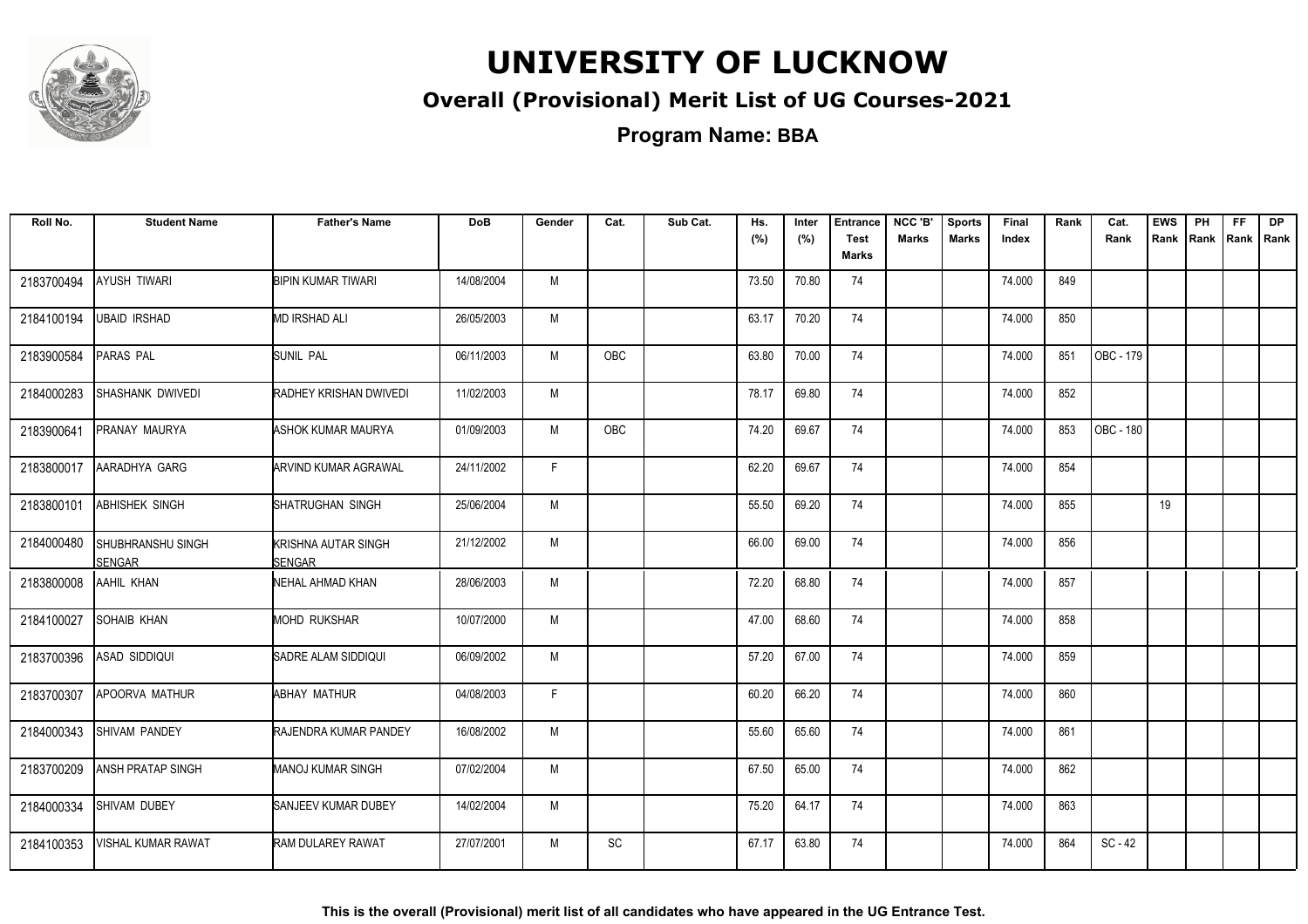# UNIVERSITY OF LUCKNOW

## Overall (Provisional) Merit List of UG Courses-2021

### Program Name: BBA

| Roll No. | Student Name | Father's Name | DoB | Gender | Cat. | Sub Cat. | Hs. (%) | Inter (%) | Entrance Test Marks | NCC 'B' Marks | Sports Marks | Final Index | Rank | Cat. Rank | EWS Rank | PH Rank | FF Rank | DP Rank |
|---|---|---|---|---|---|---|---|---|---|---|---|---|---|---|---|---|---|---|
| 2183700494 | AYUSH TIWARI | BIPIN KUMAR TIWARI | 14/08/2004 | M | | | 73.50 | 70.80 | 74 | | | 74.000 | 849 | | | | | |
| 2184100194 | UBAID IRSHAD | MD IRSHAD ALI | 26/05/2003 | M | | | 63.17 | 70.20 | 74 | | | 74.000 | 850 | | | | | |
| 2183900584 | PARAS PAL | SUNIL PAL | 06/11/2003 | M | OBC | | 63.80 | 70.00 | 74 | | | 74.000 | 851 | OBC - 179 | | | | |
| 2184000283 | SHASHANK DWIVEDI | RADHEY KRISHAN DWIVEDI | 11/02/2003 | M | | | 78.17 | 69.80 | 74 | | | 74.000 | 852 | | | | | |
| 2183900641 | PRANAY MAURYA | ASHOK KUMAR MAURYA | 01/09/2003 | M | OBC | | 74.20 | 69.67 | 74 | | | 74.000 | 853 | OBC - 180 | | | | |
| 2183800017 | AARADHYA GARG | ARVIND KUMAR AGRAWAL | 24/11/2002 | F | | | 62.20 | 69.67 | 74 | | | 74.000 | 854 | | | | | |
| 2183800101 | ABHISHEK SINGH | SHATRUGHAN SINGH | 25/06/2004 | M | | | 55.50 | 69.20 | 74 | | | 74.000 | 855 | | 19 | | | |
| 2184000480 | SHUBHRANSHU SINGH SENGAR | KRISHNA AUTAR SINGH SENGAR | 21/12/2002 | M | | | 66.00 | 69.00 | 74 | | | 74.000 | 856 | | | | | |
| 2183800008 | AAHIL KHAN | NEHAL AHMAD KHAN | 28/06/2003 | M | | | 72.20 | 68.80 | 74 | | | 74.000 | 857 | | | | | |
| 2184100027 | SOHAIB KHAN | MOHD RUKSHAR | 10/07/2000 | M | | | 47.00 | 68.60 | 74 | | | 74.000 | 858 | | | | | |
| 2183700396 | ASAD SIDDIQUI | SADRE ALAM SIDDIQUI | 06/09/2002 | M | | | 57.20 | 67.00 | 74 | | | 74.000 | 859 | | | | | |
| 2183700307 | APOORVA MATHUR | ABHAY MATHUR | 04/08/2003 | F | | | 60.20 | 66.20 | 74 | | | 74.000 | 860 | | | | | |
| 2184000343 | SHIVAM PANDEY | RAJENDRA KUMAR PANDEY | 16/08/2002 | M | | | 55.60 | 65.60 | 74 | | | 74.000 | 861 | | | | | |
| 2183700209 | ANSH PRATAP SINGH | MANOJ KUMAR SINGH | 07/02/2004 | M | | | 67.50 | 65.00 | 74 | | | 74.000 | 862 | | | | | |
| 2184000334 | SHIVAM DUBEY | SANJEEV KUMAR DUBEY | 14/02/2004 | M | | | 75.20 | 64.17 | 74 | | | 74.000 | 863 | | | | | |
| 2184100353 | VISHAL KUMAR RAWAT | RAM DULAREY RAWAT | 27/07/2001 | M | SC | | 67.17 | 63.80 | 74 | | | 74.000 | 864 | SC - 42 | | | | |

**This is the overall (Provisional) merit list of all candidates who have appeared in the UG Entrance Test.**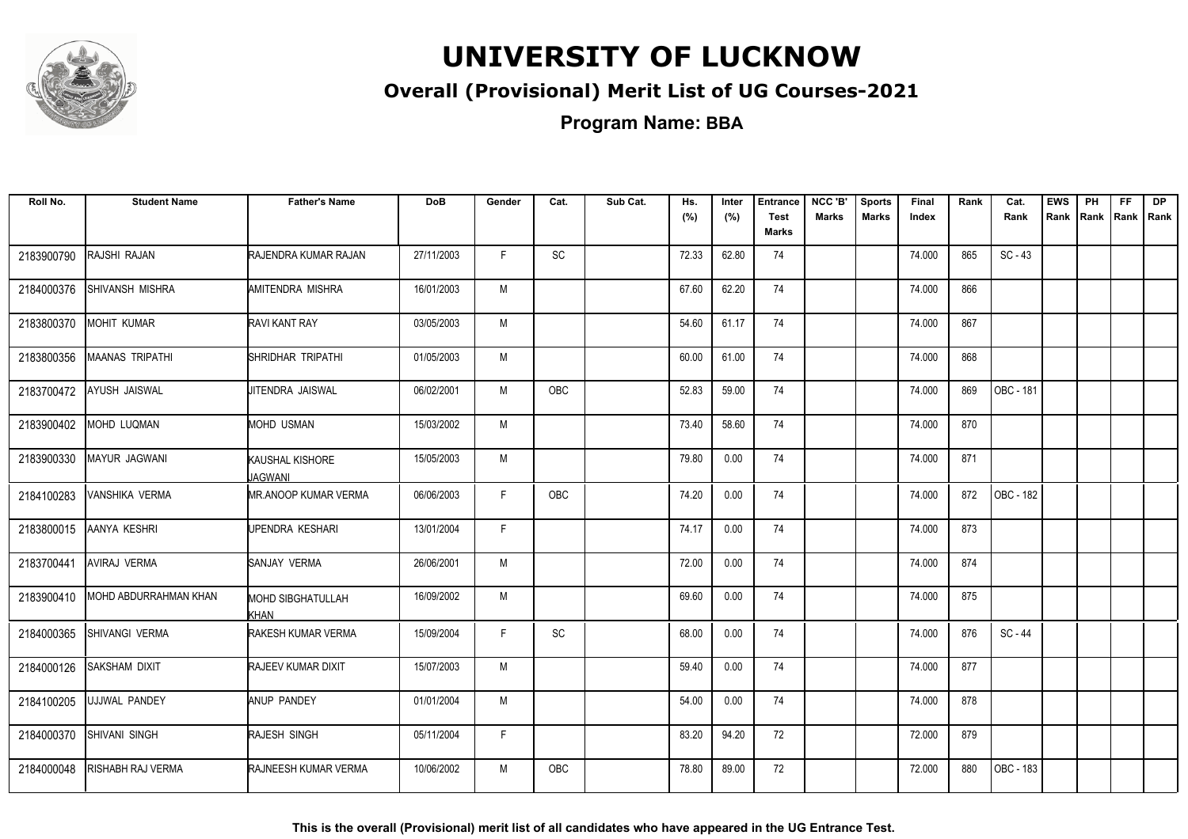# UNIVERSITY OF LUCKNOW

## Overall (Provisional) Merit List of UG Courses-2021

**Program Name: BBA**

| Roll No. | Student Name | Father's Name | DoB | Gender | Cat. | Sub Cat. | Hs. (%) | Inter (%) | Entrance Test Marks | NCC 'B' Marks | Sports Marks | Final Index | Rank | Cat. Rank | EWS Rank | PH Rank | FF Rank | DP Rank |
|---|---|---|---|---|---|---|---|---|---|---|---|---|---|---|---|---|---|---|
| 2183900790 | RAJSHI RAJAN | RAJENDRA KUMAR RAJAN | 27/11/2003 | F | SC | | 72.33 | 62.80 | 74 | | | 74.000 | 865 | SC - 43 | | | | |
| 2184000376 | SHIVANSH MISHRA | AMITENDRA MISHRA | 16/01/2003 | M | | | 67.60 | 62.20 | 74 | | | 74.000 | 866 | | | | | |
| 2183800370 | MOHIT KUMAR | RAVI KANT RAY | 03/05/2003 | M | | | 54.60 | 61.17 | 74 | | | 74.000 | 867 | | | | | |
| 2183800356 | MAANAS TRIPATHI | SHRIDHAR TRIPATHI | 01/05/2003 | M | | | 60.00 | 61.00 | 74 | | | 74.000 | 868 | | | | | |
| 2183700472 | AYUSH JAISWAL | JITENDRA JAISWAL | 06/02/2001 | M | OBC | | 52.83 | 59.00 | 74 | | | 74.000 | 869 | OBC - 181 | | | | |
| 2183900402 | MOHD LUQMAN | MOHD USMAN | 15/03/2002 | M | | | 73.40 | 58.60 | 74 | | | 74.000 | 870 | | | | | |
| 2183900330 | MAYUR JAGWANI | KAUSHAL KISHORE JAGWANI | 15/05/2003 | M | | | 79.80 | 0.00 | 74 | | | 74.000 | 871 | | | | | |
| 2184100283 | VANSHIKA VERMA | MR.ANOOP KUMAR VERMA | 06/06/2003 | F | OBC | | 74.20 | 0.00 | 74 | | | 74.000 | 872 | OBC - 182 | | | | |
| 2183800015 | AANYA KESHRI | UPENDRA KESHARI | 13/01/2004 | F | | | 74.17 | 0.00 | 74 | | | 74.000 | 873 | | | | | |
| 2183700441 | AVIRAJ VERMA | SANJAY VERMA | 26/06/2001 | M | | | 72.00 | 0.00 | 74 | | | 74.000 | 874 | | | | | |
| 2183900410 | MOHD ABDURRAHMAN KHAN | MOHD SIBGHATULLAH KHAN | 16/09/2002 | M | | | 69.60 | 0.00 | 74 | | | 74.000 | 875 | | | | | |
| 2184000365 | SHIVANGI VERMA | RAKESH KUMAR VERMA | 15/09/2004 | F | SC | | 68.00 | 0.00 | 74 | | | 74.000 | 876 | SC - 44 | | | | |
| 2184000126 | SAKSHAM DIXIT | RAJEEV KUMAR DIXIT | 15/07/2003 | M | | | 59.40 | 0.00 | 74 | | | 74.000 | 877 | | | | | |
| 2184100205 | UJJWAL PANDEY | ANUP PANDEY | 01/01/2004 | M | | | 54.00 | 0.00 | 74 | | | 74.000 | 878 | | | | | |
| 2184000370 | SHIVANI SINGH | RAJESH SINGH | 05/11/2004 | F | | | 83.20 | 94.20 | 72 | | | 72.000 | 879 | | | | | |
| 2184000048 | RISHABH RAJ VERMA | RAJNEESH KUMAR VERMA | 10/06/2002 | M | OBC | | 78.80 | 89.00 | 72 | | | 72.000 | 880 | OBC - 183 | | | | |

**This is the overall (Provisional) merit list of all candidates who have appeared in the UG Entrance Test.**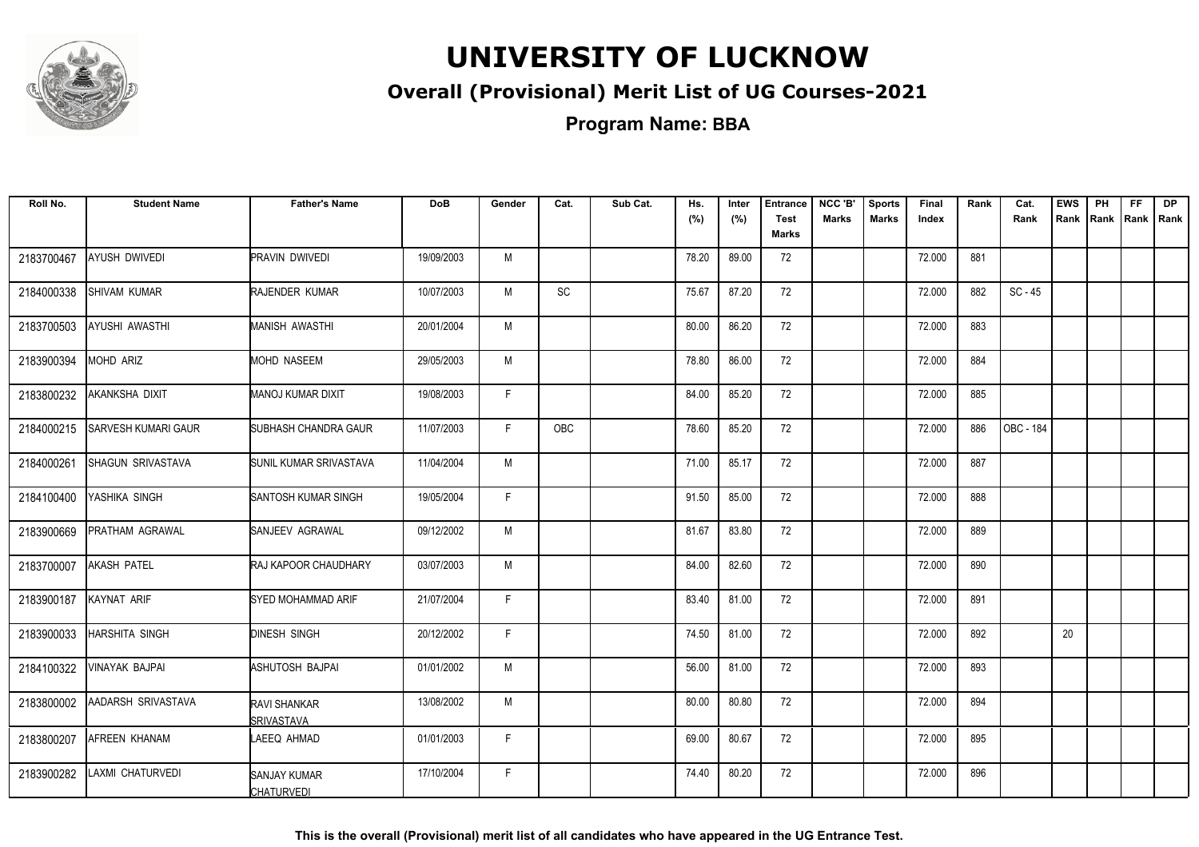# UNIVERSITY OF LUCKNOW

## Overall (Provisional) Merit List of UG Courses-2021

**Program Name: BBA**

| Roll No. | Student Name | Father's Name | DoB | Gender | Cat. | Sub Cat. | Hs. (%) | Inter (%) | Entrance Test Marks | NCC 'B' Marks | Sports Marks | Final Index | Rank | Cat. Rank | EWS Rank | PH Rank | FF Rank | DP Rank |
|---|---|---|---|---|---|---|---|---|---|---|---|---|---|---|---|---|---|---|
| 2183700467 | AYUSH DWIVEDI | PRAVIN DWIVEDI | 19/09/2003 | M | | | 78.20 | 89.00 | 72 | | | 72.000 | 881 | | | | | |
| 2184000338 | SHIVAM KUMAR | RAJENDER KUMAR | 10/07/2003 | M | SC | | 75.67 | 87.20 | 72 | | | 72.000 | 882 | SC - 45 | | | | |
| 2183700503 | AYUSHI AWASTHI | MANISH AWASTHI | 20/01/2004 | M | | | 80.00 | 86.20 | 72 | | | 72.000 | 883 | | | | | |
| 2183900394 | MOHD ARIZ | MOHD NASEEM | 29/05/2003 | M | | | 78.80 | 86.00 | 72 | | | 72.000 | 884 | | | | | |
| 2183800232 | AKANKSHA DIXIT | MANOJ KUMAR DIXIT | 19/08/2003 | F | | | 84.00 | 85.20 | 72 | | | 72.000 | 885 | | | | | |
| 2184000215 | SARVESH KUMARI GAUR | SUBHASH CHANDRA GAUR | 11/07/2003 | F | OBC | | 78.60 | 85.20 | 72 | | | 72.000 | 886 | OBC - 184 | | | | |
| 2184000261 | SHAGUN SRIVASTAVA | SUNIL KUMAR SRIVASTAVA | 11/04/2004 | M | | | 71.00 | 85.17 | 72 | | | 72.000 | 887 | | | | | |
| 2184100400 | YASHIKA SINGH | SANTOSH KUMAR SINGH | 19/05/2004 | F | | | 91.50 | 85.00 | 72 | | | 72.000 | 888 | | | | | |
| 2183900669 | PRATHAM AGRAWAL | SANJEEV AGRAWAL | 09/12/2002 | M | | | 81.67 | 83.80 | 72 | | | 72.000 | 889 | | | | | |
| 2183700007 | AKASH PATEL | RAJ KAPOOR CHAUDHARY | 03/07/2003 | M | | | 84.00 | 82.60 | 72 | | | 72.000 | 890 | | | | | |
| 2183900187 | KAYNAT ARIF | SYED MOHAMMAD ARIF | 21/07/2004 | F | | | 83.40 | 81.00 | 72 | | | 72.000 | 891 | | | | | |
| 2183900033 | HARSHITA SINGH | DINESH SINGH | 20/12/2002 | F | | | 74.50 | 81.00 | 72 | | | 72.000 | 892 | | 20 | | | |
| 2184100322 | VINAYAK BAJPAI | ASHUTOSH BAJPAI | 01/01/2002 | M | | | 56.00 | 81.00 | 72 | | | 72.000 | 893 | | | | | |
| 2183800002 | AADARSH SRIVASTAVA | RAVI SHANKAR SRIVASTAVA | 13/08/2002 | M | | | 80.00 | 80.80 | 72 | | | 72.000 | 894 | | | | | |
| 2183800207 | AFREEN KHANAM | LAEEQ AHMAD | 01/01/2003 | F | | | 69.00 | 80.67 | 72 | | | 72.000 | 895 | | | | | |
| 2183900282 | LAXMI CHATURVEDI | SANJAY KUMAR CHATURVEDI | 17/10/2004 | F | | | 74.40 | 80.20 | 72 | | | 72.000 | 896 | | | | | |

**This is the overall (Provisional) merit list of all candidates who have appeared in the UG Entrance Test.**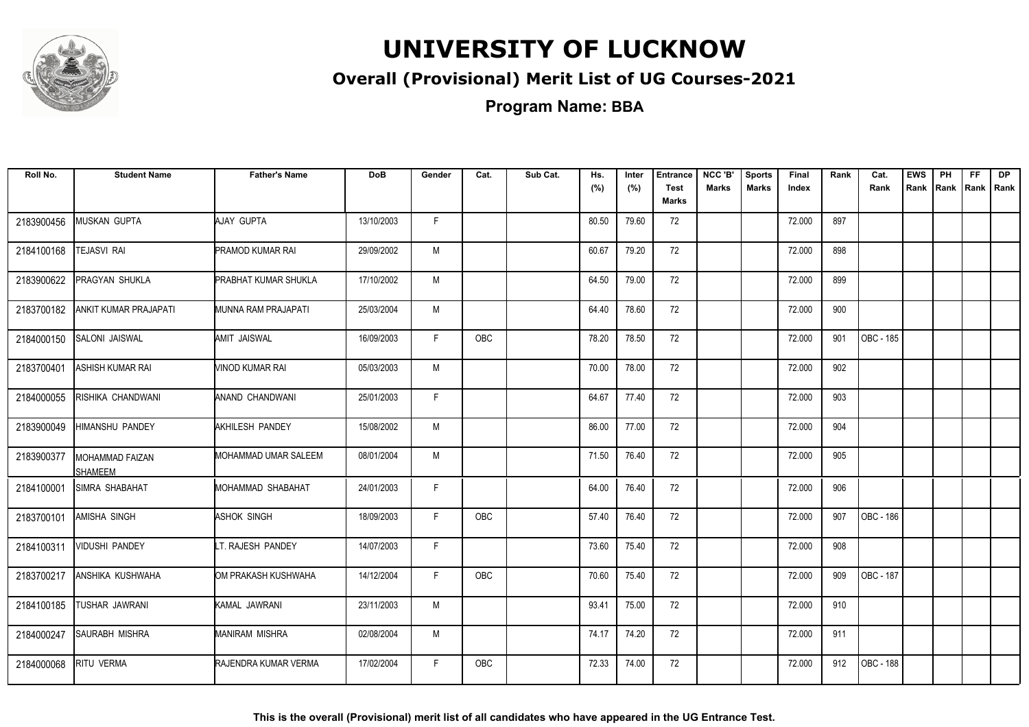# UNIVERSITY OF LUCKNOW

## Overall (Provisional) Merit List of UG Courses-2021

### Program Name: BBA

| Roll No. | Student Name | Father's Name | DoB | Gender | Cat. | Sub Cat. | Hs. (%) | Inter (%) | Entrance Test Marks | NCC 'B' Marks | Sports Marks | Final Index | Rank | Cat. Rank | EWS Rank | PH Rank | FF Rank | DP Rank |
|---|---|---|---|---|---|---|---|---|---|---|---|---|---|---|---|---|---|---|
| 2183900456 | MUSKAN GUPTA | AJAY GUPTA | 13/10/2003 | F | | | 80.50 | 79.60 | 72 | | | 72.000 | 897 | | | | | |
| 2184100168 | TEJASVI RAI | PRAMOD KUMAR RAI | 29/09/2002 | M | | | 60.67 | 79.20 | 72 | | | 72.000 | 898 | | | | | |
| 2183900622 | PRAGYAN SHUKLA | PRABHAT KUMAR SHUKLA | 17/10/2002 | M | | | 64.50 | 79.00 | 72 | | | 72.000 | 899 | | | | | |
| 2183700182 | ANKIT KUMAR PRAJAPATI | MUNNA RAM PRAJAPATI | 25/03/2004 | M | | | 64.40 | 78.60 | 72 | | | 72.000 | 900 | | | | | |
| 2184000150 | SALONI JAISWAL | AMIT JAISWAL | 16/09/2003 | F | OBC | | 78.20 | 78.50 | 72 | | | 72.000 | 901 | OBC - 185 | | | | |
| 2183700401 | ASHISH KUMAR RAI | VINOD KUMAR RAI | 05/03/2003 | M | | | 70.00 | 78.00 | 72 | | | 72.000 | 902 | | | | | |
| 2184000055 | RISHIKA CHANDWANI | ANAND CHANDWANI | 25/01/2003 | F | | | 64.67 | 77.40 | 72 | | | 72.000 | 903 | | | | | |
| 2183900049 | HIMANSHU PANDEY | AKHILESH PANDEY | 15/08/2002 | M | | | 86.00 | 77.00 | 72 | | | 72.000 | 904 | | | | | |
| 2183900377 | MOHAMMAD FAIZAN SHAMEEM | MOHAMMAD UMAR SALEEM | 08/01/2004 | M | | | 71.50 | 76.40 | 72 | | | 72.000 | 905 | | | | | |
| 2184100001 | SIMRA SHABAHAT | MOHAMMAD SHABAHAT | 24/01/2003 | F | | | 64.00 | 76.40 | 72 | | | 72.000 | 906 | | | | | |
| 2183700101 | AMISHA SINGH | ASHOK SINGH | 18/09/2003 | F | OBC | | 57.40 | 76.40 | 72 | | | 72.000 | 907 | OBC - 186 | | | | |
| 2184100311 | VIDUSHI PANDEY | LT. RAJESH PANDEY | 14/07/2003 | F | | | 73.60 | 75.40 | 72 | | | 72.000 | 908 | | | | | |
| 2183700217 | ANSHIKA KUSHWAHA | OM PRAKASH KUSHWAHA | 14/12/2004 | F | OBC | | 70.60 | 75.40 | 72 | | | 72.000 | 909 | OBC - 187 | | | | |
| 2184100185 | TUSHAR JAWRANI | KAMAL JAWRANI | 23/11/2003 | M | | | 93.41 | 75.00 | 72 | | | 72.000 | 910 | | | | | |
| 2184000247 | SAURABH MISHRA | MANIRAM MISHRA | 02/08/2004 | M | | | 74.17 | 74.20 | 72 | | | 72.000 | 911 | | | | | |
| 2184000068 | RITU VERMA | RAJENDRA KUMAR VERMA | 17/02/2004 | F | OBC | | 72.33 | 74.00 | 72 | | | 72.000 | 912 | OBC - 188 | | | | |

**This is the overall (Provisional) merit list of all candidates who have appeared in the UG Entrance Test.**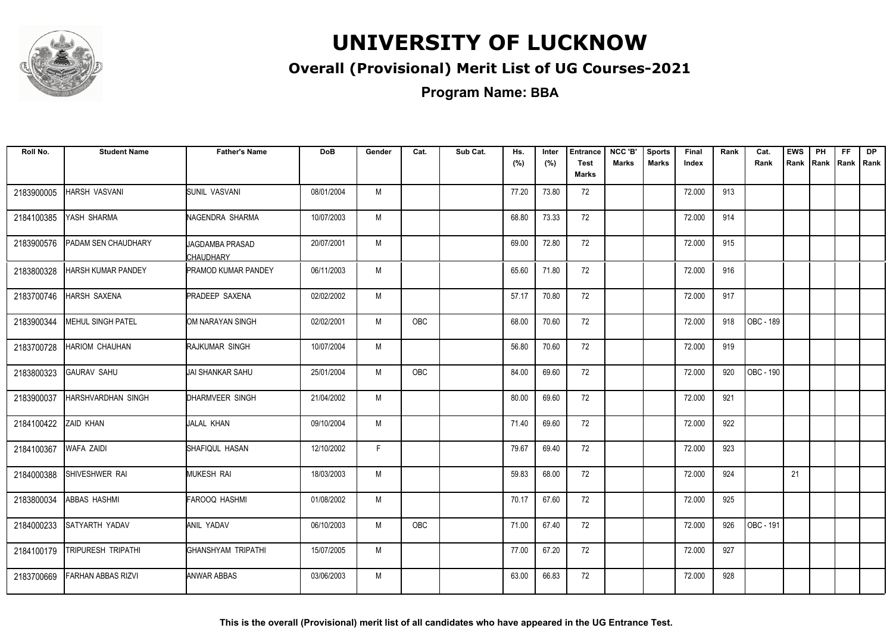# UNIVERSITY OF LUCKNOW

## Overall (Provisional) Merit List of UG Courses-2021

### Program Name: BBA

| Roll No. | Student Name | Father's Name | DoB | Gender | Cat. | Sub Cat. | Hs. (%) | Inter (%) | Entrance Test Marks | NCC 'B' Marks | Sports Marks | Final Index | Rank | Cat. Rank | EWS Rank | PH Rank | FF Rank | DP Rank |
|---|---|---|---|---|---|---|---|---|---|---|---|---|---|---|---|---|---|---|
| 2183900005 | HARSH VASVANI | SUNIL VASVANI | 08/01/2004 | M | | | 77.20 | 73.80 | 72 | | | 72.000 | 913 | | | | | |
| 2184100385 | YASH SHARMA | NAGENDRA SHARMA | 10/07/2003 | M | | | 68.80 | 73.33 | 72 | | | 72.000 | 914 | | | | | |
| 2183900576 | PADAM SEN CHAUDHARY | JAGDAMBA PRASAD CHAUDHARY | 20/07/2001 | M | | | 69.00 | 72.80 | 72 | | | 72.000 | 915 | | | | | |
| 2183800328 | HARSH KUMAR PANDEY | PRAMOD KUMAR PANDEY | 06/11/2003 | M | | | 65.60 | 71.80 | 72 | | | 72.000 | 916 | | | | | |
| 2183700746 | HARSH SAXENA | PRADEEP SAXENA | 02/02/2002 | M | | | 57.17 | 70.80 | 72 | | | 72.000 | 917 | | | | | |
| 2183900344 | MEHUL SINGH PATEL | OM NARAYAN SINGH | 02/02/2001 | M | OBC | | 68.00 | 70.60 | 72 | | | 72.000 | 918 | OBC - 189 | | | | |
| 2183700728 | HARIOM CHAUHAN | RAJKUMAR SINGH | 10/07/2004 | M | | | 56.80 | 70.60 | 72 | | | 72.000 | 919 | | | | | |
| 2183800323 | GAURAV SAHU | JAI SHANKAR SAHU | 25/01/2004 | M | OBC | | 84.00 | 69.60 | 72 | | | 72.000 | 920 | OBC - 190 | | | | |
| 2183900037 | HARSHVARDHAN SINGH | DHARMVEER SINGH | 21/04/2002 | M | | | 80.00 | 69.60 | 72 | | | 72.000 | 921 | | | | | |
| 2184100422 | ZAID KHAN | JALAL KHAN | 09/10/2004 | M | | | 71.40 | 69.60 | 72 | | | 72.000 | 922 | | | | | |
| 2184100367 | WAFA ZAIDI | SHAFIQUL HASAN | 12/10/2002 | F | | | 79.67 | 69.40 | 72 | | | 72.000 | 923 | | | | | |
| 2184000388 | SHIVESHWER RAI | MUKESH RAI | 18/03/2003 | M | | | 59.83 | 68.00 | 72 | | | 72.000 | 924 | | 21 | | | |
| 2183800034 | ABBAS HASHMI | FAROOQ HASHMI | 01/08/2002 | M | | | 70.17 | 67.60 | 72 | | | 72.000 | 925 | | | | | |
| 2184000233 | SATYARTH YADAV | ANIL YADAV | 06/10/2003 | M | OBC | | 71.00 | 67.40 | 72 | | | 72.000 | 926 | OBC - 191 | | | | |
| 2184100179 | TRIPURESH TRIPATHI | GHANSHYAM TRIPATHI | 15/07/2005 | M | | | 77.00 | 67.20 | 72 | | | 72.000 | 927 | | | | | |
| 2183700669 | FARHAN ABBAS RIZVI | ANWAR ABBAS | 03/06/2003 | M | | | 63.00 | 66.83 | 72 | | | 72.000 | 928 | | | | | |

**This is the overall (Provisional) merit list of all candidates who have appeared in the UG Entrance Test.**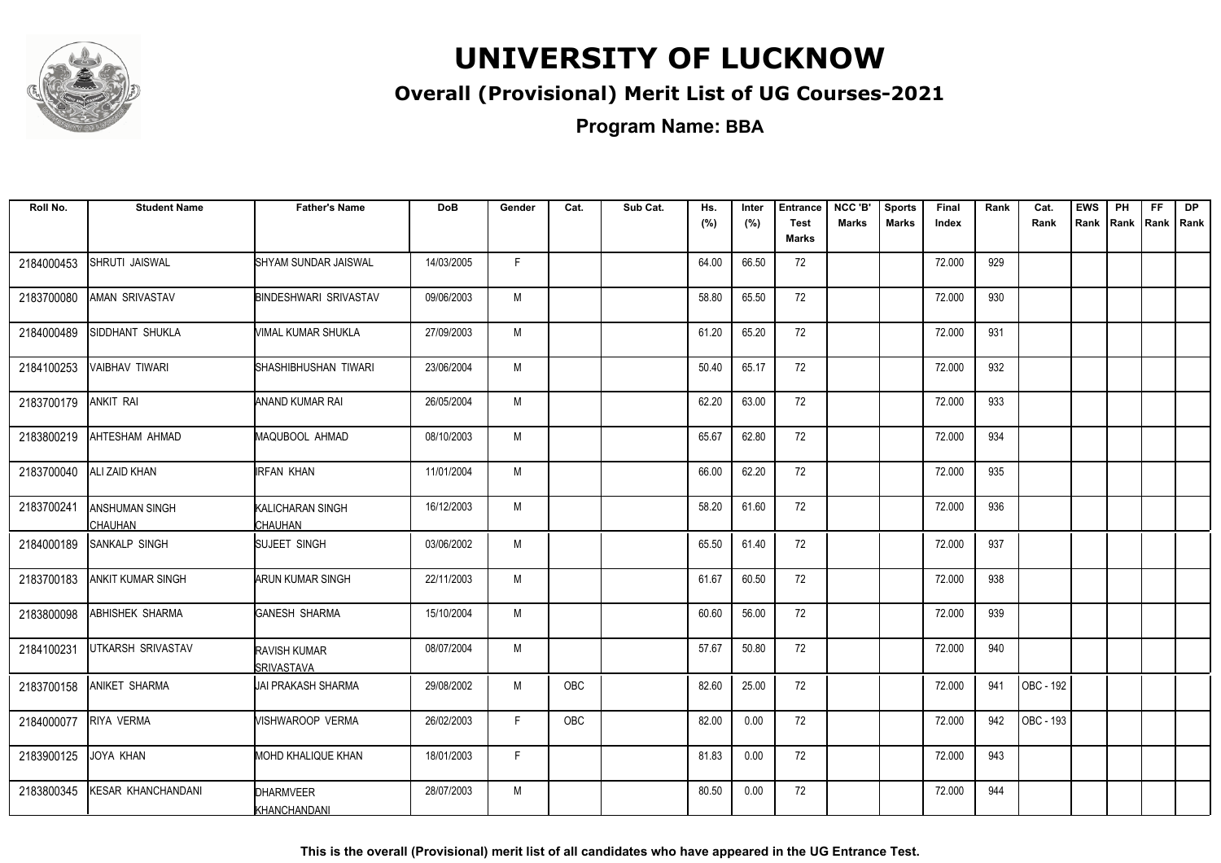# UNIVERSITY OF LUCKNOW

## Overall (Provisional) Merit List of UG Courses-2021

### Program Name: BBA

| Roll No. | Student Name | Father's Name | DoB | Gender | Cat. | Sub Cat. | Hs. (%) | Inter (%) | Entrance Test Marks | NCC 'B' Marks | Sports Marks | Final Index | Rank | Cat. Rank | EWS Rank | PH Rank | FF Rank | DP Rank |
|---|---|---|---|---|---|---|---|---|---|---|---|---|---|---|---|---|---|---|
| 2184000453 | SHRUTI JAISWAL | SHYAM SUNDAR JAISWAL | 14/03/2005 | F | | | 64.00 | 66.50 | 72 | | | 72.000 | 929 | | | | | |
| 2183700080 | AMAN SRIVASTAV | BINDESHWARI SRIVASTAV | 09/06/2003 | M | | | 58.80 | 65.50 | 72 | | | 72.000 | 930 | | | | | |
| 2184000489 | SIDDHANT SHUKLA | VIMAL KUMAR SHUKLA | 27/09/2003 | M | | | 61.20 | 65.20 | 72 | | | 72.000 | 931 | | | | | |
| 2184100253 | VAIBHAV TIWARI | SHASHIBHUSHAN TIWARI | 23/06/2004 | M | | | 50.40 | 65.17 | 72 | | | 72.000 | 932 | | | | | |
| 2183700179 | ANKIT RAI | ANAND KUMAR RAI | 26/05/2004 | M | | | 62.20 | 63.00 | 72 | | | 72.000 | 933 | | | | | |
| 2183800219 | AHTESHAM AHMAD | MAQUBOOL AHMAD | 08/10/2003 | M | | | 65.67 | 62.80 | 72 | | | 72.000 | 934 | | | | | |
| 2183700040 | ALI ZAID KHAN | IRFAN KHAN | 11/01/2004 | M | | | 66.00 | 62.20 | 72 | | | 72.000 | 935 | | | | | |
| 2183700241 | ANSHUMAN SINGH CHAUHAN | KALICHARAN SINGH CHAUHAN | 16/12/2003 | M | | | 58.20 | 61.60 | 72 | | | 72.000 | 936 | | | | | |
| 2184000189 | SANKALP SINGH | SUJEET SINGH | 03/06/2002 | M | | | 65.50 | 61.40 | 72 | | | 72.000 | 937 | | | | | |
| 2183700183 | ANKIT KUMAR SINGH | ARUN KUMAR SINGH | 22/11/2003 | M | | | 61.67 | 60.50 | 72 | | | 72.000 | 938 | | | | | |
| 2183800098 | ABHISHEK SHARMA | GANESH SHARMA | 15/10/2004 | M | | | 60.60 | 56.00 | 72 | | | 72.000 | 939 | | | | | |
| 2184100231 | UTKARSH SRIVASTAV | RAVISH KUMAR SRIVASTAVA | 08/07/2004 | M | | | 57.67 | 50.80 | 72 | | | 72.000 | 940 | | | | | |
| 2183700158 | ANIKET SHARMA | JAI PRAKASH SHARMA | 29/08/2002 | M | OBC | | 82.60 | 25.00 | 72 | | | 72.000 | 941 | OBC - 192 | | | | |
| 2184000077 | RIYA VERMA | VISHWAROOP VERMA | 26/02/2003 | F | OBC | | 82.00 | 0.00 | 72 | | | 72.000 | 942 | OBC - 193 | | | | |
| 2183900125 | JOYA KHAN | MOHD KHALIQUE KHAN | 18/01/2003 | F | | | 81.83 | 0.00 | 72 | | | 72.000 | 943 | | | | | |
| 2183800345 | KESAR KHANCHANDANI | DHARMVEER KHANCHANDANI | 28/07/2003 | M | | | 80.50 | 0.00 | 72 | | | 72.000 | 944 | | | | | |

This is the overall (Provisional) merit list of all candidates who have appeared in the UG Entrance Test.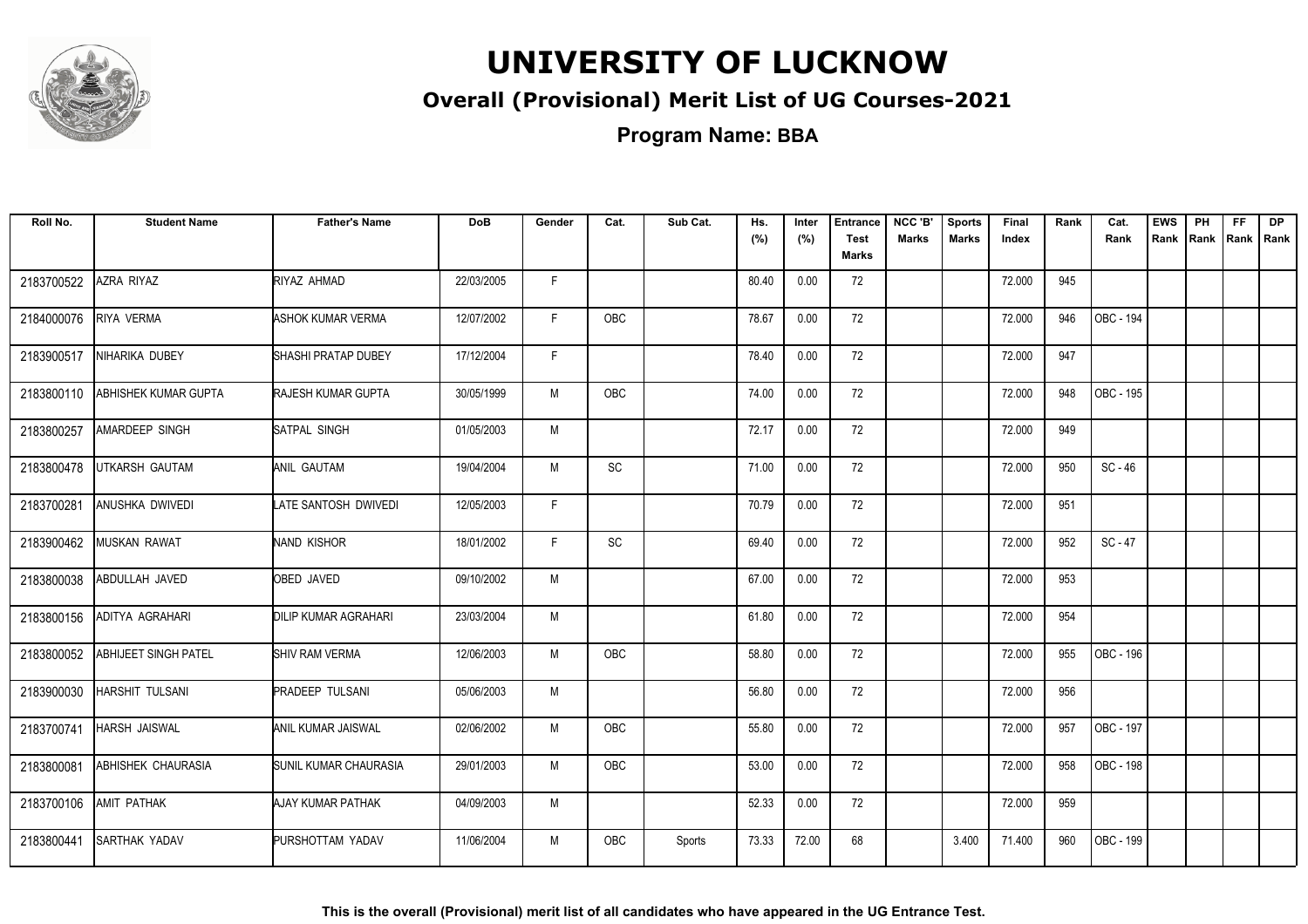# UNIVERSITY OF LUCKNOW

## Overall (Provisional) Merit List of UG Courses-2021

### Program Name: BBA

| Roll No. | Student Name | Father's Name | DoB | Gender | Cat. | Sub Cat. | Hs. (%) | Inter (%) | Entrance Test Marks | NCC 'B' Marks | Sports Marks | Final Index | Rank | Cat. Rank | EWS Rank | PH Rank | FF Rank | DP Rank |
|---|---|---|---|---|---|---|---|---|---|---|---|---|---|---|---|---|---|---|
| 2183700522 | AZRA RIYAZ | RIYAZ AHMAD | 22/03/2005 | F | | | 80.40 | 0.00 | 72 | | | 72.000 | 945 | | | | | |
| 2184000076 | RIYA VERMA | ASHOK KUMAR VERMA | 12/07/2002 | F | OBC | | 78.67 | 0.00 | 72 | | | 72.000 | 946 | OBC - 194 | | | | |
| 2183900517 | NIHARIKA DUBEY | SHASHI PRATAP DUBEY | 17/12/2004 | F | | | 78.40 | 0.00 | 72 | | | 72.000 | 947 | | | | | |
| 2183800110 | ABHISHEK KUMAR GUPTA | RAJESH KUMAR GUPTA | 30/05/1999 | M | OBC | | 74.00 | 0.00 | 72 | | | 72.000 | 948 | OBC - 195 | | | | |
| 2183800257 | AMARDEEP SINGH | SATPAL SINGH | 01/05/2003 | M | | | 72.17 | 0.00 | 72 | | | 72.000 | 949 | | | | | |
| 2183800478 | UTKARSH GAUTAM | ANIL GAUTAM | 19/04/2004 | M | SC | | 71.00 | 0.00 | 72 | | | 72.000 | 950 | SC - 46 | | | | |
| 2183700281 | ANUSHKA DWIVEDI | LATE SANTOSH DWIVEDI | 12/05/2003 | F | | | 70.79 | 0.00 | 72 | | | 72.000 | 951 | | | | | |
| 2183900462 | MUSKAN RAWAT | NAND KISHOR | 18/01/2002 | F | SC | | 69.40 | 0.00 | 72 | | | 72.000 | 952 | SC - 47 | | | | |
| 2183800038 | ABDULLAH JAVED | OBED JAVED | 09/10/2002 | M | | | 67.00 | 0.00 | 72 | | | 72.000 | 953 | | | | | |
| 2183800156 | ADITYA AGRAHARI | DILIP KUMAR AGRAHARI | 23/03/2004 | M | | | 61.80 | 0.00 | 72 | | | 72.000 | 954 | | | | | |
| 2183800052 | ABHIJEET SINGH PATEL | SHIV RAM VERMA | 12/06/2003 | M | OBC | | 58.80 | 0.00 | 72 | | | 72.000 | 955 | OBC - 196 | | | | |
| 2183900030 | HARSHIT TULSANI | PRADEEP TULSANI | 05/06/2003 | M | | | 56.80 | 0.00 | 72 | | | 72.000 | 956 | | | | | |
| 2183700741 | HARSH JAISWAL | ANIL KUMAR JAISWAL | 02/06/2002 | M | OBC | | 55.80 | 0.00 | 72 | | | 72.000 | 957 | OBC - 197 | | | | |
| 2183800081 | ABHISHEK CHAURASIA | SUNIL KUMAR CHAURASIA | 29/01/2003 | M | OBC | | 53.00 | 0.00 | 72 | | | 72.000 | 958 | OBC - 198 | | | | |
| 2183700106 | AMIT PATHAK | AJAY KUMAR PATHAK | 04/09/2003 | M | | | 52.33 | 0.00 | 72 | | | 72.000 | 959 | | | | | |
| 2183800441 | SARTHAK YADAV | PURSHOTTAM YADAV | 11/06/2004 | M | OBC | Sports | 73.33 | 72.00 | 68 | | 3.400 | 71.400 | 960 | OBC - 199 | | | | |

**This is the overall (Provisional) merit list of all candidates who have appeared in the UG Entrance Test.**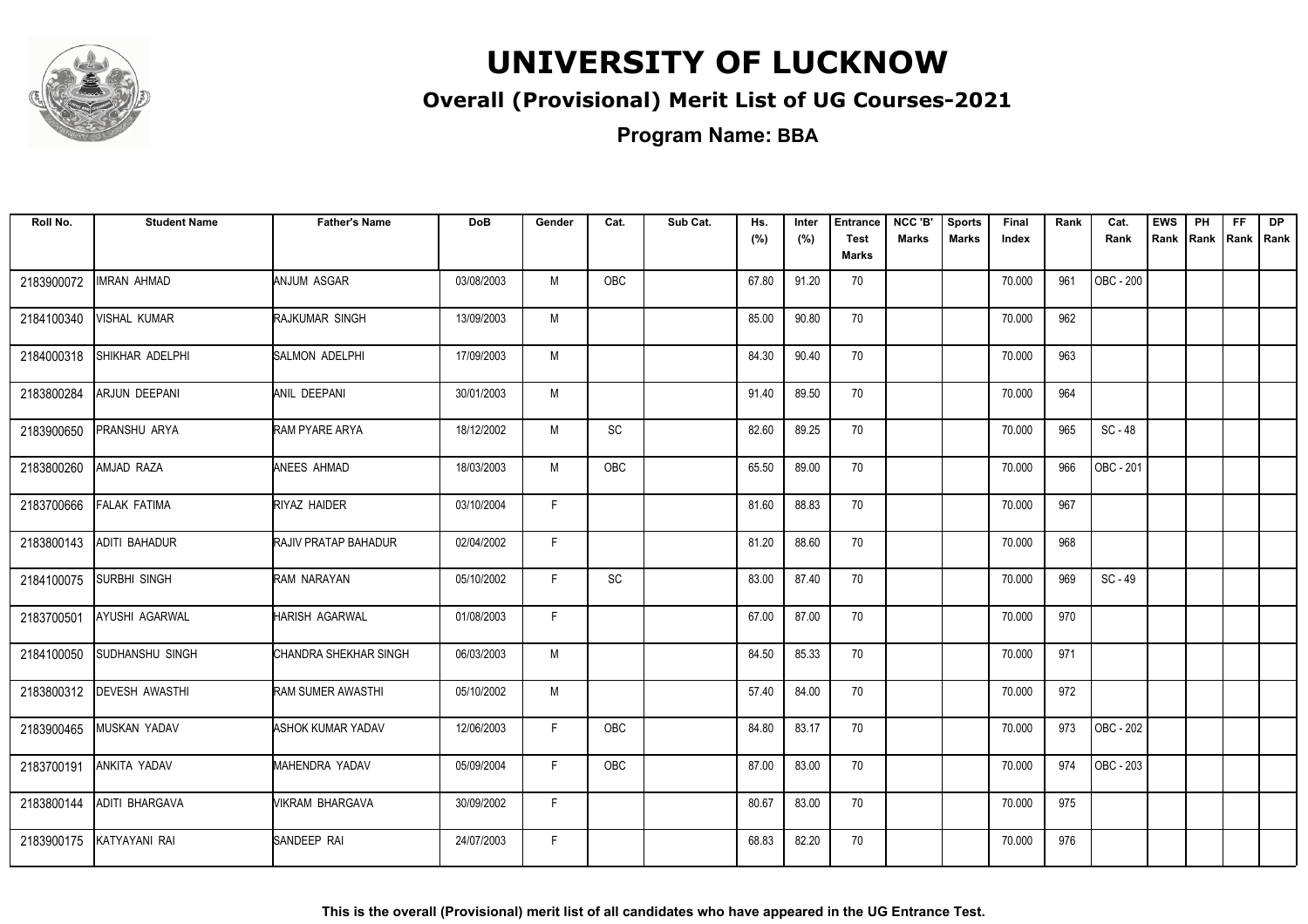# UNIVERSITY OF LUCKNOW

## Overall (Provisional) Merit List of UG Courses-2021

### Program Name: BBA

| Roll No. | Student Name | Father's Name | DoB | Gender | Cat. | Sub Cat. | Hs. (%) | Inter (%) | Entrance Test Marks | NCC 'B' Marks | Sports Marks | Final Index | Rank | Cat. Rank | EWS Rank | PH Rank | FF Rank | DP Rank |
|---|---|---|---|---|---|---|---|---|---|---|---|---|---|---|---|---|---|---|
| 2183900072 | IMRAN AHMAD | ANJUM ASGAR | 03/08/2003 | M | OBC | | 67.80 | 91.20 | 70 | | | 70.000 | 961 | OBC - 200 | | | | |
| 2184100340 | VISHAL KUMAR | RAJKUMAR SINGH | 13/09/2003 | M | | | 85.00 | 90.80 | 70 | | | 70.000 | 962 | | | | | |
| 2184000318 | SHIKHAR ADELPHI | SALMON ADELPHI | 17/09/2003 | M | | | 84.30 | 90.40 | 70 | | | 70.000 | 963 | | | | | |
| 2183800284 | ARJUN DEEPANI | ANIL DEEPANI | 30/01/2003 | M | | | 91.40 | 89.50 | 70 | | | 70.000 | 964 | | | | | |
| 2183900650 | PRANSHU ARYA | RAM PYARE ARYA | 18/12/2002 | M | SC | | 82.60 | 89.25 | 70 | | | 70.000 | 965 | SC - 48 | | | | |
| 2183800260 | AMJAD RAZA | ANEES AHMAD | 18/03/2003 | M | OBC | | 65.50 | 89.00 | 70 | | | 70.000 | 966 | OBC - 201 | | | | |
| 2183700666 | FALAK FATIMA | RIYAZ HAIDER | 03/10/2004 | F | | | 81.60 | 88.83 | 70 | | | 70.000 | 967 | | | | | |
| 2183800143 | ADITI BAHADUR | RAJIV PRATAP BAHADUR | 02/04/2002 | F | | | 81.20 | 88.60 | 70 | | | 70.000 | 968 | | | | | |
| 2184100075 | SURBHI SINGH | RAM NARAYAN | 05/10/2002 | F | SC | | 83.00 | 87.40 | 70 | | | 70.000 | 969 | SC - 49 | | | | |
| 2183700501 | AYUSHI AGARWAL | HARISH AGARWAL | 01/08/2003 | F | | | 67.00 | 87.00 | 70 | | | 70.000 | 970 | | | | | |
| 2184100050 | SUDHANSHU SINGH | CHANDRA SHEKHAR SINGH | 06/03/2003 | M | | | 84.50 | 85.33 | 70 | | | 70.000 | 971 | | | | | |
| 2183800312 | DEVESH AWASTHI | RAM SUMER AWASTHI | 05/10/2002 | M | | | 57.40 | 84.00 | 70 | | | 70.000 | 972 | | | | | |
| 2183900465 | MUSKAN YADAV | ASHOK KUMAR YADAV | 12/06/2003 | F | OBC | | 84.80 | 83.17 | 70 | | | 70.000 | 973 | OBC - 202 | | | | |
| 2183700191 | ANKITA YADAV | MAHENDRA YADAV | 05/09/2004 | F | OBC | | 87.00 | 83.00 | 70 | | | 70.000 | 974 | OBC - 203 | | | | |
| 2183800144 | ADITI BHARGAVA | VIKRAM BHARGAVA | 30/09/2002 | F | | | 80.67 | 83.00 | 70 | | | 70.000 | 975 | | | | | |
| 2183900175 | KATYAYANI RAI | SANDEEP RAI | 24/07/2003 | F | | | 68.83 | 82.20 | 70 | | | 70.000 | 976 | | | | | |

**This is the overall (Provisional) merit list of all candidates who have appeared in the UG Entrance Test.**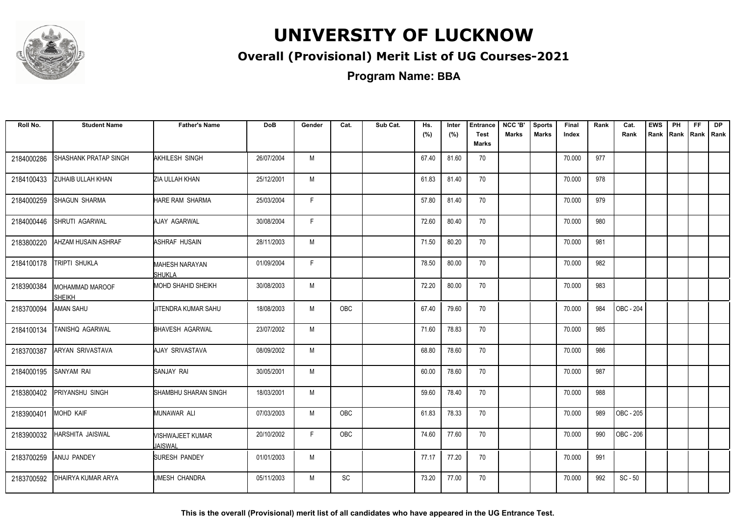# UNIVERSITY OF LUCKNOW

## Overall (Provisional) Merit List of UG Courses-2021

### Program Name: BBA

| Roll No. | Student Name | Father's Name | DoB | Gender | Cat. | Sub Cat. | Hs. (%) | Inter (%) | Entrance Test Marks | NCC 'B' Marks | Sports Marks | Final Index | Rank | Cat. Rank | EWS Rank | PH Rank | FF Rank | DP Rank |
|---|---|---|---|---|---|---|---|---|---|---|---|---|---|---|---|---|---|---|
| 2184000286 | SHASHANK PRATAP SINGH | AKHILESH SINGH | 26/07/2004 | M | | | 67.40 | 81.60 | 70 | | | 70.000 | 977 | | | | | |
| 2184100433 | ZUHAIB ULLAH KHAN | ZIA ULLAH KHAN | 25/12/2001 | M | | | 61.83 | 81.40 | 70 | | | 70.000 | 978 | | | | | |
| 2184000259 | SHAGUN SHARMA | HARE RAM SHARMA | 25/03/2004 | F | | | 57.80 | 81.40 | 70 | | | 70.000 | 979 | | | | | |
| 2184000446 | SHRUTI AGARWAL | AJAY AGARWAL | 30/08/2004 | F | | | 72.60 | 80.40 | 70 | | | 70.000 | 980 | | | | | |
| 2183800220 | AHZAM HUSAIN ASHRAF | ASHRAF HUSAIN | 28/11/2003 | M | | | 71.50 | 80.20 | 70 | | | 70.000 | 981 | | | | | |
| 2184100178 | TRIPTI SHUKLA | MAHESH NARAYAN SHUKLA | 01/09/2004 | F | | | 78.50 | 80.00 | 70 | | | 70.000 | 982 | | | | | |
| 2183900384 | MOHAMMAD MAROOF SHEIKH | MOHD SHAHID SHEIKH | 30/08/2003 | M | | | 72.20 | 80.00 | 70 | | | 70.000 | 983 | | | | | |
| 2183700094 | AMAN SAHU | JITENDRA KUMAR SAHU | 18/08/2003 | M | OBC | | 67.40 | 79.60 | 70 | | | 70.000 | 984 | OBC - 204 | | | | |
| 2184100134 | TANISHQ AGARWAL | BHAVESH AGARWAL | 23/07/2002 | M | | | 71.60 | 78.83 | 70 | | | 70.000 | 985 | | | | | |
| 2183700387 | ARYAN SRIVASTAVA | AJAY SRIVASTAVA | 08/09/2002 | M | | | 68.80 | 78.60 | 70 | | | 70.000 | 986 | | | | | |
| 2184000195 | SANYAM RAI | SANJAY RAI | 30/05/2001 | M | | | 60.00 | 78.60 | 70 | | | 70.000 | 987 | | | | | |
| 2183800402 | PRIYANSHU SINGH | SHAMBHU SHARAN SINGH | 18/03/2001 | M | | | 59.60 | 78.40 | 70 | | | 70.000 | 988 | | | | | |
| 2183900401 | MOHD KAIF | MUNAWAR ALI | 07/03/2003 | M | OBC | | 61.83 | 78.33 | 70 | | | 70.000 | 989 | OBC - 205 | | | | |
| 2183900032 | HARSHITA JAISWAL | VISHWAJEET KUMAR JAISWAL | 20/10/2002 | F | OBC | | 74.60 | 77.60 | 70 | | | 70.000 | 990 | OBC - 206 | | | | |
| 2183700259 | ANUJ PANDEY | SURESH PANDEY | 01/01/2003 | M | | | 77.17 | 77.20 | 70 | | | 70.000 | 991 | | | | | |
| 2183700592 | DHAIRYA KUMAR ARYA | UMESH CHANDRA | 05/11/2003 | M | SC | | 73.20 | 77.00 | 70 | | | 70.000 | 992 | SC - 50 | | | | |

**This is the overall (Provisional) merit list of all candidates who have appeared in the UG Entrance Test.**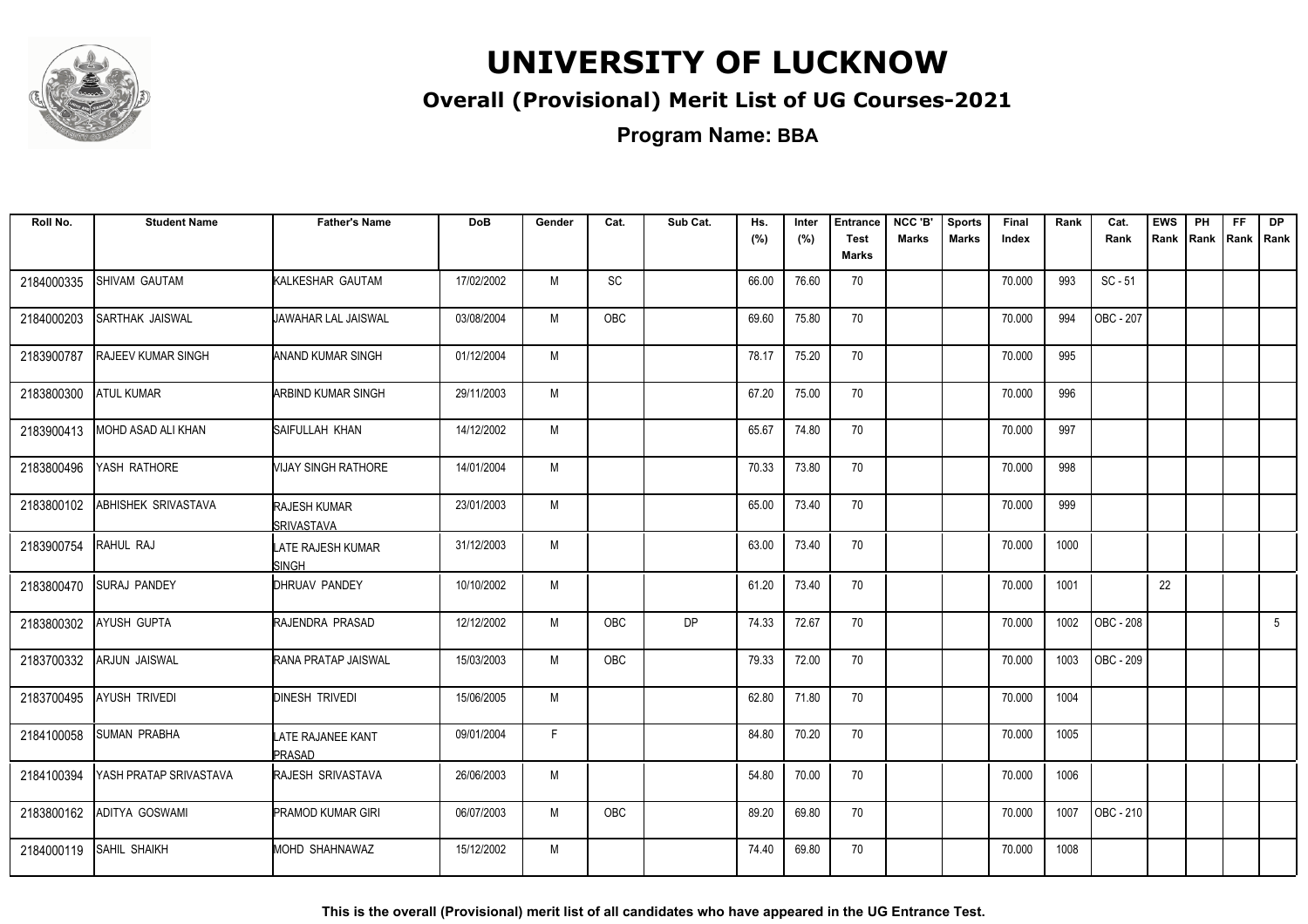# UNIVERSITY OF LUCKNOW

## Overall (Provisional) Merit List of UG Courses-2021

### Program Name: BBA

| Roll No. | Student Name | Father's Name | DoB | Gender | Cat. | Sub Cat. | Hs. (%) | Inter (%) | Entrance Test Marks | NCC 'B' Marks | Sports Marks | Final Index | Rank | Cat. Rank | EWS Rank | PH Rank | FF Rank | DP Rank |
|---|---|---|---|---|---|---|---|---|---|---|---|---|---|---|---|---|---|---|
| 2184000335 | SHIVAM GAUTAM | KALKESHAR GAUTAM | 17/02/2002 | M | SC | | 66.00 | 76.60 | 70 | | | 70.000 | 993 | SC - 51 | | | | |
| 2184000203 | SARTHAK JAISWAL | JAWAHAR LAL JAISWAL | 03/08/2004 | M | OBC | | 69.60 | 75.80 | 70 | | | 70.000 | 994 | OBC - 207 | | | | |
| 2183900787 | RAJEEV KUMAR SINGH | ANAND KUMAR SINGH | 01/12/2004 | M | | | 78.17 | 75.20 | 70 | | | 70.000 | 995 | | | | | |
| 2183800300 | ATUL KUMAR | ARBIND KUMAR SINGH | 29/11/2003 | M | | | 67.20 | 75.00 | 70 | | | 70.000 | 996 | | | | | |
| 2183900413 | MOHD ASAD ALI KHAN | SAIFULLAH KHAN | 14/12/2002 | M | | | 65.67 | 74.80 | 70 | | | 70.000 | 997 | | | | | |
| 2183800496 | YASH RATHORE | VIJAY SINGH RATHORE | 14/01/2004 | M | | | 70.33 | 73.80 | 70 | | | 70.000 | 998 | | | | | |
| 2183800102 | ABHISHEK SRIVASTAVA | RAJESH KUMAR SRIVASTAVA | 23/01/2003 | M | | | 65.00 | 73.40 | 70 | | | 70.000 | 999 | | | | | |
| 2183900754 | RAHUL RAJ | LATE RAJESH KUMAR SINGH | 31/12/2003 | M | | | 63.00 | 73.40 | 70 | | | 70.000 | 1000 | | | | | |
| 2183800470 | SURAJ PANDEY | DHRUAV PANDEY | 10/10/2002 | M | | | 61.20 | 73.40 | 70 | | | 70.000 | 1001 | | 22 | | | |
| 2183800302 | AYUSH GUPTA | RAJENDRA PRASAD | 12/12/2002 | M | OBC | DP | 74.33 | 72.67 | 70 | | | 70.000 | 1002 | OBC - 208 | | | | 5 |
| 2183700332 | ARJUN JAISWAL | RANA PRATAP JAISWAL | 15/03/2003 | M | OBC | | 79.33 | 72.00 | 70 | | | 70.000 | 1003 | OBC - 209 | | | | |
| 2183700495 | AYUSH TRIVEDI | DINESH TRIVEDI | 15/06/2005 | M | | | 62.80 | 71.80 | 70 | | | 70.000 | 1004 | | | | | |
| 2184100058 | SUMAN PRABHA | LATE RAJANEE KANT PRASAD | 09/01/2004 | F | | | 84.80 | 70.20 | 70 | | | 70.000 | 1005 | | | | | |
| 2184100394 | YASH PRATAP SRIVASTAVA | RAJESH SRIVASTAVA | 26/06/2003 | M | | | 54.80 | 70.00 | 70 | | | 70.000 | 1006 | | | | | |
| 2183800162 | ADITYA GOSWAMI | PRAMOD KUMAR GIRI | 06/07/2003 | M | OBC | | 89.20 | 69.80 | 70 | | | 70.000 | 1007 | OBC - 210 | | | | |
| 2184000119 | SAHIL SHAIKH | MOHD SHAHNAWAZ | 15/12/2002 | M | | | 74.40 | 69.80 | 70 | | | 70.000 | 1008 | | | | | |

**This is the overall (Provisional) merit list of all candidates who have appeared in the UG Entrance Test.**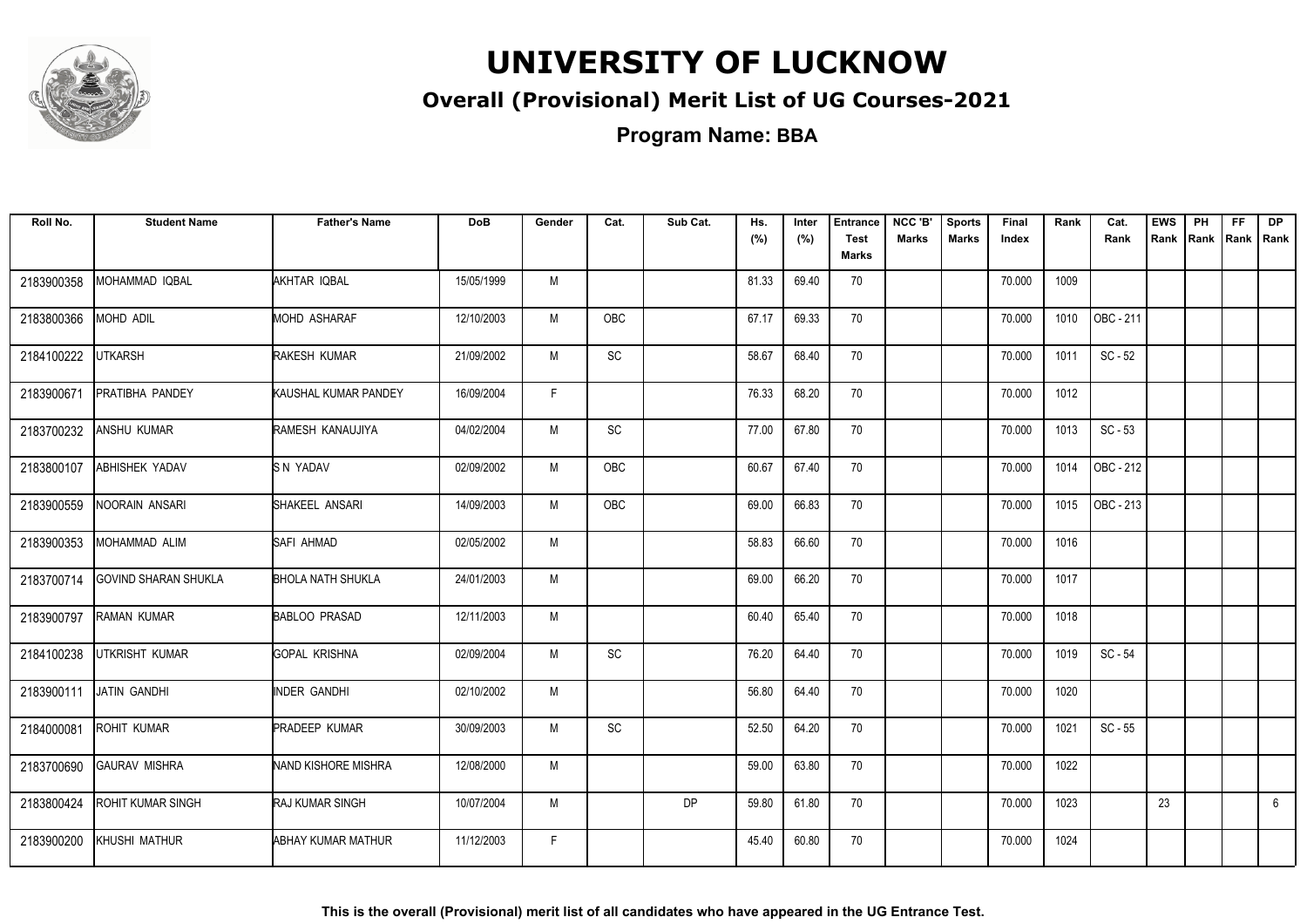# UNIVERSITY OF LUCKNOW

## Overall (Provisional) Merit List of UG Courses-2021

**Program Name: BBA**

| Roll No. | Student Name | Father's Name | DoB | Gender | Cat. | Sub Cat. | Hs. (%) | Inter (%) | Entrance Test Marks | NCC 'B' Marks | Sports Marks | Final Index | Rank | Cat. Rank | EWS Rank | PH Rank | FF Rank | DP Rank |
|---|---|---|---|---|---|---|---|---|---|---|---|---|---|---|---|---|---|---|
| 2183900358 | MOHAMMAD IQBAL | AKHTAR IQBAL | 15/05/1999 | M | | | 81.33 | 69.40 | 70 | | | 70.000 | 1009 | | | | | |
| 2183800366 | MOHD ADIL | MOHD ASHARAF | 12/10/2003 | M | OBC | | 67.17 | 69.33 | 70 | | | 70.000 | 1010 | OBC - 211 | | | | |
| 2184100222 | UTKARSH | RAKESH KUMAR | 21/09/2002 | M | SC | | 58.67 | 68.40 | 70 | | | 70.000 | 1011 | SC - 52 | | | | |
| 2183900671 | PRATIBHA PANDEY | KAUSHAL KUMAR PANDEY | 16/09/2004 | F | | | 76.33 | 68.20 | 70 | | | 70.000 | 1012 | | | | | |
| 2183700232 | ANSHU KUMAR | RAMESH KANAUJIYA | 04/02/2004 | M | SC | | 77.00 | 67.80 | 70 | | | 70.000 | 1013 | SC - 53 | | | | |
| 2183800107 | ABHISHEK YADAV | S N YADAV | 02/09/2002 | M | OBC | | 60.67 | 67.40 | 70 | | | 70.000 | 1014 | OBC - 212 | | | | |
| 2183900559 | NOORAIN ANSARI | SHAKEEL ANSARI | 14/09/2003 | M | OBC | | 69.00 | 66.83 | 70 | | | 70.000 | 1015 | OBC - 213 | | | | |
| 2183900353 | MOHAMMAD ALIM | SAFI AHMAD | 02/05/2002 | M | | | 58.83 | 66.60 | 70 | | | 70.000 | 1016 | | | | | |
| 2183700714 | GOVIND SHARAN SHUKLA | BHOLA NATH SHUKLA | 24/01/2003 | M | | | 69.00 | 66.20 | 70 | | | 70.000 | 1017 | | | | | |
| 2183900797 | RAMAN KUMAR | BABLOO PRASAD | 12/11/2003 | M | | | 60.40 | 65.40 | 70 | | | 70.000 | 1018 | | | | | |
| 2184100238 | UTKRISHT KUMAR | GOPAL KRISHNA | 02/09/2004 | M | SC | | 76.20 | 64.40 | 70 | | | 70.000 | 1019 | SC - 54 | | | | |
| 2183900111 | JATIN GANDHI | INDER GANDHI | 02/10/2002 | M | | | 56.80 | 64.40 | 70 | | | 70.000 | 1020 | | | | | |
| 2184000081 | ROHIT KUMAR | PRADEEP KUMAR | 30/09/2003 | M | SC | | 52.50 | 64.20 | 70 | | | 70.000 | 1021 | SC - 55 | | | | |
| 2183700690 | GAURAV MISHRA | NAND KISHORE MISHRA | 12/08/2000 | M | | | 59.00 | 63.80 | 70 | | | 70.000 | 1022 | | | | | |
| 2183800424 | ROHIT KUMAR SINGH | RAJ KUMAR SINGH | 10/07/2004 | M | | DP | 59.80 | 61.80 | 70 | | | 70.000 | 1023 | | 23 | | | 6 |
| 2183900200 | KHUSHI MATHUR | ABHAY KUMAR MATHUR | 11/12/2003 | F | | | 45.40 | 60.80 | 70 | | | 70.000 | 1024 | | | | | |

**This is the overall (Provisional) merit list of all candidates who have appeared in the UG Entrance Test.**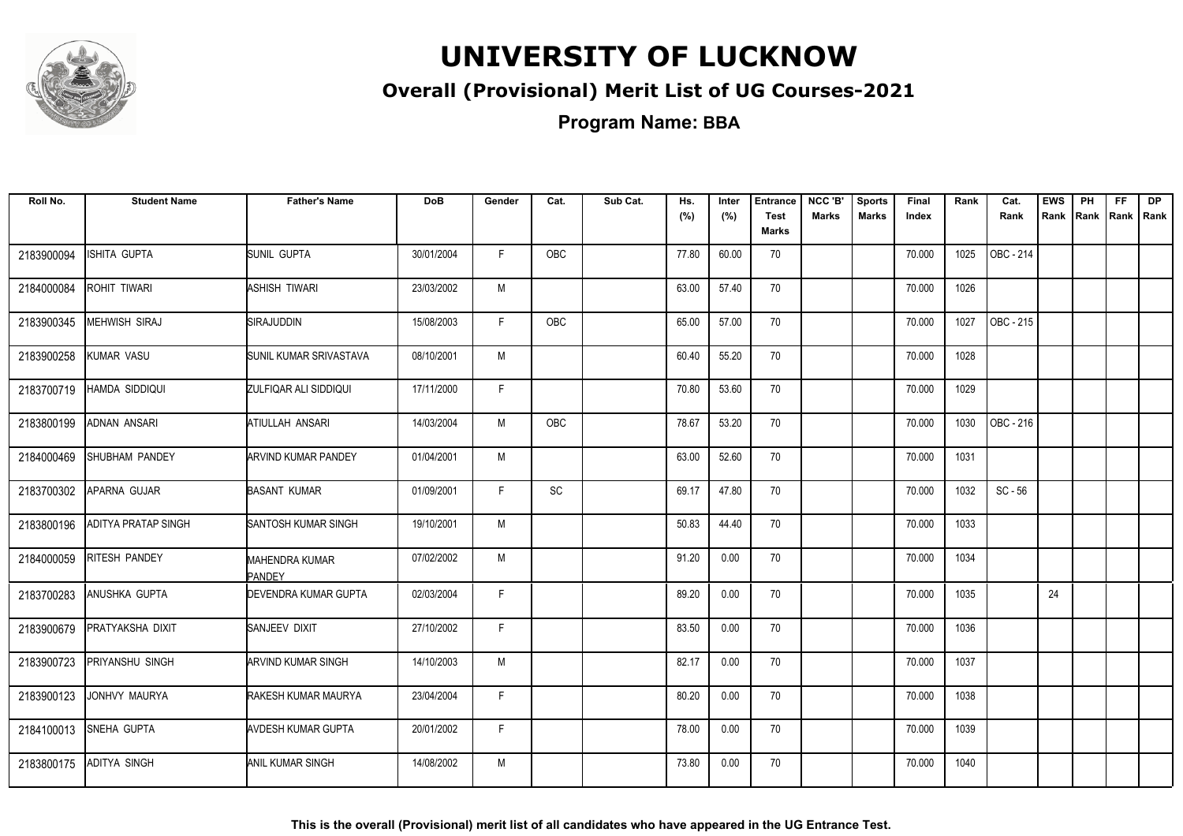# UNIVERSITY OF LUCKNOW

## Overall (Provisional) Merit List of UG Courses-2021

### Program Name: BBA

| Roll No. | Student Name | Father's Name | DoB | Gender | Cat. | Sub Cat. | Hs. (%) | Inter (%) | Entrance Test Marks | NCC 'B' Marks | Sports Marks | Final Index | Rank | Cat. Rank | EWS Rank | PH Rank | FF Rank | DP Rank |
|---|---|---|---|---|---|---|---|---|---|---|---|---|---|---|---|---|---|---|
| 2183900094 | ISHITA GUPTA | SUNIL GUPTA | 30/01/2004 | F | OBC | | 77.80 | 60.00 | 70 | | | 70.000 | 1025 | OBC - 214 | | | | |
| 2184000084 | ROHIT TIWARI | ASHISH TIWARI | 23/03/2002 | M | | | 63.00 | 57.40 | 70 | | | 70.000 | 1026 | | | | | |
| 2183900345 | MEHWISH SIRAJ | SIRAJUDDIN | 15/08/2003 | F | OBC | | 65.00 | 57.00 | 70 | | | 70.000 | 1027 | OBC - 215 | | | | |
| 2183900258 | KUMAR VASU | SUNIL KUMAR SRIVASTAVA | 08/10/2001 | M | | | 60.40 | 55.20 | 70 | | | 70.000 | 1028 | | | | | |
| 2183700719 | HAMDA SIDDIQUI | ZULFIQAR ALI SIDDIQUI | 17/11/2000 | F | | | 70.80 | 53.60 | 70 | | | 70.000 | 1029 | | | | | |
| 2183800199 | ADNAN ANSARI | ATIULLAH ANSARI | 14/03/2004 | M | OBC | | 78.67 | 53.20 | 70 | | | 70.000 | 1030 | OBC - 216 | | | | |
| 2184000469 | SHUBHAM PANDEY | ARVIND KUMAR PANDEY | 01/04/2001 | M | | | 63.00 | 52.60 | 70 | | | 70.000 | 1031 | | | | | |
| 2183700302 | APARNA GUJAR | BASANT KUMAR | 01/09/2001 | F | SC | | 69.17 | 47.80 | 70 | | | 70.000 | 1032 | SC - 56 | | | | |
| 2183800196 | ADITYA PRATAP SINGH | SANTOSH KUMAR SINGH | 19/10/2001 | M | | | 50.83 | 44.40 | 70 | | | 70.000 | 1033 | | | | | |
| 2184000059 | RITESH PANDEY | MAHENDRA KUMAR PANDEY | 07/02/2002 | M | | | 91.20 | 0.00 | 70 | | | 70.000 | 1034 | | | | | |
| 2183700283 | ANUSHKA GUPTA | DEVENDRA KUMAR GUPTA | 02/03/2004 | F | | | 89.20 | 0.00 | 70 | | | 70.000 | 1035 | | 24 | | | |
| 2183900679 | PRATYAKSHA DIXIT | SANJEEV DIXIT | 27/10/2002 | F | | | 83.50 | 0.00 | 70 | | | 70.000 | 1036 | | | | | |
| 2183900723 | PRIYANSHU SINGH | ARVIND KUMAR SINGH | 14/10/2003 | M | | | 82.17 | 0.00 | 70 | | | 70.000 | 1037 | | | | | |
| 2183900123 | JONHVY MAURYA | RAKESH KUMAR MAURYA | 23/04/2004 | F | | | 80.20 | 0.00 | 70 | | | 70.000 | 1038 | | | | | |
| 2184100013 | SNEHA GUPTA | AVDESH KUMAR GUPTA | 20/01/2002 | F | | | 78.00 | 0.00 | 70 | | | 70.000 | 1039 | | | | | |
| 2183800175 | ADITYA SINGH | ANIL KUMAR SINGH | 14/08/2002 | M | | | 73.80 | 0.00 | 70 | | | 70.000 | 1040 | | | | | |

**This is the overall (Provisional) merit list of all candidates who have appeared in the UG Entrance Test.**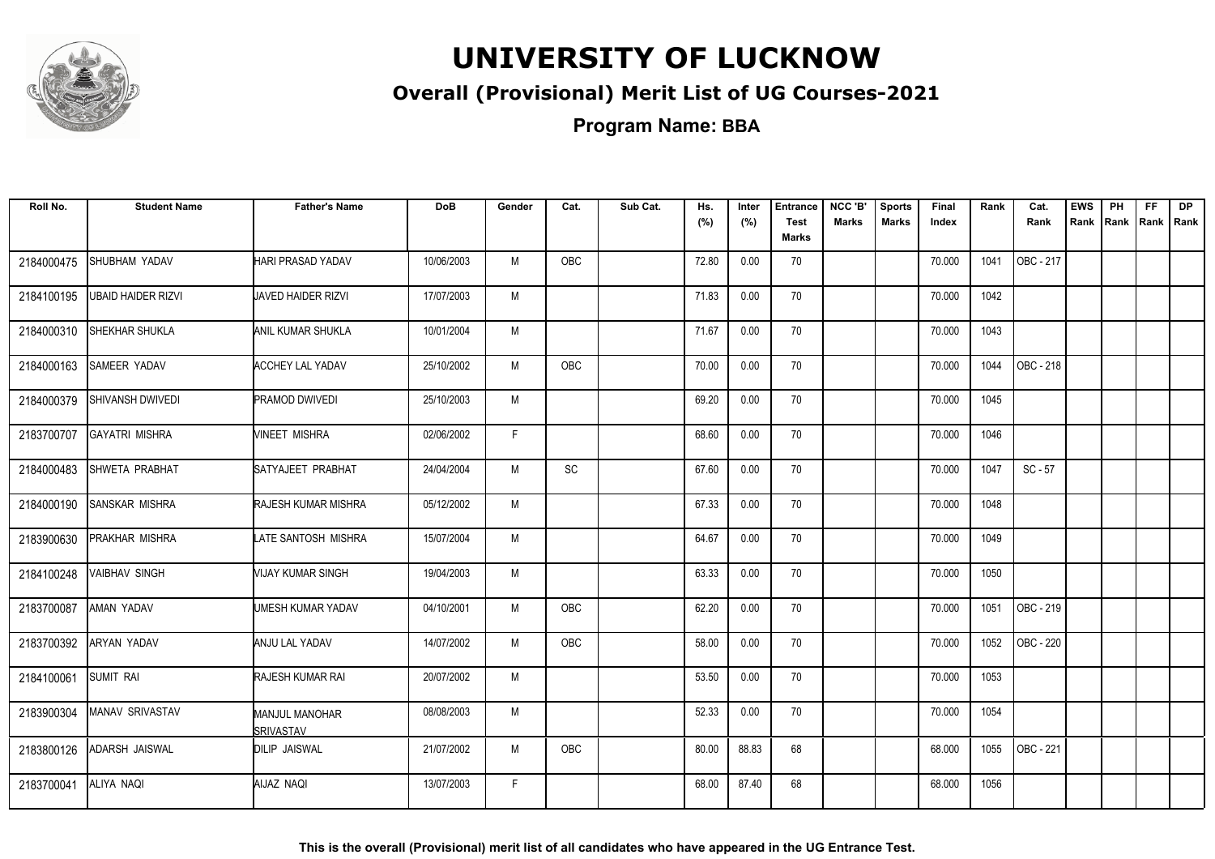# UNIVERSITY OF LUCKNOW

## Overall (Provisional) Merit List of UG Courses-2021

### Program Name: BBA

| Roll No. | Student Name | Father's Name | DoB | Gender | Cat. | Sub Cat. | Hs. (%) | Inter (%) | Entrance Test Marks | NCC 'B' Marks | Sports Marks | Final Index | Rank | Cat. Rank | EWS Rank | PH Rank | FF Rank | DP Rank |
|---|---|---|---|---|---|---|---|---|---|---|---|---|---|---|---|---|---|---|
| 2184000475 | SHUBHAM YADAV | HARI PRASAD YADAV | 10/06/2003 | M | OBC | | 72.80 | 0.00 | 70 | | | 70.000 | 1041 | OBC - 217 | | | | |
| 2184100195 | UBAID HAIDER RIZVI | JAVED HAIDER RIZVI | 17/07/2003 | M | | | 71.83 | 0.00 | 70 | | | 70.000 | 1042 | | | | | |
| 2184000310 | SHEKHAR SHUKLA | ANIL KUMAR SHUKLA | 10/01/2004 | M | | | 71.67 | 0.00 | 70 | | | 70.000 | 1043 | | | | | |
| 2184000163 | SAMEER YADAV | ACCHEY LAL YADAV | 25/10/2002 | M | OBC | | 70.00 | 0.00 | 70 | | | 70.000 | 1044 | OBC - 218 | | | | |
| 2184000379 | SHIVANSH DWIVEDI | PRAMOD DWIVEDI | 25/10/2003 | M | | | 69.20 | 0.00 | 70 | | | 70.000 | 1045 | | | | | |
| 2183700707 | GAYATRI MISHRA | VINEET MISHRA | 02/06/2002 | F | | | 68.60 | 0.00 | 70 | | | 70.000 | 1046 | | | | | |
| 2184000483 | SHWETA PRABHAT | SATYAJEET PRABHAT | 24/04/2004 | M | SC | | 67.60 | 0.00 | 70 | | | 70.000 | 1047 | SC - 57 | | | | |
| 2184000190 | SANSKAR MISHRA | RAJESH KUMAR MISHRA | 05/12/2002 | M | | | 67.33 | 0.00 | 70 | | | 70.000 | 1048 | | | | | |
| 2183900630 | PRAKHAR MISHRA | LATE SANTOSH MISHRA | 15/07/2004 | M | | | 64.67 | 0.00 | 70 | | | 70.000 | 1049 | | | | | |
| 2184100248 | VAIBHAV SINGH | VIJAY KUMAR SINGH | 19/04/2003 | M | | | 63.33 | 0.00 | 70 | | | 70.000 | 1050 | | | | | |
| 2183700087 | AMAN YADAV | UMESH KUMAR YADAV | 04/10/2001 | M | OBC | | 62.20 | 0.00 | 70 | | | 70.000 | 1051 | OBC - 219 | | | | |
| 2183700392 | ARYAN YADAV | ANJU LAL YADAV | 14/07/2002 | M | OBC | | 58.00 | 0.00 | 70 | | | 70.000 | 1052 | OBC - 220 | | | | |
| 2184100061 | SUMIT RAI | RAJESH KUMAR RAI | 20/07/2002 | M | | | 53.50 | 0.00 | 70 | | | 70.000 | 1053 | | | | | |
| 2183900304 | MANAV SRIVASTAV | MANJUL MANOHAR SRIVASTAV | 08/08/2003 | M | | | 52.33 | 0.00 | 70 | | | 70.000 | 1054 | | | | | |
| 2183800126 | ADARSH JAISWAL | DILIP JAISWAL | 21/07/2002 | M | OBC | | 80.00 | 88.83 | 68 | | | 68.000 | 1055 | OBC - 221 | | | | |
| 2183700041 | ALIYA NAQI | AIJAZ NAQI | 13/07/2003 | F | | | 68.00 | 87.40 | 68 | | | 68.000 | 1056 | | | | | |

**This is the overall (Provisional) merit list of all candidates who have appeared in the UG Entrance Test.**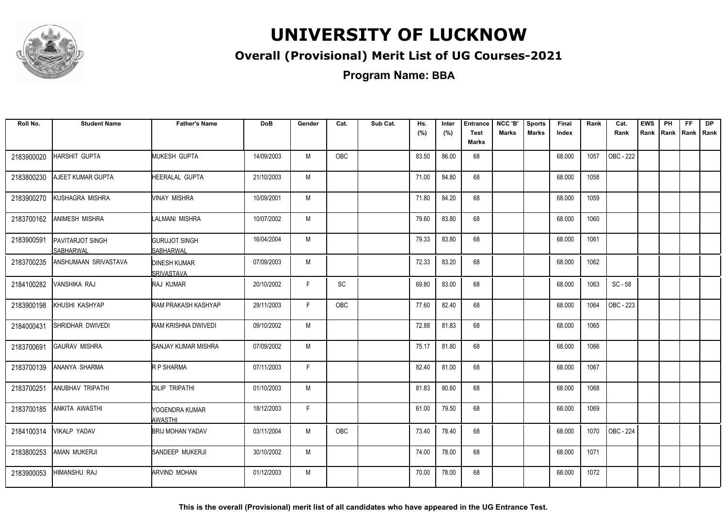# UNIVERSITY OF LUCKNOW

## Overall (Provisional) Merit List of UG Courses-2021

### Program Name: BBA

| Roll No. | Student Name | Father's Name | DoB | Gender | Cat. | Sub Cat. | Hs. (%) | Inter (%) | Entrance Test Marks | NCC 'B' Marks | Sports Marks | Final Index | Rank | Cat. Rank | EWS Rank | PH Rank | FF Rank | DP Rank |
|---|---|---|---|---|---|---|---|---|---|---|---|---|---|---|---|---|---|---|
| 2183900020 | HARSHIT GUPTA | MUKESH GUPTA | 14/09/2003 | M | OBC | | 83.50 | 86.00 | 68 | | | 68.000 | 1057 | OBC - 222 | | | | |
| 2183800230 | AJEET KUMAR GUPTA | HEERALAL GUPTA | 21/10/2003 | M | | | 71.00 | 84.80 | 68 | | | 68.000 | 1058 | | | | | |
| 2183900270 | KUSHAGRA MISHRA | VINAY MISHRA | 10/09/2001 | M | | | 71.80 | 84.20 | 68 | | | 68.000 | 1059 | | | | | |
| 2183700162 | ANIMESH MISHRA | LALMANI MISHRA | 10/07/2002 | M | | | 79.60 | 83.80 | 68 | | | 68.000 | 1060 | | | | | |
| 2183900591 | PAVITARJOT SINGH SABHARWAL | GURUJOT SINGH SABHARWAL | 16/04/2004 | M | | | 79.33 | 83.80 | 68 | | | 68.000 | 1061 | | | | | |
| 2183700235 | ANSHUMAAN SRIVASTAVA | DINESH KUMAR SRIVASTAVA | 07/09/2003 | M | | | 72.33 | 83.20 | 68 | | | 68.000 | 1062 | | | | | |
| 2184100282 | VANSHIKA RAJ | RAJ KUMAR | 20/10/2002 | F | SC | | 69.80 | 83.00 | 68 | | | 68.000 | 1063 | SC - 58 | | | | |
| 2183900198 | KHUSHI KASHYAP | RAM PRAKASH KASHYAP | 29/11/2003 | F | OBC | | 77.60 | 82.40 | 68 | | | 68.000 | 1064 | OBC - 223 | | | | |
| 2184000431 | SHRIDHAR DWIVEDI | RAM KRISHNA DWIVEDI | 09/10/2002 | M | | | 72.88 | 81.83 | 68 | | | 68.000 | 1065 | | | | | |
| 2183700691 | GAURAV MISHRA | SANJAY KUMAR MISHRA | 07/09/2002 | M | | | 75.17 | 81.80 | 68 | | | 68.000 | 1066 | | | | | |
| 2183700139 | ANANYA SHARMA | R P SHARMA | 07/11/2003 | F | | | 82.40 | 81.00 | 68 | | | 68.000 | 1067 | | | | | |
| 2183700251 | ANUBHAV TRIPATHI | DILIP TRIPATHI | 01/10/2003 | M | | | 81.83 | 80.60 | 68 | | | 68.000 | 1068 | | | | | |
| 2183700185 | ANKITA AWASTHI | YOGENDRA KUMAR AWASTHI | 18/12/2003 | F | | | 61.00 | 79.50 | 68 | | | 68.000 | 1069 | | | | | |
| 2184100314 | VIKALP YADAV | BRIJ MOHAN YADAV | 03/11/2004 | M | OBC | | 73.40 | 78.40 | 68 | | | 68.000 | 1070 | OBC - 224 | | | | |
| 2183800253 | AMAN MUKERJI | SANDEEP MUKERJI | 30/10/2002 | M | | | 74.00 | 78.00 | 68 | | | 68.000 | 1071 | | | | | |
| 2183900053 | HIMANSHU RAJ | ARVIND MOHAN | 01/12/2003 | M | | | 70.00 | 78.00 | 68 | | | 68.000 | 1072 | | | | | |

**This is the overall (Provisional) merit list of all candidates who have appeared in the UG Entrance Test.**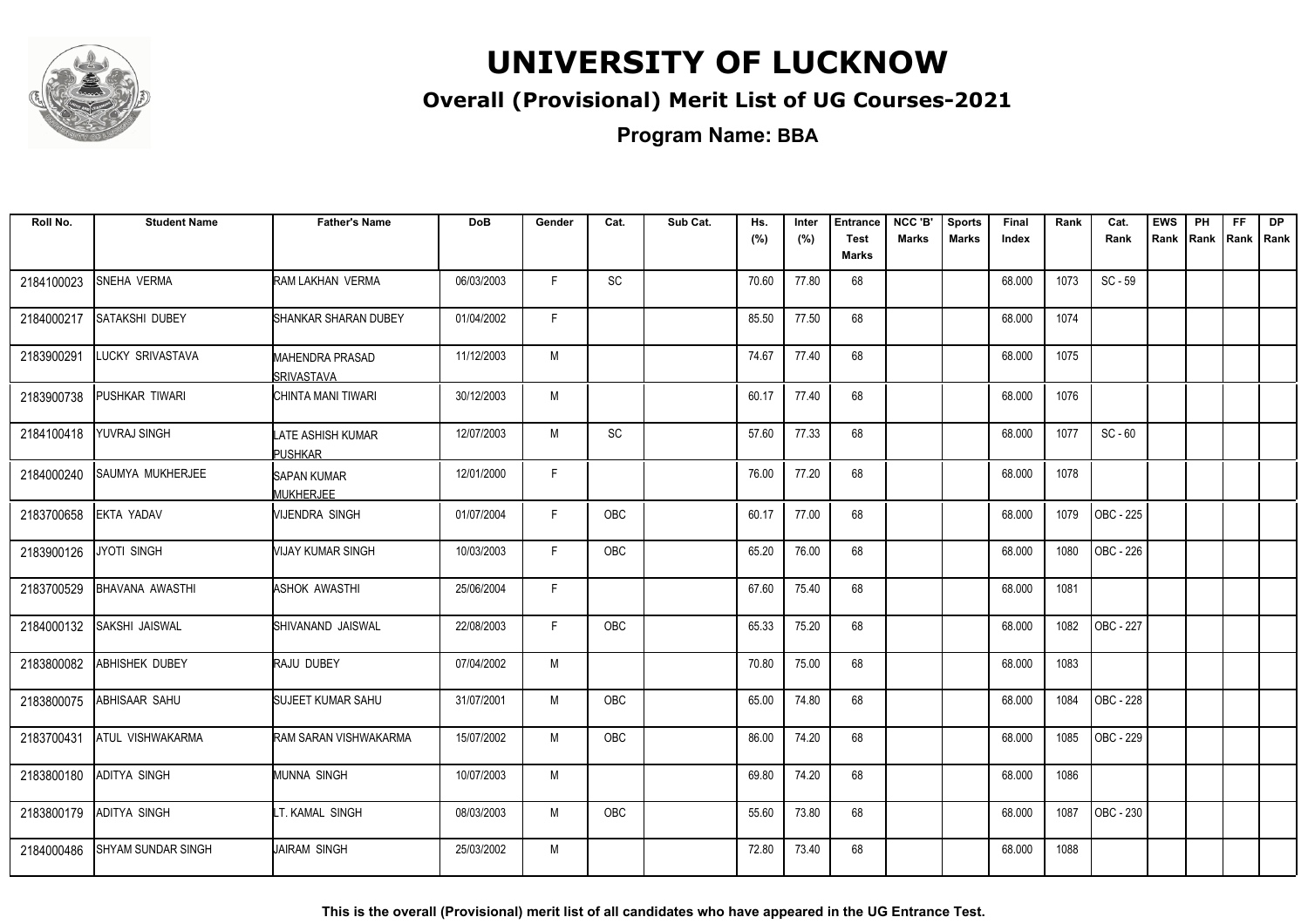# UNIVERSITY OF LUCKNOW

## Overall (Provisional) Merit List of UG Courses-2021

### Program Name: BBA

| Roll No. | Student Name | Father's Name | DoB | Gender | Cat. | Sub Cat. | Hs. (%) | Inter (%) | Entrance Test Marks | NCC 'B' Marks | Sports Marks | Final Index | Rank | Cat. Rank | EWS Rank | PH Rank | FF Rank | DP Rank |
|---|---|---|---|---|---|---|---|---|---|---|---|---|---|---|---|---|---|---|
| 2184100023 | SNEHA VERMA | RAM LAKHAN VERMA | 06/03/2003 | F | SC | | 70.60 | 77.80 | 68 | | | 68.000 | 1073 | SC - 59 | | | | |
| 2184000217 | SATAKSHI DUBEY | SHANKAR SHARAN DUBEY | 01/04/2002 | F | | | 85.50 | 77.50 | 68 | | | 68.000 | 1074 | | | | | |
| 2183900291 | LUCKY SRIVASTAVA | MAHENDRA PRASAD SRIVASTAVA | 11/12/2003 | M | | | 74.67 | 77.40 | 68 | | | 68.000 | 1075 | | | | | |
| 2183900738 | PUSHKAR TIWARI | CHINTA MANI TIWARI | 30/12/2003 | M | | | 60.17 | 77.40 | 68 | | | 68.000 | 1076 | | | | | |
| 2184100418 | YUVRAJ SINGH | LATE ASHISH KUMAR PUSHKAR | 12/07/2003 | M | SC | | 57.60 | 77.33 | 68 | | | 68.000 | 1077 | SC - 60 | | | | |
| 2184000240 | SAUMYA MUKHERJEE | SAPAN KUMAR MUKHERJEE | 12/01/2000 | F | | | 76.00 | 77.20 | 68 | | | 68.000 | 1078 | | | | | |
| 2183700658 | EKTA YADAV | VIJENDRA SINGH | 01/07/2004 | F | OBC | | 60.17 | 77.00 | 68 | | | 68.000 | 1079 | OBC - 225 | | | | |
| 2183900126 | JYOTI SINGH | VIJAY KUMAR SINGH | 10/03/2003 | F | OBC | | 65.20 | 76.00 | 68 | | | 68.000 | 1080 | OBC - 226 | | | | |
| 2183700529 | BHAVANA AWASTHI | ASHOK AWASTHI | 25/06/2004 | F | | | 67.60 | 75.40 | 68 | | | 68.000 | 1081 | | | | | |
| 2184000132 | SAKSHI JAISWAL | SHIVANAND JAISWAL | 22/08/2003 | F | OBC | | 65.33 | 75.20 | 68 | | | 68.000 | 1082 | OBC - 227 | | | | |
| 2183800082 | ABHISHEK DUBEY | RAJU DUBEY | 07/04/2002 | M | | | 70.80 | 75.00 | 68 | | | 68.000 | 1083 | | | | | |
| 2183800075 | ABHISAAR SAHU | SUJEET KUMAR SAHU | 31/07/2001 | M | OBC | | 65.00 | 74.80 | 68 | | | 68.000 | 1084 | OBC - 228 | | | | |
| 2183700431 | ATUL VISHWAKARMA | RAM SARAN VISHWAKARMA | 15/07/2002 | M | OBC | | 86.00 | 74.20 | 68 | | | 68.000 | 1085 | OBC - 229 | | | | |
| 2183800180 | ADITYA SINGH | MUNNA SINGH | 10/07/2003 | M | | | 69.80 | 74.20 | 68 | | | 68.000 | 1086 | | | | | |
| 2183800179 | ADITYA SINGH | LT. KAMAL SINGH | 08/03/2003 | M | OBC | | 55.60 | 73.80 | 68 | | | 68.000 | 1087 | OBC - 230 | | | | |
| 2184000486 | SHYAM SUNDAR SINGH | JAIRAM SINGH | 25/03/2002 | M | | | 72.80 | 73.40 | 68 | | | 68.000 | 1088 | | | | | |

**This is the overall (Provisional) merit list of all candidates who have appeared in the UG Entrance Test.**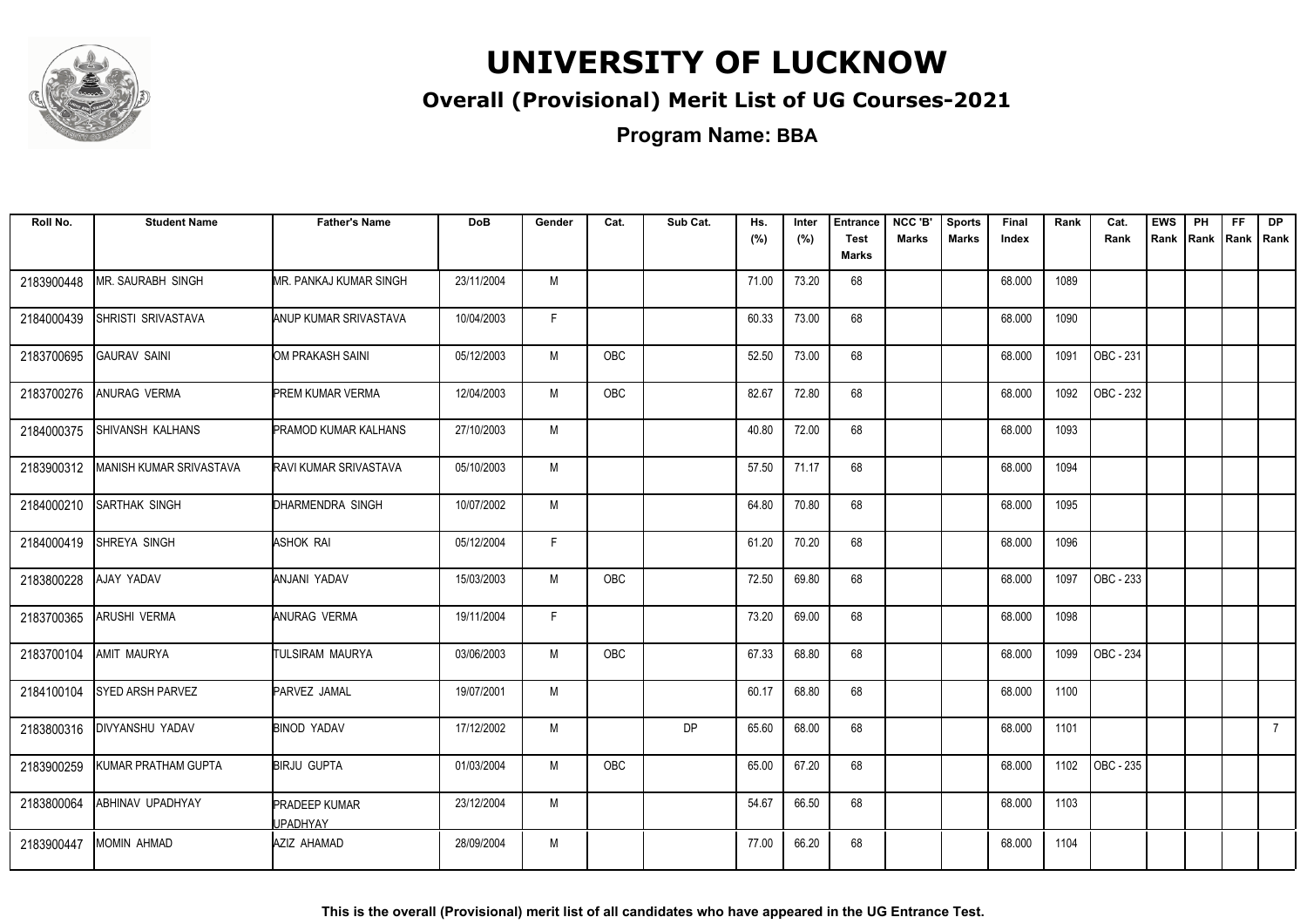# UNIVERSITY OF LUCKNOW

## Overall (Provisional) Merit List of UG Courses-2021

### Program Name: BBA

| Roll No. | Student Name | Father's Name | DoB | Gender | Cat. | Sub Cat. | Hs. (%) | Inter (%) | Entrance Test Marks | NCC 'B' Marks | Sports Marks | Final Index | Rank | Cat. Rank | EWS Rank | PH Rank | FF Rank | DP Rank |
|---|---|---|---|---|---|---|---|---|---|---|---|---|---|---|---|---|---|---|
| 2183900448 | MR. SAURABH SINGH | MR. PANKAJ KUMAR SINGH | 23/11/2004 | M | | | 71.00 | 73.20 | 68 | | | 68.000 | 1089 | | | | | |
| 2184000439 | SHRISTI SRIVASTAVA | ANUP KUMAR SRIVASTAVA | 10/04/2003 | F | | | 60.33 | 73.00 | 68 | | | 68.000 | 1090 | | | | | |
| 2183700695 | GAURAV SAINI | OM PRAKASH SAINI | 05/12/2003 | M | OBC | | 52.50 | 73.00 | 68 | | | 68.000 | 1091 | OBC - 231 | | | | |
| 2183700276 | ANURAG VERMA | PREM KUMAR VERMA | 12/04/2003 | M | OBC | | 82.67 | 72.80 | 68 | | | 68.000 | 1092 | OBC - 232 | | | | |
| 2184000375 | SHIVANSH KALHANS | PRAMOD KUMAR KALHANS | 27/10/2003 | M | | | 40.80 | 72.00 | 68 | | | 68.000 | 1093 | | | | | |
| 2183900312 | MANISH KUMAR SRIVASTAVA | RAVI KUMAR SRIVASTAVA | 05/10/2003 | M | | | 57.50 | 71.17 | 68 | | | 68.000 | 1094 | | | | | |
| 2184000210 | SARTHAK SINGH | DHARMENDRA SINGH | 10/07/2002 | M | | | 64.80 | 70.80 | 68 | | | 68.000 | 1095 | | | | | |
| 2184000419 | SHREYA SINGH | ASHOK RAI | 05/12/2004 | F | | | 61.20 | 70.20 | 68 | | | 68.000 | 1096 | | | | | |
| 2183800228 | AJAY YADAV | ANJANI YADAV | 15/03/2003 | M | OBC | | 72.50 | 69.80 | 68 | | | 68.000 | 1097 | OBC - 233 | | | | |
| 2183700365 | ARUSHI VERMA | ANURAG VERMA | 19/11/2004 | F | | | 73.20 | 69.00 | 68 | | | 68.000 | 1098 | | | | | |
| 2183700104 | AMIT MAURYA | TULSIRAM MAURYA | 03/06/2003 | M | OBC | | 67.33 | 68.80 | 68 | | | 68.000 | 1099 | OBC - 234 | | | | |
| 2184100104 | SYED ARSH PARVEZ | PARVEZ JAMAL | 19/07/2001 | M | | | 60.17 | 68.80 | 68 | | | 68.000 | 1100 | | | | | |
| 2183800316 | DIVYANSHU YADAV | BINOD YADAV | 17/12/2002 | M | | DP | 65.60 | 68.00 | 68 | | | 68.000 | 1101 | | | | | 7 |
| 2183900259 | KUMAR PRATHAM GUPTA | BIRJU GUPTA | 01/03/2004 | M | OBC | | 65.00 | 67.20 | 68 | | | 68.000 | 1102 | OBC - 235 | | | | |
| 2183800064 | ABHINAV UPADHYAY | PRADEEP KUMAR UPADHYAY | 23/12/2004 | M | | | 54.67 | 66.50 | 68 | | | 68.000 | 1103 | | | | | |
| 2183900447 | MOMIN AHMAD | AZIZ AHAMAD | 28/09/2004 | M | | | 77.00 | 66.20 | 68 | | | 68.000 | 1104 | | | | | |

This is the overall (Provisional) merit list of all candidates who have appeared in the UG Entrance Test.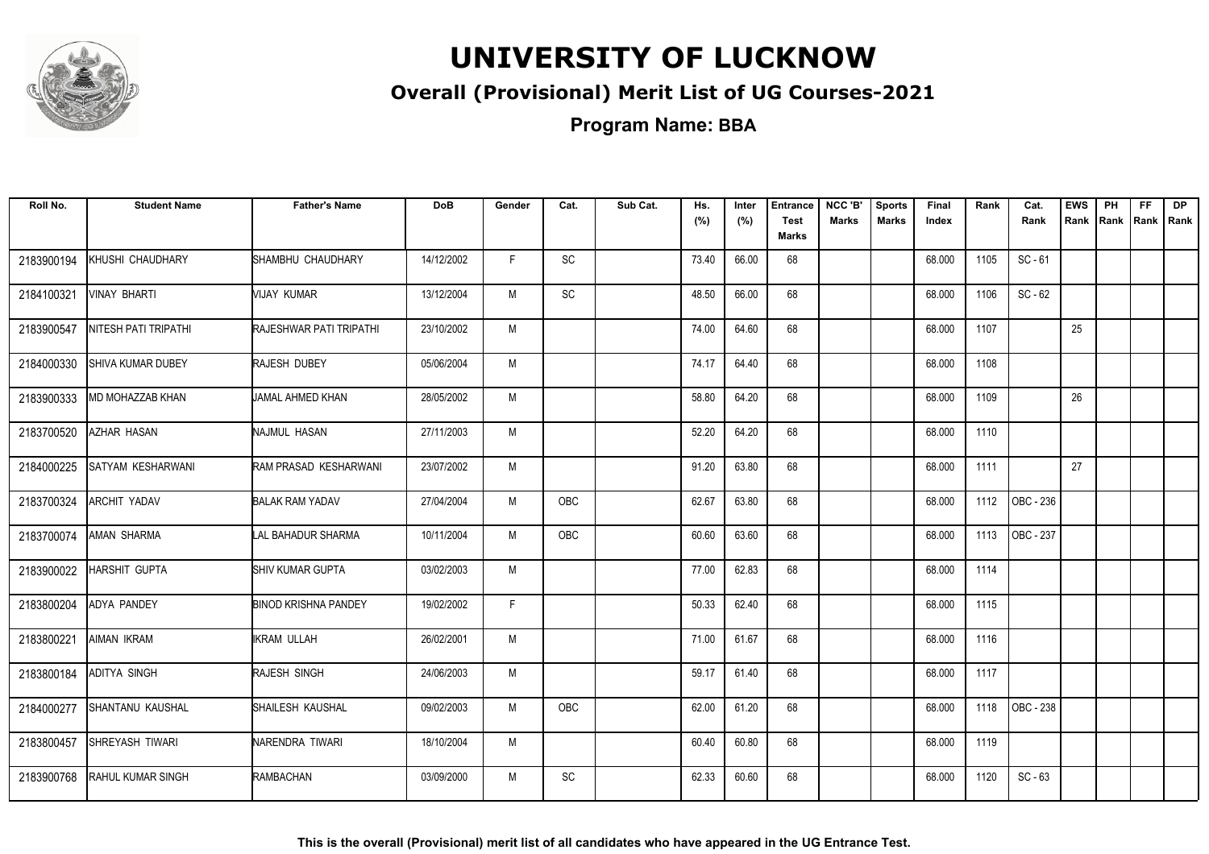# UNIVERSITY OF LUCKNOW

## Overall (Provisional) Merit List of UG Courses-2021

### Program Name: BBA

| Roll No. | Student Name | Father's Name | DoB | Gender | Cat. | Sub Cat. | Hs. (%) | Inter (%) | Entrance Test Marks | NCC 'B' Marks | Sports Marks | Final Index | Rank | Cat. Rank | EWS Rank | PH Rank | FF Rank | DP Rank |
|---|---|---|---|---|---|---|---|---|---|---|---|---|---|---|---|---|---|---|
| 2183900194 | KHUSHI CHAUDHARY | SHAMBHU CHAUDHARY | 14/12/2002 | F | SC | | 73.40 | 66.00 | 68 | | | 68.000 | 1105 | SC - 61 | | | | |
| 2184100321 | VINAY BHARTI | VIJAY KUMAR | 13/12/2004 | M | SC | | 48.50 | 66.00 | 68 | | | 68.000 | 1106 | SC - 62 | | | | |
| 2183900547 | NITESH PATI TRIPATHI | RAJESHWAR PATI TRIPATHI | 23/10/2002 | M | | | 74.00 | 64.60 | 68 | | | 68.000 | 1107 | | 25 | | | |
| 2184000330 | SHIVA KUMAR DUBEY | RAJESH DUBEY | 05/06/2004 | M | | | 74.17 | 64.40 | 68 | | | 68.000 | 1108 | | | | | |
| 2183900333 | MD MOHAZZAB KHAN | JAMAL AHMED KHAN | 28/05/2002 | M | | | 58.80 | 64.20 | 68 | | | 68.000 | 1109 | | 26 | | | |
| 2183700520 | AZHAR HASAN | NAJMUL HASAN | 27/11/2003 | M | | | 52.20 | 64.20 | 68 | | | 68.000 | 1110 | | | | | |
| 2184000225 | SATYAM KESHARWANI | RAM PRASAD KESHARWANI | 23/07/2002 | M | | | 91.20 | 63.80 | 68 | | | 68.000 | 1111 | | 27 | | | |
| 2183700324 | ARCHIT YADAV | BALAK RAM YADAV | 27/04/2004 | M | OBC | | 62.67 | 63.80 | 68 | | | 68.000 | 1112 | OBC - 236 | | | | |
| 2183700074 | AMAN SHARMA | LAL BAHADUR SHARMA | 10/11/2004 | M | OBC | | 60.60 | 63.60 | 68 | | | 68.000 | 1113 | OBC - 237 | | | | |
| 2183900022 | HARSHIT GUPTA | SHIV KUMAR GUPTA | 03/02/2003 | M | | | 77.00 | 62.83 | 68 | | | 68.000 | 1114 | | | | | |
| 2183800204 | ADYA PANDEY | BINOD KRISHNA PANDEY | 19/02/2002 | F | | | 50.33 | 62.40 | 68 | | | 68.000 | 1115 | | | | | |
| 2183800221 | AIMAN IKRAM | IKRAM ULLAH | 26/02/2001 | M | | | 71.00 | 61.67 | 68 | | | 68.000 | 1116 | | | | | |
| 2183800184 | ADITYA SINGH | RAJESH SINGH | 24/06/2003 | M | | | 59.17 | 61.40 | 68 | | | 68.000 | 1117 | | | | | |
| 2184000277 | SHANTANU KAUSHAL | SHAILESH KAUSHAL | 09/02/2003 | M | OBC | | 62.00 | 61.20 | 68 | | | 68.000 | 1118 | OBC - 238 | | | | |
| 2183800457 | SHREYASH TIWARI | NARENDRA TIWARI | 18/10/2004 | M | | | 60.40 | 60.80 | 68 | | | 68.000 | 1119 | | | | | |
| 2183900768 | RAHUL KUMAR SINGH | RAMBACHAN | 03/09/2000 | M | SC | | 62.33 | 60.60 | 68 | | | 68.000 | 1120 | SC - 63 | | | | |

**This is the overall (Provisional) merit list of all candidates who have appeared in the UG Entrance Test.**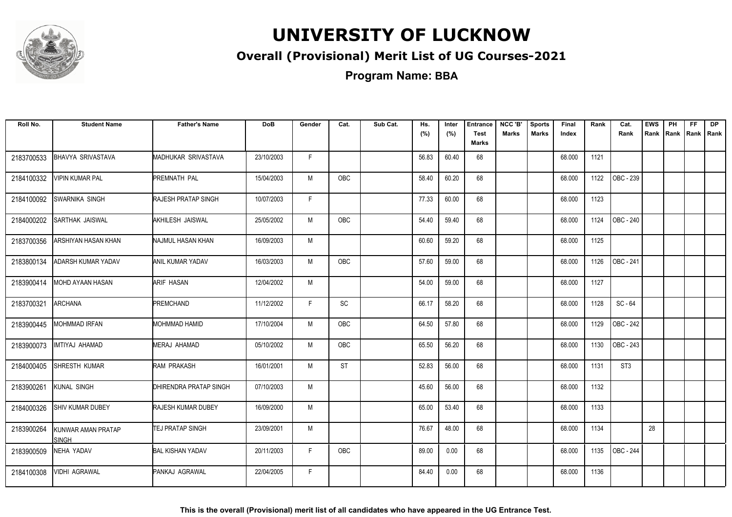# UNIVERSITY OF LUCKNOW

## Overall (Provisional) Merit List of UG Courses-2021

### Program Name: BBA

| Roll No. | Student Name | Father's Name | DoB | Gender | Cat. | Sub Cat. | Hs. (%) | Inter (%) | Entrance Test Marks | NCC 'B' Marks | Sports Marks | Final Index | Rank | Cat. Rank | EWS Rank | PH Rank | FF Rank | DP Rank |
|---|---|---|---|---|---|---|---|---|---|---|---|---|---|---|---|---|---|---|
| 2183700533 | BHAVYA SRIVASTAVA | MADHUKAR SRIVASTAVA | 23/10/2003 | F | | | 56.83 | 60.40 | 68 | | | 68.000 | 1121 | | | | | |
| 2184100332 | VIPIN KUMAR PAL | PREMNATH PAL | 15/04/2003 | M | OBC | | 58.40 | 60.20 | 68 | | | 68.000 | 1122 | OBC - 239 | | | | |
| 2184100092 | SWARNIKA SINGH | RAJESH PRATAP SINGH | 10/07/2003 | F | | | 77.33 | 60.00 | 68 | | | 68.000 | 1123 | | | | | |
| 2184000202 | SARTHAK JAISWAL | AKHILESH JAISWAL | 25/05/2002 | M | OBC | | 54.40 | 59.40 | 68 | | | 68.000 | 1124 | OBC - 240 | | | | |
| 2183700356 | ARSHIYAN HASAN KHAN | NAJMUL HASAN KHAN | 16/09/2003 | M | | | 60.60 | 59.20 | 68 | | | 68.000 | 1125 | | | | | |
| 2183800134 | ADARSH KUMAR YADAV | ANIL KUMAR YADAV | 16/03/2003 | M | OBC | | 57.60 | 59.00 | 68 | | | 68.000 | 1126 | OBC - 241 | | | | |
| 2183900414 | MOHD AYAAN HASAN | ARIF HASAN | 12/04/2002 | M | | | 54.00 | 59.00 | 68 | | | 68.000 | 1127 | | | | | |
| 2183700321 | ARCHANA | PREMCHAND | 11/12/2002 | F | SC | | 66.17 | 58.20 | 68 | | | 68.000 | 1128 | SC - 64 | | | | |
| 2183900445 | MOHMMAD IRFAN | MOHMMAD HAMID | 17/10/2004 | M | OBC | | 64.50 | 57.80 | 68 | | | 68.000 | 1129 | OBC - 242 | | | | |
| 2183900073 | IMTIYAJ AHAMAD | MERAJ AHAMAD | 05/10/2002 | M | OBC | | 65.50 | 56.20 | 68 | | | 68.000 | 1130 | OBC - 243 | | | | |
| 2184000405 | SHRESTH KUMAR | RAM PRAKASH | 16/01/2001 | M | ST | | 52.83 | 56.00 | 68 | | | 68.000 | 1131 | ST3 | | | | |
| 2183900261 | KUNAL SINGH | DHIRENDRA PRATAP SINGH | 07/10/2003 | M | | | 45.60 | 56.00 | 68 | | | 68.000 | 1132 | | | | | |
| 2184000326 | SHIV KUMAR DUBEY | RAJESH KUMAR DUBEY | 16/09/2000 | M | | | 65.00 | 53.40 | 68 | | | 68.000 | 1133 | | | | | |
| 2183900264 | KUNWAR AMAN PRATAP SINGH | TEJ PRATAP SINGH | 23/09/2001 | M | | | 76.67 | 48.00 | 68 | | | 68.000 | 1134 | | 28 | | | |
| 2183900509 | NEHA YADAV | BAL KISHAN YADAV | 20/11/2003 | F | OBC | | 89.00 | 0.00 | 68 | | | 68.000 | 1135 | OBC - 244 | | | | |
| 2184100308 | VIDHI AGRAWAL | PANKAJ AGRAWAL | 22/04/2005 | F | | | 84.40 | 0.00 | 68 | | | 68.000 | 1136 | | | | | |

**This is the overall (Provisional) merit list of all candidates who have appeared in the UG Entrance Test.**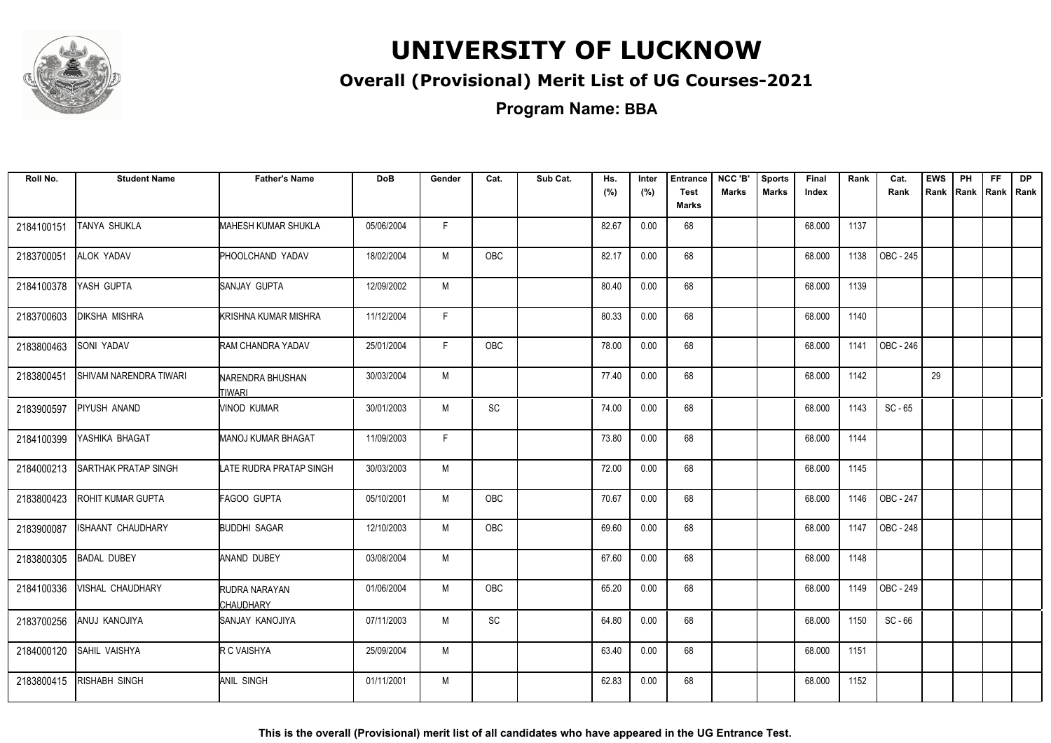# UNIVERSITY OF LUCKNOW

## Overall (Provisional) Merit List of UG Courses-2021

**Program Name: BBA**

| Roll No. | Student Name | Father's Name | DoB | Gender | Cat. | Sub Cat. | Hs. (%) | Inter (%) | Entrance Test Marks | NCC 'B' Marks | Sports Marks | Final Index | Rank | Cat. Rank | EWS Rank | PH Rank | FF Rank | DP Rank |
|---|---|---|---|---|---|---|---|---|---|---|---|---|---|---|---|---|---|---|
| 2184100151 | TANYA SHUKLA | MAHESH KUMAR SHUKLA | 05/06/2004 | F | | | 82.67 | 0.00 | 68 | | | 68.000 | 1137 | | | | | |
| 2183700051 | ALOK YADAV | PHOOLCHAND YADAV | 18/02/2004 | M | OBC | | 82.17 | 0.00 | 68 | | | 68.000 | 1138 | OBC - 245 | | | | |
| 2184100378 | YASH GUPTA | SANJAY GUPTA | 12/09/2002 | M | | | 80.40 | 0.00 | 68 | | | 68.000 | 1139 | | | | | |
| 2183700603 | DIKSHA MISHRA | KRISHNA KUMAR MISHRA | 11/12/2004 | F | | | 80.33 | 0.00 | 68 | | | 68.000 | 1140 | | | | | |
| 2183800463 | SONI YADAV | RAM CHANDRA YADAV | 25/01/2004 | F | OBC | | 78.00 | 0.00 | 68 | | | 68.000 | 1141 | OBC - 246 | | | | |
| 2183800451 | SHIVAM NARENDRA TIWARI | NARENDRA BHUSHAN TIWARI | 30/03/2004 | M | | | 77.40 | 0.00 | 68 | | | 68.000 | 1142 | | 29 | | | |
| 2183900597 | PIYUSH ANAND | VINOD KUMAR | 30/01/2003 | M | SC | | 74.00 | 0.00 | 68 | | | 68.000 | 1143 | SC - 65 | | | | |
| 2184100399 | YASHIKA BHAGAT | MANOJ KUMAR BHAGAT | 11/09/2003 | F | | | 73.80 | 0.00 | 68 | | | 68.000 | 1144 | | | | | |
| 2184000213 | SARTHAK PRATAP SINGH | LATE RUDRA PRATAP SINGH | 30/03/2003 | M | | | 72.00 | 0.00 | 68 | | | 68.000 | 1145 | | | | | |
| 2183800423 | ROHIT KUMAR GUPTA | FAGOO GUPTA | 05/10/2001 | M | OBC | | 70.67 | 0.00 | 68 | | | 68.000 | 1146 | OBC - 247 | | | | |
| 2183900087 | ISHAANT CHAUDHARY | BUDDHI SAGAR | 12/10/2003 | M | OBC | | 69.60 | 0.00 | 68 | | | 68.000 | 1147 | OBC - 248 | | | | |
| 2183800305 | BADAL DUBEY | ANAND DUBEY | 03/08/2004 | M | | | 67.60 | 0.00 | 68 | | | 68.000 | 1148 | | | | | |
| 2184100336 | VISHAL CHAUDHARY | RUDRA NARAYAN CHAUDHARY | 01/06/2004 | M | OBC | | 65.20 | 0.00 | 68 | | | 68.000 | 1149 | OBC - 249 | | | | |
| 2183700256 | ANUJ KANOJIYA | SANJAY KANOJIYA | 07/11/2003 | M | SC | | 64.80 | 0.00 | 68 | | | 68.000 | 1150 | SC - 66 | | | | |
| 2184000120 | SAHIL VAISHYA | R C VAISHYA | 25/09/2004 | M | | | 63.40 | 0.00 | 68 | | | 68.000 | 1151 | | | | | |
| 2183800415 | RISHABH SINGH | ANIL SINGH | 01/11/2001 | M | | | 62.83 | 0.00 | 68 | | | 68.000 | 1152 | | | | | |

**This is the overall (Provisional) merit list of all candidates who have appeared in the UG Entrance Test.**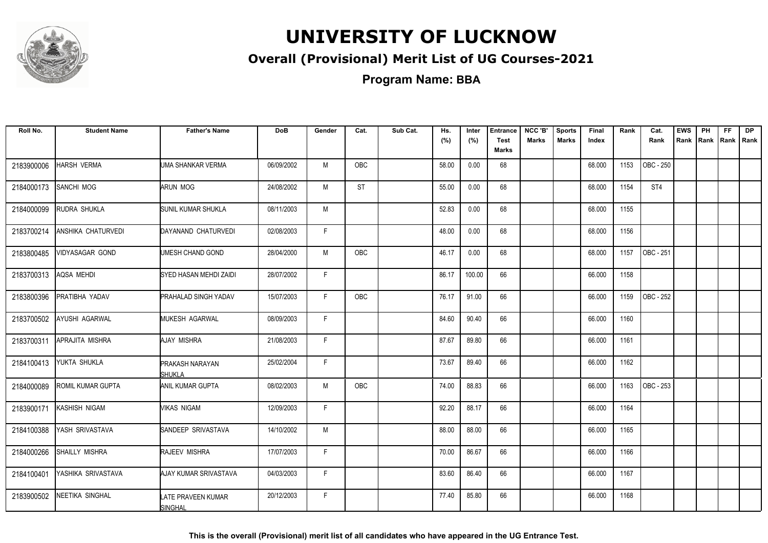# UNIVERSITY OF LUCKNOW

## Overall (Provisional) Merit List of UG Courses-2021

### Program Name: BBA

| Roll No. | Student Name | Father's Name | DoB | Gender | Cat. | Sub Cat. | Hs. (%) | Inter (%) | Entrance Test Marks | NCC 'B' Marks | Sports Marks | Final Index | Rank | Cat. Rank | EWS Rank | PH Rank | FF Rank | DP Rank |
|---|---|---|---|---|---|---|---|---|---|---|---|---|---|---|---|---|---|---|
| 2183900006 | HARSH VERMA | UMA SHANKAR VERMA | 06/09/2002 | M | OBC | | 58.00 | 0.00 | 68 | | | 68.000 | 1153 | OBC - 250 | | | | |
| 2184000173 | SANCHI MOG | ARUN MOG | 24/08/2002 | M | ST | | 55.00 | 0.00 | 68 | | | 68.000 | 1154 | ST4 | | | | |
| 2184000099 | RUDRA SHUKLA | SUNIL KUMAR SHUKLA | 08/11/2003 | M | | | 52.83 | 0.00 | 68 | | | 68.000 | 1155 | | | | | |
| 2183700214 | ANSHIKA CHATURVEDI | DAYANAND CHATURVEDI | 02/08/2003 | F | | | 48.00 | 0.00 | 68 | | | 68.000 | 1156 | | | | | |
| 2183800485 | VIDYASAGAR GOND | UMESH CHAND GOND | 28/04/2000 | M | OBC | | 46.17 | 0.00 | 68 | | | 68.000 | 1157 | OBC - 251 | | | | |
| 2183700313 | AQSA MEHDI | SYED HASAN MEHDI ZAIDI | 28/07/2002 | F | | | 86.17 | 100.00 | 66 | | | 66.000 | 1158 | | | | | |
| 2183800396 | PRATIBHA YADAV | PRAHALAD SINGH YADAV | 15/07/2003 | F | OBC | | 76.17 | 91.00 | 66 | | | 66.000 | 1159 | OBC - 252 | | | | |
| 2183700502 | AYUSHI AGARWAL | MUKESH AGARWAL | 08/09/2003 | F | | | 84.60 | 90.40 | 66 | | | 66.000 | 1160 | | | | | |
| 2183700311 | APRAJITA MISHRA | AJAY MISHRA | 21/08/2003 | F | | | 87.67 | 89.80 | 66 | | | 66.000 | 1161 | | | | | |
| 2184100413 | YUKTA SHUKLA | PRAKASH NARAYAN SHUKLA | 25/02/2004 | F | | | 73.67 | 89.40 | 66 | | | 66.000 | 1162 | | | | | |
| 2184000089 | ROMIL KUMAR GUPTA | ANIL KUMAR GUPTA | 08/02/2003 | M | OBC | | 74.00 | 88.83 | 66 | | | 66.000 | 1163 | OBC - 253 | | | | |
| 2183900171 | KASHISH NIGAM | VIKAS NIGAM | 12/09/2003 | F | | | 92.20 | 88.17 | 66 | | | 66.000 | 1164 | | | | | |
| 2184100388 | YASH SRIVASTAVA | SANDEEP SRIVASTAVA | 14/10/2002 | M | | | 88.00 | 88.00 | 66 | | | 66.000 | 1165 | | | | | |
| 2184000266 | SHAILLY MISHRA | RAJEEV MISHRA | 17/07/2003 | F | | | 70.00 | 86.67 | 66 | | | 66.000 | 1166 | | | | | |
| 2184100401 | YASHIKA SRIVASTAVA | AJAY KUMAR SRIVASTAVA | 04/03/2003 | F | | | 83.60 | 86.40 | 66 | | | 66.000 | 1167 | | | | | |
| 2183900502 | NEETIKA SINGHAL | LATE PRAVEEN KUMAR SINGHAL | 20/12/2003 | F | | | 77.40 | 85.80 | 66 | | | 66.000 | 1168 | | | | | |

**This is the overall (Provisional) merit list of all candidates who have appeared in the UG Entrance Test.**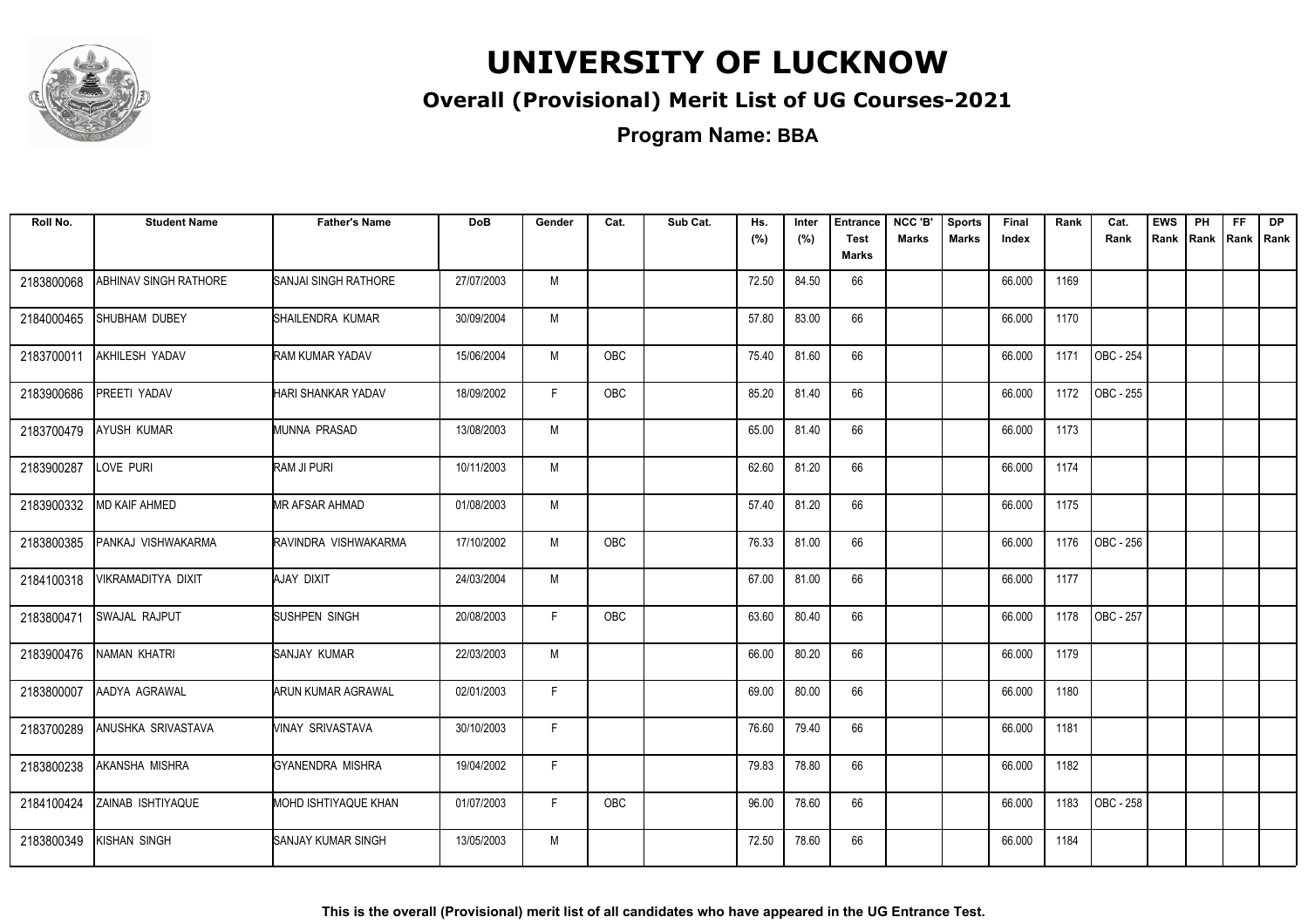# UNIVERSITY OF LUCKNOW

## Overall (Provisional) Merit List of UG Courses-2021

### Program Name: BBA

| Roll No. | Student Name | Father's Name | DoB | Gender | Cat. | Sub Cat. | Hs. (%) | Inter (%) | Entrance Test Marks | NCC 'B' Marks | Sports Marks | Final Index | Rank | Cat. Rank | EWS Rank | PH Rank | FF Rank | DP Rank |
|---|---|---|---|---|---|---|---|---|---|---|---|---|---|---|---|---|---|---|
| 2183800068 | ABHINAV SINGH RATHORE | SANJAI SINGH RATHORE | 27/07/2003 | M | | | 72.50 | 84.50 | 66 | | | 66.000 | 1169 | | | | | |
| 2184000465 | SHUBHAM DUBEY | SHAILENDRA KUMAR | 30/09/2004 | M | | | 57.80 | 83.00 | 66 | | | 66.000 | 1170 | | | | | |
| 2183700011 | AKHILESH YADAV | RAM KUMAR YADAV | 15/06/2004 | M | OBC | | 75.40 | 81.60 | 66 | | | 66.000 | 1171 | OBC - 254 | | | | |
| 2183900686 | PREETI YADAV | HARI SHANKAR YADAV | 18/09/2002 | F | OBC | | 85.20 | 81.40 | 66 | | | 66.000 | 1172 | OBC - 255 | | | | |
| 2183700479 | AYUSH KUMAR | MUNNA PRASAD | 13/08/2003 | M | | | 65.00 | 81.40 | 66 | | | 66.000 | 1173 | | | | | |
| 2183900287 | LOVE PURI | RAM JI PURI | 10/11/2003 | M | | | 62.60 | 81.20 | 66 | | | 66.000 | 1174 | | | | | |
| 2183900332 | MD KAIF AHMED | MR AFSAR AHMAD | 01/08/2003 | M | | | 57.40 | 81.20 | 66 | | | 66.000 | 1175 | | | | | |
| 2183800385 | PANKAJ VISHWAKARMA | RAVINDRA VISHWAKARMA | 17/10/2002 | M | OBC | | 76.33 | 81.00 | 66 | | | 66.000 | 1176 | OBC - 256 | | | | |
| 2184100318 | VIKRAMADITYA DIXIT | AJAY DIXIT | 24/03/2004 | M | | | 67.00 | 81.00 | 66 | | | 66.000 | 1177 | | | | | |
| 2183800471 | SWAJAL RAJPUT | SUSHPEN SINGH | 20/08/2003 | F | OBC | | 63.60 | 80.40 | 66 | | | 66.000 | 1178 | OBC - 257 | | | | |
| 2183900476 | NAMAN KHATRI | SANJAY KUMAR | 22/03/2003 | M | | | 66.00 | 80.20 | 66 | | | 66.000 | 1179 | | | | | |
| 2183800007 | AADYA AGRAWAL | ARUN KUMAR AGRAWAL | 02/01/2003 | F | | | 69.00 | 80.00 | 66 | | | 66.000 | 1180 | | | | | |
| 2183700289 | ANUSHKA SRIVASTAVA | VINAY SRIVASTAVA | 30/10/2003 | F | | | 76.60 | 79.40 | 66 | | | 66.000 | 1181 | | | | | |
| 2183800238 | AKANSHA MISHRA | GYANENDRA MISHRA | 19/04/2002 | F | | | 79.83 | 78.80 | 66 | | | 66.000 | 1182 | | | | | |
| 2184100424 | ZAINAB ISHTIYAQUE | MOHD ISHTIYAQUE KHAN | 01/07/2003 | F | OBC | | 96.00 | 78.60 | 66 | | | 66.000 | 1183 | OBC - 258 | | | | |
| 2183800349 | KISHAN SINGH | SANJAY KUMAR SINGH | 13/05/2003 | M | | | 72.50 | 78.60 | 66 | | | 66.000 | 1184 | | | | | |

**This is the overall (Provisional) merit list of all candidates who have appeared in the UG Entrance Test.**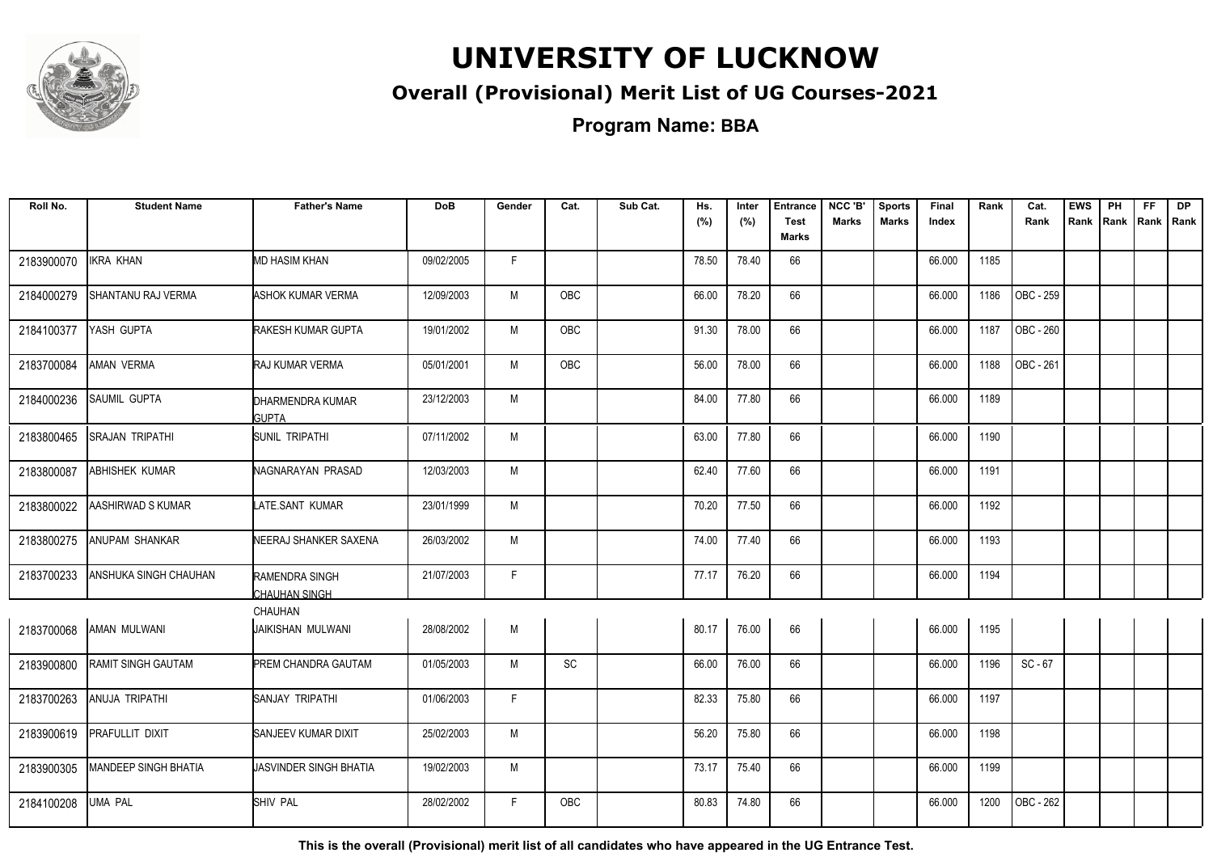# UNIVERSITY OF LUCKNOW

## Overall (Provisional) Merit List of UG Courses-2021

### Program Name: BBA

| Roll No. | Student Name | Father's Name | DoB | Gender | Cat. | Sub Cat. | Hs. (%) | Inter (%) | Entrance Test Marks | NCC 'B' Marks | Sports Marks | Final Index | Rank | Cat. Rank | EWS Rank | PH Rank | FF Rank | DP Rank |
|---|---|---|---|---|---|---|---|---|---|---|---|---|---|---|---|---|---|---|
| 2183900070 | IKRA KHAN | MD HASIM KHAN | 09/02/2005 | F | | | 78.50 | 78.40 | 66 | | | 66.000 | 1185 | | | | | |
| 2184000279 | SHANTANU RAJ VERMA | ASHOK KUMAR VERMA | 12/09/2003 | M | OBC | | 66.00 | 78.20 | 66 | | | 66.000 | 1186 | OBC - 259 | | | | |
| 2184100377 | YASH GUPTA | RAKESH KUMAR GUPTA | 19/01/2002 | M | OBC | | 91.30 | 78.00 | 66 | | | 66.000 | 1187 | OBC - 260 | | | | |
| 2183700084 | AMAN VERMA | RAJ KUMAR VERMA | 05/01/2001 | M | OBC | | 56.00 | 78.00 | 66 | | | 66.000 | 1188 | OBC - 261 | | | | |
| 2184000236 | SAUMIL GUPTA | DHARMENDRA KUMAR GUPTA | 23/12/2003 | M | | | 84.00 | 77.80 | 66 | | | 66.000 | 1189 | | | | | |
| 2183800465 | SRAJAN TRIPATHI | SUNIL TRIPATHI | 07/11/2002 | M | | | 63.00 | 77.80 | 66 | | | 66.000 | 1190 | | | | | |
| 2183800087 | ABHISHEK KUMAR | NAGNARAYAN PRASAD | 12/03/2003 | M | | | 62.40 | 77.60 | 66 | | | 66.000 | 1191 | | | | | |
| 2183800022 | AASHIRWAD S KUMAR | LATE.SANT KUMAR | 23/01/1999 | M | | | 70.20 | 77.50 | 66 | | | 66.000 | 1192 | | | | | |
| 2183800275 | ANUPAM SHANKAR | NEERAJ SHANKER SAXENA | 26/03/2002 | M | | | 74.00 | 77.40 | 66 | | | 66.000 | 1193 | | | | | |
| 2183700233 | ANSHUKA SINGH CHAUHAN | RAMENDRA SINGH CHAUHAN SINGH CHAUHAN | 21/07/2003 | F | | | 77.17 | 76.20 | 66 | | | 66.000 | 1194 | | | | | |
| 2183700068 | AMAN MULWANI | JAIKISHAN MULWANI | 28/08/2002 | M | | | 80.17 | 76.00 | 66 | | | 66.000 | 1195 | | | | | |
| 2183900800 | RAMIT SINGH GAUTAM | PREM CHANDRA GAUTAM | 01/05/2003 | M | SC | | 66.00 | 76.00 | 66 | | | 66.000 | 1196 | SC - 67 | | | | |
| 2183700263 | ANUJA TRIPATHI | SANJAY TRIPATHI | 01/06/2003 | F | | | 82.33 | 75.80 | 66 | | | 66.000 | 1197 | | | | | |
| 2183900619 | PRAFULLIT DIXIT | SANJEEV KUMAR DIXIT | 25/02/2003 | M | | | 56.20 | 75.80 | 66 | | | 66.000 | 1198 | | | | | |
| 2183900305 | MANDEEP SINGH BHATIA | JASVINDER SINGH BHATIA | 19/02/2003 | M | | | 73.17 | 75.40 | 66 | | | 66.000 | 1199 | | | | | |
| 2184100208 | UMA PAL | SHIV PAL | 28/02/2002 | F | OBC | | 80.83 | 74.80 | 66 | | | 66.000 | 1200 | OBC - 262 | | | | |

**This is the overall (Provisional) merit list of all candidates who have appeared in the UG Entrance Test.**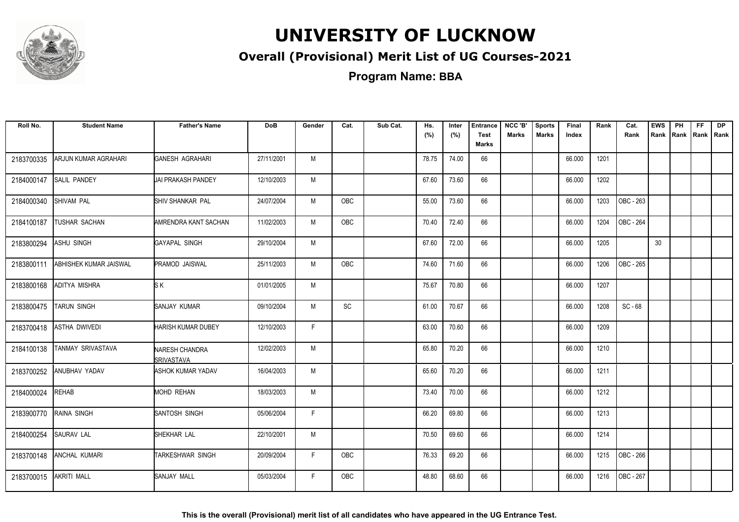# UNIVERSITY OF LUCKNOW

## Overall (Provisional) Merit List of UG Courses-2021

### Program Name: BBA

| Roll No. | Student Name | Father's Name | DoB | Gender | Cat. | Sub Cat. | Hs. (%) | Inter (%) | Entrance Test Marks | NCC 'B' Marks | Sports Marks | Final Index | Rank | Cat. Rank | EWS Rank | PH Rank | FF Rank | DP Rank |
|---|---|---|---|---|---|---|---|---|---|---|---|---|---|---|---|---|---|---|
| 2183700335 | ARJUN KUMAR AGRAHARI | GANESH AGRAHARI | 27/11/2001 | M | | | 78.75 | 74.00 | 66 | | | 66.000 | 1201 | | | | | |
| 2184000147 | SALIL PANDEY | JAI PRAKASH PANDEY | 12/10/2003 | M | | | 67.60 | 73.60 | 66 | | | 66.000 | 1202 | | | | | |
| 2184000340 | SHIVAM PAL | SHIV SHANKAR PAL | 24/07/2004 | M | OBC | | 55.00 | 73.60 | 66 | | | 66.000 | 1203 | OBC - 263 | | | | |
| 2184100187 | TUSHAR SACHAN | AMRENDRA KANT SACHAN | 11/02/2003 | M | OBC | | 70.40 | 72.40 | 66 | | | 66.000 | 1204 | OBC - 264 | | | | |
| 2183800294 | ASHU SINGH | GAYAPAL SINGH | 29/10/2004 | M | | | 67.60 | 72.00 | 66 | | | 66.000 | 1205 | | 30 | | | |
| 2183800111 | ABHISHEK KUMAR JAISWAL | PRAMOD JAISWAL | 25/11/2003 | M | OBC | | 74.60 | 71.60 | 66 | | | 66.000 | 1206 | OBC - 265 | | | | |
| 2183800168 | ADITYA MISHRA | S K | 01/01/2005 | M | | | 75.67 | 70.80 | 66 | | | 66.000 | 1207 | | | | | |
| 2183800475 | TARUN SINGH | SANJAY KUMAR | 09/10/2004 | M | SC | | 61.00 | 70.67 | 66 | | | 66.000 | 1208 | SC - 68 | | | | |
| 2183700418 | ASTHA DWIVEDI | HARISH KUMAR DUBEY | 12/10/2003 | F | | | 63.00 | 70.60 | 66 | | | 66.000 | 1209 | | | | | |
| 2184100138 | TANMAY SRIVASTAVA | NARESH CHANDRA SRIVASTAVA | 12/02/2003 | M | | | 65.80 | 70.20 | 66 | | | 66.000 | 1210 | | | | | |
| 2183700252 | ANUBHAV YADAV | ASHOK KUMAR YADAV | 16/04/2003 | M | | | 65.60 | 70.20 | 66 | | | 66.000 | 1211 | | | | | |
| 2184000024 | REHAB | MOHD REHAN | 18/03/2003 | M | | | 73.40 | 70.00 | 66 | | | 66.000 | 1212 | | | | | |
| 2183900770 | RAINA SINGH | SANTOSH SINGH | 05/06/2004 | F | | | 66.20 | 69.80 | 66 | | | 66.000 | 1213 | | | | | |
| 2184000254 | SAURAV LAL | SHEKHAR LAL | 22/10/2001 | M | | | 70.50 | 69.60 | 66 | | | 66.000 | 1214 | | | | | |
| 2183700148 | ANCHAL KUMARI | TARKESHWAR SINGH | 20/09/2004 | F | OBC | | 76.33 | 69.20 | 66 | | | 66.000 | 1215 | OBC - 266 | | | | |
| 2183700015 | AKRITI MALL | SANJAY MALL | 05/03/2004 | F | OBC | | 48.80 | 68.60 | 66 | | | 66.000 | 1216 | OBC - 267 | | | | |

**This is the overall (Provisional) merit list of all candidates who have appeared in the UG Entrance Test.**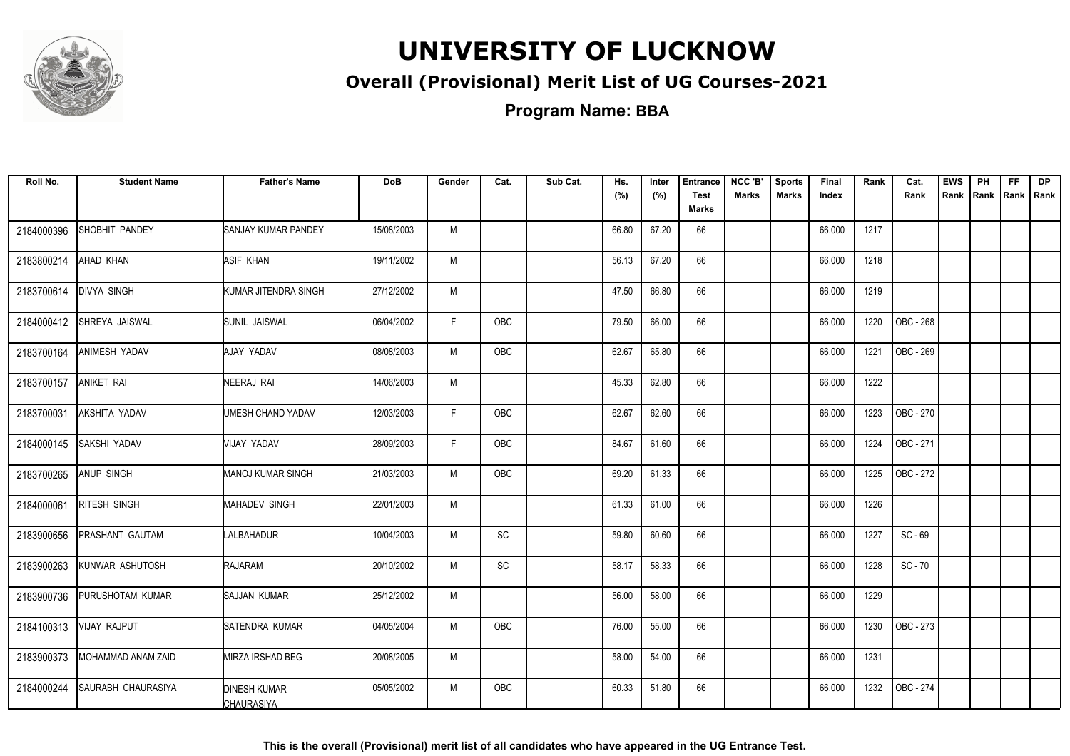# UNIVERSITY OF LUCKNOW

## Overall (Provisional) Merit List of UG Courses-2021

### Program Name: BBA

| Roll No. | Student Name | Father's Name | DoB | Gender | Cat. | Sub Cat. | Hs. (%) | Inter (%) | Entrance Test Marks | NCC 'B' Marks | Sports Marks | Final Index | Rank | Cat. Rank | EWS Rank | PH Rank | FF Rank | DP Rank |
|---|---|---|---|---|---|---|---|---|---|---|---|---|---|---|---|---|---|---|
| 2184000396 | SHOBHIT PANDEY | SANJAY KUMAR PANDEY | 15/08/2003 | M | | | 66.80 | 67.20 | 66 | | | 66.000 | 1217 | | | | | |
| 2183800214 | AHAD KHAN | ASIF KHAN | 19/11/2002 | M | | | 56.13 | 67.20 | 66 | | | 66.000 | 1218 | | | | | |
| 2183700614 | DIVYA SINGH | KUMAR JITENDRA SINGH | 27/12/2002 | M | | | 47.50 | 66.80 | 66 | | | 66.000 | 1219 | | | | | |
| 2184000412 | SHREYA JAISWAL | SUNIL JAISWAL | 06/04/2002 | F | OBC | | 79.50 | 66.00 | 66 | | | 66.000 | 1220 | OBC - 268 | | | | |
| 2183700164 | ANIMESH YADAV | AJAY YADAV | 08/08/2003 | M | OBC | | 62.67 | 65.80 | 66 | | | 66.000 | 1221 | OBC - 269 | | | | |
| 2183700157 | ANIKET RAI | NEERAJ RAI | 14/06/2003 | M | | | 45.33 | 62.80 | 66 | | | 66.000 | 1222 | | | | | |
| 2183700031 | AKSHITA YADAV | UMESH CHAND YADAV | 12/03/2003 | F | OBC | | 62.67 | 62.60 | 66 | | | 66.000 | 1223 | OBC - 270 | | | | |
| 2184000145 | SAKSHI YADAV | VIJAY YADAV | 28/09/2003 | F | OBC | | 84.67 | 61.60 | 66 | | | 66.000 | 1224 | OBC - 271 | | | | |
| 2183700265 | ANUP SINGH | MANOJ KUMAR SINGH | 21/03/2003 | M | OBC | | 69.20 | 61.33 | 66 | | | 66.000 | 1225 | OBC - 272 | | | | |
| 2184000061 | RITESH SINGH | MAHADEV SINGH | 22/01/2003 | M | | | 61.33 | 61.00 | 66 | | | 66.000 | 1226 | | | | | |
| 2183900656 | PRASHANT GAUTAM | LALBAHADUR | 10/04/2003 | M | SC | | 59.80 | 60.60 | 66 | | | 66.000 | 1227 | SC - 69 | | | | |
| 2183900263 | KUNWAR ASHUTOSH | RAJARAM | 20/10/2002 | M | SC | | 58.17 | 58.33 | 66 | | | 66.000 | 1228 | SC - 70 | | | | |
| 2183900736 | PURUSHOTAM KUMAR | SAJJAN KUMAR | 25/12/2002 | M | | | 56.00 | 58.00 | 66 | | | 66.000 | 1229 | | | | | |
| 2184100313 | VIJAY RAJPUT | SATENDRA KUMAR | 04/05/2004 | M | OBC | | 76.00 | 55.00 | 66 | | | 66.000 | 1230 | OBC - 273 | | | | |
| 2183900373 | MOHAMMAD ANAM ZAID | MIRZA IRSHAD BEG | 20/08/2005 | M | | | 58.00 | 54.00 | 66 | | | 66.000 | 1231 | | | | | |
| 2184000244 | SAURABH CHAURASIYA | DINESH KUMAR CHAURASIYA | 05/05/2002 | M | OBC | | 60.33 | 51.80 | 66 | | | 66.000 | 1232 | OBC - 274 | | | | |

**This is the overall (Provisional) merit list of all candidates who have appeared in the UG Entrance Test.**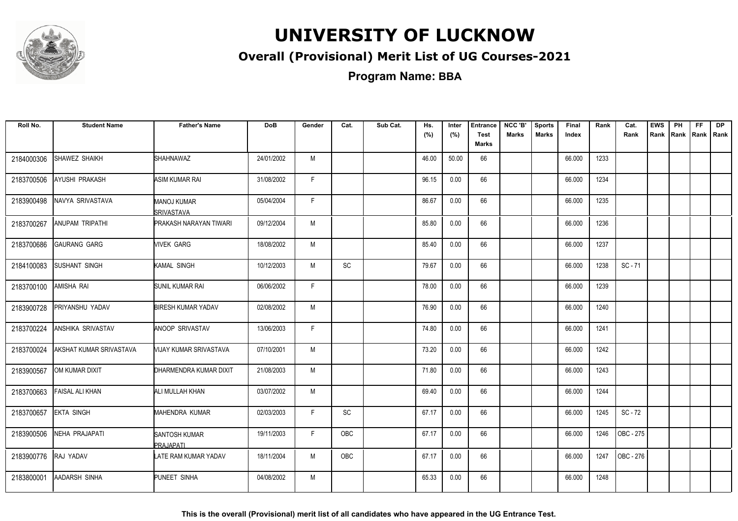# UNIVERSITY OF LUCKNOW

## Overall (Provisional) Merit List of UG Courses-2021

### Program Name: BBA

| Roll No. | Student Name | Father's Name | DoB | Gender | Cat. | Sub Cat. | Hs. (%) | Inter (%) | Entrance Test Marks | NCC 'B' Marks | Sports Marks | Final Index | Rank | Cat. Rank | EWS Rank | PH Rank | FF Rank | DP Rank |
|---|---|---|---|---|---|---|---|---|---|---|---|---|---|---|---|---|---|---|
| 2184000306 | SHAWEZ SHAIKH | SHAHNAWAZ | 24/01/2002 | M | | | 46.00 | 50.00 | 66 | | | 66.000 | 1233 | | | | | |
| 2183700506 | AYUSHI PRAKASH | ASIM KUMAR RAI | 31/08/2002 | F | | | 96.15 | 0.00 | 66 | | | 66.000 | 1234 | | | | | |
| 2183900498 | NAVYA SRIVASTAVA | MANOJ KUMAR SRIVASTAVA | 05/04/2004 | F | | | 86.67 | 0.00 | 66 | | | 66.000 | 1235 | | | | | |
| 2183700267 | ANUPAM TRIPATHI | PRAKASH NARAYAN TIWARI | 09/12/2004 | M | | | 85.80 | 0.00 | 66 | | | 66.000 | 1236 | | | | | |
| 2183700686 | GAURANG GARG | VIVEK GARG | 18/08/2002 | M | | | 85.40 | 0.00 | 66 | | | 66.000 | 1237 | | | | | |
| 2184100083 | SUSHANT SINGH | KAMAL SINGH | 10/12/2003 | M | SC | | 79.67 | 0.00 | 66 | | | 66.000 | 1238 | SC - 71 | | | | |
| 2183700100 | AMISHA RAI | SUNIL KUMAR RAI | 06/06/2002 | F | | | 78.00 | 0.00 | 66 | | | 66.000 | 1239 | | | | | |
| 2183900728 | PRIYANSHU YADAV | BIRESH KUMAR YADAV | 02/08/2002 | M | | | 76.90 | 0.00 | 66 | | | 66.000 | 1240 | | | | | |
| 2183700224 | ANSHIKA SRIVASTAV | ANOOP SRIVASTAV | 13/06/2003 | F | | | 74.80 | 0.00 | 66 | | | 66.000 | 1241 | | | | | |
| 2183700024 | AKSHAT KUMAR SRIVASTAVA | VIJAY KUMAR SRIVASTAVA | 07/10/2001 | M | | | 73.20 | 0.00 | 66 | | | 66.000 | 1242 | | | | | |
| 2183900567 | OM KUMAR DIXIT | DHARMENDRA KUMAR DIXIT | 21/08/2003 | M | | | 71.80 | 0.00 | 66 | | | 66.000 | 1243 | | | | | |
| 2183700663 | FAISAL ALI KHAN | ALI MULLAH KHAN | 03/07/2002 | M | | | 69.40 | 0.00 | 66 | | | 66.000 | 1244 | | | | | |
| 2183700657 | EKTA SINGH | MAHENDRA KUMAR | 02/03/2003 | F | SC | | 67.17 | 0.00 | 66 | | | 66.000 | 1245 | SC - 72 | | | | |
| 2183900506 | NEHA PRAJAPATI | SANTOSH KUMAR PRAJAPATI | 19/11/2003 | F | OBC | | 67.17 | 0.00 | 66 | | | 66.000 | 1246 | OBC - 275 | | | | |
| 2183900776 | RAJ YADAV | LATE RAM KUMAR YADAV | 18/11/2004 | M | OBC | | 67.17 | 0.00 | 66 | | | 66.000 | 1247 | OBC - 276 | | | | |
| 2183800001 | AADARSH SINHA | PUNEET SINHA | 04/08/2002 | M | | | 65.33 | 0.00 | 66 | | | 66.000 | 1248 | | | | | |

**This is the overall (Provisional) merit list of all candidates who have appeared in the UG Entrance Test.**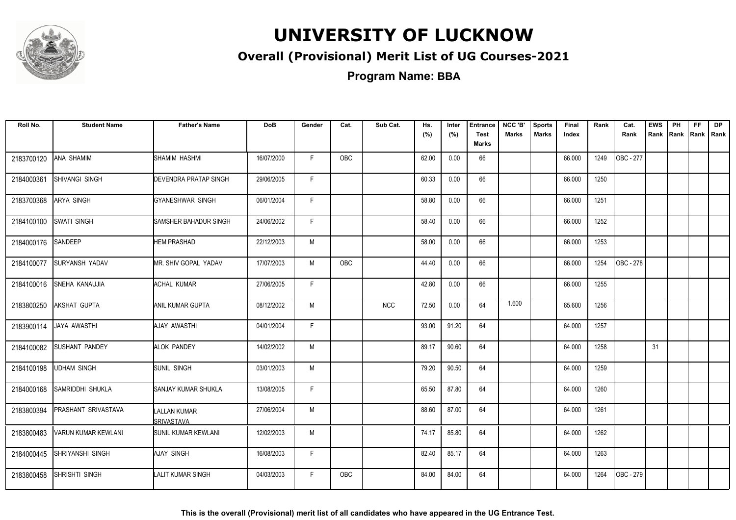# UNIVERSITY OF LUCKNOW

## Overall (Provisional) Merit List of UG Courses-2021

### Program Name: BBA

| Roll No. | Student Name | Father's Name | DoB | Gender | Cat. | Sub Cat. | Hs. (%) | Inter (%) | Entrance Test Marks | NCC 'B' Marks | Sports Marks | Final Index | Rank | Cat. Rank | EWS Rank | PH Rank | FF Rank | DP Rank |
|---|---|---|---|---|---|---|---|---|---|---|---|---|---|---|---|---|---|---|
| 2183700120 | ANA SHAMIM | SHAMIM HASHMI | 16/07/2000 | F | OBC | | 62.00 | 0.00 | 66 | | | 66.000 | 1249 | OBC - 277 | | | | |
| 2184000361 | SHIVANGI SINGH | DEVENDRA PRATAP SINGH | 29/06/2005 | F | | | 60.33 | 0.00 | 66 | | | 66.000 | 1250 | | | | | |
| 2183700368 | ARYA SINGH | GYANESHWAR SINGH | 06/01/2004 | F | | | 58.80 | 0.00 | 66 | | | 66.000 | 1251 | | | | | |
| 2184100100 | SWATI SINGH | SAMSHER BAHADUR SINGH | 24/06/2002 | F | | | 58.40 | 0.00 | 66 | | | 66.000 | 1252 | | | | | |
| 2184000176 | SANDEEP | HEM PRASHAD | 22/12/2003 | M | | | 58.00 | 0.00 | 66 | | | 66.000 | 1253 | | | | | |
| 2184100077 | SURYANSH YADAV | MR. SHIV GOPAL YADAV | 17/07/2003 | M | OBC | | 44.40 | 0.00 | 66 | | | 66.000 | 1254 | OBC - 278 | | | | |
| 2184100016 | SNEHA KANAUJIA | ACHAL KUMAR | 27/06/2005 | F | | | 42.80 | 0.00 | 66 | | | 66.000 | 1255 | | | | | |
| 2183800250 | AKSHAT GUPTA | ANIL KUMAR GUPTA | 08/12/2002 | M | | NCC | 72.50 | 0.00 | 64 | 1.600 | | 65.600 | 1256 | | | | | |
| 2183900114 | JAYA AWASTHI | AJAY AWASTHI | 04/01/2004 | F | | | 93.00 | 91.20 | 64 | | | 64.000 | 1257 | | | | | |
| 2184100082 | SUSHANT PANDEY | ALOK PANDEY | 14/02/2002 | M | | | 89.17 | 90.60 | 64 | | | 64.000 | 1258 | | 31 | | | |
| 2184100198 | UDHAM SINGH | SUNIL SINGH | 03/01/2003 | M | | | 79.20 | 90.50 | 64 | | | 64.000 | 1259 | | | | | |
| 2184000168 | SAMRIDDHI SHUKLA | SANJAY KUMAR SHUKLA | 13/08/2005 | F | | | 65.50 | 87.80 | 64 | | | 64.000 | 1260 | | | | | |
| 2183800394 | PRASHANT SRIVASTAVA | LALLAN KUMAR SRIVASTAVA | 27/06/2004 | M | | | 88.60 | 87.00 | 64 | | | 64.000 | 1261 | | | | | |
| 2183800483 | VARUN KUMAR KEWLANI | SUNIL KUMAR KEWLANI | 12/02/2003 | M | | | 74.17 | 85.80 | 64 | | | 64.000 | 1262 | | | | | |
| 2184000445 | SHRIYANSHI SINGH | AJAY SINGH | 16/08/2003 | F | | | 82.40 | 85.17 | 64 | | | 64.000 | 1263 | | | | | |
| 2183800458 | SHRISHTI SINGH | LALIT KUMAR SINGH | 04/03/2003 | F | OBC | | 84.00 | 84.00 | 64 | | | 64.000 | 1264 | OBC - 279 | | | | |

**This is the overall (Provisional) merit list of all candidates who have appeared in the UG Entrance Test.**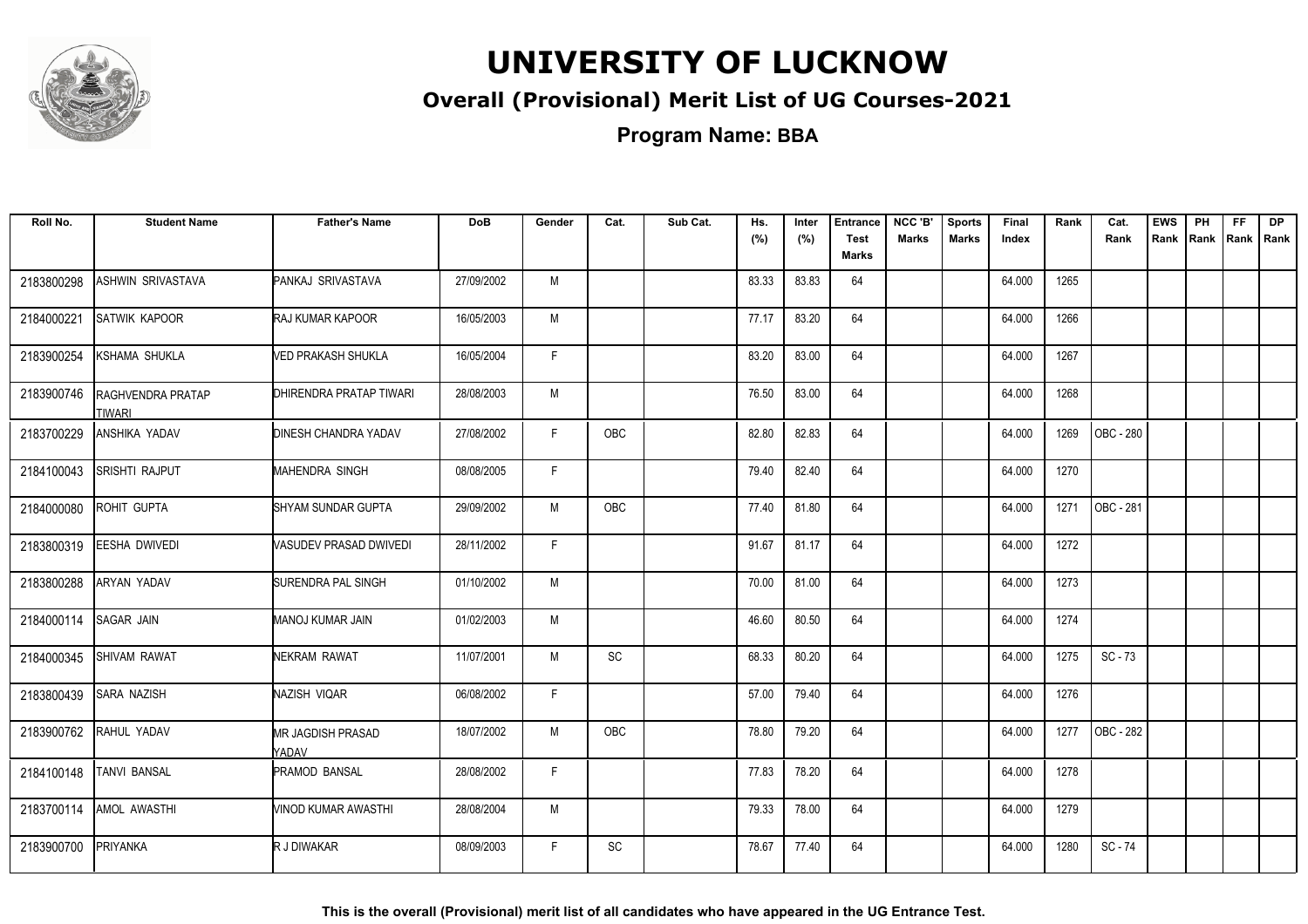# UNIVERSITY OF LUCKNOW

## Overall (Provisional) Merit List of UG Courses-2021

### Program Name: BBA

| Roll No. | Student Name | Father's Name | DoB | Gender | Cat. | Sub Cat. | Hs. (%) | Inter (%) | Entrance Test Marks | NCC 'B' Marks | Sports Marks | Final Index | Rank | Cat. Rank | EWS Rank | PH Rank | FF Rank | DP Rank |
|---|---|---|---|---|---|---|---|---|---|---|---|---|---|---|---|---|---|---|
| 2183800298 | ASHWIN SRIVASTAVA | PANKAJ SRIVASTAVA | 27/09/2002 | M | | | 83.33 | 83.83 | 64 | | | 64.000 | 1265 | | | | | |
| 2184000221 | SATWIK KAPOOR | RAJ KUMAR KAPOOR | 16/05/2003 | M | | | 77.17 | 83.20 | 64 | | | 64.000 | 1266 | | | | | |
| 2183900254 | KSHAMA SHUKLA | VED PRAKASH SHUKLA | 16/05/2004 | F | | | 83.20 | 83.00 | 64 | | | 64.000 | 1267 | | | | | |
| 2183900746 | RAGHVENDRA PRATAP TIWARI | DHIRENDRA PRATAP TIWARI | 28/08/2003 | M | | | 76.50 | 83.00 | 64 | | | 64.000 | 1268 | | | | | |
| 2183700229 | ANSHIKA YADAV | DINESH CHANDRA YADAV | 27/08/2002 | F | OBC | | 82.80 | 82.83 | 64 | | | 64.000 | 1269 | OBC - 280 | | | | |
| 2184100043 | SRISHTI RAJPUT | MAHENDRA SINGH | 08/08/2005 | F | | | 79.40 | 82.40 | 64 | | | 64.000 | 1270 | | | | | |
| 2184000080 | ROHIT GUPTA | SHYAM SUNDAR GUPTA | 29/09/2002 | M | OBC | | 77.40 | 81.80 | 64 | | | 64.000 | 1271 | OBC - 281 | | | | |
| 2183800319 | EESHA DWIVEDI | VASUDEV PRASAD DWIVEDI | 28/11/2002 | F | | | 91.67 | 81.17 | 64 | | | 64.000 | 1272 | | | | | |
| 2183800288 | ARYAN YADAV | SURENDRA PAL SINGH | 01/10/2002 | M | | | 70.00 | 81.00 | 64 | | | 64.000 | 1273 | | | | | |
| 2184000114 | SAGAR JAIN | MANOJ KUMAR JAIN | 01/02/2003 | M | | | 46.60 | 80.50 | 64 | | | 64.000 | 1274 | | | | | |
| 2184000345 | SHIVAM RAWAT | NEKRAM RAWAT | 11/07/2001 | M | SC | | 68.33 | 80.20 | 64 | | | 64.000 | 1275 | SC - 73 | | | | |
| 2183800439 | SARA NAZISH | NAZISH VIQAR | 06/08/2002 | F | | | 57.00 | 79.40 | 64 | | | 64.000 | 1276 | | | | | |
| 2183900762 | RAHUL YADAV | MR JAGDISH PRASAD YADAV | 18/07/2002 | M | OBC | | 78.80 | 79.20 | 64 | | | 64.000 | 1277 | OBC - 282 | | | | |
| 2184100148 | TANVI BANSAL | PRAMOD BANSAL | 28/08/2002 | F | | | 77.83 | 78.20 | 64 | | | 64.000 | 1278 | | | | | |
| 2183700114 | AMOL AWASTHI | VINOD KUMAR AWASTHI | 28/08/2004 | M | | | 79.33 | 78.00 | 64 | | | 64.000 | 1279 | | | | | |
| 2183900700 | PRIYANKA | R J DIWAKAR | 08/09/2003 | F | SC | | 78.67 | 77.40 | 64 | | | 64.000 | 1280 | SC - 74 | | | | |

**This is the overall (Provisional) merit list of all candidates who have appeared in the UG Entrance Test.**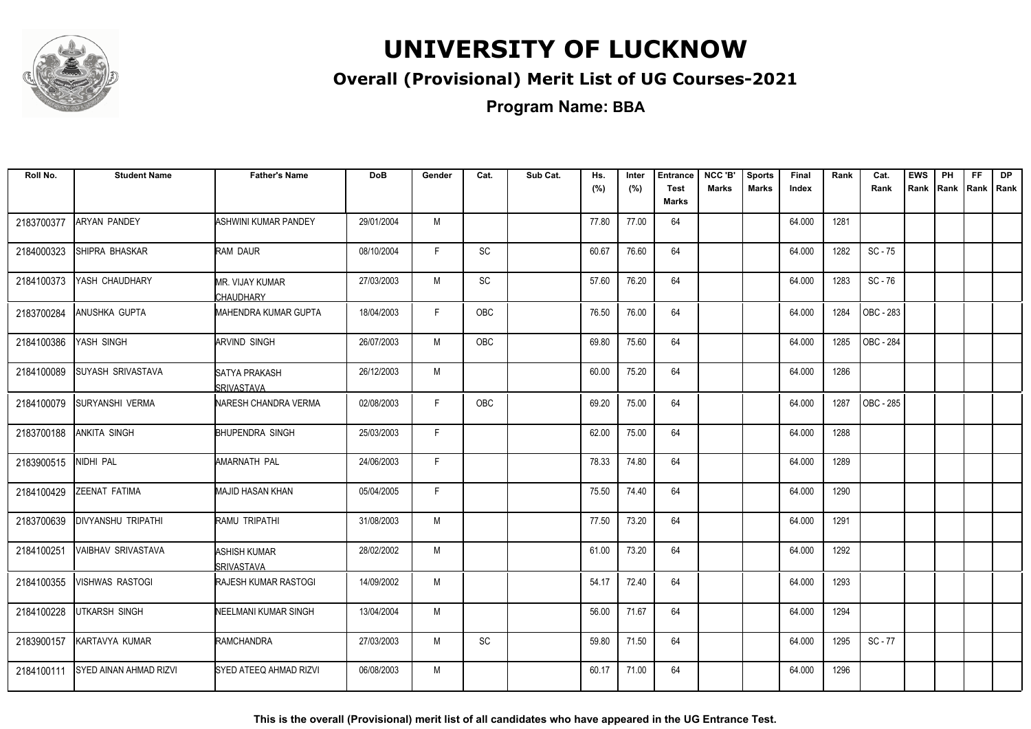# UNIVERSITY OF LUCKNOW

## Overall (Provisional) Merit List of UG Courses-2021

**Program Name: BBA**

| Roll No. | Student Name | Father's Name | DoB | Gender | Cat. | Sub Cat. | Hs. (%) | Inter (%) | Entrance Test Marks | NCC 'B' Marks | Sports Marks | Final Index | Rank | Cat. Rank | EWS Rank | PH Rank | FF Rank | DP Rank |
|---|---|---|---|---|---|---|---|---|---|---|---|---|---|---|---|---|---|---|
| 2183700377 | ARYAN PANDEY | ASHWINI KUMAR PANDEY | 29/01/2004 | M | | | 77.80 | 77.00 | 64 | | | 64.000 | 1281 | | | | | |
| 2184000323 | SHIPRA BHASKAR | RAM DAUR | 08/10/2004 | F | SC | | 60.67 | 76.60 | 64 | | | 64.000 | 1282 | SC - 75 | | | | |
| 2184100373 | YASH CHAUDHARY | MR. VIJAY KUMAR CHAUDHARY | 27/03/2003 | M | SC | | 57.60 | 76.20 | 64 | | | 64.000 | 1283 | SC - 76 | | | | |
| 2183700284 | ANUSHKA GUPTA | MAHENDRA KUMAR GUPTA | 18/04/2003 | F | OBC | | 76.50 | 76.00 | 64 | | | 64.000 | 1284 | OBC - 283 | | | | |
| 2184100386 | YASH SINGH | ARVIND SINGH | 26/07/2003 | M | OBC | | 69.80 | 75.60 | 64 | | | 64.000 | 1285 | OBC - 284 | | | | |
| 2184100089 | SUYASH SRIVASTAVA | SATYA PRAKASH SRIVASTAVA | 26/12/2003 | M | | | 60.00 | 75.20 | 64 | | | 64.000 | 1286 | | | | | |
| 2184100079 | SURYANSHI VERMA | NARESH CHANDRA VERMA | 02/08/2003 | F | OBC | | 69.20 | 75.00 | 64 | | | 64.000 | 1287 | OBC - 285 | | | | |
| 2183700188 | ANKITA SINGH | BHUPENDRA SINGH | 25/03/2003 | F | | | 62.00 | 75.00 | 64 | | | 64.000 | 1288 | | | | | |
| 2183900515 | NIDHI PAL | AMARNATH PAL | 24/06/2003 | F | | | 78.33 | 74.80 | 64 | | | 64.000 | 1289 | | | | | |
| 2184100429 | ZEENAT FATIMA | MAJID HASAN KHAN | 05/04/2005 | F | | | 75.50 | 74.40 | 64 | | | 64.000 | 1290 | | | | | |
| 2183700639 | DIVYANSHU TRIPATHI | RAMU TRIPATHI | 31/08/2003 | M | | | 77.50 | 73.20 | 64 | | | 64.000 | 1291 | | | | | |
| 2184100251 | VAIBHAV SRIVASTAVA | ASHISH KUMAR SRIVASTAVA | 28/02/2002 | M | | | 61.00 | 73.20 | 64 | | | 64.000 | 1292 | | | | | |
| 2184100355 | VISHWAS RASTOGI | RAJESH KUMAR RASTOGI | 14/09/2002 | M | | | 54.17 | 72.40 | 64 | | | 64.000 | 1293 | | | | | |
| 2184100228 | UTKARSH SINGH | NEELMANI KUMAR SINGH | 13/04/2004 | M | | | 56.00 | 71.67 | 64 | | | 64.000 | 1294 | | | | | |
| 2183900157 | KARTAVYA KUMAR | RAMCHANDRA | 27/03/2003 | M | SC | | 59.80 | 71.50 | 64 | | | 64.000 | 1295 | SC - 77 | | | | |
| 2184100111 | SYED AINAN AHMAD RIZVI | SYED ATEEQ AHMAD RIZVI | 06/08/2003 | M | | | 60.17 | 71.00 | 64 | | | 64.000 | 1296 | | | | | |

**This is the overall (Provisional) merit list of all candidates who have appeared in the UG Entrance Test.**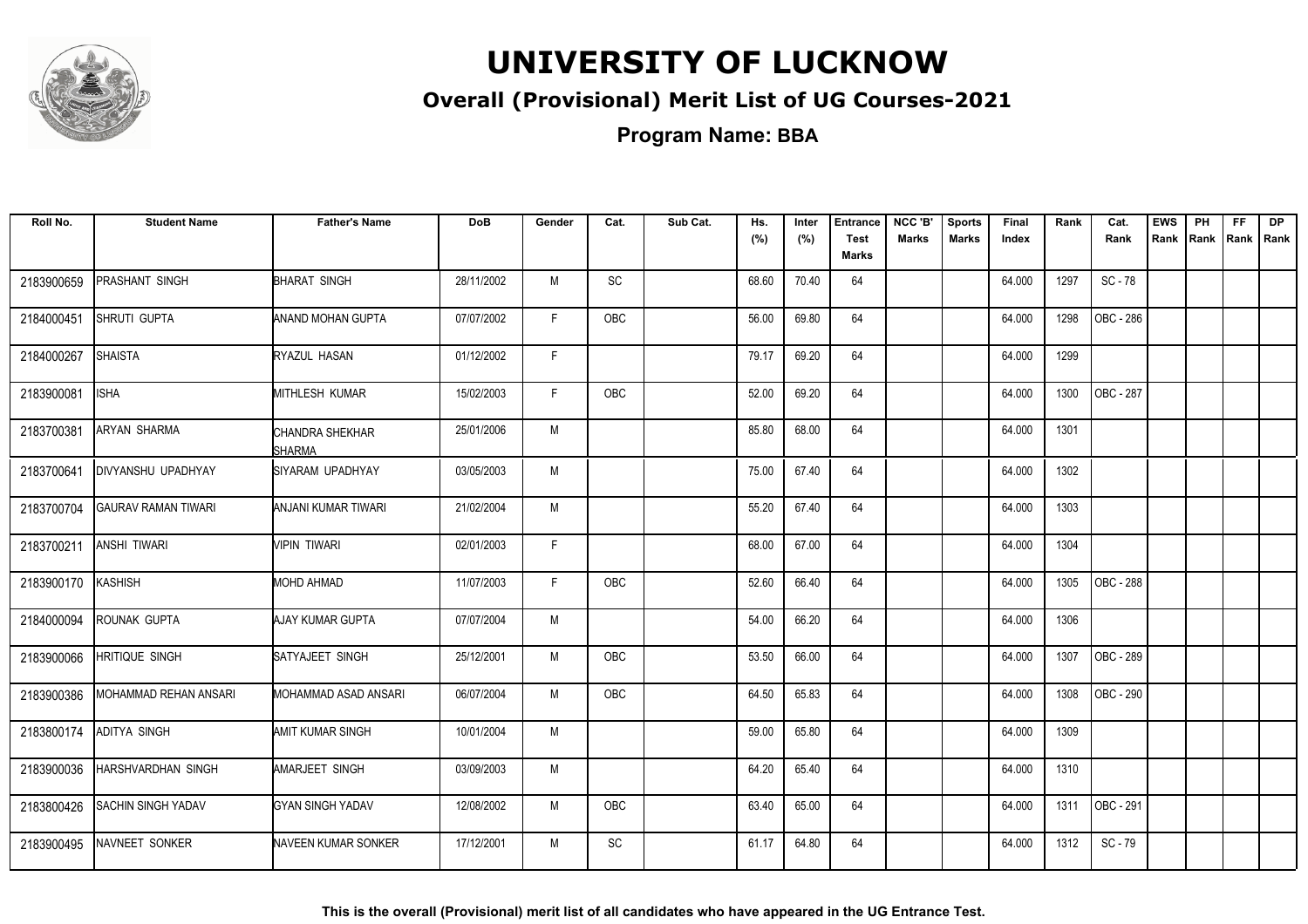# UNIVERSITY OF LUCKNOW

## Overall (Provisional) Merit List of UG Courses-2021

### Program Name: BBA

| Roll No. | Student Name | Father's Name | DoB | Gender | Cat. | Sub Cat. | Hs. (%) | Inter (%) | Entrance Test Marks | NCC 'B' Marks | Sports Marks | Final Index | Rank | Cat. Rank | EWS Rank | PH Rank | FF Rank | DP Rank |
|---|---|---|---|---|---|---|---|---|---|---|---|---|---|---|---|---|---|---|
| 2183900659 | PRASHANT SINGH | BHARAT SINGH | 28/11/2002 | M | SC | | 68.60 | 70.40 | 64 | | | 64.000 | 1297 | SC - 78 | | | | |
| 2184000451 | SHRUTI GUPTA | ANAND MOHAN GUPTA | 07/07/2002 | F | OBC | | 56.00 | 69.80 | 64 | | | 64.000 | 1298 | OBC - 286 | | | | |
| 2184000267 | SHAISTA | RYAZUL HASAN | 01/12/2002 | F | | | 79.17 | 69.20 | 64 | | | 64.000 | 1299 | | | | | |
| 2183900081 | ISHA | MITHLESH KUMAR | 15/02/2003 | F | OBC | | 52.00 | 69.20 | 64 | | | 64.000 | 1300 | OBC - 287 | | | | |
| 2183700381 | ARYAN SHARMA | CHANDRA SHEKHAR SHARMA | 25/01/2006 | M | | | 85.80 | 68.00 | 64 | | | 64.000 | 1301 | | | | | |
| 2183700641 | DIVYANSHU UPADHYAY | SIYARAM UPADHYAY | 03/05/2003 | M | | | 75.00 | 67.40 | 64 | | | 64.000 | 1302 | | | | | |
| 2183700704 | GAURAV RAMAN TIWARI | ANJANI KUMAR TIWARI | 21/02/2004 | M | | | 55.20 | 67.40 | 64 | | | 64.000 | 1303 | | | | | |
| 2183700211 | ANSHI TIWARI | VIPIN TIWARI | 02/01/2003 | F | | | 68.00 | 67.00 | 64 | | | 64.000 | 1304 | | | | | |
| 2183900170 | KASHISH | MOHD AHMAD | 11/07/2003 | F | OBC | | 52.60 | 66.40 | 64 | | | 64.000 | 1305 | OBC - 288 | | | | |
| 2184000094 | ROUNAK GUPTA | AJAY KUMAR GUPTA | 07/07/2004 | M | | | 54.00 | 66.20 | 64 | | | 64.000 | 1306 | | | | | |
| 2183900066 | HRITIQUE SINGH | SATYAJEET SINGH | 25/12/2001 | M | OBC | | 53.50 | 66.00 | 64 | | | 64.000 | 1307 | OBC - 289 | | | | |
| 2183900386 | MOHAMMAD REHAN ANSARI | MOHAMMAD ASAD ANSARI | 06/07/2004 | M | OBC | | 64.50 | 65.83 | 64 | | | 64.000 | 1308 | OBC - 290 | | | | |
| 2183800174 | ADITYA SINGH | AMIT KUMAR SINGH | 10/01/2004 | M | | | 59.00 | 65.80 | 64 | | | 64.000 | 1309 | | | | | |
| 2183900036 | HARSHVARDHAN SINGH | AMARJEET SINGH | 03/09/2003 | M | | | 64.20 | 65.40 | 64 | | | 64.000 | 1310 | | | | | |
| 2183800426 | SACHIN SINGH YADAV | GYAN SINGH YADAV | 12/08/2002 | M | OBC | | 63.40 | 65.00 | 64 | | | 64.000 | 1311 | OBC - 291 | | | | |
| 2183900495 | NAVNEET SONKER | NAVEEN KUMAR SONKER | 17/12/2001 | M | SC | | 61.17 | 64.80 | 64 | | | 64.000 | 1312 | SC - 79 | | | | |

**This is the overall (Provisional) merit list of all candidates who have appeared in the UG Entrance Test.**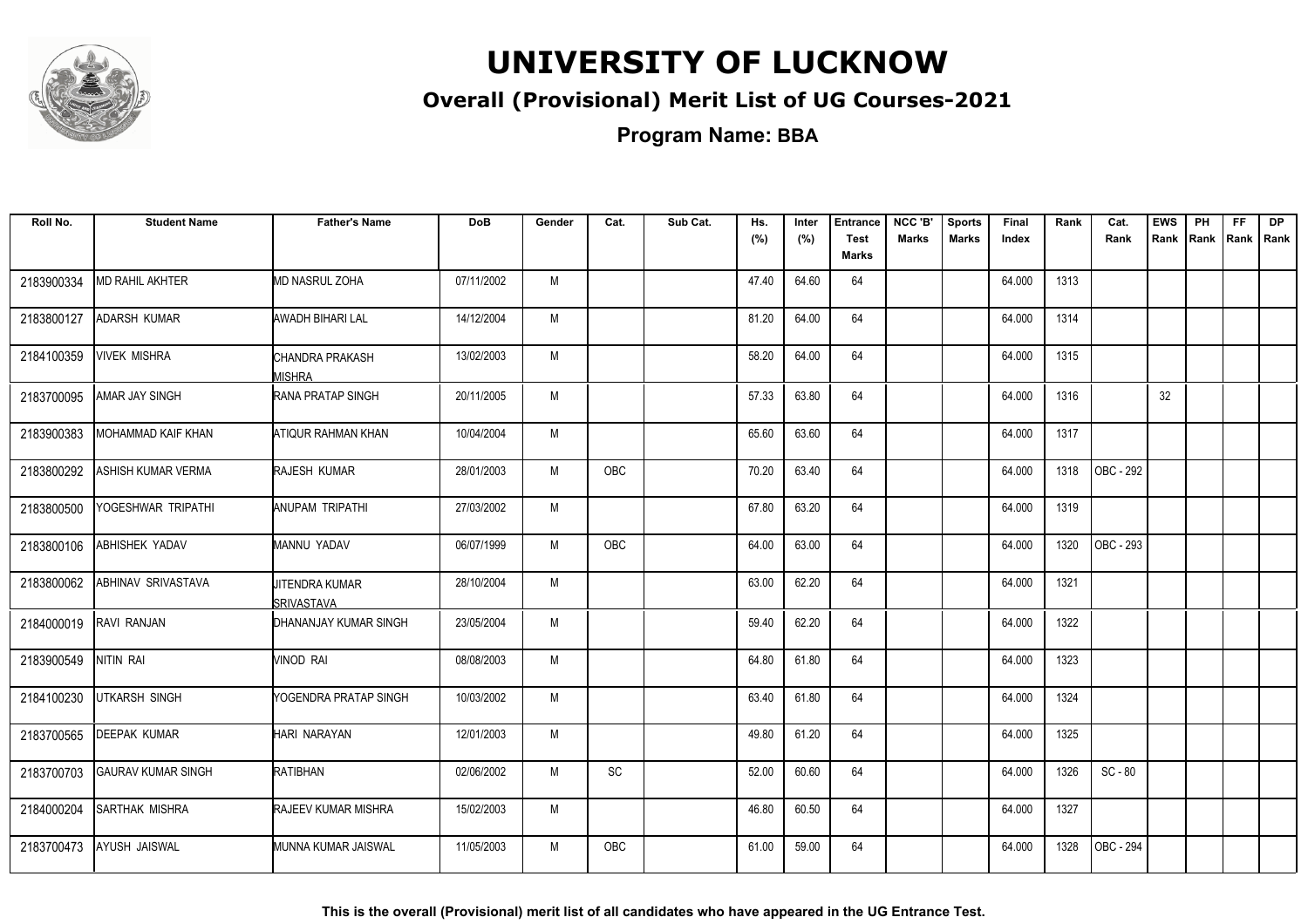# UNIVERSITY OF LUCKNOW

## Overall (Provisional) Merit List of UG Courses-2021

### Program Name: BBA

| Roll No. | Student Name | Father's Name | DoB | Gender | Cat. | Sub Cat. | Hs. (%) | Inter (%) | Entrance Test Marks | NCC 'B' Marks | Sports Marks | Final Index | Rank | Cat. Rank | EWS Rank | PH Rank | FF Rank | DP Rank |
|---|---|---|---|---|---|---|---|---|---|---|---|---|---|---|---|---|---|---|
| 2183900334 | MD RAHIL AKHTER | MD NASRUL ZOHA | 07/11/2002 | M | | | 47.40 | 64.60 | 64 | | | 64.000 | 1313 | | | | | |
| 2183800127 | ADARSH KUMAR | AWADH BIHARI LAL | 14/12/2004 | M | | | 81.20 | 64.00 | 64 | | | 64.000 | 1314 | | | | | |
| 2184100359 | VIVEK MISHRA | CHANDRA PRAKASH MISHRA | 13/02/2003 | M | | | 58.20 | 64.00 | 64 | | | 64.000 | 1315 | | | | | |
| 2183700095 | AMAR JAY SINGH | RANA PRATAP SINGH | 20/11/2005 | M | | | 57.33 | 63.80 | 64 | | | 64.000 | 1316 | | 32 | | | |
| 2183900383 | MOHAMMAD KAIF KHAN | ATIQUR RAHMAN KHAN | 10/04/2004 | M | | | 65.60 | 63.60 | 64 | | | 64.000 | 1317 | | | | | |
| 2183800292 | ASHISH KUMAR VERMA | RAJESH KUMAR | 28/01/2003 | M | OBC | | 70.20 | 63.40 | 64 | | | 64.000 | 1318 | OBC - 292 | | | | |
| 2183800500 | YOGESHWAR TRIPATHI | ANUPAM TRIPATHI | 27/03/2002 | M | | | 67.80 | 63.20 | 64 | | | 64.000 | 1319 | | | | | |
| 2183800106 | ABHISHEK YADAV | MANNU YADAV | 06/07/1999 | M | OBC | | 64.00 | 63.00 | 64 | | | 64.000 | 1320 | OBC - 293 | | | | |
| 2183800062 | ABHINAV SRIVASTAVA | JITENDRA KUMAR SRIVASTAVA | 28/10/2004 | M | | | 63.00 | 62.20 | 64 | | | 64.000 | 1321 | | | | | |
| 2184000019 | RAVI RANJAN | DHANANJAY KUMAR SINGH | 23/05/2004 | M | | | 59.40 | 62.20 | 64 | | | 64.000 | 1322 | | | | | |
| 2183900549 | NITIN RAI | VINOD RAI | 08/08/2003 | M | | | 64.80 | 61.80 | 64 | | | 64.000 | 1323 | | | | | |
| 2184100230 | UTKARSH SINGH | YOGENDRA PRATAP SINGH | 10/03/2002 | M | | | 63.40 | 61.80 | 64 | | | 64.000 | 1324 | | | | | |
| 2183700565 | DEEPAK KUMAR | HARI NARAYAN | 12/01/2003 | M | | | 49.80 | 61.20 | 64 | | | 64.000 | 1325 | | | | | |
| 2183700703 | GAURAV KUMAR SINGH | RATIBHAN | 02/06/2002 | M | SC | | 52.00 | 60.60 | 64 | | | 64.000 | 1326 | SC - 80 | | | | |
| 2184000204 | SARTHAK MISHRA | RAJEEV KUMAR MISHRA | 15/02/2003 | M | | | 46.80 | 60.50 | 64 | | | 64.000 | 1327 | | | | | |
| 2183700473 | AYUSH JAISWAL | MUNNA KUMAR JAISWAL | 11/05/2003 | M | OBC | | 61.00 | 59.00 | 64 | | | 64.000 | 1328 | OBC - 294 | | | | |

**This is the overall (Provisional) merit list of all candidates who have appeared in the UG Entrance Test.**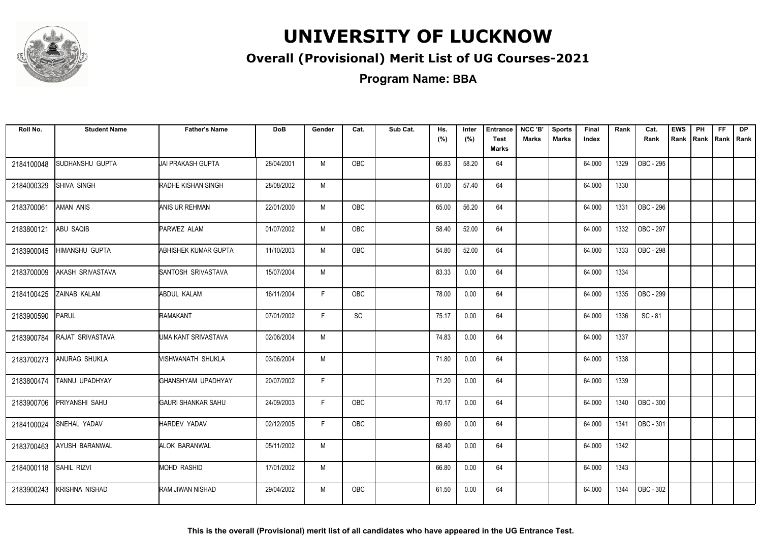# UNIVERSITY OF LUCKNOW

## Overall (Provisional) Merit List of UG Courses-2021

### Program Name: BBA

| Roll No. | Student Name | Father's Name | DoB | Gender | Cat. | Sub Cat. | Hs. (%) | Inter (%) | Entrance Test Marks | NCC 'B' Marks | Sports Marks | Final Index | Rank | Cat. Rank | EWS Rank | PH Rank | FF Rank | DP Rank |
|---|---|---|---|---|---|---|---|---|---|---|---|---|---|---|---|---|---|---|
| 2184100048 | SUDHANSHU GUPTA | JAI PRAKASH GUPTA | 28/04/2001 | M | OBC | | 66.83 | 58.20 | 64 | | | 64.000 | 1329 | OBC - 295 | | | | |
| 2184000329 | SHIVA SINGH | RADHE KISHAN SINGH | 28/08/2002 | M | | | 61.00 | 57.40 | 64 | | | 64.000 | 1330 | | | | | |
| 2183700061 | AMAN ANIS | ANIS UR REHMAN | 22/01/2000 | M | OBC | | 65.00 | 56.20 | 64 | | | 64.000 | 1331 | OBC - 296 | | | | |
| 2183800121 | ABU SAQIB | PARWEZ ALAM | 01/07/2002 | M | OBC | | 58.40 | 52.00 | 64 | | | 64.000 | 1332 | OBC - 297 | | | | |
| 2183900045 | HIMANSHU GUPTA | ABHISHEK KUMAR GUPTA | 11/10/2003 | M | OBC | | 54.80 | 52.00 | 64 | | | 64.000 | 1333 | OBC - 298 | | | | |
| 2183700009 | AKASH SRIVASTAVA | SANTOSH SRIVASTAVA | 15/07/2004 | M | | | 83.33 | 0.00 | 64 | | | 64.000 | 1334 | | | | | |
| 2184100425 | ZAINAB KALAM | ABDUL KALAM | 16/11/2004 | F | OBC | | 78.00 | 0.00 | 64 | | | 64.000 | 1335 | OBC - 299 | | | | |
| 2183900590 | PARUL | RAMAKANT | 07/01/2002 | F | SC | | 75.17 | 0.00 | 64 | | | 64.000 | 1336 | SC - 81 | | | | |
| 2183900784 | RAJAT SRIVASTAVA | UMA KANT SRIVASTAVA | 02/06/2004 | M | | | 74.83 | 0.00 | 64 | | | 64.000 | 1337 | | | | | |
| 2183700273 | ANURAG SHUKLA | VISHWANATH SHUKLA | 03/06/2004 | M | | | 71.80 | 0.00 | 64 | | | 64.000 | 1338 | | | | | |
| 2183800474 | TANNU UPADHYAY | GHANSHYAM UPADHYAY | 20/07/2002 | F | | | 71.20 | 0.00 | 64 | | | 64.000 | 1339 | | | | | |
| 2183900706 | PRIYANSHI SAHU | GAURI SHANKAR SAHU | 24/09/2003 | F | OBC | | 70.17 | 0.00 | 64 | | | 64.000 | 1340 | OBC - 300 | | | | |
| 2184100024 | SNEHAL YADAV | HARDEV YADAV | 02/12/2005 | F | OBC | | 69.60 | 0.00 | 64 | | | 64.000 | 1341 | OBC - 301 | | | | |
| 2183700463 | AYUSH BARANWAL | ALOK BARANWAL | 05/11/2002 | M | | | 68.40 | 0.00 | 64 | | | 64.000 | 1342 | | | | | |
| 2184000118 | SAHIL RIZVI | MOHD RASHID | 17/01/2002 | M | | | 66.80 | 0.00 | 64 | | | 64.000 | 1343 | | | | | |
| 2183900243 | KRISHNA NISHAD | RAM JIWAN NISHAD | 29/04/2002 | M | OBC | | 61.50 | 0.00 | 64 | | | 64.000 | 1344 | OBC - 302 | | | | |

**This is the overall (Provisional) merit list of all candidates who have appeared in the UG Entrance Test.**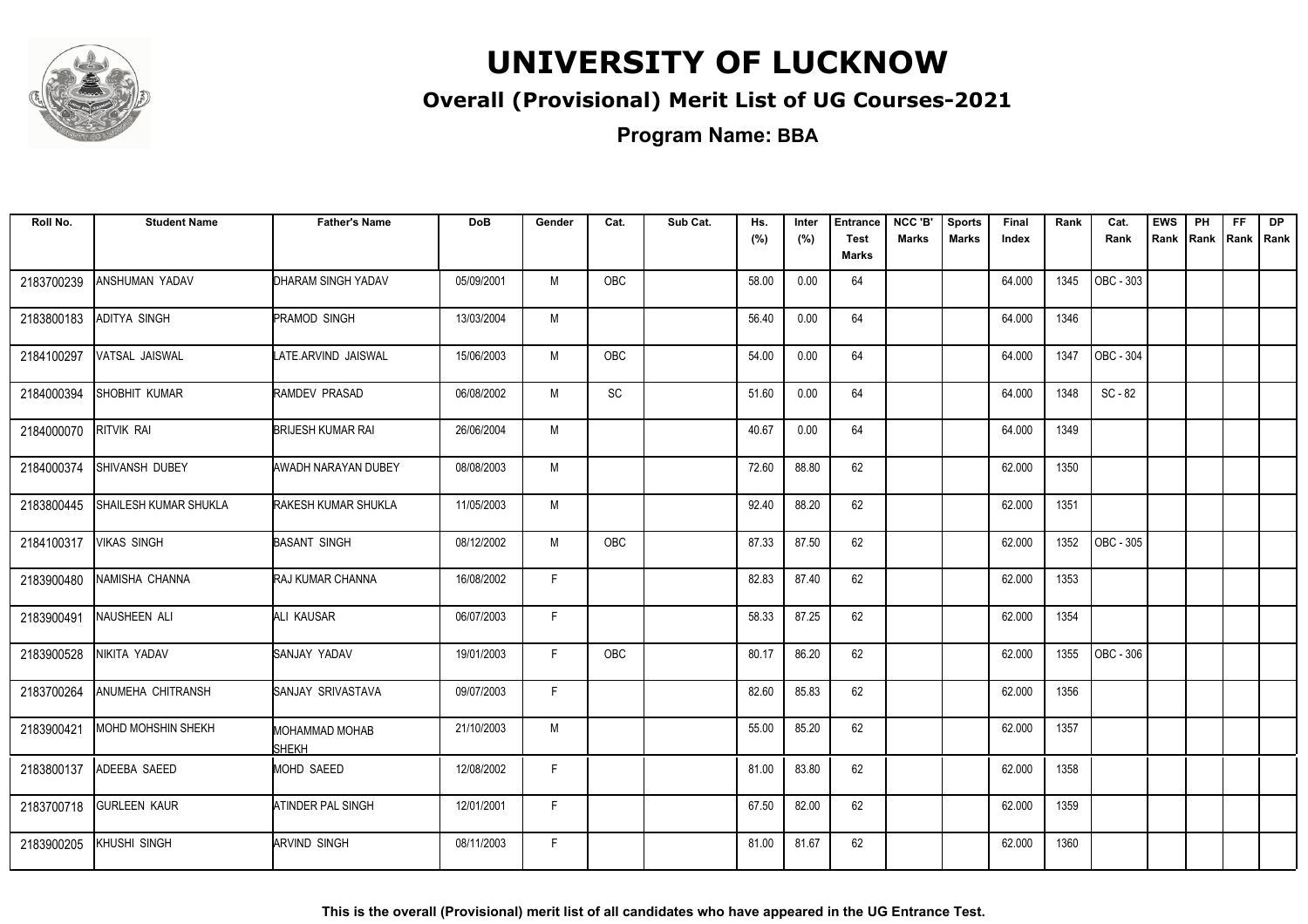# UNIVERSITY OF LUCKNOW

## Overall (Provisional) Merit List of UG Courses-2021

### Program Name: BBA

| Roll No. | Student Name | Father's Name | DoB | Gender | Cat. | Sub Cat. | Hs. (%) | Inter (%) | Entrance Test Marks | NCC 'B' Marks | Sports Marks | Final Index | Rank | Cat. Rank | EWS Rank | PH Rank | FF Rank | DP Rank |
|---|---|---|---|---|---|---|---|---|---|---|---|---|---|---|---|---|---|---|
| 2183700239 | ANSHUMAN YADAV | DHARAM SINGH YADAV | 05/09/2001 | M | OBC | | 58.00 | 0.00 | 64 | | | 64.000 | 1345 | OBC - 303 | | | | |
| 2183800183 | ADITYA SINGH | PRAMOD SINGH | 13/03/2004 | M | | | 56.40 | 0.00 | 64 | | | 64.000 | 1346 | | | | | |
| 2184100297 | VATSAL JAISWAL | LATE.ARVIND JAISWAL | 15/06/2003 | M | OBC | | 54.00 | 0.00 | 64 | | | 64.000 | 1347 | OBC - 304 | | | | |
| 2184000394 | SHOBHIT KUMAR | RAMDEV PRASAD | 06/08/2002 | M | SC | | 51.60 | 0.00 | 64 | | | 64.000 | 1348 | SC - 82 | | | | |
| 2184000070 | RITVIK RAI | BRIJESH KUMAR RAI | 26/06/2004 | M | | | 40.67 | 0.00 | 64 | | | 64.000 | 1349 | | | | | |
| 2184000374 | SHIVANSH DUBEY | AWADH NARAYAN DUBEY | 08/08/2003 | M | | | 72.60 | 88.80 | 62 | | | 62.000 | 1350 | | | | | |
| 2183800445 | SHAILESH KUMAR SHUKLA | RAKESH KUMAR SHUKLA | 11/05/2003 | M | | | 92.40 | 88.20 | 62 | | | 62.000 | 1351 | | | | | |
| 2184100317 | VIKAS SINGH | BASANT SINGH | 08/12/2002 | M | OBC | | 87.33 | 87.50 | 62 | | | 62.000 | 1352 | OBC - 305 | | | | |
| 2183900480 | NAMISHA CHANNA | RAJ KUMAR CHANNA | 16/08/2002 | F | | | 82.83 | 87.40 | 62 | | | 62.000 | 1353 | | | | | |
| 2183900491 | NAUSHEEN ALI | ALI KAUSAR | 06/07/2003 | F | | | 58.33 | 87.25 | 62 | | | 62.000 | 1354 | | | | | |
| 2183900528 | NIKITA YADAV | SANJAY YADAV | 19/01/2003 | F | OBC | | 80.17 | 86.20 | 62 | | | 62.000 | 1355 | OBC - 306 | | | | |
| 2183700264 | ANUMEHA CHITRANSH | SANJAY SRIVASTAVA | 09/07/2003 | F | | | 82.60 | 85.83 | 62 | | | 62.000 | 1356 | | | | | |
| 2183900421 | MOHD MOHSHIN SHEKH | MOHAMMAD MOHAB SHEKH | 21/10/2003 | M | | | 55.00 | 85.20 | 62 | | | 62.000 | 1357 | | | | | |
| 2183800137 | ADEEBA SAEED | MOHD SAEED | 12/08/2002 | F | | | 81.00 | 83.80 | 62 | | | 62.000 | 1358 | | | | | |
| 2183700718 | GURLEEN KAUR | ATINDER PAL SINGH | 12/01/2001 | F | | | 67.50 | 82.00 | 62 | | | 62.000 | 1359 | | | | | |
| 2183900205 | KHUSHI SINGH | ARVIND SINGH | 08/11/2003 | F | | | 81.00 | 81.67 | 62 | | | 62.000 | 1360 | | | | | |

**This is the overall (Provisional) merit list of all candidates who have appeared in the UG Entrance Test.**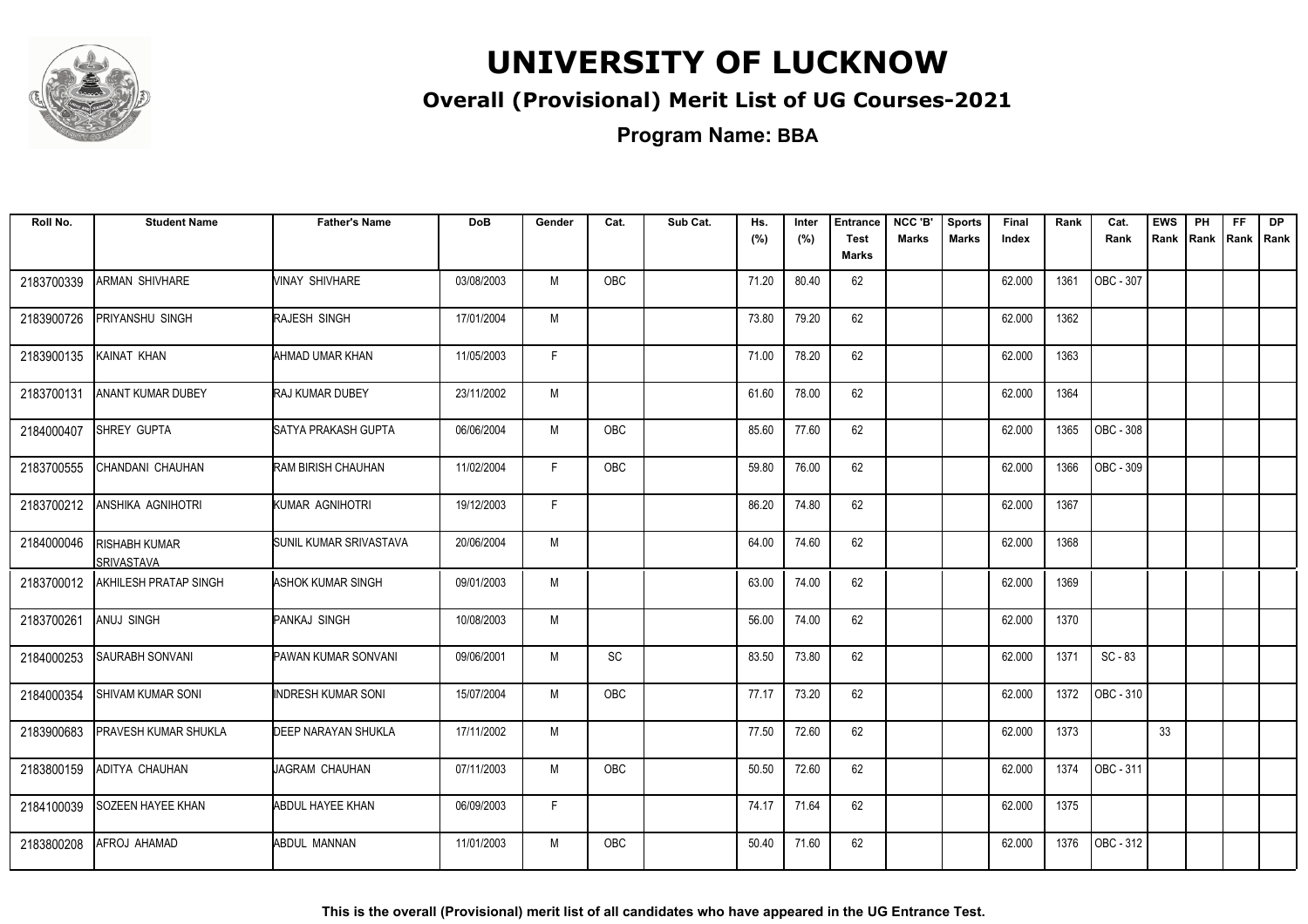# UNIVERSITY OF LUCKNOW

## Overall (Provisional) Merit List of UG Courses-2021

### Program Name: BBA

| Roll No. | Student Name | Father's Name | DoB | Gender | Cat. | Sub Cat. | Hs. (%) | Inter (%) | Entrance Test Marks | NCC 'B' Marks | Sports Marks | Final Index | Rank | Cat. Rank | EWS Rank | PH Rank | FF Rank | DP Rank |
|---|---|---|---|---|---|---|---|---|---|---|---|---|---|---|---|---|---|---|
| 2183700339 | ARMAN SHIVHARE | VINAY SHIVHARE | 03/08/2003 | M | OBC | | 71.20 | 80.40 | 62 | | | 62.000 | 1361 | OBC - 307 | | | | |
| 2183900726 | PRIYANSHU SINGH | RAJESH SINGH | 17/01/2004 | M | | | 73.80 | 79.20 | 62 | | | 62.000 | 1362 | | | | | |
| 2183900135 | KAINAT KHAN | AHMAD UMAR KHAN | 11/05/2003 | F | | | 71.00 | 78.20 | 62 | | | 62.000 | 1363 | | | | | |
| 2183700131 | ANANT KUMAR DUBEY | RAJ KUMAR DUBEY | 23/11/2002 | M | | | 61.60 | 78.00 | 62 | | | 62.000 | 1364 | | | | | |
| 2184000407 | SHREY GUPTA | SATYA PRAKASH GUPTA | 06/06/2004 | M | OBC | | 85.60 | 77.60 | 62 | | | 62.000 | 1365 | OBC - 308 | | | | |
| 2183700555 | CHANDANI CHAUHAN | RAM BIRISH CHAUHAN | 11/02/2004 | F | OBC | | 59.80 | 76.00 | 62 | | | 62.000 | 1366 | OBC - 309 | | | | |
| 2183700212 | ANSHIKA AGNIHOTRI | KUMAR AGNIHOTRI | 19/12/2003 | F | | | 86.20 | 74.80 | 62 | | | 62.000 | 1367 | | | | | |
| 2184000046 | RISHABH KUMAR SRIVASTAVA | SUNIL KUMAR SRIVASTAVA | 20/06/2004 | M | | | 64.00 | 74.60 | 62 | | | 62.000 | 1368 | | | | | |
| 2183700012 | AKHILESH PRATAP SINGH | ASHOK KUMAR SINGH | 09/01/2003 | M | | | 63.00 | 74.00 | 62 | | | 62.000 | 1369 | | | | | |
| 2183700261 | ANUJ SINGH | PANKAJ SINGH | 10/08/2003 | M | | | 56.00 | 74.00 | 62 | | | 62.000 | 1370 | | | | | |
| 2184000253 | SAURABH SONVANI | PAWAN KUMAR SONVANI | 09/06/2001 | M | SC | | 83.50 | 73.80 | 62 | | | 62.000 | 1371 | SC - 83 | | | | |
| 2184000354 | SHIVAM KUMAR SONI | INDRESH KUMAR SONI | 15/07/2004 | M | OBC | | 77.17 | 73.20 | 62 | | | 62.000 | 1372 | OBC - 310 | | | | |
| 2183900683 | PRAVESH KUMAR SHUKLA | DEEP NARAYAN SHUKLA | 17/11/2002 | M | | | 77.50 | 72.60 | 62 | | | 62.000 | 1373 | | 33 | | | |
| 2183800159 | ADITYA CHAUHAN | JAGRAM CHAUHAN | 07/11/2003 | M | OBC | | 50.50 | 72.60 | 62 | | | 62.000 | 1374 | OBC - 311 | | | | |
| 2184100039 | SOZEEN HAYEE KHAN | ABDUL HAYEE KHAN | 06/09/2003 | F | | | 74.17 | 71.64 | 62 | | | 62.000 | 1375 | | | | | |
| 2183800208 | AFROJ AHAMAD | ABDUL MANNAN | 11/01/2003 | M | OBC | | 50.40 | 71.60 | 62 | | | 62.000 | 1376 | OBC - 312 | | | | |

This is the overall (Provisional) merit list of all candidates who have appeared in the UG Entrance Test.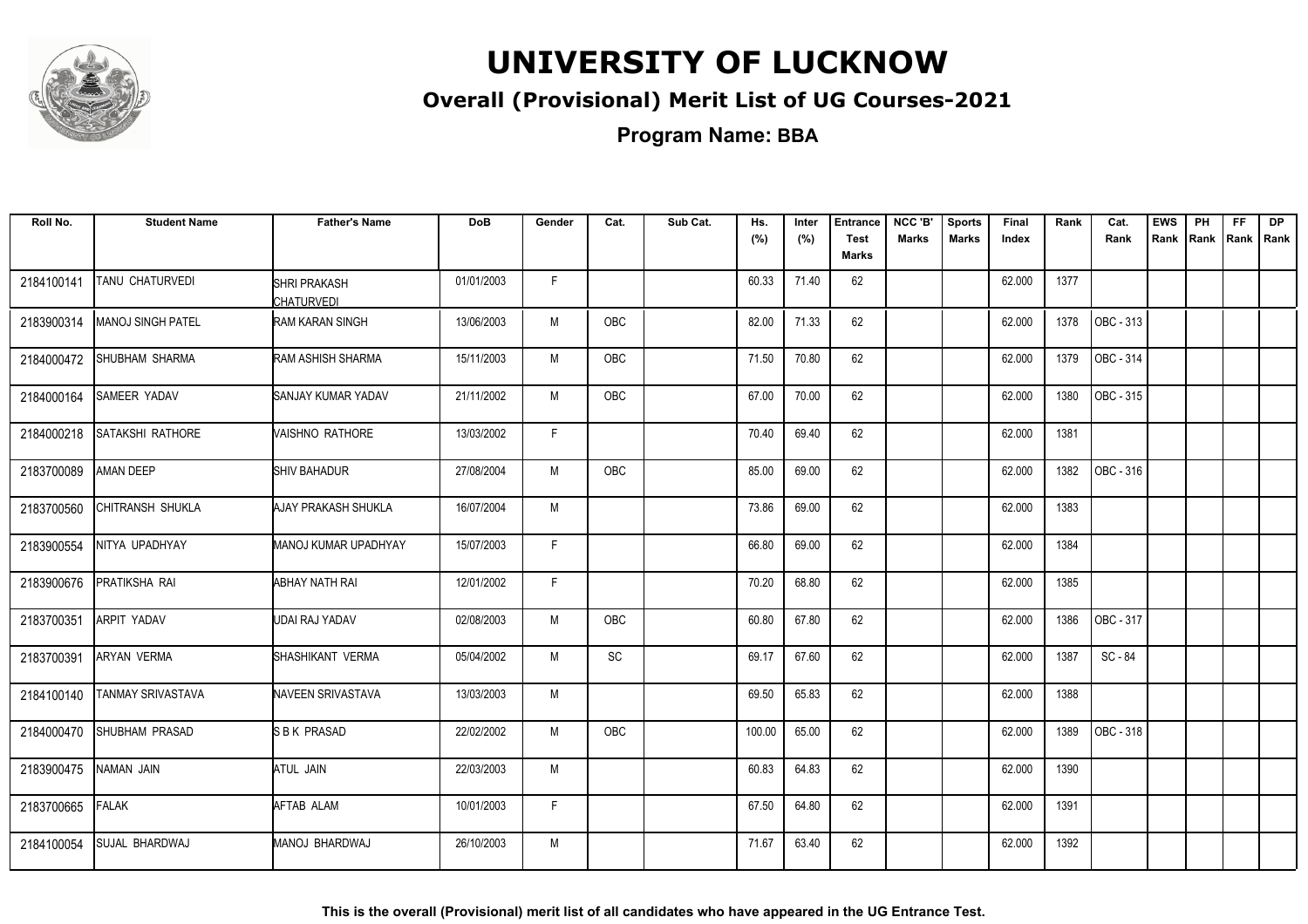# UNIVERSITY OF LUCKNOW

## Overall (Provisional) Merit List of UG Courses-2021

### Program Name: BBA

| Roll No. | Student Name | Father's Name | DoB | Gender | Cat. | Sub Cat. | Hs. (%) | Inter (%) | Entrance Test Marks | NCC 'B' Marks | Sports Marks | Final Index | Rank | Cat. Rank | EWS Rank | PH Rank | FF Rank | DP Rank |
|---|---|---|---|---|---|---|---|---|---|---|---|---|---|---|---|---|---|---|
| 2184100141 | TANU CHATURVEDI | SHRI PRAKASH CHATURVEDI | 01/01/2003 | F | | | 60.33 | 71.40 | 62 | | | 62.000 | 1377 | | | | | |
| 2183900314 | MANOJ SINGH PATEL | RAM KARAN SINGH | 13/06/2003 | M | OBC | | 82.00 | 71.33 | 62 | | | 62.000 | 1378 | OBC - 313 | | | | |
| 2184000472 | SHUBHAM SHARMA | RAM ASHISH SHARMA | 15/11/2003 | M | OBC | | 71.50 | 70.80 | 62 | | | 62.000 | 1379 | OBC - 314 | | | | |
| 2184000164 | SAMEER YADAV | SANJAY KUMAR YADAV | 21/11/2002 | M | OBC | | 67.00 | 70.00 | 62 | | | 62.000 | 1380 | OBC - 315 | | | | |
| 2184000218 | SATAKSHI RATHORE | VAISHNO RATHORE | 13/03/2002 | F | | | 70.40 | 69.40 | 62 | | | 62.000 | 1381 | | | | | |
| 2183700089 | AMAN DEEP | SHIV BAHADUR | 27/08/2004 | M | OBC | | 85.00 | 69.00 | 62 | | | 62.000 | 1382 | OBC - 316 | | | | |
| 2183700560 | CHITRANSH SHUKLA | AJAY PRAKASH SHUKLA | 16/07/2004 | M | | | 73.86 | 69.00 | 62 | | | 62.000 | 1383 | | | | | |
| 2183900554 | NITYA UPADHYAY | MANOJ KUMAR UPADHYAY | 15/07/2003 | F | | | 66.80 | 69.00 | 62 | | | 62.000 | 1384 | | | | | |
| 2183900676 | PRATIKSHA RAI | ABHAY NATH RAI | 12/01/2002 | F | | | 70.20 | 68.80 | 62 | | | 62.000 | 1385 | | | | | |
| 2183700351 | ARPIT YADAV | UDAI RAJ YADAV | 02/08/2003 | M | OBC | | 60.80 | 67.80 | 62 | | | 62.000 | 1386 | OBC - 317 | | | | |
| 2183700391 | ARYAN VERMA | SHASHIKANT VERMA | 05/04/2002 | M | SC | | 69.17 | 67.60 | 62 | | | 62.000 | 1387 | SC - 84 | | | | |
| 2184100140 | TANMAY SRIVASTAVA | NAVEEN SRIVASTAVA | 13/03/2003 | M | | | 69.50 | 65.83 | 62 | | | 62.000 | 1388 | | | | | |
| 2184000470 | SHUBHAM PRASAD | S B K PRASAD | 22/02/2002 | M | OBC | | 100.00 | 65.00 | 62 | | | 62.000 | 1389 | OBC - 318 | | | | |
| 2183900475 | NAMAN JAIN | ATUL JAIN | 22/03/2003 | M | | | 60.83 | 64.83 | 62 | | | 62.000 | 1390 | | | | | |
| 2183700665 | FALAK | AFTAB ALAM | 10/01/2003 | F | | | 67.50 | 64.80 | 62 | | | 62.000 | 1391 | | | | | |
| 2184100054 | SUJAL BHARDWAJ | MANOJ BHARDWAJ | 26/10/2003 | M | | | 71.67 | 63.40 | 62 | | | 62.000 | 1392 | | | | | |

**This is the overall (Provisional) merit list of all candidates who have appeared in the UG Entrance Test.**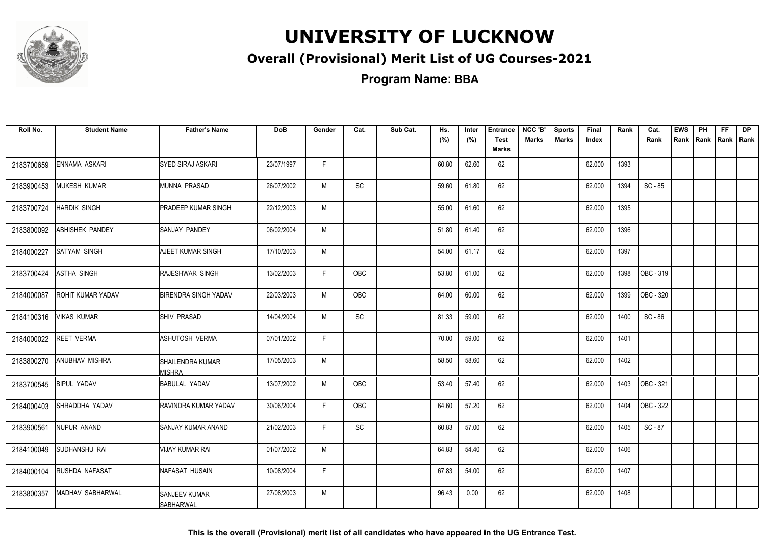# UNIVERSITY OF LUCKNOW

## Overall (Provisional) Merit List of UG Courses-2021

### Program Name: BBA

| Roll No. | Student Name | Father's Name | DoB | Gender | Cat. | Sub Cat. | Hs. (%) | Inter (%) | Entrance Test Marks | NCC 'B' Marks | Sports Marks | Final Index | Rank | Cat. Rank | EWS Rank | PH Rank | FF Rank | DP Rank |
|---|---|---|---|---|---|---|---|---|---|---|---|---|---|---|---|---|---|---|
| 2183700659 | ENNAMA ASKARI | SYED SIRAJ ASKARI | 23/07/1997 | F | | | 60.80 | 62.60 | 62 | | | 62.000 | 1393 | | | | | |
| 2183900453 | MUKESH KUMAR | MUNNA PRASAD | 26/07/2002 | M | SC | | 59.60 | 61.80 | 62 | | | 62.000 | 1394 | SC - 85 | | | | |
| 2183700724 | HARDIK SINGH | PRADEEP KUMAR SINGH | 22/12/2003 | M | | | 55.00 | 61.60 | 62 | | | 62.000 | 1395 | | | | | |
| 2183800092 | ABHISHEK PANDEY | SANJAY PANDEY | 06/02/2004 | M | | | 51.80 | 61.40 | 62 | | | 62.000 | 1396 | | | | | |
| 2184000227 | SATYAM SINGH | AJEET KUMAR SINGH | 17/10/2003 | M | | | 54.00 | 61.17 | 62 | | | 62.000 | 1397 | | | | | |
| 2183700424 | ASTHA SINGH | RAJESHWAR SINGH | 13/02/2003 | F | OBC | | 53.80 | 61.00 | 62 | | | 62.000 | 1398 | OBC - 319 | | | | |
| 2184000087 | ROHIT KUMAR YADAV | BIRENDRA SINGH YADAV | 22/03/2003 | M | OBC | | 64.00 | 60.00 | 62 | | | 62.000 | 1399 | OBC - 320 | | | | |
| 2184100316 | VIKAS KUMAR | SHIV PRASAD | 14/04/2004 | M | SC | | 81.33 | 59.00 | 62 | | | 62.000 | 1400 | SC - 86 | | | | |
| 2184000022 | REET VERMA | ASHUTOSH VERMA | 07/01/2002 | F | | | 70.00 | 59.00 | 62 | | | 62.000 | 1401 | | | | | |
| 2183800270 | ANUBHAV MISHRA | SHAILENDRA KUMAR MISHRA | 17/05/2003 | M | | | 58.50 | 58.60 | 62 | | | 62.000 | 1402 | | | | | |
| 2183700545 | BIPUL YADAV | BABULAL YADAV | 13/07/2002 | M | OBC | | 53.40 | 57.40 | 62 | | | 62.000 | 1403 | OBC - 321 | | | | |
| 2184000403 | SHRADDHA YADAV | RAVINDRA KUMAR YADAV | 30/06/2004 | F | OBC | | 64.60 | 57.20 | 62 | | | 62.000 | 1404 | OBC - 322 | | | | |
| 2183900561 | NUPUR ANAND | SANJAY KUMAR ANAND | 21/02/2003 | F | SC | | 60.83 | 57.00 | 62 | | | 62.000 | 1405 | SC - 87 | | | | |
| 2184100049 | SUDHANSHU RAI | VIJAY KUMAR RAI | 01/07/2002 | M | | | 64.83 | 54.40 | 62 | | | 62.000 | 1406 | | | | | |
| 2184000104 | RUSHDA NAFASAT | NAFASAT HUSAIN | 10/08/2004 | F | | | 67.83 | 54.00 | 62 | | | 62.000 | 1407 | | | | | |
| 2183800357 | MADHAV SABHARWAL | SANJEEV KUMAR SABHARWAL | 27/08/2003 | M | | | 96.43 | 0.00 | 62 | | | 62.000 | 1408 | | | | | |

**This is the overall (Provisional) merit list of all candidates who have appeared in the UG Entrance Test.**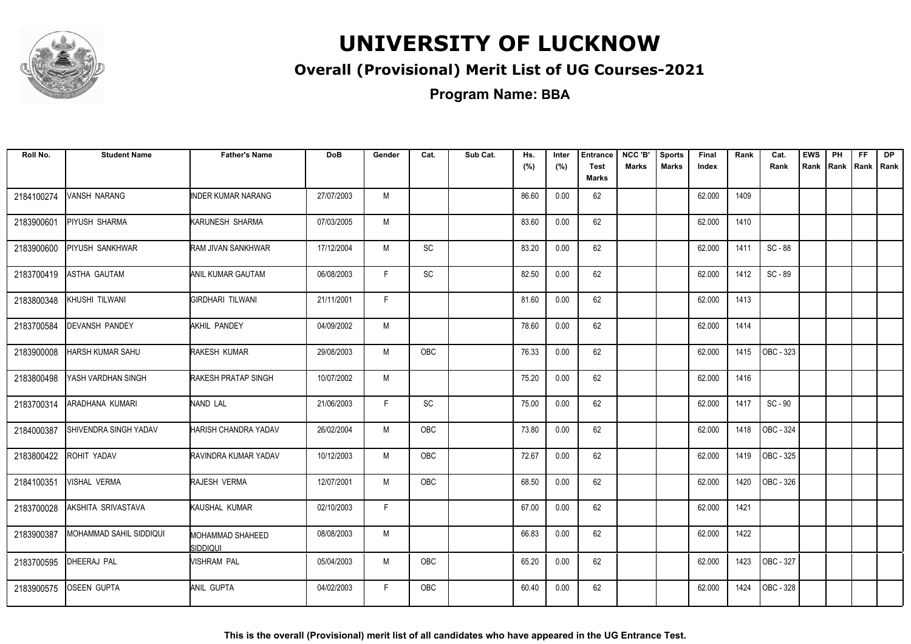# UNIVERSITY OF LUCKNOW

## Overall (Provisional) Merit List of UG Courses-2021

### Program Name: BBA

| Roll No. | Student Name | Father's Name | DoB | Gender | Cat. | Sub Cat. | Hs. (%) | Inter (%) | Entrance Test Marks | NCC 'B' Marks | Sports Marks | Final Index | Rank | Cat. Rank | EWS Rank | PH Rank | FF Rank | DP Rank |
|---|---|---|---|---|---|---|---|---|---|---|---|---|---|---|---|---|---|---|
| 2184100274 | VANSH NARANG | INDER KUMAR NARANG | 27/07/2003 | M | | | 86.60 | 0.00 | 62 | | | 62.000 | 1409 | | | | | |
| 2183900601 | PIYUSH SHARMA | KARUNESH SHARMA | 07/03/2005 | M | | | 83.60 | 0.00 | 62 | | | 62.000 | 1410 | | | | | |
| 2183900600 | PIYUSH SANKHWAR | RAM JIVAN SANKHWAR | 17/12/2004 | M | SC | | 83.20 | 0.00 | 62 | | | 62.000 | 1411 | SC - 88 | | | | |
| 2183700419 | ASTHA GAUTAM | ANIL KUMAR GAUTAM | 06/08/2003 | F | SC | | 82.50 | 0.00 | 62 | | | 62.000 | 1412 | SC - 89 | | | | |
| 2183800348 | KHUSHI TILWANI | GIRDHARI TILWANI | 21/11/2001 | F | | | 81.60 | 0.00 | 62 | | | 62.000 | 1413 | | | | | |
| 2183700584 | DEVANSH PANDEY | AKHIL PANDEY | 04/09/2002 | M | | | 78.60 | 0.00 | 62 | | | 62.000 | 1414 | | | | | |
| 2183900008 | HARSH KUMAR SAHU | RAKESH KUMAR | 29/08/2003 | M | OBC | | 76.33 | 0.00 | 62 | | | 62.000 | 1415 | OBC - 323 | | | | |
| 2183800498 | YASH VARDHAN SINGH | RAKESH PRATAP SINGH | 10/07/2002 | M | | | 75.20 | 0.00 | 62 | | | 62.000 | 1416 | | | | | |
| 2183700314 | ARADHANA KUMARI | NAND LAL | 21/06/2003 | F | SC | | 75.00 | 0.00 | 62 | | | 62.000 | 1417 | SC - 90 | | | | |
| 2184000387 | SHIVENDRA SINGH YADAV | HARISH CHANDRA YADAV | 26/02/2004 | M | OBC | | 73.80 | 0.00 | 62 | | | 62.000 | 1418 | OBC - 324 | | | | |
| 2183800422 | ROHIT YADAV | RAVINDRA KUMAR YADAV | 10/12/2003 | M | OBC | | 72.67 | 0.00 | 62 | | | 62.000 | 1419 | OBC - 325 | | | | |
| 2184100351 | VISHAL VERMA | RAJESH VERMA | 12/07/2001 | M | OBC | | 68.50 | 0.00 | 62 | | | 62.000 | 1420 | OBC - 326 | | | | |
| 2183700028 | AKSHITA SRIVASTAVA | KAUSHAL KUMAR | 02/10/2003 | F | | | 67.00 | 0.00 | 62 | | | 62.000 | 1421 | | | | | |
| 2183900387 | MOHAMMAD SAHIL SIDDIQUI | MOHAMMAD SHAHEED SIDDIQUI | 08/08/2003 | M | | | 66.83 | 0.00 | 62 | | | 62.000 | 1422 | | | | | |
| 2183700595 | DHEERAJ PAL | VISHRAM PAL | 05/04/2003 | M | OBC | | 65.20 | 0.00 | 62 | | | 62.000 | 1423 | OBC - 327 | | | | |
| 2183900575 | OSEEN GUPTA | ANIL GUPTA | 04/02/2003 | F | OBC | | 60.40 | 0.00 | 62 | | | 62.000 | 1424 | OBC - 328 | | | | |

**This is the overall (Provisional) merit list of all candidates who have appeared in the UG Entrance Test.**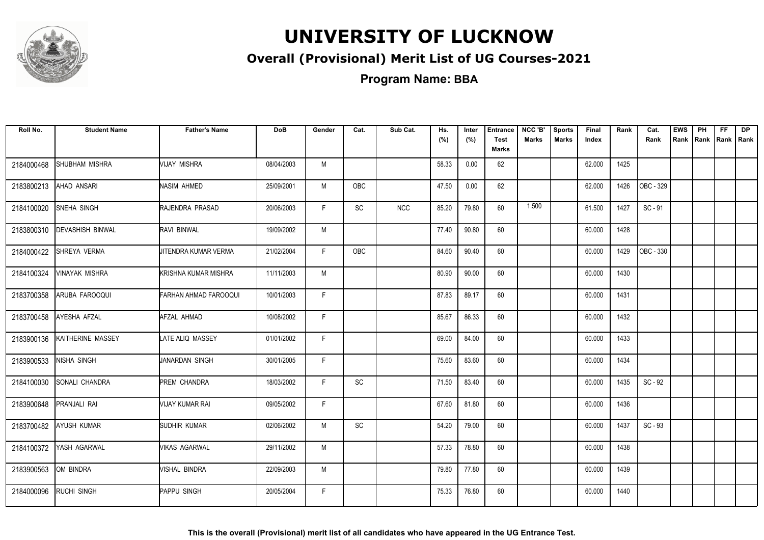# UNIVERSITY OF LUCKNOW

## Overall (Provisional) Merit List of UG Courses-2021

### Program Name: BBA

| Roll No. | Student Name | Father's Name | DoB | Gender | Cat. | Sub Cat. | Hs. (%) | Inter (%) | Entrance Test Marks | NCC 'B' Marks | Sports Marks | Final Index | Rank | Cat. Rank | EWS Rank | PH Rank | FF Rank | DP Rank |
|---|---|---|---|---|---|---|---|---|---|---|---|---|---|---|---|---|---|---|
| 2184000468 | SHUBHAM MISHRA | VIJAY MISHRA | 08/04/2003 | M | | | 58.33 | 0.00 | 62 | | | 62.000 | 1425 | | | | | |
| 2183800213 | AHAD ANSARI | NASIM AHMED | 25/09/2001 | M | OBC | | 47.50 | 0.00 | 62 | | | 62.000 | 1426 | OBC - 329 | | | | |
| 2184100020 | SNEHA SINGH | RAJENDRA PRASAD | 20/06/2003 | F | SC | NCC | 85.20 | 79.80 | 60 | 1.500 | | 61.500 | 1427 | SC - 91 | | | | |
| 2183800310 | DEVASHISH BINWAL | RAVI BINWAL | 19/09/2002 | M | | | 77.40 | 90.80 | 60 | | | 60.000 | 1428 | | | | | |
| 2184000422 | SHREYA VERMA | JITENDRA KUMAR VERMA | 21/02/2004 | F | OBC | | 84.60 | 90.40 | 60 | | | 60.000 | 1429 | OBC - 330 | | | | |
| 2184100324 | VINAYAK MISHRA | KRISHNA KUMAR MISHRA | 11/11/2003 | M | | | 80.90 | 90.00 | 60 | | | 60.000 | 1430 | | | | | |
| 2183700358 | ARUBA FAROOQUI | FARHAN AHMAD FAROOQUI | 10/01/2003 | F | | | 87.83 | 89.17 | 60 | | | 60.000 | 1431 | | | | | |
| 2183700458 | AYESHA AFZAL | AFZAL AHMAD | 10/08/2002 | F | | | 85.67 | 86.33 | 60 | | | 60.000 | 1432 | | | | | |
| 2183900136 | KAITHERINE MASSEY | LATE ALIQ MASSEY | 01/01/2002 | F | | | 69.00 | 84.00 | 60 | | | 60.000 | 1433 | | | | | |
| 2183900533 | NISHA SINGH | JANARDAN SINGH | 30/01/2005 | F | | | 75.60 | 83.60 | 60 | | | 60.000 | 1434 | | | | | |
| 2184100030 | SONALI CHANDRA | PREM CHANDRA | 18/03/2002 | F | SC | | 71.50 | 83.40 | 60 | | | 60.000 | 1435 | SC - 92 | | | | |
| 2183900648 | PRANJALI RAI | VIJAY KUMAR RAI | 09/05/2002 | F | | | 67.60 | 81.80 | 60 | | | 60.000 | 1436 | | | | | |
| 2183700482 | AYUSH KUMAR | SUDHIR KUMAR | 02/06/2002 | M | SC | | 54.20 | 79.00 | 60 | | | 60.000 | 1437 | SC - 93 | | | | |
| 2184100372 | YASH AGARWAL | VIKAS AGARWAL | 29/11/2002 | M | | | 57.33 | 78.80 | 60 | | | 60.000 | 1438 | | | | | |
| 2183900563 | OM BINDRA | VISHAL BINDRA | 22/09/2003 | M | | | 79.80 | 77.80 | 60 | | | 60.000 | 1439 | | | | | |
| 2184000096 | RUCHI SINGH | PAPPU SINGH | 20/05/2004 | F | | | 75.33 | 76.80 | 60 | | | 60.000 | 1440 | | | | | |

**This is the overall (Provisional) merit list of all candidates who have appeared in the UG Entrance Test.**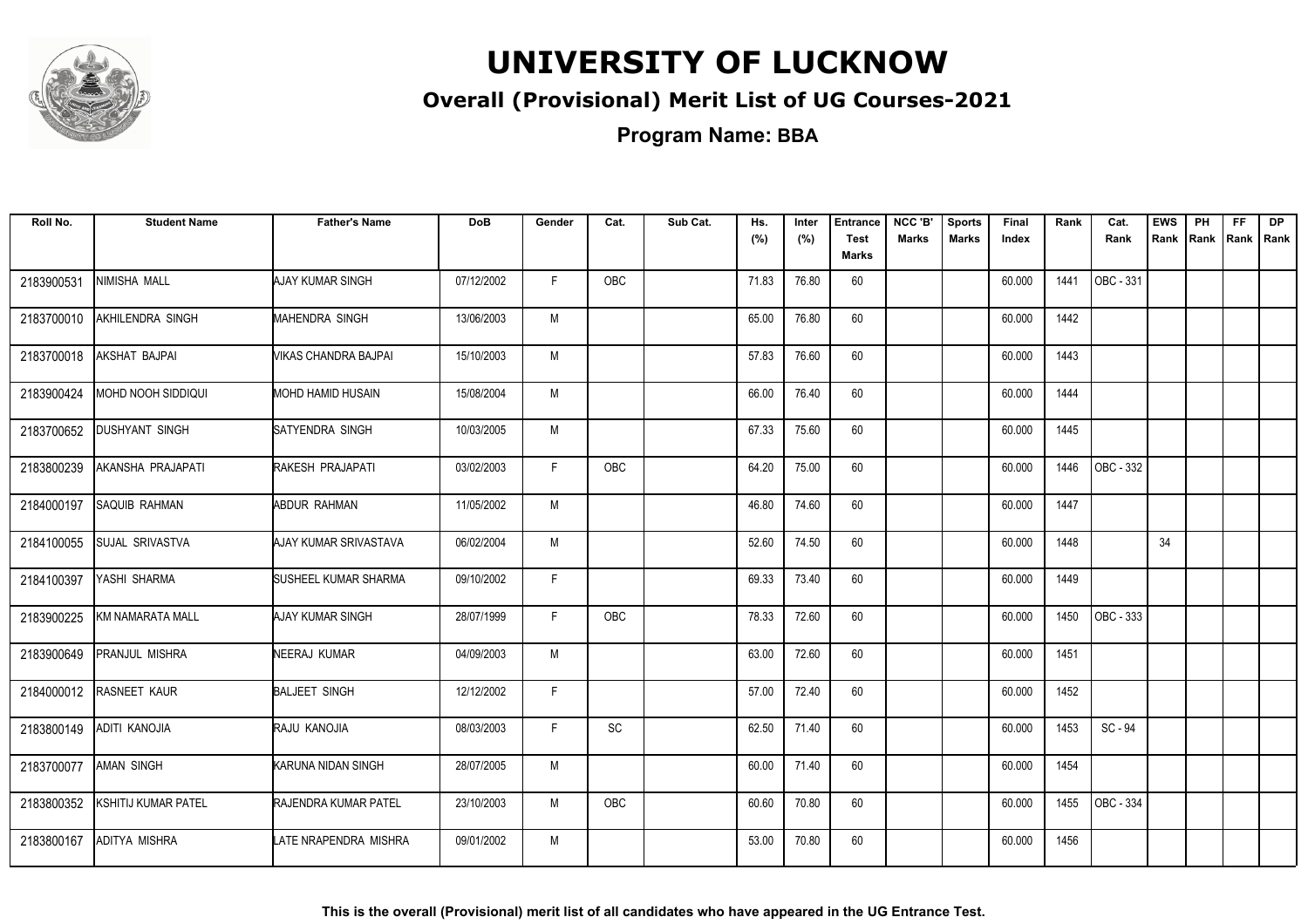# UNIVERSITY OF LUCKNOW

## Overall (Provisional) Merit List of UG Courses-2021

### Program Name: BBA

| Roll No. | Student Name | Father's Name | DoB | Gender | Cat. | Sub Cat. | Hs. (%) | Inter (%) | Entrance Test Marks | NCC 'B' Marks | Sports Marks | Final Index | Rank | Cat. Rank | EWS Rank | PH Rank | FF Rank | DP Rank |
|---|---|---|---|---|---|---|---|---|---|---|---|---|---|---|---|---|---|---|
| 2183900531 | NIMISHA MALL | AJAY KUMAR SINGH | 07/12/2002 | F | OBC | | 71.83 | 76.80 | 60 | | | 60.000 | 1441 | OBC - 331 | | | | |
| 2183700010 | AKHILENDRA SINGH | MAHENDRA SINGH | 13/06/2003 | M | | | 65.00 | 76.80 | 60 | | | 60.000 | 1442 | | | | | |
| 2183700018 | AKSHAT BAJPAI | VIKAS CHANDRA BAJPAI | 15/10/2003 | M | | | 57.83 | 76.60 | 60 | | | 60.000 | 1443 | | | | | |
| 2183900424 | MOHD NOOH SIDDIQUI | MOHD HAMID HUSAIN | 15/08/2004 | M | | | 66.00 | 76.40 | 60 | | | 60.000 | 1444 | | | | | |
| 2183700652 | DUSHYANT SINGH | SATYENDRA SINGH | 10/03/2005 | M | | | 67.33 | 75.60 | 60 | | | 60.000 | 1445 | | | | | |
| 2183800239 | AKANSHA PRAJAPATI | RAKESH PRAJAPATI | 03/02/2003 | F | OBC | | 64.20 | 75.00 | 60 | | | 60.000 | 1446 | OBC - 332 | | | | |
| 2184000197 | SAQUIB RAHMAN | ABDUR RAHMAN | 11/05/2002 | M | | | 46.80 | 74.60 | 60 | | | 60.000 | 1447 | | | | | |
| 2184100055 | SUJAL SRIVASTVA | AJAY KUMAR SRIVASTAVA | 06/02/2004 | M | | | 52.60 | 74.50 | 60 | | | 60.000 | 1448 | | 34 | | | |
| 2184100397 | YASHI SHARMA | SUSHEEL KUMAR SHARMA | 09/10/2002 | F | | | 69.33 | 73.40 | 60 | | | 60.000 | 1449 | | | | | |
| 2183900225 | KM NAMARATA MALL | AJAY KUMAR SINGH | 28/07/1999 | F | OBC | | 78.33 | 72.60 | 60 | | | 60.000 | 1450 | OBC - 333 | | | | |
| 2183900649 | PRANJUL MISHRA | NEERAJ KUMAR | 04/09/2003 | M | | | 63.00 | 72.60 | 60 | | | 60.000 | 1451 | | | | | |
| 2184000012 | RASNEET KAUR | BALJEET SINGH | 12/12/2002 | F | | | 57.00 | 72.40 | 60 | | | 60.000 | 1452 | | | | | |
| 2183800149 | ADITI KANOJIA | RAJU KANOJIA | 08/03/2003 | F | SC | | 62.50 | 71.40 | 60 | | | 60.000 | 1453 | SC - 94 | | | | |
| 2183700077 | AMAN SINGH | KARUNA NIDAN SINGH | 28/07/2005 | M | | | 60.00 | 71.40 | 60 | | | 60.000 | 1454 | | | | | |
| 2183800352 | KSHITIJ KUMAR PATEL | RAJENDRA KUMAR PATEL | 23/10/2003 | M | OBC | | 60.60 | 70.80 | 60 | | | 60.000 | 1455 | OBC - 334 | | | | |
| 2183800167 | ADITYA MISHRA | LATE NRAPENDRA MISHRA | 09/01/2002 | M | | | 53.00 | 70.80 | 60 | | | 60.000 | 1456 | | | | | |

**This is the overall (Provisional) merit list of all candidates who have appeared in the UG Entrance Test.**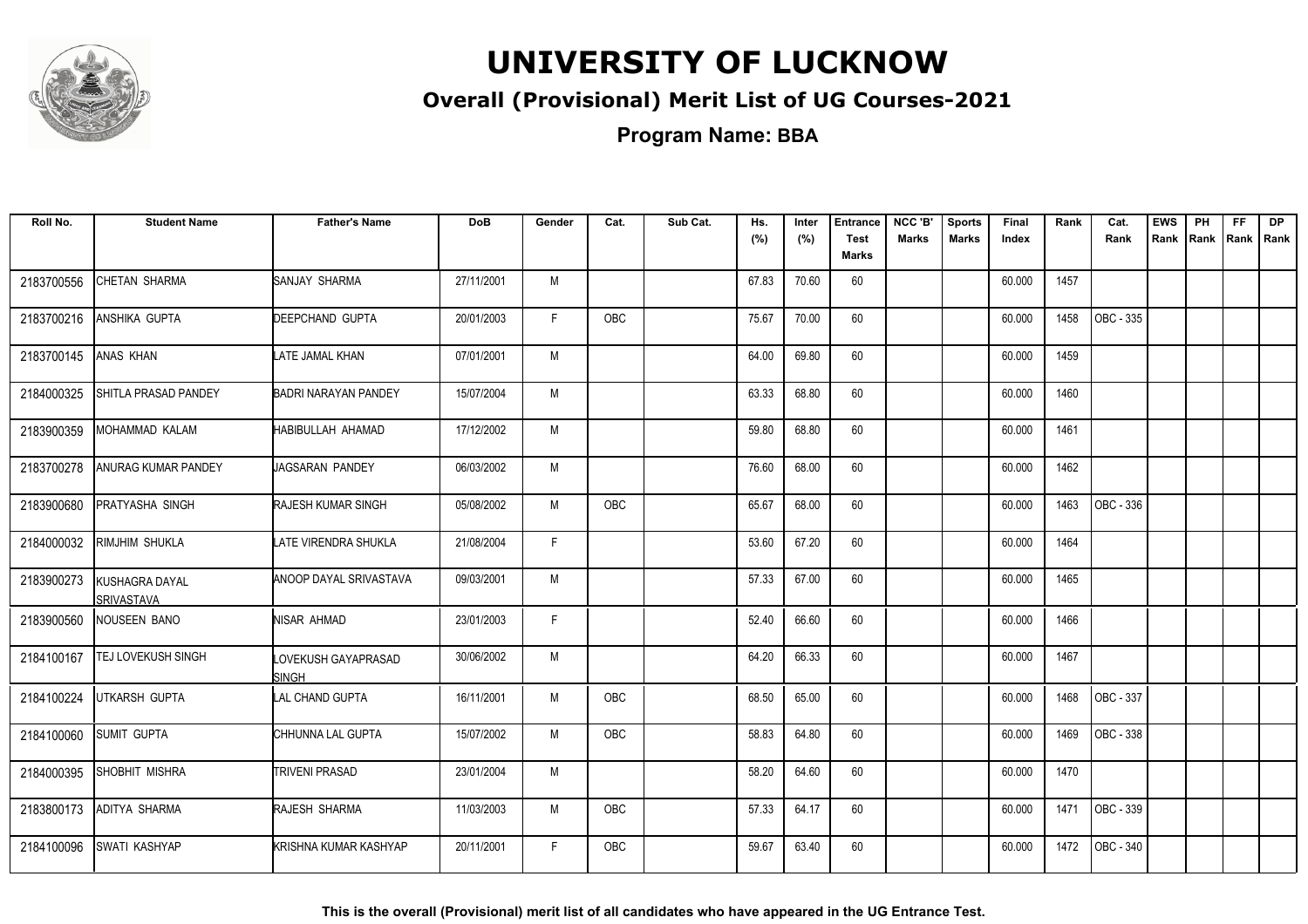# UNIVERSITY OF LUCKNOW

## Overall (Provisional) Merit List of UG Courses-2021

### Program Name: BBA

| Roll No. | Student Name | Father's Name | DoB | Gender | Cat. | Sub Cat. | Hs. (%) | Inter (%) | Entrance Test Marks | NCC 'B' Marks | Sports Marks | Final Index | Rank | Cat. Rank | EWS Rank | PH Rank | FF Rank | DP Rank |
|---|---|---|---|---|---|---|---|---|---|---|---|---|---|---|---|---|---|---|
| 2183700556 | CHETAN SHARMA | SANJAY SHARMA | 27/11/2001 | M | | | 67.83 | 70.60 | 60 | | | 60.000 | 1457 | | | | | |
| 2183700216 | ANSHIKA GUPTA | DEEPCHAND GUPTA | 20/01/2003 | F | OBC | | 75.67 | 70.00 | 60 | | | 60.000 | 1458 | OBC - 335 | | | | |
| 2183700145 | ANAS KHAN | LATE JAMAL KHAN | 07/01/2001 | M | | | 64.00 | 69.80 | 60 | | | 60.000 | 1459 | | | | | |
| 2184000325 | SHITLA PRASAD PANDEY | BADRI NARAYAN PANDEY | 15/07/2004 | M | | | 63.33 | 68.80 | 60 | | | 60.000 | 1460 | | | | | |
| 2183900359 | MOHAMMAD KALAM | HABIBULLAH AHAMAD | 17/12/2002 | M | | | 59.80 | 68.80 | 60 | | | 60.000 | 1461 | | | | | |
| 2183700278 | ANURAG KUMAR PANDEY | JAGSARAN PANDEY | 06/03/2002 | M | | | 76.60 | 68.00 | 60 | | | 60.000 | 1462 | | | | | |
| 2183900680 | PRATYASHA SINGH | RAJESH KUMAR SINGH | 05/08/2002 | M | OBC | | 65.67 | 68.00 | 60 | | | 60.000 | 1463 | OBC - 336 | | | | |
| 2184000032 | RIMJHIM SHUKLA | LATE VIRENDRA SHUKLA | 21/08/2004 | F | | | 53.60 | 67.20 | 60 | | | 60.000 | 1464 | | | | | |
| 2183900273 | KUSHAGRA DAYAL SRIVASTAVA | ANOOP DAYAL SRIVASTAVA | 09/03/2001 | M | | | 57.33 | 67.00 | 60 | | | 60.000 | 1465 | | | | | |
| 2183900560 | NOUSEEN BANO | NISAR AHMAD | 23/01/2003 | F | | | 52.40 | 66.60 | 60 | | | 60.000 | 1466 | | | | | |
| 2184100167 | TEJ LOVEKUSH SINGH | LOVEKUSH GAYAPRASAD SINGH | 30/06/2002 | M | | | 64.20 | 66.33 | 60 | | | 60.000 | 1467 | | | | | |
| 2184100224 | UTKARSH GUPTA | LAL CHAND GUPTA | 16/11/2001 | M | OBC | | 68.50 | 65.00 | 60 | | | 60.000 | 1468 | OBC - 337 | | | | |
| 2184100060 | SUMIT GUPTA | CHHUNNA LAL GUPTA | 15/07/2002 | M | OBC | | 58.83 | 64.80 | 60 | | | 60.000 | 1469 | OBC - 338 | | | | |
| 2184000395 | SHOBHIT MISHRA | TRIVENI PRASAD | 23/01/2004 | M | | | 58.20 | 64.60 | 60 | | | 60.000 | 1470 | | | | | |
| 2183800173 | ADITYA SHARMA | RAJESH SHARMA | 11/03/2003 | M | OBC | | 57.33 | 64.17 | 60 | | | 60.000 | 1471 | OBC - 339 | | | | |
| 2184100096 | SWATI KASHYAP | KRISHNA KUMAR KASHYAP | 20/11/2001 | F | OBC | | 59.67 | 63.40 | 60 | | | 60.000 | 1472 | OBC - 340 | | | | |

**This is the overall (Provisional) merit list of all candidates who have appeared in the UG Entrance Test.**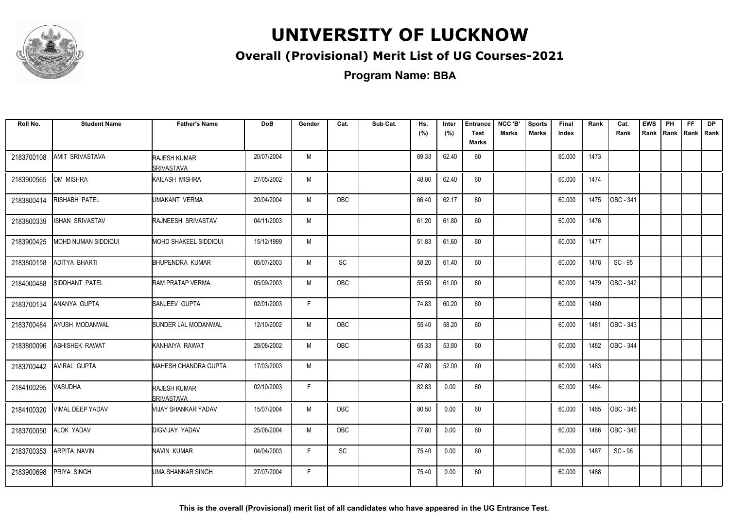# UNIVERSITY OF LUCKNOW

## Overall (Provisional) Merit List of UG Courses-2021

### Program Name: BBA

| Roll No. | Student Name | Father's Name | DoB | Gender | Cat. | Sub Cat. | Hs. (%) | Inter (%) | Entrance Test Marks | NCC 'B' Marks | Sports Marks | Final Index | Rank | Cat. Rank | EWS Rank | PH Rank | FF Rank | DP Rank |
|---|---|---|---|---|---|---|---|---|---|---|---|---|---|---|---|---|---|---|
| 2183700108 | AMIT SRIVASTAVA | RAJESH KUMAR SRIVASTAVA | 20/07/2004 | M | | | 69.33 | 62.40 | 60 | | | 60.000 | 1473 | | | | | |
| 2183900565 | OM MISHRA | KAILASH MISHRA | 27/05/2002 | M | | | 48.80 | 62.40 | 60 | | | 60.000 | 1474 | | | | | |
| 2183800414 | RISHABH PATEL | UMAKANT VERMA | 20/04/2004 | M | OBC | | 66.40 | 62.17 | 60 | | | 60.000 | 1475 | OBC - 341 | | | | |
| 2183800339 | ISHAN SRIVASTAV | RAJNEESH SRIVASTAV | 04/11/2003 | M | | | 61.20 | 61.80 | 60 | | | 60.000 | 1476 | | | | | |
| 2183900425 | MOHD NUMAN SIDDIQUI | MOHD SHAKEEL SIDDIQUI | 15/12/1999 | M | | | 51.83 | 61.60 | 60 | | | 60.000 | 1477 | | | | | |
| 2183800158 | ADITYA BHARTI | BHUPENDRA KUMAR | 05/07/2003 | M | SC | | 58.20 | 61.40 | 60 | | | 60.000 | 1478 | SC - 95 | | | | |
| 2184000488 | SIDDHANT PATEL | RAM PRATAP VERMA | 05/09/2003 | M | OBC | | 55.50 | 61.00 | 60 | | | 60.000 | 1479 | OBC - 342 | | | | |
| 2183700134 | ANANYA GUPTA | SANJEEV GUPTA | 02/01/2003 | F | | | 74.83 | 60.20 | 60 | | | 60.000 | 1480 | | | | | |
| 2183700484 | AYUSH MODANWAL | SUNDER LAL MODANWAL | 12/10/2002 | M | OBC | | 55.40 | 58.20 | 60 | | | 60.000 | 1481 | OBC - 343 | | | | |
| 2183800096 | ABHISHEK RAWAT | KANHAIYA RAWAT | 28/08/2002 | M | OBC | | 65.33 | 53.80 | 60 | | | 60.000 | 1482 | OBC - 344 | | | | |
| 2183700442 | AVIRAL GUPTA | MAHESH CHANDRA GUPTA | 17/03/2003 | M | | | 47.80 | 52.00 | 60 | | | 60.000 | 1483 | | | | | |
| 2184100295 | VASUDHA | RAJESH KUMAR SRIVASTAVA | 02/10/2003 | F | | | 82.83 | 0.00 | 60 | | | 60.000 | 1484 | | | | | |
| 2184100320 | VIMAL DEEP YADAV | VIJAY SHANKAR YADAV | 15/07/2004 | M | OBC | | 80.50 | 0.00 | 60 | | | 60.000 | 1485 | OBC - 345 | | | | |
| 2183700050 | ALOK YADAV | DIGVIJAY YADAV | 25/08/2004 | M | OBC | | 77.80 | 0.00 | 60 | | | 60.000 | 1486 | OBC - 346 | | | | |
| 2183700353 | ARPITA NAVIN | NAVIN KUMAR | 04/04/2003 | F | SC | | 75.40 | 0.00 | 60 | | | 60.000 | 1487 | SC - 96 | | | | |
| 2183900698 | PRIYA SINGH | UMA SHANKAR SINGH | 27/07/2004 | F | | | 75.40 | 0.00 | 60 | | | 60.000 | 1488 | | | | | |

**This is the overall (Provisional) merit list of all candidates who have appeared in the UG Entrance Test.**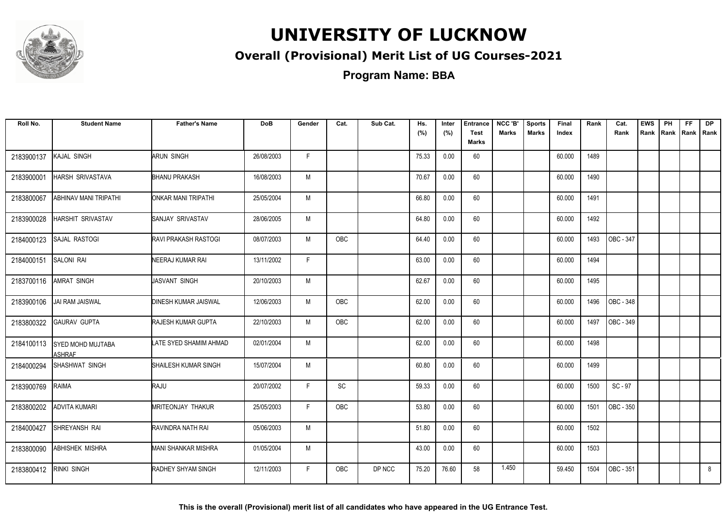# UNIVERSITY OF LUCKNOW

## Overall (Provisional) Merit List of UG Courses-2021

### Program Name: BBA

| Roll No. | Student Name | Father's Name | DoB | Gender | Cat. | Sub Cat. | Hs. (%) | Inter (%) | Entrance Test Marks | NCC 'B' Marks | Sports Marks | Final Index | Rank | Cat. Rank | EWS Rank | PH Rank | FF Rank | DP Rank |
|---|---|---|---|---|---|---|---|---|---|---|---|---|---|---|---|---|---|---|
| 2183900137 | KAJAL SINGH | ARUN SINGH | 26/08/2003 | F | | | 75.33 | 0.00 | 60 | | | 60.000 | 1489 | | | | | |
| 2183900001 | HARSH SRIVASTAVA | BHANU PRAKASH | 16/08/2003 | M | | | 70.67 | 0.00 | 60 | | | 60.000 | 1490 | | | | | |
| 2183800067 | ABHINAV MANI TRIPATHI | ONKAR MANI TRIPATHI | 25/05/2004 | M | | | 66.80 | 0.00 | 60 | | | 60.000 | 1491 | | | | | |
| 2183900028 | HARSHIT SRIVASTAV | SANJAY SRIVASTAV | 28/06/2005 | M | | | 64.80 | 0.00 | 60 | | | 60.000 | 1492 | | | | | |
| 2184000123 | SAJAL RASTOGI | RAVI PRAKASH RASTOGI | 08/07/2003 | M | OBC | | 64.40 | 0.00 | 60 | | | 60.000 | 1493 | OBC - 347 | | | | |
| 2184000151 | SALONI RAI | NEERAJ KUMAR RAI | 13/11/2002 | F | | | 63.00 | 0.00 | 60 | | | 60.000 | 1494 | | | | | |
| 2183700116 | AMRAT SINGH | JASVANT SINGH | 20/10/2003 | M | | | 62.67 | 0.00 | 60 | | | 60.000 | 1495 | | | | | |
| 2183900106 | JAI RAM JAISWAL | DINESH KUMAR JAISWAL | 12/06/2003 | M | OBC | | 62.00 | 0.00 | 60 | | | 60.000 | 1496 | OBC - 348 | | | | |
| 2183800322 | GAURAV GUPTA | RAJESH KUMAR GUPTA | 22/10/2003 | M | OBC | | 62.00 | 0.00 | 60 | | | 60.000 | 1497 | OBC - 349 | | | | |
| 2184100113 | SYED MOHD MUJTABA ASHRAF | LATE SYED SHAMIM AHMAD | 02/01/2004 | M | | | 62.00 | 0.00 | 60 | | | 60.000 | 1498 | | | | | |
| 2184000294 | SHASHWAT SINGH | SHAILESH KUMAR SINGH | 15/07/2004 | M | | | 60.80 | 0.00 | 60 | | | 60.000 | 1499 | | | | | |
| 2183900769 | RAIMA | RAJU | 20/07/2002 | F | SC | | 59.33 | 0.00 | 60 | | | 60.000 | 1500 | SC - 97 | | | | |
| 2183800202 | ADVITA KUMARI | MRITEONJAY THAKUR | 25/05/2003 | F | OBC | | 53.80 | 0.00 | 60 | | | 60.000 | 1501 | OBC - 350 | | | | |
| 2184000427 | SHREYANSH RAI | RAVINDRA NATH RAI | 05/06/2003 | M | | | 51.80 | 0.00 | 60 | | | 60.000 | 1502 | | | | | |
| 2183800090 | ABHISHEK MISHRA | MANI SHANKAR MISHRA | 01/05/2004 | M | | | 43.00 | 0.00 | 60 | | | 60.000 | 1503 | | | | | |
| 2183800412 | RINKI SINGH | RADHEY SHYAM SINGH | 12/11/2003 | F | OBC | DP NCC | 75.20 | 76.60 | 58 | 1.450 | | 59.450 | 1504 | OBC - 351 | | | | 8 |

This is the overall (Provisional) merit list of all candidates who have appeared in the UG Entrance Test.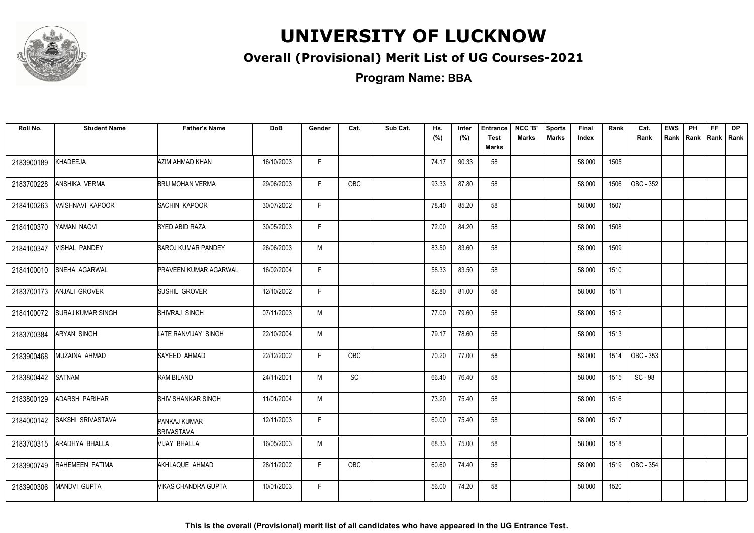# UNIVERSITY OF LUCKNOW

## Overall (Provisional) Merit List of UG Courses-2021

### Program Name: BBA

| Roll No. | Student Name | Father's Name | DoB | Gender | Cat. | Sub Cat. | Hs. (%) | Inter (%) | Entrance Test Marks | NCC 'B' Marks | Sports Marks | Final Index | Rank | Cat. Rank | EWS Rank | PH Rank | FF Rank | DP Rank |
|---|---|---|---|---|---|---|---|---|---|---|---|---|---|---|---|---|---|---|
| 2183900189 | KHADEEJA | AZIM AHMAD KHAN | 16/10/2003 | F | | | 74.17 | 90.33 | 58 | | | 58.000 | 1505 | | | | | |
| 2183700228 | ANSHIKA VERMA | BRIJ MOHAN VERMA | 29/06/2003 | F | OBC | | 93.33 | 87.80 | 58 | | | 58.000 | 1506 | OBC - 352 | | | | |
| 2184100263 | VAISHNAVI KAPOOR | SACHIN KAPOOR | 30/07/2002 | F | | | 78.40 | 85.20 | 58 | | | 58.000 | 1507 | | | | | |
| 2184100370 | YAMAN NAQVI | SYED ABID RAZA | 30/05/2003 | F | | | 72.00 | 84.20 | 58 | | | 58.000 | 1508 | | | | | |
| 2184100347 | VISHAL PANDEY | SAROJ KUMAR PANDEY | 26/06/2003 | M | | | 83.50 | 83.60 | 58 | | | 58.000 | 1509 | | | | | |
| 2184100010 | SNEHA AGARWAL | PRAVEEN KUMAR AGARWAL | 16/02/2004 | F | | | 58.33 | 83.50 | 58 | | | 58.000 | 1510 | | | | | |
| 2183700173 | ANJALI GROVER | SUSHIL GROVER | 12/10/2002 | F | | | 82.80 | 81.00 | 58 | | | 58.000 | 1511 | | | | | |
| 2184100072 | SURAJ KUMAR SINGH | SHIVRAJ SINGH | 07/11/2003 | M | | | 77.00 | 79.60 | 58 | | | 58.000 | 1512 | | | | | |
| 2183700384 | ARYAN SINGH | LATE RANVIJAY SINGH | 22/10/2004 | M | | | 79.17 | 78.60 | 58 | | | 58.000 | 1513 | | | | | |
| 2183900468 | MUZAINA AHMAD | SAYEED AHMAD | 22/12/2002 | F | OBC | | 70.20 | 77.00 | 58 | | | 58.000 | 1514 | OBC - 353 | | | | |
| 2183800442 | SATNAM | RAM BILAND | 24/11/2001 | M | SC | | 66.40 | 76.40 | 58 | | | 58.000 | 1515 | SC - 98 | | | | |
| 2183800129 | ADARSH PARIHAR | SHIV SHANKAR SINGH | 11/01/2004 | M | | | 73.20 | 75.40 | 58 | | | 58.000 | 1516 | | | | | |
| 2184000142 | SAKSHI SRIVASTAVA | PANKAJ KUMAR SRIVASTAVA | 12/11/2003 | F | | | 60.00 | 75.40 | 58 | | | 58.000 | 1517 | | | | | |
| 2183700315 | ARADHYA BHALLA | VIJAY BHALLA | 16/05/2003 | M | | | 68.33 | 75.00 | 58 | | | 58.000 | 1518 | | | | | |
| 2183900749 | RAHEMEEN FATIMA | AKHLAQUE AHMAD | 28/11/2002 | F | OBC | | 60.60 | 74.40 | 58 | | | 58.000 | 1519 | OBC - 354 | | | | |
| 2183900306 | MANDVI GUPTA | VIKAS CHANDRA GUPTA | 10/01/2003 | F | | | 56.00 | 74.20 | 58 | | | 58.000 | 1520 | | | | | |

This is the overall (Provisional) merit list of all candidates who have appeared in the UG Entrance Test.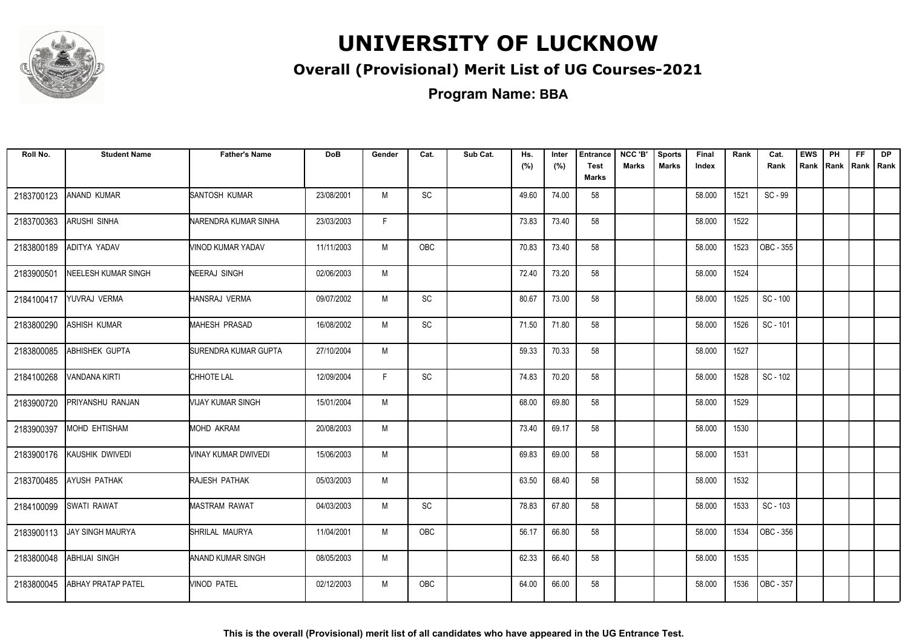# UNIVERSITY OF LUCKNOW

## Overall (Provisional) Merit List of UG Courses-2021

### Program Name: BBA

| Roll No. | Student Name | Father's Name | DoB | Gender | Cat. | Sub Cat. | Hs. (%) | Inter (%) | Entrance Test Marks | NCC 'B' Marks | Sports Marks | Final Index | Rank | Cat. Rank | EWS Rank | PH Rank | FF Rank | DP Rank |
|---|---|---|---|---|---|---|---|---|---|---|---|---|---|---|---|---|---|---|
| 2183700123 | ANAND KUMAR | SANTOSH KUMAR | 23/08/2001 | M | SC | | 49.60 | 74.00 | 58 | | | 58.000 | 1521 | SC - 99 | | | | |
| 2183700363 | ARUSHI SINHA | NARENDRA KUMAR SINHA | 23/03/2003 | F | | | 73.83 | 73.40 | 58 | | | 58.000 | 1522 | | | | | |
| 2183800189 | ADITYA YADAV | VINOD KUMAR YADAV | 11/11/2003 | M | OBC | | 70.83 | 73.40 | 58 | | | 58.000 | 1523 | OBC - 355 | | | | |
| 2183900501 | NEELESH KUMAR SINGH | NEERAJ SINGH | 02/06/2003 | M | | | 72.40 | 73.20 | 58 | | | 58.000 | 1524 | | | | | |
| 2184100417 | YUVRAJ VERMA | HANSRAJ VERMA | 09/07/2002 | M | SC | | 80.67 | 73.00 | 58 | | | 58.000 | 1525 | SC - 100 | | | | |
| 2183800290 | ASHISH KUMAR | MAHESH PRASAD | 16/08/2002 | M | SC | | 71.50 | 71.80 | 58 | | | 58.000 | 1526 | SC - 101 | | | | |
| 2183800085 | ABHISHEK GUPTA | SURENDRA KUMAR GUPTA | 27/10/2004 | M | | | 59.33 | 70.33 | 58 | | | 58.000 | 1527 | | | | | |
| 2184100268 | VANDANA KIRTI | CHHOTE LAL | 12/09/2004 | F | SC | | 74.83 | 70.20 | 58 | | | 58.000 | 1528 | SC - 102 | | | | |
| 2183900720 | PRIYANSHU RANJAN | VIJAY KUMAR SINGH | 15/01/2004 | M | | | 68.00 | 69.80 | 58 | | | 58.000 | 1529 | | | | | |
| 2183900397 | MOHD EHTISHAM | MOHD AKRAM | 20/08/2003 | M | | | 73.40 | 69.17 | 58 | | | 58.000 | 1530 | | | | | |
| 2183900176 | KAUSHIK DWIVEDI | VINAY KUMAR DWIVEDI | 15/06/2003 | M | | | 69.83 | 69.00 | 58 | | | 58.000 | 1531 | | | | | |
| 2183700485 | AYUSH PATHAK | RAJESH PATHAK | 05/03/2003 | M | | | 63.50 | 68.40 | 58 | | | 58.000 | 1532 | | | | | |
| 2184100099 | SWATI RAWAT | MASTRAM RAWAT | 04/03/2003 | M | SC | | 78.83 | 67.80 | 58 | | | 58.000 | 1533 | SC - 103 | | | | |
| 2183900113 | JAY SINGH MAURYA | SHRILAL MAURYA | 11/04/2001 | M | OBC | | 56.17 | 66.80 | 58 | | | 58.000 | 1534 | OBC - 356 | | | | |
| 2183800048 | ABHIJAI SINGH | ANAND KUMAR SINGH | 08/05/2003 | M | | | 62.33 | 66.40 | 58 | | | 58.000 | 1535 | | | | | |
| 2183800045 | ABHAY PRATAP PATEL | VINOD PATEL | 02/12/2003 | M | OBC | | 64.00 | 66.00 | 58 | | | 58.000 | 1536 | OBC - 357 | | | | |

**This is the overall (Provisional) merit list of all candidates who have appeared in the UG Entrance Test.**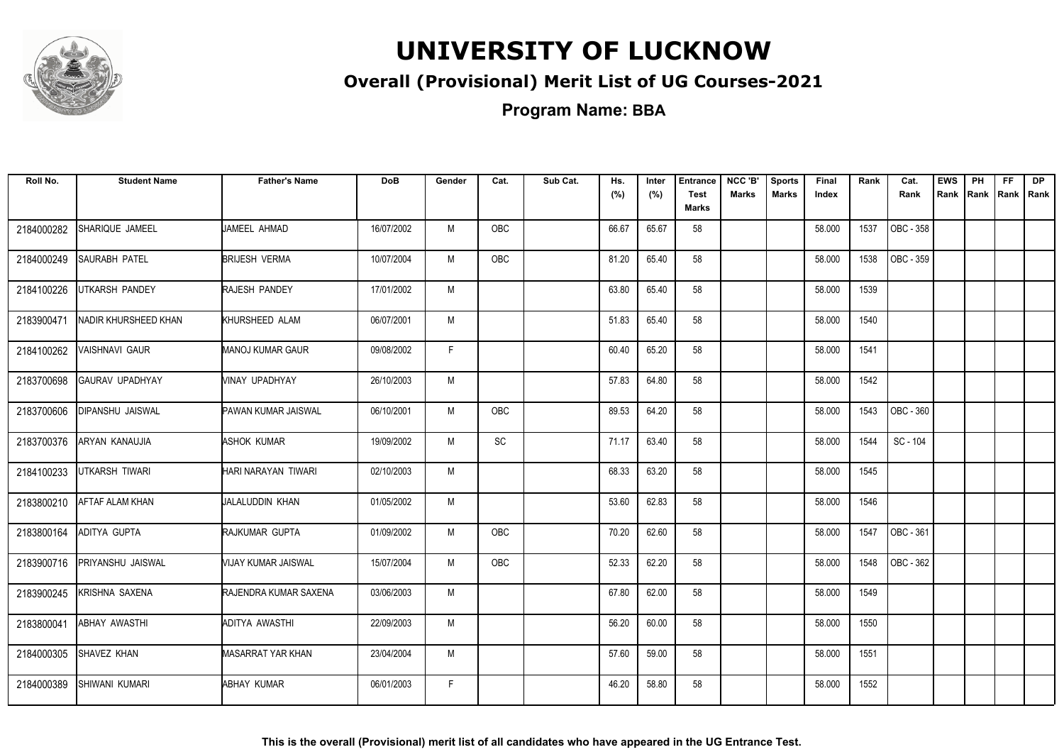# UNIVERSITY OF LUCKNOW

## Overall (Provisional) Merit List of UG Courses-2021

### Program Name: BBA

| Roll No. | Student Name | Father's Name | DoB | Gender | Cat. | Sub Cat. | Hs. (%) | Inter (%) | Entrance Test Marks | NCC 'B' Marks | Sports Marks | Final Index | Rank | Cat. Rank | EWS Rank | PH Rank | FF Rank | DP Rank |
|---|---|---|---|---|---|---|---|---|---|---|---|---|---|---|---|---|---|---|
| 2184000282 | SHARIQUE JAMEEL | JAMEEL AHMAD | 16/07/2002 | M | OBC | | 66.67 | 65.67 | 58 | | | 58.000 | 1537 | OBC - 358 | | | | |
| 2184000249 | SAURABH PATEL | BRIJESH VERMA | 10/07/2004 | M | OBC | | 81.20 | 65.40 | 58 | | | 58.000 | 1538 | OBC - 359 | | | | |
| 2184100226 | UTKARSH PANDEY | RAJESH PANDEY | 17/01/2002 | M | | | 63.80 | 65.40 | 58 | | | 58.000 | 1539 | | | | | |
| 2183900471 | NADIR KHURSHEED KHAN | KHURSHEED ALAM | 06/07/2001 | M | | | 51.83 | 65.40 | 58 | | | 58.000 | 1540 | | | | | |
| 2184100262 | VAISHNAVI GAUR | MANOJ KUMAR GAUR | 09/08/2002 | F | | | 60.40 | 65.20 | 58 | | | 58.000 | 1541 | | | | | |
| 2183700698 | GAURAV UPADHYAY | VINAY UPADHYAY | 26/10/2003 | M | | | 57.83 | 64.80 | 58 | | | 58.000 | 1542 | | | | | |
| 2183700606 | DIPANSHU JAISWAL | PAWAN KUMAR JAISWAL | 06/10/2001 | M | OBC | | 89.53 | 64.20 | 58 | | | 58.000 | 1543 | OBC - 360 | | | | |
| 2183700376 | ARYAN KANAUJIA | ASHOK KUMAR | 19/09/2002 | M | SC | | 71.17 | 63.40 | 58 | | | 58.000 | 1544 | SC - 104 | | | | |
| 2184100233 | UTKARSH TIWARI | HARI NARAYAN TIWARI | 02/10/2003 | M | | | 68.33 | 63.20 | 58 | | | 58.000 | 1545 | | | | | |
| 2183800210 | AFTAF ALAM KHAN | JALALUDDIN KHAN | 01/05/2002 | M | | | 53.60 | 62.83 | 58 | | | 58.000 | 1546 | | | | | |
| 2183800164 | ADITYA GUPTA | RAJKUMAR GUPTA | 01/09/2002 | M | OBC | | 70.20 | 62.60 | 58 | | | 58.000 | 1547 | OBC - 361 | | | | |
| 2183900716 | PRIYANSHU JAISWAL | VIJAY KUMAR JAISWAL | 15/07/2004 | M | OBC | | 52.33 | 62.20 | 58 | | | 58.000 | 1548 | OBC - 362 | | | | |
| 2183900245 | KRISHNA SAXENA | RAJENDRA KUMAR SAXENA | 03/06/2003 | M | | | 67.80 | 62.00 | 58 | | | 58.000 | 1549 | | | | | |
| 2183800041 | ABHAY AWASTHI | ADITYA AWASTHI | 22/09/2003 | M | | | 56.20 | 60.00 | 58 | | | 58.000 | 1550 | | | | | |
| 2184000305 | SHAVEZ KHAN | MASARRAT YAR KHAN | 23/04/2004 | M | | | 57.60 | 59.00 | 58 | | | 58.000 | 1551 | | | | | |
| 2184000389 | SHIWANI KUMARI | ABHAY KUMAR | 06/01/2003 | F | | | 46.20 | 58.80 | 58 | | | 58.000 | 1552 | | | | | |

**This is the overall (Provisional) merit list of all candidates who have appeared in the UG Entrance Test.**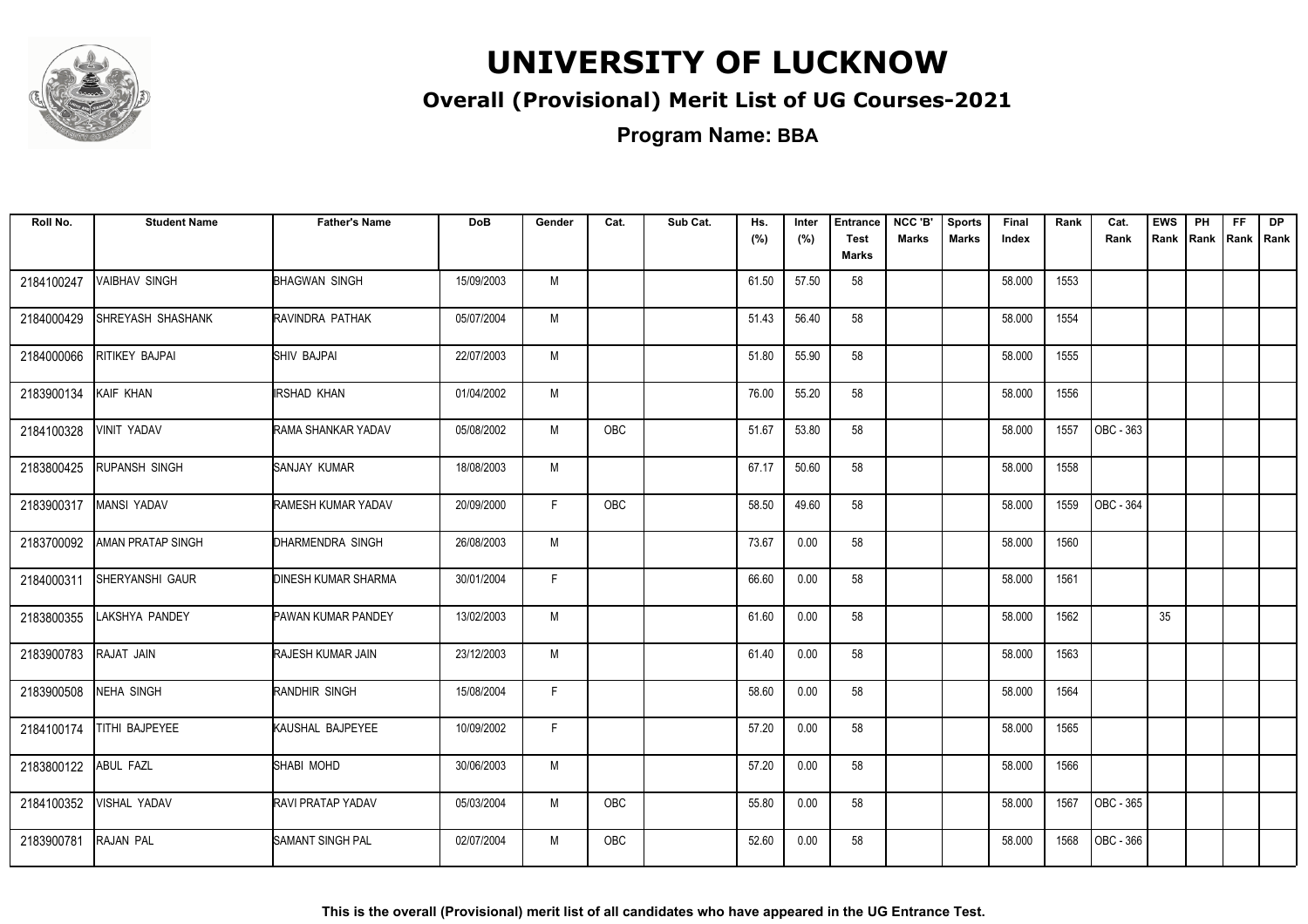# UNIVERSITY OF LUCKNOW

## Overall (Provisional) Merit List of UG Courses-2021

### Program Name: BBA

| Roll No. | Student Name | Father's Name | DoB | Gender | Cat. | Sub Cat. | Hs. (%) | Inter (%) | Entrance Test Marks | NCC 'B' Marks | Sports Marks | Final Index | Rank | Cat. Rank | EWS Rank | PH Rank | FF Rank | DP Rank |
|---|---|---|---|---|---|---|---|---|---|---|---|---|---|---|---|---|---|---|
| 2184100247 | VAIBHAV SINGH | BHAGWAN SINGH | 15/09/2003 | M | | | 61.50 | 57.50 | 58 | | | 58.000 | 1553 | | | | | |
| 2184000429 | SHREYASH SHASHANK | RAVINDRA PATHAK | 05/07/2004 | M | | | 51.43 | 56.40 | 58 | | | 58.000 | 1554 | | | | | |
| 2184000066 | RITIKEY BAJPAI | SHIV BAJPAI | 22/07/2003 | M | | | 51.80 | 55.90 | 58 | | | 58.000 | 1555 | | | | | |
| 2183900134 | KAIF KHAN | IRSHAD KHAN | 01/04/2002 | M | | | 76.00 | 55.20 | 58 | | | 58.000 | 1556 | | | | | |
| 2184100328 | VINIT YADAV | RAMA SHANKAR YADAV | 05/08/2002 | M | OBC | | 51.67 | 53.80 | 58 | | | 58.000 | 1557 | OBC - 363 | | | | |
| 2183800425 | RUPANSH SINGH | SANJAY KUMAR | 18/08/2003 | M | | | 67.17 | 50.60 | 58 | | | 58.000 | 1558 | | | | | |
| 2183900317 | MANSI YADAV | RAMESH KUMAR YADAV | 20/09/2000 | F | OBC | | 58.50 | 49.60 | 58 | | | 58.000 | 1559 | OBC - 364 | | | | |
| 2183700092 | AMAN PRATAP SINGH | DHARMENDRA SINGH | 26/08/2003 | M | | | 73.67 | 0.00 | 58 | | | 58.000 | 1560 | | | | | |
| 2184000311 | SHERYANSHI GAUR | DINESH KUMAR SHARMA | 30/01/2004 | F | | | 66.60 | 0.00 | 58 | | | 58.000 | 1561 | | | | | |
| 2183800355 | LAKSHYA PANDEY | PAWAN KUMAR PANDEY | 13/02/2003 | M | | | 61.60 | 0.00 | 58 | | | 58.000 | 1562 | | 35 | | | |
| 2183900783 | RAJAT JAIN | RAJESH KUMAR JAIN | 23/12/2003 | M | | | 61.40 | 0.00 | 58 | | | 58.000 | 1563 | | | | | |
| 2183900508 | NEHA SINGH | RANDHIR SINGH | 15/08/2004 | F | | | 58.60 | 0.00 | 58 | | | 58.000 | 1564 | | | | | |
| 2184100174 | TITHI BAJPEYEE | KAUSHAL BAJPEYEE | 10/09/2002 | F | | | 57.20 | 0.00 | 58 | | | 58.000 | 1565 | | | | | |
| 2183800122 | ABUL FAZL | SHABI MOHD | 30/06/2003 | M | | | 57.20 | 0.00 | 58 | | | 58.000 | 1566 | | | | | |
| 2184100352 | VISHAL YADAV | RAVI PRATAP YADAV | 05/03/2004 | M | OBC | | 55.80 | 0.00 | 58 | | | 58.000 | 1567 | OBC - 365 | | | | |
| 2183900781 | RAJAN PAL | SAMANT SINGH PAL | 02/07/2004 | M | OBC | | 52.60 | 0.00 | 58 | | | 58.000 | 1568 | OBC - 366 | | | | |

**This is the overall (Provisional) merit list of all candidates who have appeared in the UG Entrance Test.**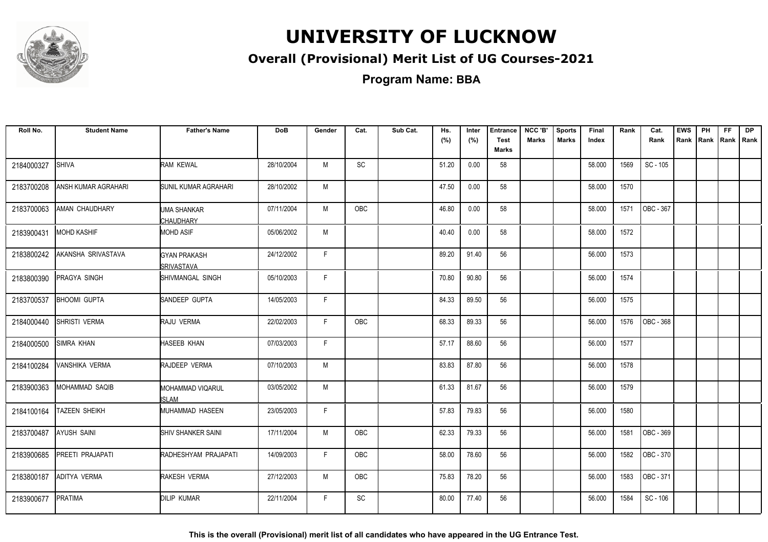# UNIVERSITY OF LUCKNOW

## Overall (Provisional) Merit List of UG Courses-2021

**Program Name: BBA**

| Roll No. | Student Name | Father's Name | DoB | Gender | Cat. | Sub Cat. | Hs. (%) | Inter (%) | Entrance Test Marks | NCC 'B' Marks | Sports Marks | Final Index | Rank | Cat. Rank | EWS Rank | PH Rank | FF Rank | DP Rank |
|---|---|---|---|---|---|---|---|---|---|---|---|---|---|---|---|---|---|---|
| 2184000327 | SHIVA | RAM KEWAL | 28/10/2004 | M | SC | | 51.20 | 0.00 | 58 | | | 58.000 | 1569 | SC - 105 | | | | |
| 2183700208 | ANSH KUMAR AGRAHARI | SUNIL KUMAR AGRAHARI | 28/10/2002 | M | | | 47.50 | 0.00 | 58 | | | 58.000 | 1570 | | | | | |
| 2183700063 | AMAN CHAUDHARY | UMA SHANKAR CHAUDHARY | 07/11/2004 | M | OBC | | 46.80 | 0.00 | 58 | | | 58.000 | 1571 | OBC - 367 | | | | |
| 2183900431 | MOHD KASHIF | MOHD ASIF | 05/06/2002 | M | | | 40.40 | 0.00 | 58 | | | 58.000 | 1572 | | | | | |
| 2183800242 | AKANSHA SRIVASTAVA | GYAN PRAKASH SRIVASTAVA | 24/12/2002 | F | | | 89.20 | 91.40 | 56 | | | 56.000 | 1573 | | | | | |
| 2183800390 | PRAGYA SINGH | SHIVMANGAL SINGH | 05/10/2003 | F | | | 70.80 | 90.80 | 56 | | | 56.000 | 1574 | | | | | |
| 2183700537 | BHOOMI GUPTA | SANDEEP GUPTA | 14/05/2003 | F | | | 84.33 | 89.50 | 56 | | | 56.000 | 1575 | | | | | |
| 2184000440 | SHRISTI VERMA | RAJU VERMA | 22/02/2003 | F | OBC | | 68.33 | 89.33 | 56 | | | 56.000 | 1576 | OBC - 368 | | | | |
| 2184000500 | SIMRA KHAN | HASEEB KHAN | 07/03/2003 | F | | | 57.17 | 88.60 | 56 | | | 56.000 | 1577 | | | | | |
| 2184100284 | VANSHIKA VERMA | RAJDEEP VERMA | 07/10/2003 | M | | | 83.83 | 87.80 | 56 | | | 56.000 | 1578 | | | | | |
| 2183900363 | MOHAMMAD SAQIB | MOHAMMAD VIQARUL ISLAM | 03/05/2002 | M | | | 61.33 | 81.67 | 56 | | | 56.000 | 1579 | | | | | |
| 2184100164 | TAZEEN SHEIKH | MUHAMMAD HASEEN | 23/05/2003 | F | | | 57.83 | 79.83 | 56 | | | 56.000 | 1580 | | | | | |
| 2183700487 | AYUSH SAINI | SHIV SHANKER SAINI | 17/11/2004 | M | OBC | | 62.33 | 79.33 | 56 | | | 56.000 | 1581 | OBC - 369 | | | | |
| 2183900685 | PREETI PRAJAPATI | RADHESHYAM PRAJAPATI | 14/09/2003 | F | OBC | | 58.00 | 78.60 | 56 | | | 56.000 | 1582 | OBC - 370 | | | | |
| 2183800187 | ADITYA VERMA | RAKESH VERMA | 27/12/2003 | M | OBC | | 75.83 | 78.20 | 56 | | | 56.000 | 1583 | OBC - 371 | | | | |
| 2183900677 | PRATIMA | DILIP KUMAR | 22/11/2004 | F | SC | | 80.00 | 77.40 | 56 | | | 56.000 | 1584 | SC - 106 | | | | |

**This is the overall (Provisional) merit list of all candidates who have appeared in the UG Entrance Test.**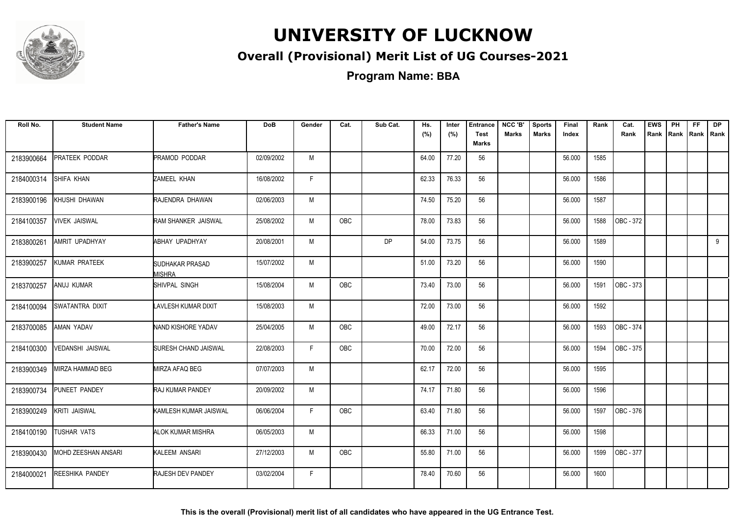# UNIVERSITY OF LUCKNOW

## Overall (Provisional) Merit List of UG Courses-2021

### Program Name: BBA

| Roll No. | Student Name | Father's Name | DoB | Gender | Cat. | Sub Cat. | Hs. (%) | Inter (%) | Entrance Test Marks | NCC 'B' Marks | Sports Marks | Final Index | Rank | Cat. Rank | EWS Rank | PH Rank | FF Rank | DP Rank |
|---|---|---|---|---|---|---|---|---|---|---|---|---|---|---|---|---|---|---|
| 2183900664 | PRATEEK PODDAR | PRAMOD PODDAR | 02/09/2002 | M | | | 64.00 | 77.20 | 56 | | | 56.000 | 1585 | | | | | |
| 2184000314 | SHIFA KHAN | ZAMEEL KHAN | 16/08/2002 | F | | | 62.33 | 76.33 | 56 | | | 56.000 | 1586 | | | | | |
| 2183900196 | KHUSHI DHAWAN | RAJENDRA DHAWAN | 02/06/2003 | M | | | 74.50 | 75.20 | 56 | | | 56.000 | 1587 | | | | | |
| 2184100357 | VIVEK JAISWAL | RAM SHANKER JAISWAL | 25/08/2002 | M | OBC | | 78.00 | 73.83 | 56 | | | 56.000 | 1588 | OBC - 372 | | | | |
| 2183800261 | AMRIT UPADHYAY | ABHAY UPADHYAY | 20/08/2001 | M | | DP | 54.00 | 73.75 | 56 | | | 56.000 | 1589 | | | | | 9 |
| 2183900257 | KUMAR PRATEEK | SUDHAKAR PRASAD MISHRA | 15/07/2002 | M | | | 51.00 | 73.20 | 56 | | | 56.000 | 1590 | | | | | |
| 2183700257 | ANUJ KUMAR | SHIVPAL SINGH | 15/08/2004 | M | OBC | | 73.40 | 73.00 | 56 | | | 56.000 | 1591 | OBC - 373 | | | | |
| 2184100094 | SWATANTRA DIXIT | LAVLESH KUMAR DIXIT | 15/08/2003 | M | | | 72.00 | 73.00 | 56 | | | 56.000 | 1592 | | | | | |
| 2183700085 | AMAN YADAV | NAND KISHORE YADAV | 25/04/2005 | M | OBC | | 49.00 | 72.17 | 56 | | | 56.000 | 1593 | OBC - 374 | | | | |
| 2184100300 | VEDANSHI JAISWAL | SURESH CHAND JAISWAL | 22/08/2003 | F | OBC | | 70.00 | 72.00 | 56 | | | 56.000 | 1594 | OBC - 375 | | | | |
| 2183900349 | MIRZA HAMMAD BEG | MIRZA AFAQ BEG | 07/07/2003 | M | | | 62.17 | 72.00 | 56 | | | 56.000 | 1595 | | | | | |
| 2183900734 | PUNEET PANDEY | RAJ KUMAR PANDEY | 20/09/2002 | M | | | 74.17 | 71.80 | 56 | | | 56.000 | 1596 | | | | | |
| 2183900249 | KRITI JAISWAL | KAMLESH KUMAR JAISWAL | 06/06/2004 | F | OBC | | 63.40 | 71.80 | 56 | | | 56.000 | 1597 | OBC - 376 | | | | |
| 2184100190 | TUSHAR VATS | ALOK KUMAR MISHRA | 06/05/2003 | M | | | 66.33 | 71.00 | 56 | | | 56.000 | 1598 | | | | | |
| 2183900430 | MOHD ZEESHAN ANSARI | KALEEM ANSARI | 27/12/2003 | M | OBC | | 55.80 | 71.00 | 56 | | | 56.000 | 1599 | OBC - 377 | | | | |
| 2184000021 | REESHIKA PANDEY | RAJESH DEV PANDEY | 03/02/2004 | F | | | 78.40 | 70.60 | 56 | | | 56.000 | 1600 | | | | | |

**This is the overall (Provisional) merit list of all candidates who have appeared in the UG Entrance Test.**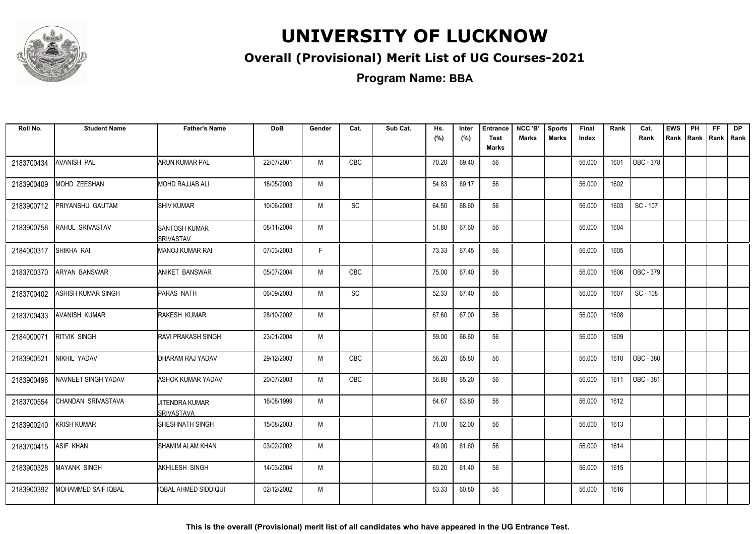# UNIVERSITY OF LUCKNOW

## Overall (Provisional) Merit List of UG Courses-2021

### Program Name: BBA

| Roll No. | Student Name | Father's Name | DoB | Gender | Cat. | Sub Cat. | Hs. (%) | Inter (%) | Entrance Test Marks | NCC 'B' Marks | Sports Marks | Final Index | Rank | Cat. Rank | EWS Rank | PH Rank | FF Rank | DP Rank |
|---|---|---|---|---|---|---|---|---|---|---|---|---|---|---|---|---|---|---|
| 2183700434 | AVANISH PAL | ARUN KUMAR PAL | 22/07/2001 | M | OBC | | 70.20 | 69.40 | 56 | | | 56.000 | 1601 | OBC - 378 | | | | |
| 2183900409 | MOHD ZEESHAN | MOHD RAJJAB ALI | 18/05/2003 | M | | | 54.83 | 69.17 | 56 | | | 56.000 | 1602 | | | | | |
| 2183900712 | PRIYANSHU GAUTAM | SHIV KUMAR | 10/06/2003 | M | SC | | 64.50 | 68.60 | 56 | | | 56.000 | 1603 | SC - 107 | | | | |
| 2183900758 | RAHUL SRIVASTAV | SANTOSH KUMAR SRIVASTAV | 08/11/2004 | M | | | 51.80 | 67.60 | 56 | | | 56.000 | 1604 | | | | | |
| 2184000317 | SHIKHA RAI | MANOJ KUMAR RAI | 07/03/2003 | F | | | 73.33 | 67.45 | 56 | | | 56.000 | 1605 | | | | | |
| 2183700370 | ARYAN BANSWAR | ANIKET BANSWAR | 05/07/2004 | M | OBC | | 75.00 | 67.40 | 56 | | | 56.000 | 1606 | OBC - 379 | | | | |
| 2183700402 | ASHISH KUMAR SINGH | PARAS NATH | 06/09/2003 | M | SC | | 52.33 | 67.40 | 56 | | | 56.000 | 1607 | SC - 108 | | | | |
| 2183700433 | AVANISH KUMAR | RAKESH KUMAR | 28/10/2002 | M | | | 67.60 | 67.00 | 56 | | | 56.000 | 1608 | | | | | |
| 2184000071 | RITVIK SINGH | RAVI PRAKASH SINGH | 23/01/2004 | M | | | 59.00 | 66.60 | 56 | | | 56.000 | 1609 | | | | | |
| 2183900521 | NIKHIL YADAV | DHARAM RAJ YADAV | 29/12/2003 | M | OBC | | 56.20 | 65.80 | 56 | | | 56.000 | 1610 | OBC - 380 | | | | |
| 2183900496 | NAVNEET SINGH YADAV | ASHOK KUMAR YADAV | 20/07/2003 | M | OBC | | 56.80 | 65.20 | 56 | | | 56.000 | 1611 | OBC - 381 | | | | |
| 2183700554 | CHANDAN SRIVASTAVA | JITENDRA KUMAR SRIVASTAVA | 16/08/1999 | M | | | 64.67 | 63.80 | 56 | | | 56.000 | 1612 | | | | | |
| 2183900240 | KRISH KUMAR | SHESHNATH SINGH | 15/08/2003 | M | | | 71.00 | 62.00 | 56 | | | 56.000 | 1613 | | | | | |
| 2183700415 | ASIF KHAN | SHAMIM ALAM KHAN | 03/02/2002 | M | | | 49.00 | 61.60 | 56 | | | 56.000 | 1614 | | | | | |
| 2183900328 | MAYANK SINGH | AKHILESH SINGH | 14/03/2004 | M | | | 60.20 | 61.40 | 56 | | | 56.000 | 1615 | | | | | |
| 2183900392 | MOHAMMED SAIF IQBAL | IQBAL AHMED SIDDIQUI | 02/12/2002 | M | | | 63.33 | 60.80 | 56 | | | 56.000 | 1616 | | | | | |

**This is the overall (Provisional) merit list of all candidates who have appeared in the UG Entrance Test.**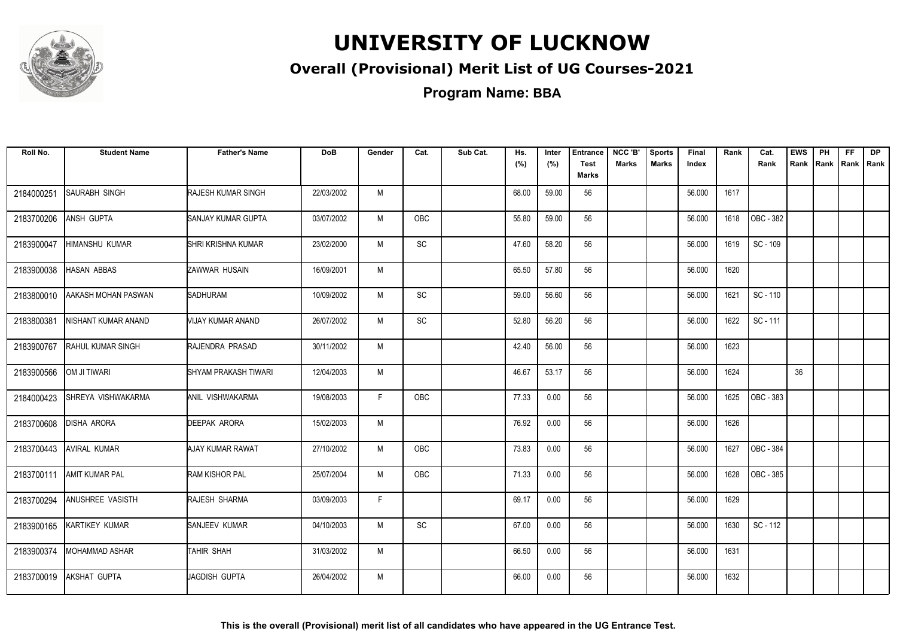# UNIVERSITY OF LUCKNOW

## Overall (Provisional) Merit List of UG Courses-2021

### Program Name: BBA

| Roll No. | Student Name | Father's Name | DoB | Gender | Cat. | Sub Cat. | Hs. (%) | Inter (%) | Entrance Test Marks | NCC 'B' Marks | Sports Marks | Final Index | Rank | Cat. Rank | EWS Rank | PH Rank | FF Rank | DP Rank |
|---|---|---|---|---|---|---|---|---|---|---|---|---|---|---|---|---|---|---|
| 2184000251 | SAURABH SINGH | RAJESH KUMAR SINGH | 22/03/2002 | M | | | 68.00 | 59.00 | 56 | | | 56.000 | 1617 | | | | | |
| 2183700206 | ANSH GUPTA | SANJAY KUMAR GUPTA | 03/07/2002 | M | OBC | | 55.80 | 59.00 | 56 | | | 56.000 | 1618 | OBC - 382 | | | | |
| 2183900047 | HIMANSHU KUMAR | SHRI KRISHNA KUMAR | 23/02/2000 | M | SC | | 47.60 | 58.20 | 56 | | | 56.000 | 1619 | SC - 109 | | | | |
| 2183900038 | HASAN ABBAS | ZAWWAR HUSAIN | 16/09/2001 | M | | | 65.50 | 57.80 | 56 | | | 56.000 | 1620 | | | | | |
| 2183800010 | AAKASH MOHAN PASWAN | SADHURAM | 10/09/2002 | M | SC | | 59.00 | 56.60 | 56 | | | 56.000 | 1621 | SC - 110 | | | | |
| 2183800381 | NISHANT KUMAR ANAND | VIJAY KUMAR ANAND | 26/07/2002 | M | SC | | 52.80 | 56.20 | 56 | | | 56.000 | 1622 | SC - 111 | | | | |
| 2183900767 | RAHUL KUMAR SINGH | RAJENDRA PRASAD | 30/11/2002 | M | | | 42.40 | 56.00 | 56 | | | 56.000 | 1623 | | | | | |
| 2183900566 | OM JI TIWARI | SHYAM PRAKASH TIWARI | 12/04/2003 | M | | | 46.67 | 53.17 | 56 | | | 56.000 | 1624 | | 36 | | | |
| 2184000423 | SHREYA VISHWAKARMA | ANIL VISHWAKARMA | 19/08/2003 | F | OBC | | 77.33 | 0.00 | 56 | | | 56.000 | 1625 | OBC - 383 | | | | |
| 2183700608 | DISHA ARORA | DEEPAK ARORA | 15/02/2003 | M | | | 76.92 | 0.00 | 56 | | | 56.000 | 1626 | | | | | |
| 2183700443 | AVIRAL KUMAR | AJAY KUMAR RAWAT | 27/10/2002 | M | OBC | | 73.83 | 0.00 | 56 | | | 56.000 | 1627 | OBC - 384 | | | | |
| 2183700111 | AMIT KUMAR PAL | RAM KISHOR PAL | 25/07/2004 | M | OBC | | 71.33 | 0.00 | 56 | | | 56.000 | 1628 | OBC - 385 | | | | |
| 2183700294 | ANUSHREE VASISTH | RAJESH SHARMA | 03/09/2003 | F | | | 69.17 | 0.00 | 56 | | | 56.000 | 1629 | | | | | |
| 2183900165 | KARTIKEY KUMAR | SANJEEV KUMAR | 04/10/2003 | M | SC | | 67.00 | 0.00 | 56 | | | 56.000 | 1630 | SC - 112 | | | | |
| 2183900374 | MOHAMMAD ASHAR | TAHIR SHAH | 31/03/2002 | M | | | 66.50 | 0.00 | 56 | | | 56.000 | 1631 | | | | | |
| 2183700019 | AKSHAT GUPTA | JAGDISH GUPTA | 26/04/2002 | M | | | 66.00 | 0.00 | 56 | | | 56.000 | 1632 | | | | | |

**This is the overall (Provisional) merit list of all candidates who have appeared in the UG Entrance Test.**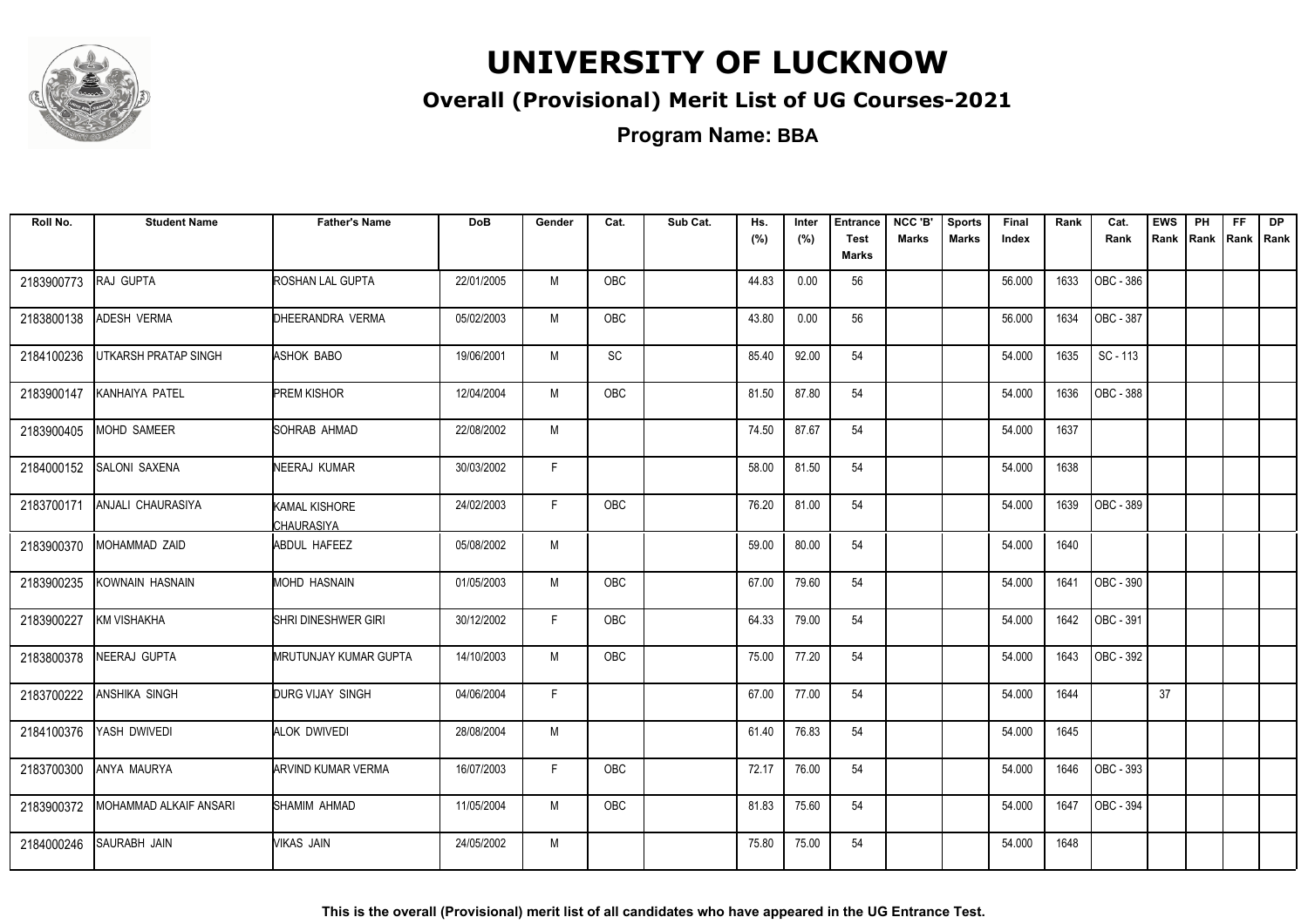# UNIVERSITY OF LUCKNOW

## Overall (Provisional) Merit List of UG Courses-2021

### Program Name: BBA

| Roll No. | Student Name | Father's Name | DoB | Gender | Cat. | Sub Cat. | Hs. (%) | Inter (%) | Entrance Test Marks | NCC 'B' Marks | Sports Marks | Final Index | Rank | Cat. Rank | EWS Rank | PH Rank | FF Rank | DP Rank |
|---|---|---|---|---|---|---|---|---|---|---|---|---|---|---|---|---|---|---|
| 2183900773 | RAJ GUPTA | ROSHAN LAL GUPTA | 22/01/2005 | M | OBC | | 44.83 | 0.00 | 56 | | | 56.000 | 1633 | OBC - 386 | | | | |
| 2183800138 | ADESH VERMA | DHEERANDRA VERMA | 05/02/2003 | M | OBC | | 43.80 | 0.00 | 56 | | | 56.000 | 1634 | OBC - 387 | | | | |
| 2184100236 | UTKARSH PRATAP SINGH | ASHOK BABO | 19/06/2001 | M | SC | | 85.40 | 92.00 | 54 | | | 54.000 | 1635 | SC - 113 | | | | |
| 2183900147 | KANHAIYA PATEL | PREM KISHOR | 12/04/2004 | M | OBC | | 81.50 | 87.80 | 54 | | | 54.000 | 1636 | OBC - 388 | | | | |
| 2183900405 | MOHD SAMEER | SOHRAB AHMAD | 22/08/2002 | M | | | 74.50 | 87.67 | 54 | | | 54.000 | 1637 | | | | | |
| 2184000152 | SALONI SAXENA | NEERAJ KUMAR | 30/03/2002 | F | | | 58.00 | 81.50 | 54 | | | 54.000 | 1638 | | | | | |
| 2183700171 | ANJALI CHAURASIYA | KAMAL KISHORE CHAURASIYA | 24/02/2003 | F | OBC | | 76.20 | 81.00 | 54 | | | 54.000 | 1639 | OBC - 389 | | | | |
| 2183900370 | MOHAMMAD ZAID | ABDUL HAFEEZ | 05/08/2002 | M | | | 59.00 | 80.00 | 54 | | | 54.000 | 1640 | | | | | |
| 2183900235 | KOWNAIN HASNAIN | MOHD HASNAIN | 01/05/2003 | M | OBC | | 67.00 | 79.60 | 54 | | | 54.000 | 1641 | OBC - 390 | | | | |
| 2183900227 | KM VISHAKHA | SHRI DINESHWER GIRI | 30/12/2002 | F | OBC | | 64.33 | 79.00 | 54 | | | 54.000 | 1642 | OBC - 391 | | | | |
| 2183800378 | NEERAJ GUPTA | MRUTUNJAY KUMAR GUPTA | 14/10/2003 | M | OBC | | 75.00 | 77.20 | 54 | | | 54.000 | 1643 | OBC - 392 | | | | |
| 2183700222 | ANSHIKA SINGH | DURG VIJAY SINGH | 04/06/2004 | F | | | 67.00 | 77.00 | 54 | | | 54.000 | 1644 | | 37 | | | |
| 2184100376 | YASH DWIVEDI | ALOK DWIVEDI | 28/08/2004 | M | | | 61.40 | 76.83 | 54 | | | 54.000 | 1645 | | | | | |
| 2183700300 | ANYA MAURYA | ARVIND KUMAR VERMA | 16/07/2003 | F | OBC | | 72.17 | 76.00 | 54 | | | 54.000 | 1646 | OBC - 393 | | | | |
| 2183900372 | MOHAMMAD ALKAIF ANSARI | SHAMIM AHMAD | 11/05/2004 | M | OBC | | 81.83 | 75.60 | 54 | | | 54.000 | 1647 | OBC - 394 | | | | |
| 2184000246 | SAURABH JAIN | VIKAS JAIN | 24/05/2002 | M | | | 75.80 | 75.00 | 54 | | | 54.000 | 1648 | | | | | |

**This is the overall (Provisional) merit list of all candidates who have appeared in the UG Entrance Test.**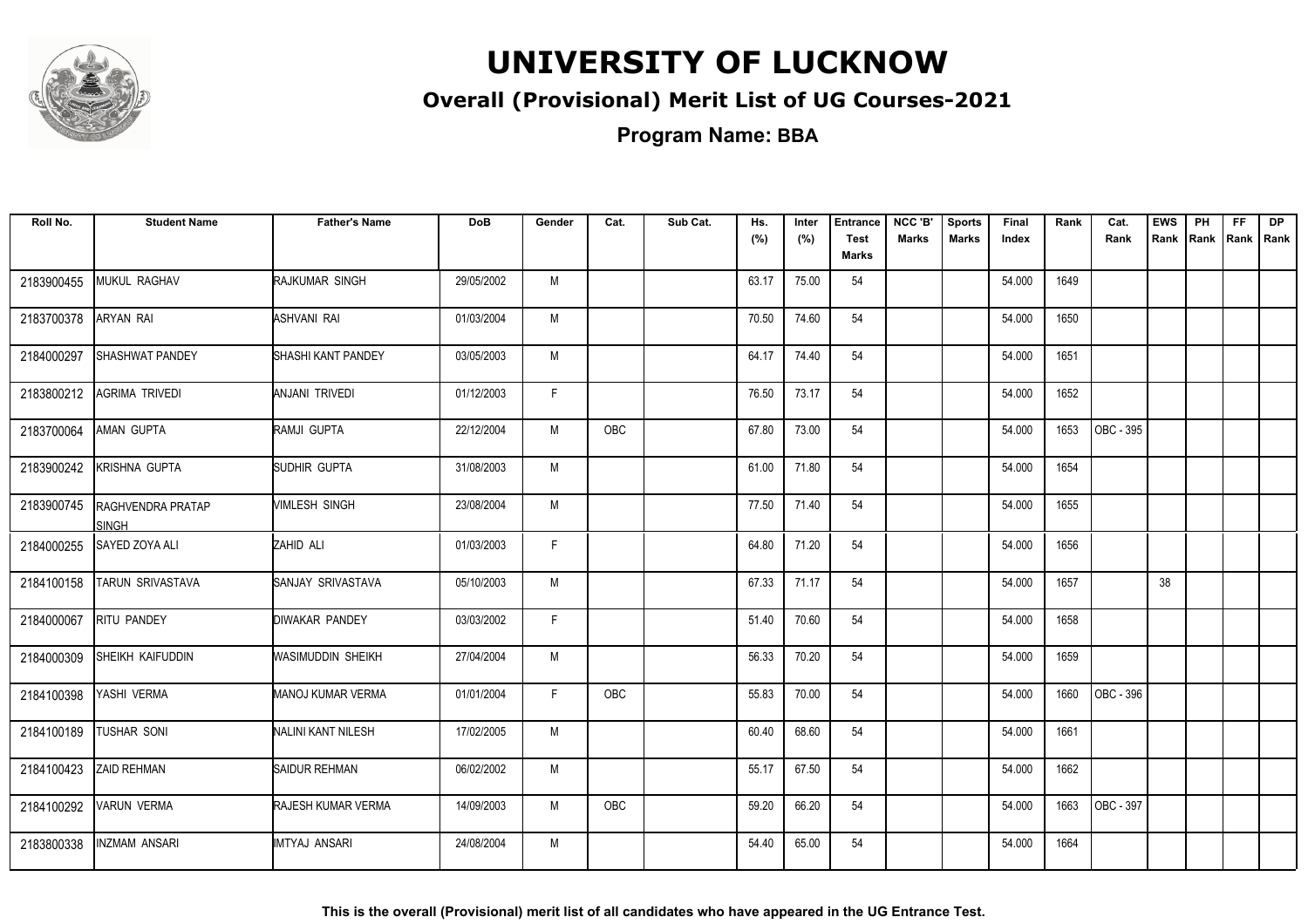# UNIVERSITY OF LUCKNOW

## Overall (Provisional) Merit List of UG Courses-2021

### Program Name: BBA

| Roll No. | Student Name | Father's Name | DoB | Gender | Cat. | Sub Cat. | Hs. (%) | Inter (%) | Entrance Test Marks | NCC 'B' Marks | Sports Marks | Final Index | Rank | Cat. Rank | EWS Rank | PH Rank | FF Rank | DP Rank |
|---|---|---|---|---|---|---|---|---|---|---|---|---|---|---|---|---|---|---|
| 2183900455 | MUKUL RAGHAV | RAJKUMAR SINGH | 29/05/2002 | M | | | 63.17 | 75.00 | 54 | | | 54.000 | 1649 | | | | | |
| 2183700378 | ARYAN RAI | ASHVANI RAI | 01/03/2004 | M | | | 70.50 | 74.60 | 54 | | | 54.000 | 1650 | | | | | |
| 2184000297 | SHASHWAT PANDEY | SHASHI KANT PANDEY | 03/05/2003 | M | | | 64.17 | 74.40 | 54 | | | 54.000 | 1651 | | | | | |
| 2183800212 | AGRIMA TRIVEDI | ANJANI TRIVEDI | 01/12/2003 | F | | | 76.50 | 73.17 | 54 | | | 54.000 | 1652 | | | | | |
| 2183700064 | AMAN GUPTA | RAMJI GUPTA | 22/12/2004 | M | OBC | | 67.80 | 73.00 | 54 | | | 54.000 | 1653 | OBC - 395 | | | | |
| 2183900242 | KRISHNA GUPTA | SUDHIR GUPTA | 31/08/2003 | M | | | 61.00 | 71.80 | 54 | | | 54.000 | 1654 | | | | | |
| 2183900745 | RAGHVENDRA PRATAP SINGH | VIMLESH SINGH | 23/08/2004 | M | | | 77.50 | 71.40 | 54 | | | 54.000 | 1655 | | | | | |
| 2184000255 | SAYED ZOYA ALI | ZAHID ALI | 01/03/2003 | F | | | 64.80 | 71.20 | 54 | | | 54.000 | 1656 | | | | | |
| 2184100158 | TARUN SRIVASTAVA | SANJAY SRIVASTAVA | 05/10/2003 | M | | | 67.33 | 71.17 | 54 | | | 54.000 | 1657 | | 38 | | | |
| 2184000067 | RITU PANDEY | DIWAKAR PANDEY | 03/03/2002 | F | | | 51.40 | 70.60 | 54 | | | 54.000 | 1658 | | | | | |
| 2184000309 | SHEIKH KAIFUDDIN | WASIMUDDIN SHEIKH | 27/04/2004 | M | | | 56.33 | 70.20 | 54 | | | 54.000 | 1659 | | | | | |
| 2184100398 | YASHI VERMA | MANOJ KUMAR VERMA | 01/01/2004 | F | OBC | | 55.83 | 70.00 | 54 | | | 54.000 | 1660 | OBC - 396 | | | | |
| 2184100189 | TUSHAR SONI | NALINI KANT NILESH | 17/02/2005 | M | | | 60.40 | 68.60 | 54 | | | 54.000 | 1661 | | | | | |
| 2184100423 | ZAID REHMAN | SAIDUR REHMAN | 06/02/2002 | M | | | 55.17 | 67.50 | 54 | | | 54.000 | 1662 | | | | | |
| 2184100292 | VARUN VERMA | RAJESH KUMAR VERMA | 14/09/2003 | M | OBC | | 59.20 | 66.20 | 54 | | | 54.000 | 1663 | OBC - 397 | | | | |
| 2183800338 | INZMAM ANSARI | IMTYAJ ANSARI | 24/08/2004 | M | | | 54.40 | 65.00 | 54 | | | 54.000 | 1664 | | | | | |

**This is the overall (Provisional) merit list of all candidates who have appeared in the UG Entrance Test.**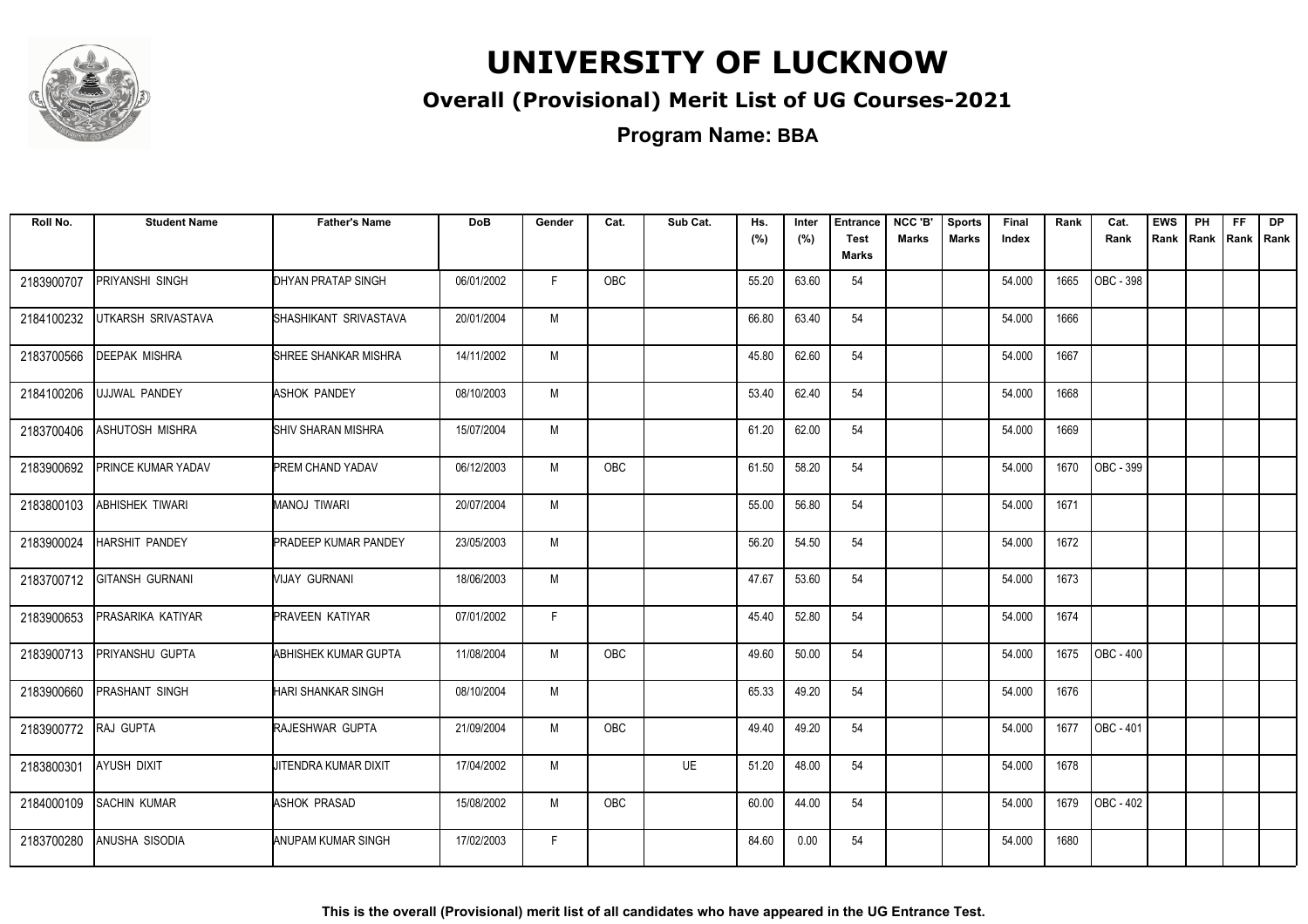# UNIVERSITY OF LUCKNOW

## Overall (Provisional) Merit List of UG Courses-2021

### Program Name: BBA

| Roll No. | Student Name | Father's Name | DoB | Gender | Cat. | Sub Cat. | Hs. (%) | Inter (%) | Entrance Test Marks | NCC 'B' Marks | Sports Marks | Final Index | Rank | Cat. Rank | EWS Rank | PH Rank | FF Rank | DP Rank |
|---|---|---|---|---|---|---|---|---|---|---|---|---|---|---|---|---|---|---|
| 2183900707 | PRIYANSHI SINGH | DHYAN PRATAP SINGH | 06/01/2002 | F | OBC | | 55.20 | 63.60 | 54 | | | 54.000 | 1665 | OBC - 398 | | | | |
| 2184100232 | UTKARSH SRIVASTAVA | SHASHIKANT SRIVASTAVA | 20/01/2004 | M | | | 66.80 | 63.40 | 54 | | | 54.000 | 1666 | | | | | |
| 2183700566 | DEEPAK MISHRA | SHREE SHANKAR MISHRA | 14/11/2002 | M | | | 45.80 | 62.60 | 54 | | | 54.000 | 1667 | | | | | |
| 2184100206 | UJJWAL PANDEY | ASHOK PANDEY | 08/10/2003 | M | | | 53.40 | 62.40 | 54 | | | 54.000 | 1668 | | | | | |
| 2183700406 | ASHUTOSH MISHRA | SHIV SHARAN MISHRA | 15/07/2004 | M | | | 61.20 | 62.00 | 54 | | | 54.000 | 1669 | | | | | |
| 2183900692 | PRINCE KUMAR YADAV | PREM CHAND YADAV | 06/12/2003 | M | OBC | | 61.50 | 58.20 | 54 | | | 54.000 | 1670 | OBC - 399 | | | | |
| 2183800103 | ABHISHEK TIWARI | MANOJ TIWARI | 20/07/2004 | M | | | 55.00 | 56.80 | 54 | | | 54.000 | 1671 | | | | | |
| 2183900024 | HARSHIT PANDEY | PRADEEP KUMAR PANDEY | 23/05/2003 | M | | | 56.20 | 54.50 | 54 | | | 54.000 | 1672 | | | | | |
| 2183700712 | GITANSH GURNANI | VIJAY GURNANI | 18/06/2003 | M | | | 47.67 | 53.60 | 54 | | | 54.000 | 1673 | | | | | |
| 2183900653 | PRASARIKA KATIYAR | PRAVEEN KATIYAR | 07/01/2002 | F | | | 45.40 | 52.80 | 54 | | | 54.000 | 1674 | | | | | |
| 2183900713 | PRIYANSHU GUPTA | ABHISHEK KUMAR GUPTA | 11/08/2004 | M | OBC | | 49.60 | 50.00 | 54 | | | 54.000 | 1675 | OBC - 400 | | | | |
| 2183900660 | PRASHANT SINGH | HARI SHANKAR SINGH | 08/10/2004 | M | | | 65.33 | 49.20 | 54 | | | 54.000 | 1676 | | | | | |
| 2183900772 | RAJ GUPTA | RAJESHWAR GUPTA | 21/09/2004 | M | OBC | | 49.40 | 49.20 | 54 | | | 54.000 | 1677 | OBC - 401 | | | | |
| 2183800301 | AYUSH DIXIT | JITENDRA KUMAR DIXIT | 17/04/2002 | M | | UE | 51.20 | 48.00 | 54 | | | 54.000 | 1678 | | | | | |
| 2184000109 | SACHIN KUMAR | ASHOK PRASAD | 15/08/2002 | M | OBC | | 60.00 | 44.00 | 54 | | | 54.000 | 1679 | OBC - 402 | | | | |
| 2183700280 | ANUSHA SISODIA | ANUPAM KUMAR SINGH | 17/02/2003 | F | | | 84.60 | 0.00 | 54 | | | 54.000 | 1680 | | | | | |

**This is the overall (Provisional) merit list of all candidates who have appeared in the UG Entrance Test.**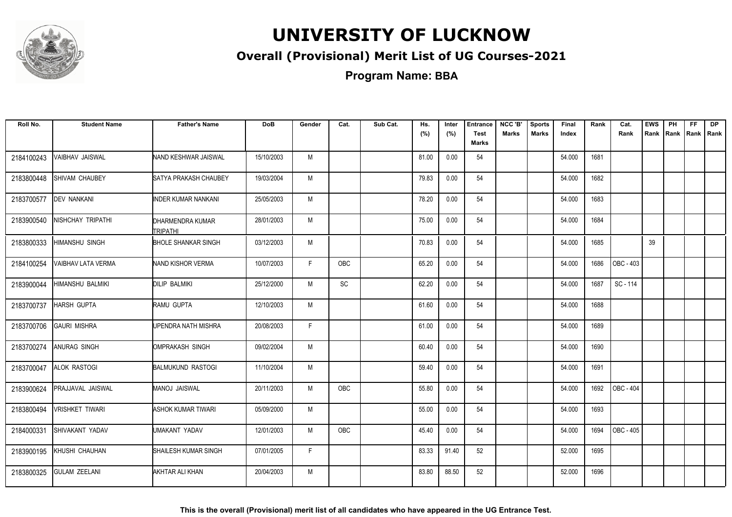# UNIVERSITY OF LUCKNOW

## Overall (Provisional) Merit List of UG Courses-2021

### Program Name: BBA

| Roll No. | Student Name | Father's Name | DoB | Gender | Cat. | Sub Cat. | Hs. (%) | Inter (%) | Entrance Test Marks | NCC 'B' Marks | Sports Marks | Final Index | Rank | Cat. Rank | EWS Rank | PH Rank | FF Rank | DP Rank |
|---|---|---|---|---|---|---|---|---|---|---|---|---|---|---|---|---|---|---|
| 2184100243 | VAIBHAV JAISWAL | NAND KESHWAR JAISWAL | 15/10/2003 | M | | | 81.00 | 0.00 | 54 | | | 54.000 | 1681 | | | | | |
| 2183800448 | SHIVAM CHAUBEY | SATYA PRAKASH CHAUBEY | 19/03/2004 | M | | | 79.83 | 0.00 | 54 | | | 54.000 | 1682 | | | | | |
| 2183700577 | DEV NANKANI | INDER KUMAR NANKANI | 25/05/2003 | M | | | 78.20 | 0.00 | 54 | | | 54.000 | 1683 | | | | | |
| 2183900540 | NISHCHAY TRIPATHI | DHARMENDRA KUMAR TRIPATHI | 28/01/2003 | M | | | 75.00 | 0.00 | 54 | | | 54.000 | 1684 | | | | | |
| 2183800333 | HIMANSHU SINGH | BHOLE SHANKAR SINGH | 03/12/2003 | M | | | 70.83 | 0.00 | 54 | | | 54.000 | 1685 | | 39 | | | |
| 2184100254 | VAIBHAV LATA VERMA | NAND KISHOR VERMA | 10/07/2003 | F | OBC | | 65.20 | 0.00 | 54 | | | 54.000 | 1686 | OBC - 403 | | | | |
| 2183900044 | HIMANSHU BALMIKI | DILIP BALMIKI | 25/12/2000 | M | SC | | 62.20 | 0.00 | 54 | | | 54.000 | 1687 | SC - 114 | | | | |
| 2183700737 | HARSH GUPTA | RAMU GUPTA | 12/10/2003 | M | | | 61.60 | 0.00 | 54 | | | 54.000 | 1688 | | | | | |
| 2183700706 | GAURI MISHRA | UPENDRA NATH MISHRA | 20/08/2003 | F | | | 61.00 | 0.00 | 54 | | | 54.000 | 1689 | | | | | |
| 2183700274 | ANURAG SINGH | OMPRAKASH SINGH | 09/02/2004 | M | | | 60.40 | 0.00 | 54 | | | 54.000 | 1690 | | | | | |
| 2183700047 | ALOK RASTOGI | BALMUKUND RASTOGI | 11/10/2004 | M | | | 59.40 | 0.00 | 54 | | | 54.000 | 1691 | | | | | |
| 2183900624 | PRAJJAVAL JAISWAL | MANOJ JAISWAL | 20/11/2003 | M | OBC | | 55.80 | 0.00 | 54 | | | 54.000 | 1692 | OBC - 404 | | | | |
| 2183800494 | VRISHKET TIWARI | ASHOK KUMAR TIWARI | 05/09/2000 | M | | | 55.00 | 0.00 | 54 | | | 54.000 | 1693 | | | | | |
| 2184000331 | SHIVAKANT YADAV | UMAKANT YADAV | 12/01/2003 | M | OBC | | 45.40 | 0.00 | 54 | | | 54.000 | 1694 | OBC - 405 | | | | |
| 2183900195 | KHUSHI CHAUHAN | SHAILESH KUMAR SINGH | 07/01/2005 | F | | | 83.33 | 91.40 | 52 | | | 52.000 | 1695 | | | | | |
| 2183800325 | GULAM ZEELANI | AKHTAR ALI KHAN | 20/04/2003 | M | | | 83.80 | 88.50 | 52 | | | 52.000 | 1696 | | | | | |

**This is the overall (Provisional) merit list of all candidates who have appeared in the UG Entrance Test.**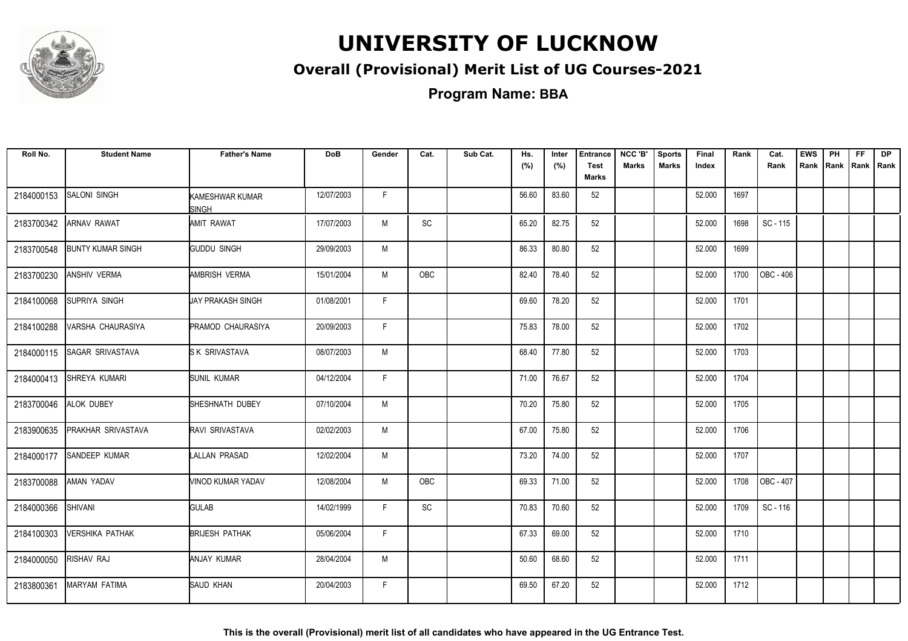# UNIVERSITY OF LUCKNOW

## Overall (Provisional) Merit List of UG Courses-2021

### Program Name: BBA

| Roll No. | Student Name | Father's Name | DoB | Gender | Cat. | Sub Cat. | Hs. (%) | Inter (%) | Entrance Test Marks | NCC 'B' Marks | Sports Marks | Final Index | Rank | Cat. Rank | EWS Rank | PH Rank | FF Rank | DP Rank |
|---|---|---|---|---|---|---|---|---|---|---|---|---|---|---|---|---|---|---|
| 2184000153 | SALONI SINGH | KAMESHWAR KUMAR SINGH | 12/07/2003 | F | | | 56.60 | 83.60 | 52 | | | 52.000 | 1697 | | | | | |
| 2183700342 | ARNAV RAWAT | AMIT RAWAT | 17/07/2003 | M | SC | | 65.20 | 82.75 | 52 | | | 52.000 | 1698 | SC - 115 | | | | |
| 2183700548 | BUNTY KUMAR SINGH | GUDDU SINGH | 29/09/2003 | M | | | 86.33 | 80.80 | 52 | | | 52.000 | 1699 | | | | | |
| 2183700230 | ANSHIV VERMA | AMBRISH VERMA | 15/01/2004 | M | OBC | | 82.40 | 78.40 | 52 | | | 52.000 | 1700 | OBC - 406 | | | | |
| 2184100068 | SUPRIYA SINGH | JAY PRAKASH SINGH | 01/08/2001 | F | | | 69.60 | 78.20 | 52 | | | 52.000 | 1701 | | | | | |
| 2184100288 | VARSHA CHAURASIYA | PRAMOD CHAURASIYA | 20/09/2003 | F | | | 75.83 | 78.00 | 52 | | | 52.000 | 1702 | | | | | |
| 2184000115 | SAGAR SRIVASTAVA | S K SRIVASTAVA | 08/07/2003 | M | | | 68.40 | 77.80 | 52 | | | 52.000 | 1703 | | | | | |
| 2184000413 | SHREYA KUMARI | SUNIL KUMAR | 04/12/2004 | F | | | 71.00 | 76.67 | 52 | | | 52.000 | 1704 | | | | | |
| 2183700046 | ALOK DUBEY | SHESHNATH DUBEY | 07/10/2004 | M | | | 70.20 | 75.80 | 52 | | | 52.000 | 1705 | | | | | |
| 2183900635 | PRAKHAR SRIVASTAVA | RAVI SRIVASTAVA | 02/02/2003 | M | | | 67.00 | 75.80 | 52 | | | 52.000 | 1706 | | | | | |
| 2184000177 | SANDEEP KUMAR | LALLAN PRASAD | 12/02/2004 | M | | | 73.20 | 74.00 | 52 | | | 52.000 | 1707 | | | | | |
| 2183700088 | AMAN YADAV | VINOD KUMAR YADAV | 12/08/2004 | M | OBC | | 69.33 | 71.00 | 52 | | | 52.000 | 1708 | OBC - 407 | | | | |
| 2184000366 | SHIVANI | GULAB | 14/02/1999 | F | SC | | 70.83 | 70.60 | 52 | | | 52.000 | 1709 | SC - 116 | | | | |
| 2184100303 | VERSHIKA PATHAK | BRIJESH PATHAK | 05/06/2004 | F | | | 67.33 | 69.00 | 52 | | | 52.000 | 1710 | | | | | |
| 2184000050 | RISHAV RAJ | ANJAY KUMAR | 28/04/2004 | M | | | 50.60 | 68.60 | 52 | | | 52.000 | 1711 | | | | | |
| 2183800361 | MARYAM FATIMA | SAUD KHAN | 20/04/2003 | F | | | 69.50 | 67.20 | 52 | | | 52.000 | 1712 | | | | | |

**This is the overall (Provisional) merit list of all candidates who have appeared in the UG Entrance Test.**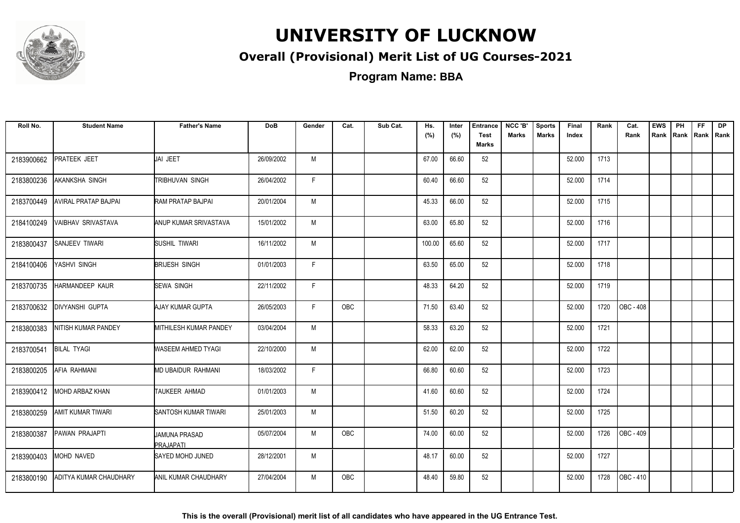# UNIVERSITY OF LUCKNOW

## Overall (Provisional) Merit List of UG Courses-2021

### Program Name: BBA

| Roll No. | Student Name | Father's Name | DoB | Gender | Cat. | Sub Cat. | Hs. (%) | Inter (%) | Entrance Test Marks | NCC 'B' Marks | Sports Marks | Final Index | Rank | Cat. Rank | EWS Rank | PH Rank | FF Rank | DP Rank |
|---|---|---|---|---|---|---|---|---|---|---|---|---|---|---|---|---|---|---|
| 2183900662 | PRATEEK JEET | JAI JEET | 26/09/2002 | M | | | 67.00 | 66.60 | 52 | | | 52.000 | 1713 | | | | | |
| 2183800236 | AKANKSHA SINGH | TRIBHUVAN SINGH | 26/04/2002 | F | | | 60.40 | 66.60 | 52 | | | 52.000 | 1714 | | | | | |
| 2183700449 | AVIRAL PRATAP BAJPAI | RAM PRATAP BAJPAI | 20/01/2004 | M | | | 45.33 | 66.00 | 52 | | | 52.000 | 1715 | | | | | |
| 2184100249 | VAIBHAV SRIVASTAVA | ANUP KUMAR SRIVASTAVA | 15/01/2002 | M | | | 63.00 | 65.80 | 52 | | | 52.000 | 1716 | | | | | |
| 2183800437 | SANJEEV TIWARI | SUSHIL TIWARI | 16/11/2002 | M | | | 100.00 | 65.60 | 52 | | | 52.000 | 1717 | | | | | |
| 2184100406 | YASHVI SINGH | BRIJESH SINGH | 01/01/2003 | F | | | 63.50 | 65.00 | 52 | | | 52.000 | 1718 | | | | | |
| 2183700735 | HARMANDEEP KAUR | SEWA SINGH | 22/11/2002 | F | | | 48.33 | 64.20 | 52 | | | 52.000 | 1719 | | | | | |
| 2183700632 | DIVYANSHI GUPTA | AJAY KUMAR GUPTA | 26/05/2003 | F | OBC | | 71.50 | 63.40 | 52 | | | 52.000 | 1720 | OBC - 408 | | | | |
| 2183800383 | NITISH KUMAR PANDEY | MITHILESH KUMAR PANDEY | 03/04/2004 | M | | | 58.33 | 63.20 | 52 | | | 52.000 | 1721 | | | | | |
| 2183700541 | BILAL TYAGI | WASEEM AHMED TYAGI | 22/10/2000 | M | | | 62.00 | 62.00 | 52 | | | 52.000 | 1722 | | | | | |
| 2183800205 | AFIA RAHMANI | MD UBAIDUR RAHMANI | 18/03/2002 | F | | | 66.80 | 60.60 | 52 | | | 52.000 | 1723 | | | | | |
| 2183900412 | MOHD ARBAZ KHAN | TAUKEER AHMAD | 01/01/2003 | M | | | 41.60 | 60.60 | 52 | | | 52.000 | 1724 | | | | | |
| 2183800259 | AMIT KUMAR TIWARI | SANTOSH KUMAR TIWARI | 25/01/2003 | M | | | 51.50 | 60.20 | 52 | | | 52.000 | 1725 | | | | | |
| 2183800387 | PAWAN PRAJAPTI | JAMUNA PRASAD PRAJAPATI | 05/07/2004 | M | OBC | | 74.00 | 60.00 | 52 | | | 52.000 | 1726 | OBC - 409 | | | | |
| 2183900403 | MOHD NAVED | SAYED MOHD JUNED | 28/12/2001 | M | | | 48.17 | 60.00 | 52 | | | 52.000 | 1727 | | | | | |
| 2183800190 | ADITYA KUMAR CHAUDHARY | ANIL KUMAR CHAUDHARY | 27/04/2004 | M | OBC | | 48.40 | 59.80 | 52 | | | 52.000 | 1728 | OBC - 410 | | | | |

**This is the overall (Provisional) merit list of all candidates who have appeared in the UG Entrance Test.**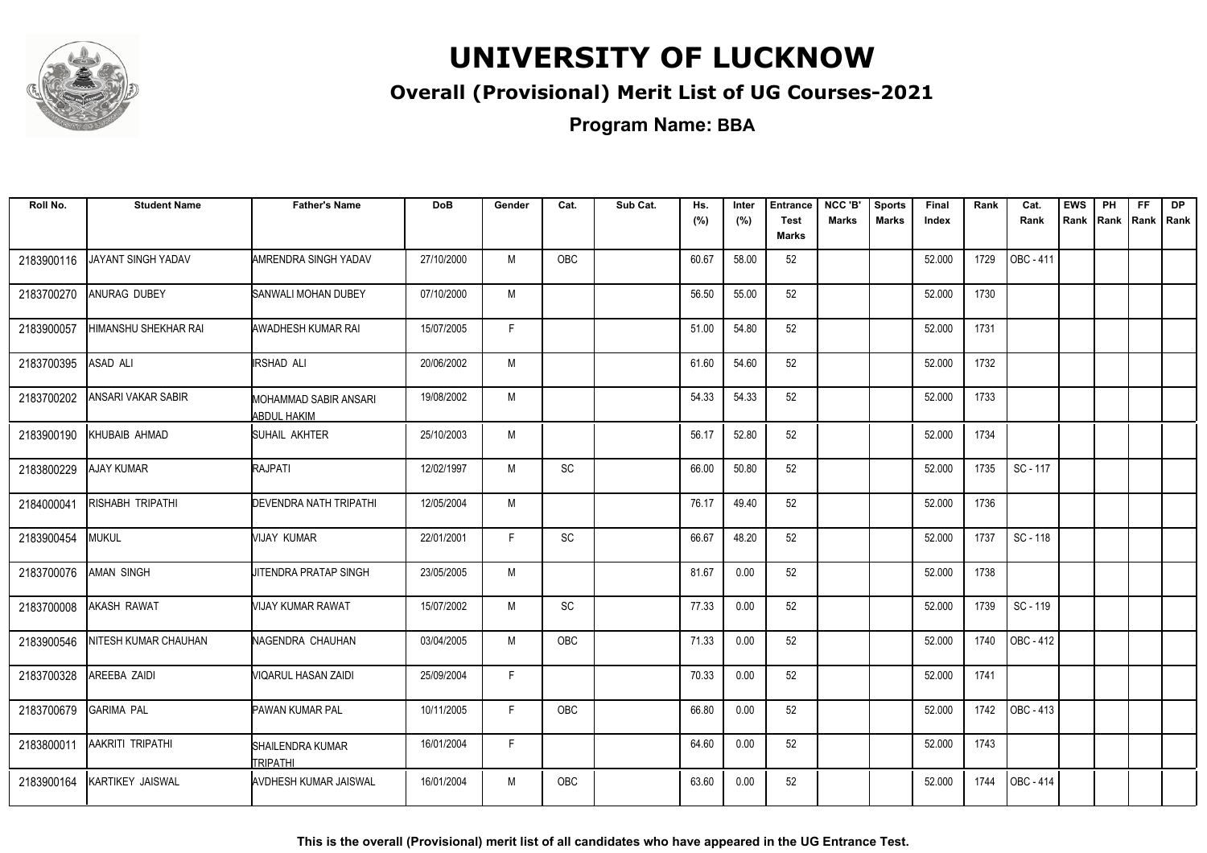# UNIVERSITY OF LUCKNOW

## Overall (Provisional) Merit List of UG Courses-2021

**Program Name: BBA**

| Roll No. | Student Name | Father's Name | DoB | Gender | Cat. | Sub Cat. | Hs. (%) | Inter (%) | Entrance Test Marks | NCC 'B' Marks | Sports Marks | Final Index | Rank | Cat. Rank | EWS Rank | PH Rank | FF Rank | DP Rank |
|---|---|---|---|---|---|---|---|---|---|---|---|---|---|---|---|---|---|---|
| 2183900116 | JAYANT SINGH YADAV | AMRENDRA SINGH YADAV | 27/10/2000 | M | OBC | | 60.67 | 58.00 | 52 | | | 52.000 | 1729 | OBC - 411 | | | | |
| 2183700270 | ANURAG DUBEY | SANWALI MOHAN DUBEY | 07/10/2000 | M | | | 56.50 | 55.00 | 52 | | | 52.000 | 1730 | | | | | |
| 2183900057 | HIMANSHU SHEKHAR RAI | AWADHESH KUMAR RAI | 15/07/2005 | F | | | 51.00 | 54.80 | 52 | | | 52.000 | 1731 | | | | | |
| 2183700395 | ASAD ALI | IRSHAD ALI | 20/06/2002 | M | | | 61.60 | 54.60 | 52 | | | 52.000 | 1732 | | | | | |
| 2183700202 | ANSARI VAKAR SABIR | MOHAMMAD SABIR ANSARI ABDUL HAKIM | 19/08/2002 | M | | | 54.33 | 54.33 | 52 | | | 52.000 | 1733 | | | | | |
| 2183900190 | KHUBAIB AHMAD | SUHAIL AKHTER | 25/10/2003 | M | | | 56.17 | 52.80 | 52 | | | 52.000 | 1734 | | | | | |
| 2183800229 | AJAY KUMAR | RAJPATI | 12/02/1997 | M | SC | | 66.00 | 50.80 | 52 | | | 52.000 | 1735 | SC - 117 | | | | |
| 2184000041 | RISHABH TRIPATHI | DEVENDRA NATH TRIPATHI | 12/05/2004 | M | | | 76.17 | 49.40 | 52 | | | 52.000 | 1736 | | | | | |
| 2183900454 | MUKUL | VIJAY KUMAR | 22/01/2001 | F | SC | | 66.67 | 48.20 | 52 | | | 52.000 | 1737 | SC - 118 | | | | |
| 2183700076 | AMAN SINGH | JITENDRA PRATAP SINGH | 23/05/2005 | M | | | 81.67 | 0.00 | 52 | | | 52.000 | 1738 | | | | | |
| 2183700008 | AKASH RAWAT | VIJAY KUMAR RAWAT | 15/07/2002 | M | SC | | 77.33 | 0.00 | 52 | | | 52.000 | 1739 | SC - 119 | | | | |
| 2183900546 | NITESH KUMAR CHAUHAN | NAGENDRA CHAUHAN | 03/04/2005 | M | OBC | | 71.33 | 0.00 | 52 | | | 52.000 | 1740 | OBC - 412 | | | | |
| 2183700328 | AREEBA ZAIDI | VIQARUL HASAN ZAIDI | 25/09/2004 | F | | | 70.33 | 0.00 | 52 | | | 52.000 | 1741 | | | | | |
| 2183700679 | GARIMA PAL | PAWAN KUMAR PAL | 10/11/2005 | F | OBC | | 66.80 | 0.00 | 52 | | | 52.000 | 1742 | OBC - 413 | | | | |
| 2183800011 | AAKRITI TRIPATHI | SHAILENDRA KUMAR TRIPATHI | 16/01/2004 | F | | | 64.60 | 0.00 | 52 | | | 52.000 | 1743 | | | | | |
| 2183900164 | KARTIKEY JAISWAL | AVDHESH KUMAR JAISWAL | 16/01/2004 | M | OBC | | 63.60 | 0.00 | 52 | | | 52.000 | 1744 | OBC - 414 | | | | |

**This is the overall (Provisional) merit list of all candidates who have appeared in the UG Entrance Test.**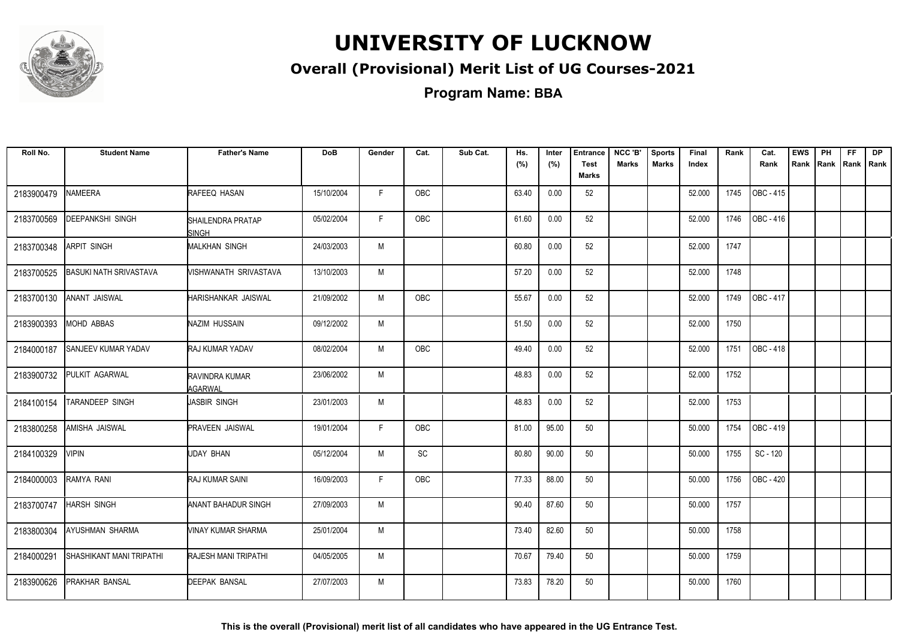# UNIVERSITY OF LUCKNOW

## Overall (Provisional) Merit List of UG Courses-2021

### Program Name: BBA

| Roll No. | Student Name | Father's Name | DoB | Gender | Cat. | Sub Cat. | Hs. (%) | Inter (%) | Entrance Test Marks | NCC 'B' Marks | Sports Marks | Final Index | Rank | Cat. Rank | EWS Rank | PH Rank | FF Rank | DP Rank |
|---|---|---|---|---|---|---|---|---|---|---|---|---|---|---|---|---|---|---|
| 2183900479 | NAMEERA | RAFEEQ HASAN | 15/10/2004 | F | OBC | | 63.40 | 0.00 | 52 | | | 52.000 | 1745 | OBC - 415 | | | | |
| 2183700569 | DEEPANKSHI SINGH | SHAILENDRA PRATAP SINGH | 05/02/2004 | F | OBC | | 61.60 | 0.00 | 52 | | | 52.000 | 1746 | OBC - 416 | | | | |
| 2183700348 | ARPIT SINGH | MALKHAN SINGH | 24/03/2003 | M | | | 60.80 | 0.00 | 52 | | | 52.000 | 1747 | | | | | |
| 2183700525 | BASUKI NATH SRIVASTAVA | VISHWANATH SRIVASTAVA | 13/10/2003 | M | | | 57.20 | 0.00 | 52 | | | 52.000 | 1748 | | | | | |
| 2183700130 | ANANT JAISWAL | HARISHANKAR JAISWAL | 21/09/2002 | M | OBC | | 55.67 | 0.00 | 52 | | | 52.000 | 1749 | OBC - 417 | | | | |
| 2183900393 | MOHD ABBAS | NAZIM HUSSAIN | 09/12/2002 | M | | | 51.50 | 0.00 | 52 | | | 52.000 | 1750 | | | | | |
| 2184000187 | SANJEEV KUMAR YADAV | RAJ KUMAR YADAV | 08/02/2004 | M | OBC | | 49.40 | 0.00 | 52 | | | 52.000 | 1751 | OBC - 418 | | | | |
| 2183900732 | PULKIT AGARWAL | RAVINDRA KUMAR AGARWAL | 23/06/2002 | M | | | 48.83 | 0.00 | 52 | | | 52.000 | 1752 | | | | | |
| 2184100154 | TARANDEEP SINGH | JASBIR SINGH | 23/01/2003 | M | | | 48.83 | 0.00 | 52 | | | 52.000 | 1753 | | | | | |
| 2183800258 | AMISHA JAISWAL | PRAVEEN JAISWAL | 19/01/2004 | F | OBC | | 81.00 | 95.00 | 50 | | | 50.000 | 1754 | OBC - 419 | | | | |
| 2184100329 | VIPIN | UDAY BHAN | 05/12/2004 | M | SC | | 80.80 | 90.00 | 50 | | | 50.000 | 1755 | SC - 120 | | | | |
| 2184000003 | RAMYA RANI | RAJ KUMAR SAINI | 16/09/2003 | F | OBC | | 77.33 | 88.00 | 50 | | | 50.000 | 1756 | OBC - 420 | | | | |
| 2183700747 | HARSH SINGH | ANANT BAHADUR SINGH | 27/09/2003 | M | | | 90.40 | 87.60 | 50 | | | 50.000 | 1757 | | | | | |
| 2183800304 | AYUSHMAN SHARMA | VINAY KUMAR SHARMA | 25/01/2004 | M | | | 73.40 | 82.60 | 50 | | | 50.000 | 1758 | | | | | |
| 2184000291 | SHASHIKANT MANI TRIPATHI | RAJESH MANI TRIPATHI | 04/05/2005 | M | | | 70.67 | 79.40 | 50 | | | 50.000 | 1759 | | | | | |
| 2183900626 | PRAKHAR BANSAL | DEEPAK BANSAL | 27/07/2003 | M | | | 73.83 | 78.20 | 50 | | | 50.000 | 1760 | | | | | |

**This is the overall (Provisional) merit list of all candidates who have appeared in the UG Entrance Test.**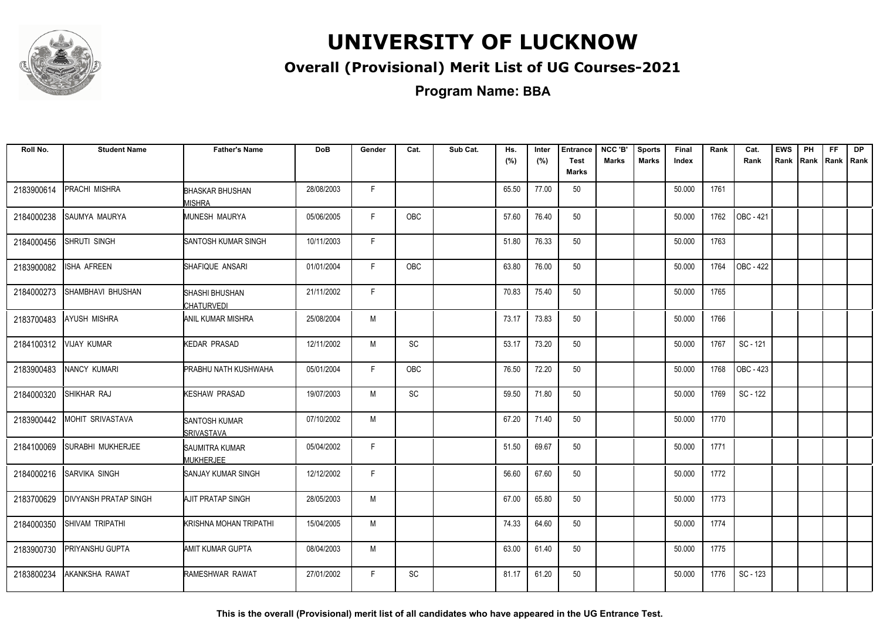# UNIVERSITY OF LUCKNOW

## Overall (Provisional) Merit List of UG Courses-2021

### Program Name: BBA

| Roll No. | Student Name | Father's Name | DoB | Gender | Cat. | Sub Cat. | Hs. (%) | Inter (%) | Entrance Test Marks | NCC 'B' Marks | Sports Marks | Final Index | Rank | Cat. Rank | EWS Rank | PH Rank | FF Rank | DP Rank |
|---|---|---|---|---|---|---|---|---|---|---|---|---|---|---|---|---|---|---|
| 2183900614 | PRACHI MISHRA | BHASKAR BHUSHAN MISHRA | 28/08/2003 | F | | | 65.50 | 77.00 | 50 | | | 50.000 | 1761 | | | | | |
| 2184000238 | SAUMYA MAURYA | MUNESH MAURYA | 05/06/2005 | F | OBC | | 57.60 | 76.40 | 50 | | | 50.000 | 1762 | OBC - 421 | | | | |
| 2184000456 | SHRUTI SINGH | SANTOSH KUMAR SINGH | 10/11/2003 | F | | | 51.80 | 76.33 | 50 | | | 50.000 | 1763 | | | | | |
| 2183900082 | ISHA AFREEN | SHAFIQUE ANSARI | 01/01/2004 | F | OBC | | 63.80 | 76.00 | 50 | | | 50.000 | 1764 | OBC - 422 | | | | |
| 2184000273 | SHAMBHAVI BHUSHAN | SHASHI BHUSHAN CHATURVEDI | 21/11/2002 | F | | | 70.83 | 75.40 | 50 | | | 50.000 | 1765 | | | | | |
| 2183700483 | AYUSH MISHRA | ANIL KUMAR MISHRA | 25/08/2004 | M | | | 73.17 | 73.83 | 50 | | | 50.000 | 1766 | | | | | |
| 2184100312 | VIJAY KUMAR | KEDAR PRASAD | 12/11/2002 | M | SC | | 53.17 | 73.20 | 50 | | | 50.000 | 1767 | SC - 121 | | | | |
| 2183900483 | NANCY KUMARI | PRABHU NATH KUSHWAHA | 05/01/2004 | F | OBC | | 76.50 | 72.20 | 50 | | | 50.000 | 1768 | OBC - 423 | | | | |
| 2184000320 | SHIKHAR RAJ | KESHAW PRASAD | 19/07/2003 | M | SC | | 59.50 | 71.80 | 50 | | | 50.000 | 1769 | SC - 122 | | | | |
| 2183900442 | MOHIT SRIVASTAVA | SANTOSH KUMAR SRIVASTAVA | 07/10/2002 | M | | | 67.20 | 71.40 | 50 | | | 50.000 | 1770 | | | | | |
| 2184100069 | SURABHI MUKHERJEE | SAUMITRA KUMAR MUKHERJEE | 05/04/2002 | F | | | 51.50 | 69.67 | 50 | | | 50.000 | 1771 | | | | | |
| 2184000216 | SARVIKA SINGH | SANJAY KUMAR SINGH | 12/12/2002 | F | | | 56.60 | 67.60 | 50 | | | 50.000 | 1772 | | | | | |
| 2183700629 | DIVYANSH PRATAP SINGH | AJIT PRATAP SINGH | 28/05/2003 | M | | | 67.00 | 65.80 | 50 | | | 50.000 | 1773 | | | | | |
| 2184000350 | SHIVAM TRIPATHI | KRISHNA MOHAN TRIPATHI | 15/04/2005 | M | | | 74.33 | 64.60 | 50 | | | 50.000 | 1774 | | | | | |
| 2183900730 | PRIYANSHU GUPTA | AMIT KUMAR GUPTA | 08/04/2003 | M | | | 63.00 | 61.40 | 50 | | | 50.000 | 1775 | | | | | |
| 2183800234 | AKANKSHA RAWAT | RAMESHWAR RAWAT | 27/01/2002 | F | SC | | 81.17 | 61.20 | 50 | | | 50.000 | 1776 | SC - 123 | | | | |

**This is the overall (Provisional) merit list of all candidates who have appeared in the UG Entrance Test.**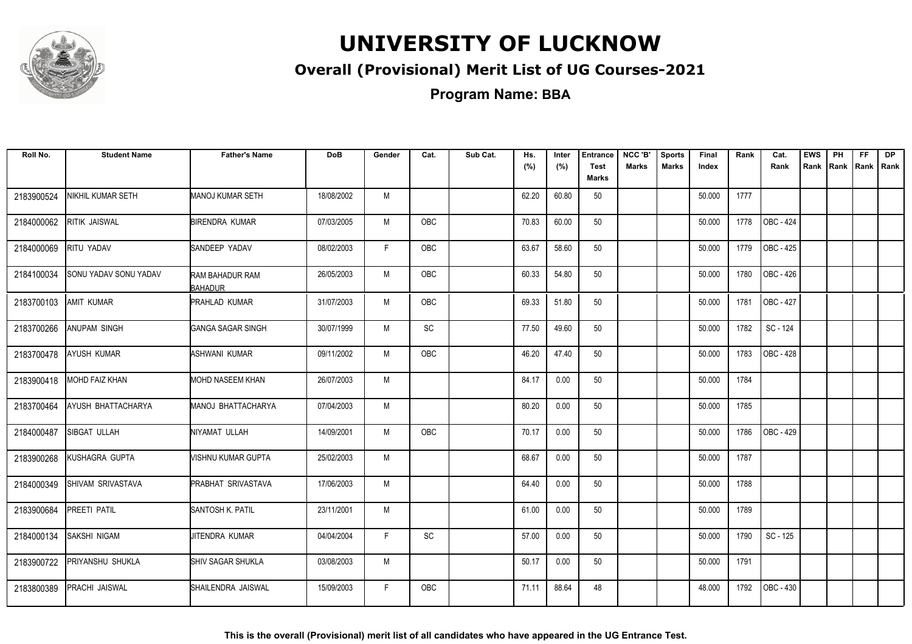# UNIVERSITY OF LUCKNOW

## Overall (Provisional) Merit List of UG Courses-2021

### Program Name: BBA

| Roll No. | Student Name | Father's Name | DoB | Gender | Cat. | Sub Cat. | Hs. (%) | Inter (%) | Entrance Test Marks | NCC 'B' Marks | Sports Marks | Final Index | Rank | Cat. Rank | EWS Rank | PH Rank | FF Rank | DP Rank |
|---|---|---|---|---|---|---|---|---|---|---|---|---|---|---|---|---|---|---|
| 2183900524 | NIKHIL KUMAR SETH | MANOJ KUMAR SETH | 18/08/2002 | M | | | 62.20 | 60.80 | 50 | | | 50.000 | 1777 | | | | | |
| 2184000062 | RITIK JAISWAL | BIRENDRA KUMAR | 07/03/2005 | M | OBC | | 70.83 | 60.00 | 50 | | | 50.000 | 1778 | OBC - 424 | | | | |
| 2184000069 | RITU YADAV | SANDEEP YADAV | 08/02/2003 | F | OBC | | 63.67 | 58.60 | 50 | | | 50.000 | 1779 | OBC - 425 | | | | |
| 2184100034 | SONU YADAV SONU YADAV | RAM BAHADUR RAM BAHADUR | 26/05/2003 | M | OBC | | 60.33 | 54.80 | 50 | | | 50.000 | 1780 | OBC - 426 | | | | |
| 2183700103 | AMIT KUMAR | PRAHLAD KUMAR | 31/07/2003 | M | OBC | | 69.33 | 51.80 | 50 | | | 50.000 | 1781 | OBC - 427 | | | | |
| 2183700266 | ANUPAM SINGH | GANGA SAGAR SINGH | 30/07/1999 | M | SC | | 77.50 | 49.60 | 50 | | | 50.000 | 1782 | SC - 124 | | | | |
| 2183700478 | AYUSH KUMAR | ASHWANI KUMAR | 09/11/2002 | M | OBC | | 46.20 | 47.40 | 50 | | | 50.000 | 1783 | OBC - 428 | | | | |
| 2183900418 | MOHD FAIZ KHAN | MOHD NASEEM KHAN | 26/07/2003 | M | | | 84.17 | 0.00 | 50 | | | 50.000 | 1784 | | | | | |
| 2183700464 | AYUSH BHATTACHARYA | MANOJ BHATTACHARYA | 07/04/2003 | M | | | 80.20 | 0.00 | 50 | | | 50.000 | 1785 | | | | | |
| 2184000487 | SIBGAT ULLAH | NIYAMAT ULLAH | 14/09/2001 | M | OBC | | 70.17 | 0.00 | 50 | | | 50.000 | 1786 | OBC - 429 | | | | |
| 2183900268 | KUSHAGRA GUPTA | VISHNU KUMAR GUPTA | 25/02/2003 | M | | | 68.67 | 0.00 | 50 | | | 50.000 | 1787 | | | | | |
| 2184000349 | SHIVAM SRIVASTAVA | PRABHAT SRIVASTAVA | 17/06/2003 | M | | | 64.40 | 0.00 | 50 | | | 50.000 | 1788 | | | | | |
| 2183900684 | PREETI PATIL | SANTOSH K. PATIL | 23/11/2001 | M | | | 61.00 | 0.00 | 50 | | | 50.000 | 1789 | | | | | |
| 2184000134 | SAKSHI NIGAM | JITENDRA KUMAR | 04/04/2004 | F | SC | | 57.00 | 0.00 | 50 | | | 50.000 | 1790 | SC - 125 | | | | |
| 2183900722 | PRIYANSHU SHUKLA | SHIV SAGAR SHUKLA | 03/08/2003 | M | | | 50.17 | 0.00 | 50 | | | 50.000 | 1791 | | | | | |
| 2183800389 | PRACHI JAISWAL | SHAILENDRA JAISWAL | 15/09/2003 | F | OBC | | 71.11 | 88.64 | 48 | | | 48.000 | 1792 | OBC - 430 | | | | |

**This is the overall (Provisional) merit list of all candidates who have appeared in the UG Entrance Test.**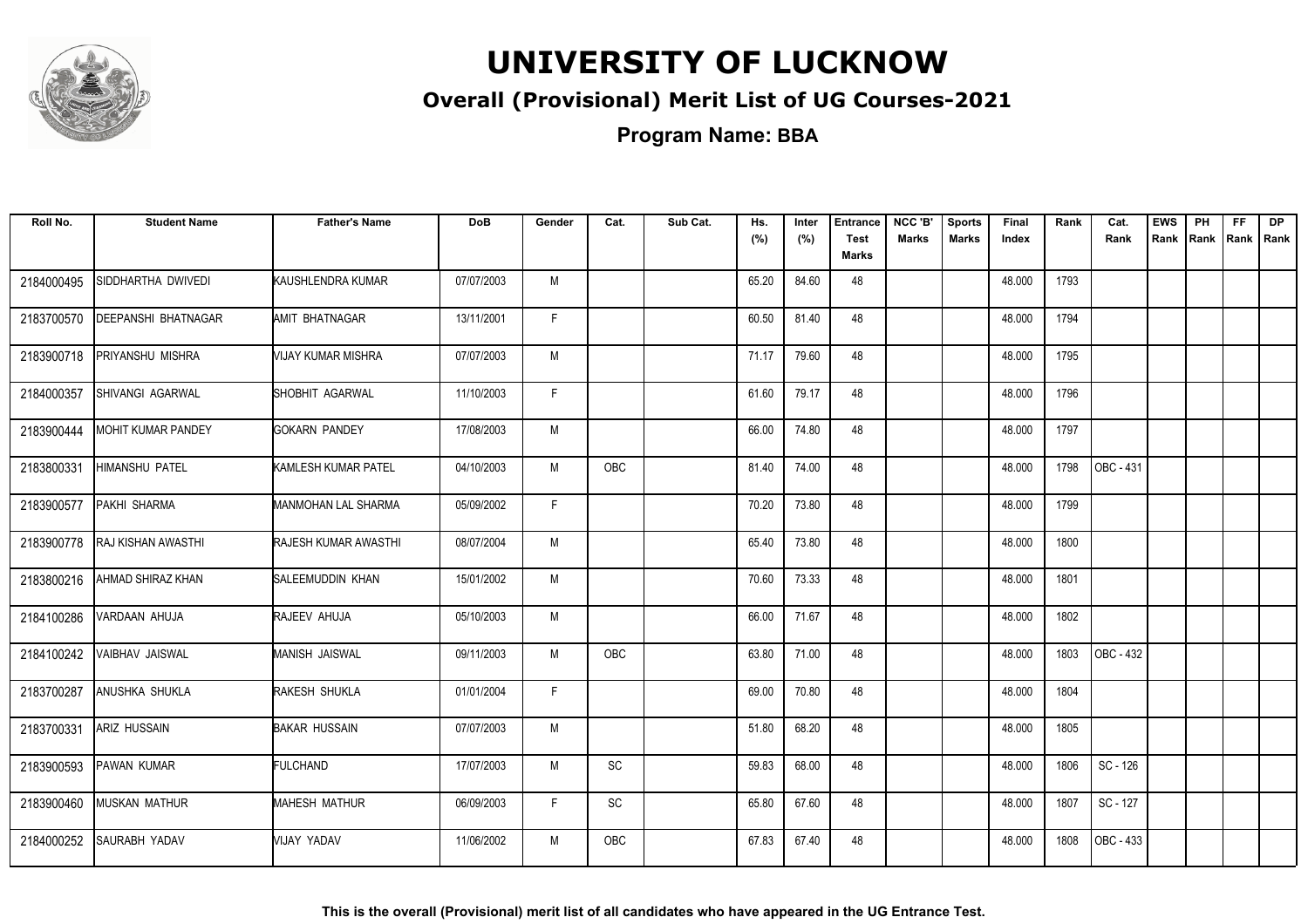# UNIVERSITY OF LUCKNOW

## Overall (Provisional) Merit List of UG Courses-2021

### Program Name: BBA

| Roll No. | Student Name | Father's Name | DoB | Gender | Cat. | Sub Cat. | Hs. (%) | Inter (%) | Entrance Test Marks | NCC 'B' Marks | Sports Marks | Final Index | Rank | Cat. Rank | EWS Rank | PH Rank | FF Rank | DP Rank |
|---|---|---|---|---|---|---|---|---|---|---|---|---|---|---|---|---|---|---|
| 2184000495 | SIDDHARTHA DWIVEDI | KAUSHLENDRA KUMAR | 07/07/2003 | M | | | 65.20 | 84.60 | 48 | | | 48.000 | 1793 | | | | | |
| 2183700570 | DEEPANSHI BHATNAGAR | AMIT BHATNAGAR | 13/11/2001 | F | | | 60.50 | 81.40 | 48 | | | 48.000 | 1794 | | | | | |
| 2183900718 | PRIYANSHU MISHRA | VIJAY KUMAR MISHRA | 07/07/2003 | M | | | 71.17 | 79.60 | 48 | | | 48.000 | 1795 | | | | | |
| 2184000357 | SHIVANGI AGARWAL | SHOBHIT AGARWAL | 11/10/2003 | F | | | 61.60 | 79.17 | 48 | | | 48.000 | 1796 | | | | | |
| 2183900444 | MOHIT KUMAR PANDEY | GOKARN PANDEY | 17/08/2003 | M | | | 66.00 | 74.80 | 48 | | | 48.000 | 1797 | | | | | |
| 2183800331 | HIMANSHU PATEL | KAMLESH KUMAR PATEL | 04/10/2003 | M | OBC | | 81.40 | 74.00 | 48 | | | 48.000 | 1798 | OBC - 431 | | | | |
| 2183900577 | PAKHI SHARMA | MANMOHAN LAL SHARMA | 05/09/2002 | F | | | 70.20 | 73.80 | 48 | | | 48.000 | 1799 | | | | | |
| 2183900778 | RAJ KISHAN AWASTHI | RAJESH KUMAR AWASTHI | 08/07/2004 | M | | | 65.40 | 73.80 | 48 | | | 48.000 | 1800 | | | | | |
| 2183800216 | AHMAD SHIRAZ KHAN | SALEEMUDDIN KHAN | 15/01/2002 | M | | | 70.60 | 73.33 | 48 | | | 48.000 | 1801 | | | | | |
| 2184100286 | VARDAAN AHUJA | RAJEEV AHUJA | 05/10/2003 | M | | | 66.00 | 71.67 | 48 | | | 48.000 | 1802 | | | | | |
| 2184100242 | VAIBHAV JAISWAL | MANISH JAISWAL | 09/11/2003 | M | OBC | | 63.80 | 71.00 | 48 | | | 48.000 | 1803 | OBC - 432 | | | | |
| 2183700287 | ANUSHKA SHUKLA | RAKESH SHUKLA | 01/01/2004 | F | | | 69.00 | 70.80 | 48 | | | 48.000 | 1804 | | | | | |
| 2183700331 | ARIZ HUSSAIN | BAKAR HUSSAIN | 07/07/2003 | M | | | 51.80 | 68.20 | 48 | | | 48.000 | 1805 | | | | | |
| 2183900593 | PAWAN KUMAR | FULCHAND | 17/07/2003 | M | SC | | 59.83 | 68.00 | 48 | | | 48.000 | 1806 | SC - 126 | | | | |
| 2183900460 | MUSKAN MATHUR | MAHESH MATHUR | 06/09/2003 | F | SC | | 65.80 | 67.60 | 48 | | | 48.000 | 1807 | SC - 127 | | | | |
| 2184000252 | SAURABH YADAV | VIJAY YADAV | 11/06/2002 | M | OBC | | 67.83 | 67.40 | 48 | | | 48.000 | 1808 | OBC - 433 | | | | |

**This is the overall (Provisional) merit list of all candidates who have appeared in the UG Entrance Test.**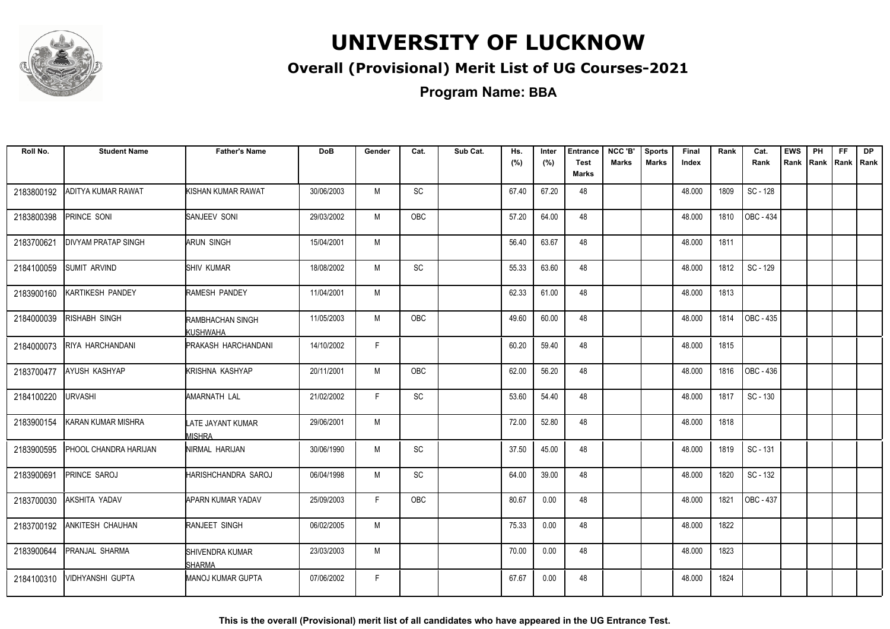# UNIVERSITY OF LUCKNOW

## Overall (Provisional) Merit List of UG Courses-2021

### Program Name: BBA

| Roll No. | Student Name | Father's Name | DoB | Gender | Cat. | Sub Cat. | Hs. (%) | Inter (%) | Entrance Test Marks | NCC 'B' Marks | Sports Marks | Final Index | Rank | Cat. Rank | EWS Rank | PH Rank | FF Rank | DP Rank |
|---|---|---|---|---|---|---|---|---|---|---|---|---|---|---|---|---|---|---|
| 2183800192 | ADITYA KUMAR RAWAT | KISHAN KUMAR RAWAT | 30/06/2003 | M | SC | | 67.40 | 67.20 | 48 | | | 48.000 | 1809 | SC - 128 | | | | |
| 2183800398 | PRINCE SONI | SANJEEV SONI | 29/03/2002 | M | OBC | | 57.20 | 64.00 | 48 | | | 48.000 | 1810 | OBC - 434 | | | | |
| 2183700621 | DIVYAM PRATAP SINGH | ARUN SINGH | 15/04/2001 | M | | | 56.40 | 63.67 | 48 | | | 48.000 | 1811 | | | | | |
| 2184100059 | SUMIT ARVIND | SHIV KUMAR | 18/08/2002 | M | SC | | 55.33 | 63.60 | 48 | | | 48.000 | 1812 | SC - 129 | | | | |
| 2183900160 | KARTIKESH PANDEY | RAMESH PANDEY | 11/04/2001 | M | | | 62.33 | 61.00 | 48 | | | 48.000 | 1813 | | | | | |
| 2184000039 | RISHABH SINGH | RAMBHACHAN SINGH KUSHWAHA | 11/05/2003 | M | OBC | | 49.60 | 60.00 | 48 | | | 48.000 | 1814 | OBC - 435 | | | | |
| 2184000073 | RIYA HARCHANDANI | PRAKASH HARCHANDANI | 14/10/2002 | F | | | 60.20 | 59.40 | 48 | | | 48.000 | 1815 | | | | | |
| 2183700477 | AYUSH KASHYAP | KRISHNA KASHYAP | 20/11/2001 | M | OBC | | 62.00 | 56.20 | 48 | | | 48.000 | 1816 | OBC - 436 | | | | |
| 2184100220 | URVASHI | AMARNATH LAL | 21/02/2002 | F | SC | | 53.60 | 54.40 | 48 | | | 48.000 | 1817 | SC - 130 | | | | |
| 2183900154 | KARAN KUMAR MISHRA | LATE JAYANT KUMAR MISHRA | 29/06/2001 | M | | | 72.00 | 52.80 | 48 | | | 48.000 | 1818 | | | | | |
| 2183900595 | PHOOL CHANDRA HARIJAN | NIRMAL HARIJAN | 30/06/1990 | M | SC | | 37.50 | 45.00 | 48 | | | 48.000 | 1819 | SC - 131 | | | | |
| 2183900691 | PRINCE SAROJ | HARISHCHANDRA SAROJ | 06/04/1998 | M | SC | | 64.00 | 39.00 | 48 | | | 48.000 | 1820 | SC - 132 | | | | |
| 2183700030 | AKSHITA YADAV | APARN KUMAR YADAV | 25/09/2003 | F | OBC | | 80.67 | 0.00 | 48 | | | 48.000 | 1821 | OBC - 437 | | | | |
| 2183700192 | ANKITESH CHAUHAN | RANJEET SINGH | 06/02/2005 | M | | | 75.33 | 0.00 | 48 | | | 48.000 | 1822 | | | | | |
| 2183900644 | PRANJAL SHARMA | SHIVENDRA KUMAR SHARMA | 23/03/2003 | M | | | 70.00 | 0.00 | 48 | | | 48.000 | 1823 | | | | | |
| 2184100310 | VIDHYANSHI GUPTA | MANOJ KUMAR GUPTA | 07/06/2002 | F | | | 67.67 | 0.00 | 48 | | | 48.000 | 1824 | | | | | |

This is the overall (Provisional) merit list of all candidates who have appeared in the UG Entrance Test.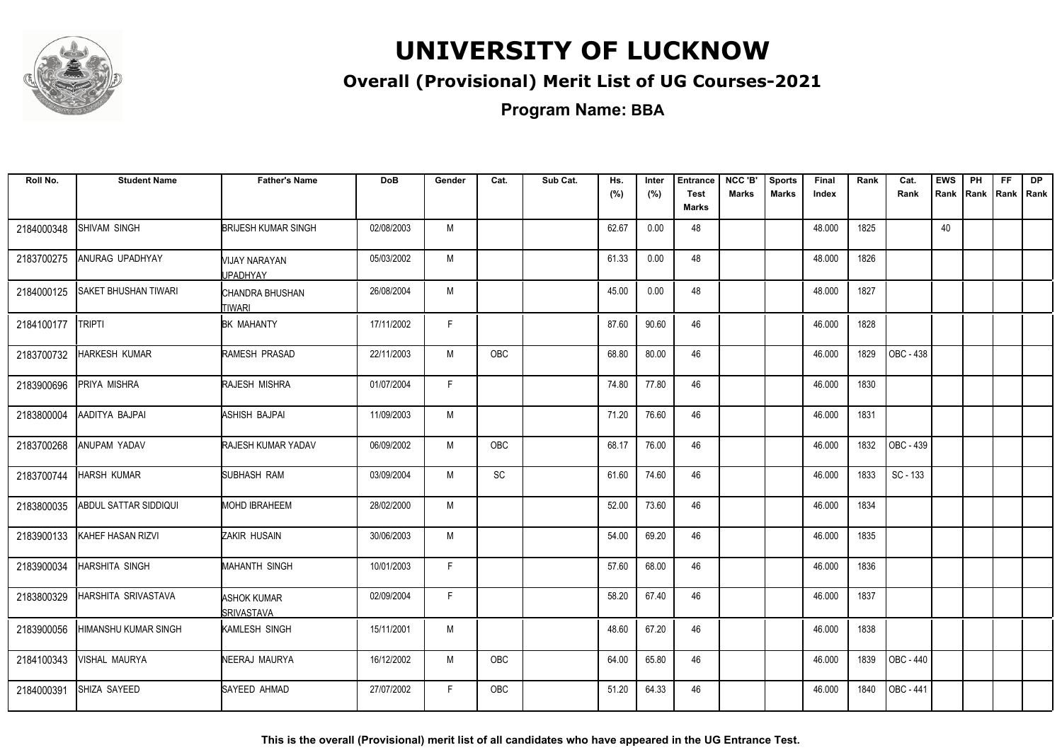# UNIVERSITY OF LUCKNOW

## Overall (Provisional) Merit List of UG Courses-2021

**Program Name: BBA**

| Roll No. | Student Name | Father's Name | DoB | Gender | Cat. | Sub Cat. | Hs. (%) | Inter (%) | Entrance Test Marks | NCC 'B' Marks | Sports Marks | Final Index | Rank | Cat. Rank | EWS Rank | PH Rank | FF Rank | DP Rank |
|---|---|---|---|---|---|---|---|---|---|---|---|---|---|---|---|---|---|---|
| 2184000348 | SHIVAM SINGH | BRIJESH KUMAR SINGH | 02/08/2003 | M | | | 62.67 | 0.00 | 48 | | | 48.000 | 1825 | | 40 | | | |
| 2183700275 | ANURAG UPADHYAY | VIJAY NARAYAN UPADHYAY | 05/03/2002 | M | | | 61.33 | 0.00 | 48 | | | 48.000 | 1826 | | | | | |
| 2184000125 | SAKET BHUSHAN TIWARI | CHANDRA BHUSHAN TIWARI | 26/08/2004 | M | | | 45.00 | 0.00 | 48 | | | 48.000 | 1827 | | | | | |
| 2184100177 | TRIPTI | BK MAHANTY | 17/11/2002 | F | | | 87.60 | 90.60 | 46 | | | 46.000 | 1828 | | | | | |
| 2183700732 | HARKESH KUMAR | RAMESH PRASAD | 22/11/2003 | M | OBC | | 68.80 | 80.00 | 46 | | | 46.000 | 1829 | OBC - 438 | | | | |
| 2183900696 | PRIYA MISHRA | RAJESH MISHRA | 01/07/2004 | F | | | 74.80 | 77.80 | 46 | | | 46.000 | 1830 | | | | | |
| 2183800004 | AADITYA BAJPAI | ASHISH BAJPAI | 11/09/2003 | M | | | 71.20 | 76.60 | 46 | | | 46.000 | 1831 | | | | | |
| 2183700268 | ANUPAM YADAV | RAJESH KUMAR YADAV | 06/09/2002 | M | OBC | | 68.17 | 76.00 | 46 | | | 46.000 | 1832 | OBC - 439 | | | | |
| 2183700744 | HARSH KUMAR | SUBHASH RAM | 03/09/2004 | M | SC | | 61.60 | 74.60 | 46 | | | 46.000 | 1833 | SC - 133 | | | | |
| 2183800035 | ABDUL SATTAR SIDDIQUI | MOHD IBRAHEEM | 28/02/2000 | M | | | 52.00 | 73.60 | 46 | | | 46.000 | 1834 | | | | | |
| 2183900133 | KAHEF HASAN RIZVI | ZAKIR HUSAIN | 30/06/2003 | M | | | 54.00 | 69.20 | 46 | | | 46.000 | 1835 | | | | | |
| 2183900034 | HARSHITA SINGH | MAHANTH SINGH | 10/01/2003 | F | | | 57.60 | 68.00 | 46 | | | 46.000 | 1836 | | | | | |
| 2183800329 | HARSHITA SRIVASTAVA | ASHOK KUMAR SRIVASTAVA | 02/09/2004 | F | | | 58.20 | 67.40 | 46 | | | 46.000 | 1837 | | | | | |
| 2183900056 | HIMANSHU KUMAR SINGH | KAMLESH SINGH | 15/11/2001 | M | | | 48.60 | 67.20 | 46 | | | 46.000 | 1838 | | | | | |
| 2184100343 | VISHAL MAURYA | NEERAJ MAURYA | 16/12/2002 | M | OBC | | 64.00 | 65.80 | 46 | | | 46.000 | 1839 | OBC - 440 | | | | |
| 2184000391 | SHIZA SAYEED | SAYEED AHMAD | 27/07/2002 | F | OBC | | 51.20 | 64.33 | 46 | | | 46.000 | 1840 | OBC - 441 | | | | |

**This is the overall (Provisional) merit list of all candidates who have appeared in the UG Entrance Test.**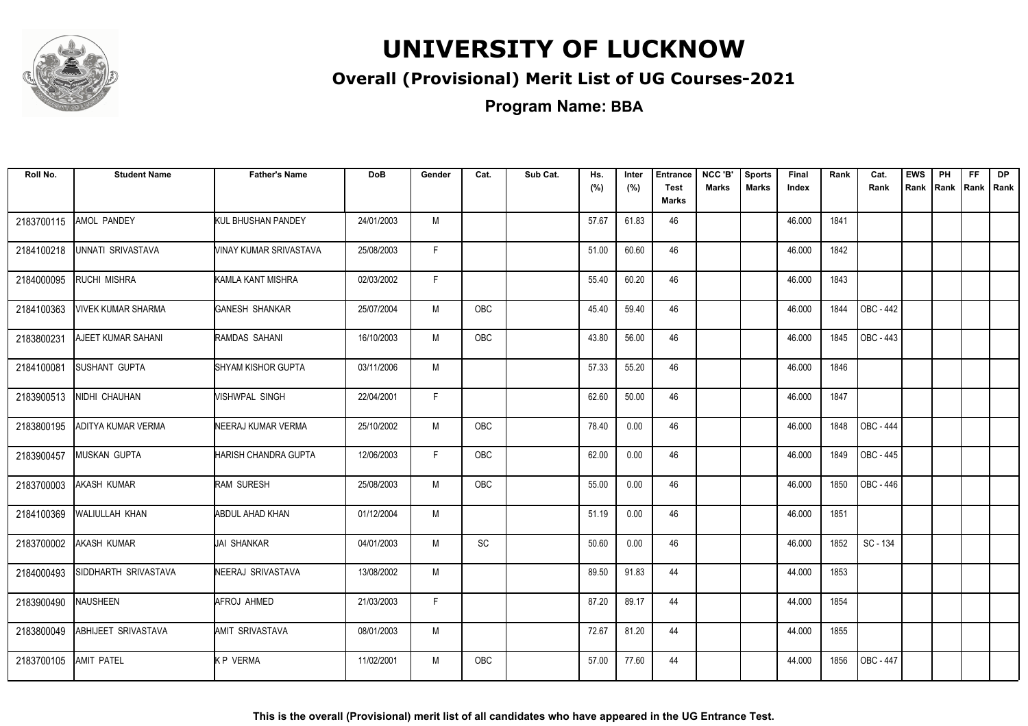# UNIVERSITY OF LUCKNOW

## Overall (Provisional) Merit List of UG Courses-2021

### Program Name: BBA

| Roll No. | Student Name | Father's Name | DoB | Gender | Cat. | Sub Cat. | Hs. (%) | Inter (%) | Entrance Test Marks | NCC 'B' Marks | Sports Marks | Final Index | Rank | Cat. Rank | EWS Rank | PH Rank | FF Rank | DP Rank |
|---|---|---|---|---|---|---|---|---|---|---|---|---|---|---|---|---|---|---|
| 2183700115 | AMOL PANDEY | KUL BHUSHAN PANDEY | 24/01/2003 | M | | | 57.67 | 61.83 | 46 | | | 46.000 | 1841 | | | | | |
| 2184100218 | UNNATI SRIVASTAVA | VINAY KUMAR SRIVASTAVA | 25/08/2003 | F | | | 51.00 | 60.60 | 46 | | | 46.000 | 1842 | | | | | |
| 2184000095 | RUCHI MISHRA | KAMLA KANT MISHRA | 02/03/2002 | F | | | 55.40 | 60.20 | 46 | | | 46.000 | 1843 | | | | | |
| 2184100363 | VIVEK KUMAR SHARMA | GANESH SHANKAR | 25/07/2004 | M | OBC | | 45.40 | 59.40 | 46 | | | 46.000 | 1844 | OBC - 442 | | | | |
| 2183800231 | AJEET KUMAR SAHANI | RAMDAS SAHANI | 16/10/2003 | M | OBC | | 43.80 | 56.00 | 46 | | | 46.000 | 1845 | OBC - 443 | | | | |
| 2184100081 | SUSHANT GUPTA | SHYAM KISHOR GUPTA | 03/11/2006 | M | | | 57.33 | 55.20 | 46 | | | 46.000 | 1846 | | | | | |
| 2183900513 | NIDHI CHAUHAN | VISHWPAL SINGH | 22/04/2001 | F | | | 62.60 | 50.00 | 46 | | | 46.000 | 1847 | | | | | |
| 2183800195 | ADITYA KUMAR VERMA | NEERAJ KUMAR VERMA | 25/10/2002 | M | OBC | | 78.40 | 0.00 | 46 | | | 46.000 | 1848 | OBC - 444 | | | | |
| 2183900457 | MUSKAN GUPTA | HARISH CHANDRA GUPTA | 12/06/2003 | F | OBC | | 62.00 | 0.00 | 46 | | | 46.000 | 1849 | OBC - 445 | | | | |
| 2183700003 | AKASH KUMAR | RAM SURESH | 25/08/2003 | M | OBC | | 55.00 | 0.00 | 46 | | | 46.000 | 1850 | OBC - 446 | | | | |
| 2184100369 | WALIULLAH KHAN | ABDUL AHAD KHAN | 01/12/2004 | M | | | 51.19 | 0.00 | 46 | | | 46.000 | 1851 | | | | | |
| 2183700002 | AKASH KUMAR | JAI SHANKAR | 04/01/2003 | M | SC | | 50.60 | 0.00 | 46 | | | 46.000 | 1852 | SC - 134 | | | | |
| 2184000493 | SIDDHARTH SRIVASTAVA | NEERAJ SRIVASTAVA | 13/08/2002 | M | | | 89.50 | 91.83 | 44 | | | 44.000 | 1853 | | | | | |
| 2183900490 | NAUSHEEN | AFROJ AHMED | 21/03/2003 | F | | | 87.20 | 89.17 | 44 | | | 44.000 | 1854 | | | | | |
| 2183800049 | ABHIJEET SRIVASTAVA | AMIT SRIVASTAVA | 08/01/2003 | M | | | 72.67 | 81.20 | 44 | | | 44.000 | 1855 | | | | | |
| 2183700105 | AMIT PATEL | K P VERMA | 11/02/2001 | M | OBC | | 57.00 | 77.60 | 44 | | | 44.000 | 1856 | OBC - 447 | | | | |

**This is the overall (Provisional) merit list of all candidates who have appeared in the UG Entrance Test.**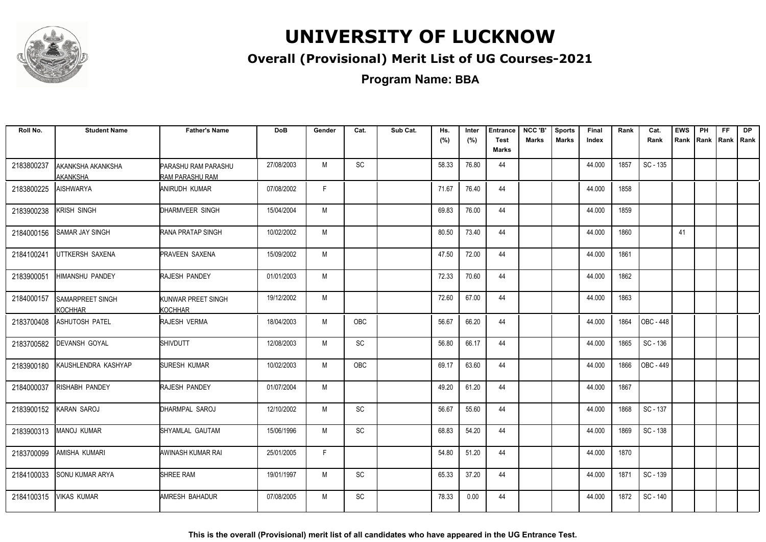# UNIVERSITY OF LUCKNOW

## Overall (Provisional) Merit List of UG Courses-2021

### Program Name: BBA

| Roll No. | Student Name | Father's Name | DoB | Gender | Cat. | Sub Cat. | Hs. (%) | Inter (%) | Entrance Test Marks | NCC 'B' Marks | Sports Marks | Final Index | Rank | Cat. Rank | EWS Rank | PH Rank | FF Rank | DP Rank |
|---|---|---|---|---|---|---|---|---|---|---|---|---|---|---|---|---|---|---|
| 2183800237 | AKANKSHA AKANKSHA AKANKSHA | PARASHU RAM PARASHU RAM PARASHU RAM | 27/08/2003 | M | SC | | 58.33 | 76.80 | 44 | | | 44.000 | 1857 | SC - 135 | | | | |
| 2183800225 | AISHWARYA | ANIRUDH KUMAR | 07/08/2002 | F | | | 71.67 | 76.40 | 44 | | | 44.000 | 1858 | | | | | |
| 2183900238 | KRISH SINGH | DHARMVEER SINGH | 15/04/2004 | M | | | 69.83 | 76.00 | 44 | | | 44.000 | 1859 | | | | | |
| 2184000156 | SAMAR JAY SINGH | RANA PRATAP SINGH | 10/02/2002 | M | | | 80.50 | 73.40 | 44 | | | 44.000 | 1860 | | 41 | | | |
| 2184100241 | UTTKERSH SAXENA | PRAVEEN SAXENA | 15/09/2002 | M | | | 47.50 | 72.00 | 44 | | | 44.000 | 1861 | | | | | |
| 2183900051 | HIMANSHU PANDEY | RAJESH PANDEY | 01/01/2003 | M | | | 72.33 | 70.60 | 44 | | | 44.000 | 1862 | | | | | |
| 2184000157 | SAMARPREET SINGH KOCHHAR | KUNWAR PREET SINGH KOCHHAR | 19/12/2002 | M | | | 72.60 | 67.00 | 44 | | | 44.000 | 1863 | | | | | |
| 2183700408 | ASHUTOSH PATEL | RAJESH VERMA | 18/04/2003 | M | OBC | | 56.67 | 66.20 | 44 | | | 44.000 | 1864 | OBC - 448 | | | | |
| 2183700582 | DEVANSH GOYAL | SHIVDUTT | 12/08/2003 | M | SC | | 56.80 | 66.17 | 44 | | | 44.000 | 1865 | SC - 136 | | | | |
| 2183900180 | KAUSHLENDRA KASHYAP | SURESH KUMAR | 10/02/2003 | M | OBC | | 69.17 | 63.60 | 44 | | | 44.000 | 1866 | OBC - 449 | | | | |
| 2184000037 | RISHABH PANDEY | RAJESH PANDEY | 01/07/2004 | M | | | 49.20 | 61.20 | 44 | | | 44.000 | 1867 | | | | | |
| 2183900152 | KARAN SAROJ | DHARMPAL SAROJ | 12/10/2002 | M | SC | | 56.67 | 55.60 | 44 | | | 44.000 | 1868 | SC - 137 | | | | |
| 2183900313 | MANOJ KUMAR | SHYAMLAL GAUTAM | 15/06/1996 | M | SC | | 68.83 | 54.20 | 44 | | | 44.000 | 1869 | SC - 138 | | | | |
| 2183700099 | AMISHA KUMARI | AWINASH KUMAR RAI | 25/01/2005 | F | | | 54.80 | 51.20 | 44 | | | 44.000 | 1870 | | | | | |
| 2184100033 | SONU KUMAR ARYA | SHREE RAM | 19/01/1997 | M | SC | | 65.33 | 37.20 | 44 | | | 44.000 | 1871 | SC - 139 | | | | |
| 2184100315 | VIKAS KUMAR | AMRESH BAHADUR | 07/08/2005 | M | SC | | 78.33 | 0.00 | 44 | | | 44.000 | 1872 | SC - 140 | | | | |

**This is the overall (Provisional) merit list of all candidates who have appeared in the UG Entrance Test.**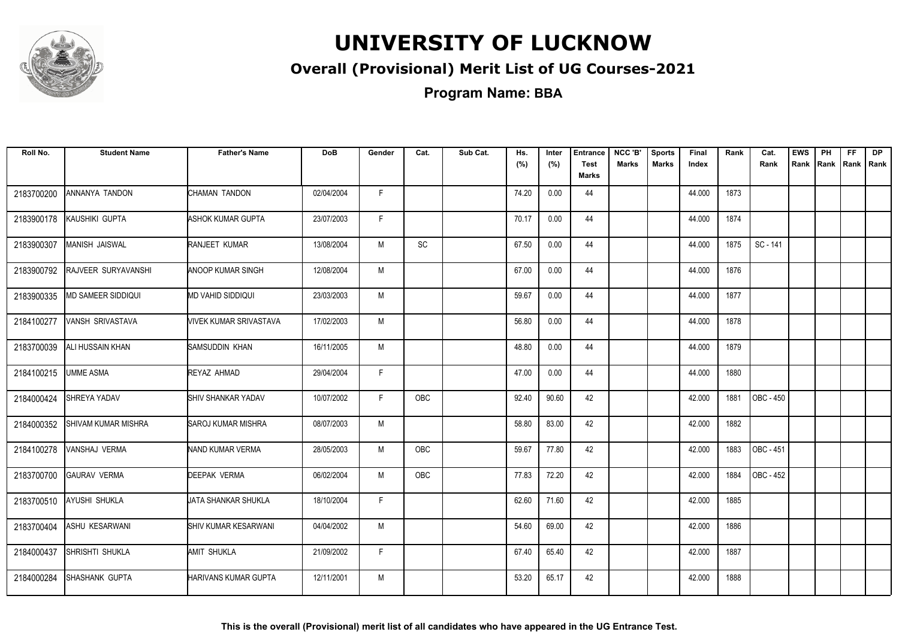# UNIVERSITY OF LUCKNOW

## Overall (Provisional) Merit List of UG Courses-2021

### Program Name: BBA

| Roll No. | Student Name | Father's Name | DoB | Gender | Cat. | Sub Cat. | Hs. (%) | Inter (%) | Entrance Test Marks | NCC 'B' Marks | Sports Marks | Final Index | Rank | Cat. Rank | EWS Rank | PH Rank | FF Rank | DP Rank |
|---|---|---|---|---|---|---|---|---|---|---|---|---|---|---|---|---|---|---|
| 2183700200 | ANNANYA TANDON | CHAMAN TANDON | 02/04/2004 | F | | | 74.20 | 0.00 | 44 | | | 44.000 | 1873 | | | | | |
| 2183900178 | KAUSHIKI GUPTA | ASHOK KUMAR GUPTA | 23/07/2003 | F | | | 70.17 | 0.00 | 44 | | | 44.000 | 1874 | | | | | |
| 2183900307 | MANISH JAISWAL | RANJEET KUMAR | 13/08/2004 | M | SC | | 67.50 | 0.00 | 44 | | | 44.000 | 1875 | SC - 141 | | | | |
| 2183900792 | RAJVEER SURYAVANSHI | ANOOP KUMAR SINGH | 12/08/2004 | M | | | 67.00 | 0.00 | 44 | | | 44.000 | 1876 | | | | | |
| 2183900335 | MD SAMEER SIDDIQUI | MD VAHID SIDDIQUI | 23/03/2003 | M | | | 59.67 | 0.00 | 44 | | | 44.000 | 1877 | | | | | |
| 2184100277 | VANSH SRIVASTAVA | VIVEK KUMAR SRIVASTAVA | 17/02/2003 | M | | | 56.80 | 0.00 | 44 | | | 44.000 | 1878 | | | | | |
| 2183700039 | ALI HUSSAIN KHAN | SAMSUDDIN KHAN | 16/11/2005 | M | | | 48.80 | 0.00 | 44 | | | 44.000 | 1879 | | | | | |
| 2184100215 | UMME ASMA | REYAZ AHMAD | 29/04/2004 | F | | | 47.00 | 0.00 | 44 | | | 44.000 | 1880 | | | | | |
| 2184000424 | SHREYA YADAV | SHIV SHANKAR YADAV | 10/07/2002 | F | OBC | | 92.40 | 90.60 | 42 | | | 42.000 | 1881 | OBC - 450 | | | | |
| 2184000352 | SHIVAM KUMAR MISHRA | SAROJ KUMAR MISHRA | 08/07/2003 | M | | | 58.80 | 83.00 | 42 | | | 42.000 | 1882 | | | | | |
| 2184100278 | VANSHAJ VERMA | NAND KUMAR VERMA | 28/05/2003 | M | OBC | | 59.67 | 77.80 | 42 | | | 42.000 | 1883 | OBC - 451 | | | | |
| 2183700700 | GAURAV VERMA | DEEPAK VERMA | 06/02/2004 | M | OBC | | 77.83 | 72.20 | 42 | | | 42.000 | 1884 | OBC - 452 | | | | |
| 2183700510 | AYUSHI SHUKLA | JATA SHANKAR SHUKLA | 18/10/2004 | F | | | 62.60 | 71.60 | 42 | | | 42.000 | 1885 | | | | | |
| 2183700404 | ASHU KESARWANI | SHIV KUMAR KESARWANI | 04/04/2002 | M | | | 54.60 | 69.00 | 42 | | | 42.000 | 1886 | | | | | |
| 2184000437 | SHRISHTI SHUKLA | AMIT SHUKLA | 21/09/2002 | F | | | 67.40 | 65.40 | 42 | | | 42.000 | 1887 | | | | | |
| 2184000284 | SHASHANK GUPTA | HARIVANS KUMAR GUPTA | 12/11/2001 | M | | | 53.20 | 65.17 | 42 | | | 42.000 | 1888 | | | | | |

**This is the overall (Provisional) merit list of all candidates who have appeared in the UG Entrance Test.**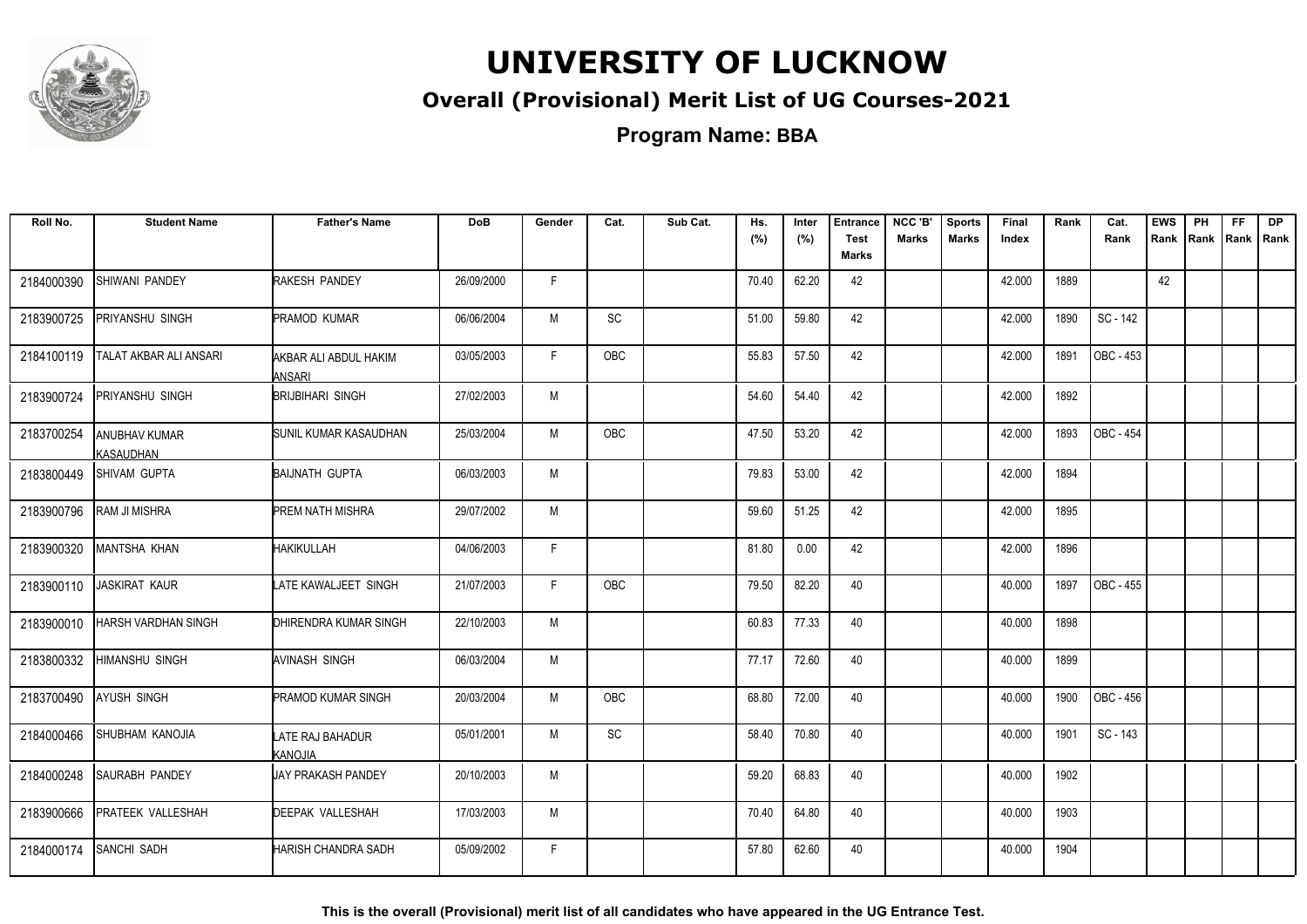# UNIVERSITY OF LUCKNOW

## Overall (Provisional) Merit List of UG Courses-2021

### Program Name: BBA

| Roll No. | Student Name | Father's Name | DoB | Gender | Cat. | Sub Cat. | Hs. (%) | Inter (%) | Entrance Test Marks | NCC 'B' Marks | Sports Marks | Final Index | Rank | Cat. Rank | EWS Rank | PH Rank | FF Rank | DP Rank |
|---|---|---|---|---|---|---|---|---|---|---|---|---|---|---|---|---|---|---|
| 2184000390 | SHIWANI PANDEY | RAKESH PANDEY | 26/09/2000 | F | | | 70.40 | 62.20 | 42 | | | 42.000 | 1889 | | 42 | | | |
| 2183900725 | PRIYANSHU SINGH | PRAMOD KUMAR | 06/06/2004 | M | SC | | 51.00 | 59.80 | 42 | | | 42.000 | 1890 | SC - 142 | | | | |
| 2184100119 | TALAT AKBAR ALI ANSARI | AKBAR ALI ABDUL HAKIM ANSARI | 03/05/2003 | F | OBC | | 55.83 | 57.50 | 42 | | | 42.000 | 1891 | OBC - 453 | | | | |
| 2183900724 | PRIYANSHU SINGH | BRIJBIHARI SINGH | 27/02/2003 | M | | | 54.60 | 54.40 | 42 | | | 42.000 | 1892 | | | | | |
| 2183700254 | ANUBHAV KUMAR KASAUDHAN | SUNIL KUMAR KASAUDHAN | 25/03/2004 | M | OBC | | 47.50 | 53.20 | 42 | | | 42.000 | 1893 | OBC - 454 | | | | |
| 2183800449 | SHIVAM GUPTA | BAIJNATH GUPTA | 06/03/2003 | M | | | 79.83 | 53.00 | 42 | | | 42.000 | 1894 | | | | | |
| 2183900796 | RAM JI MISHRA | PREM NATH MISHRA | 29/07/2002 | M | | | 59.60 | 51.25 | 42 | | | 42.000 | 1895 | | | | | |
| 2183900320 | MANTSHA KHAN | HAKIKULLAH | 04/06/2003 | F | | | 81.80 | 0.00 | 42 | | | 42.000 | 1896 | | | | | |
| 2183900110 | JASKIRAT KAUR | LATE KAWALJEET SINGH | 21/07/2003 | F | OBC | | 79.50 | 82.20 | 40 | | | 40.000 | 1897 | OBC - 455 | | | | |
| 2183900010 | HARSH VARDHAN SINGH | DHIRENDRA KUMAR SINGH | 22/10/2003 | M | | | 60.83 | 77.33 | 40 | | | 40.000 | 1898 | | | | | |
| 2183800332 | HIMANSHU SINGH | AVINASH SINGH | 06/03/2004 | M | | | 77.17 | 72.60 | 40 | | | 40.000 | 1899 | | | | | |
| 2183700490 | AYUSH SINGH | PRAMOD KUMAR SINGH | 20/03/2004 | M | OBC | | 68.80 | 72.00 | 40 | | | 40.000 | 1900 | OBC - 456 | | | | |
| 2184000466 | SHUBHAM KANOJIA | LATE RAJ BAHADUR KANOJIA | 05/01/2001 | M | SC | | 58.40 | 70.80 | 40 | | | 40.000 | 1901 | SC - 143 | | | | |
| 2184000248 | SAURABH PANDEY | JAY PRAKASH PANDEY | 20/10/2003 | M | | | 59.20 | 68.83 | 40 | | | 40.000 | 1902 | | | | | |
| 2183900666 | PRATEEK VALLESHAH | DEEPAK VALLESHAH | 17/03/2003 | M | | | 70.40 | 64.80 | 40 | | | 40.000 | 1903 | | | | | |
| 2184000174 | SANCHI SADH | HARISH CHANDRA SADH | 05/09/2002 | F | | | 57.80 | 62.60 | 40 | | | 40.000 | 1904 | | | | | |

**This is the overall (Provisional) merit list of all candidates who have appeared in the UG Entrance Test.**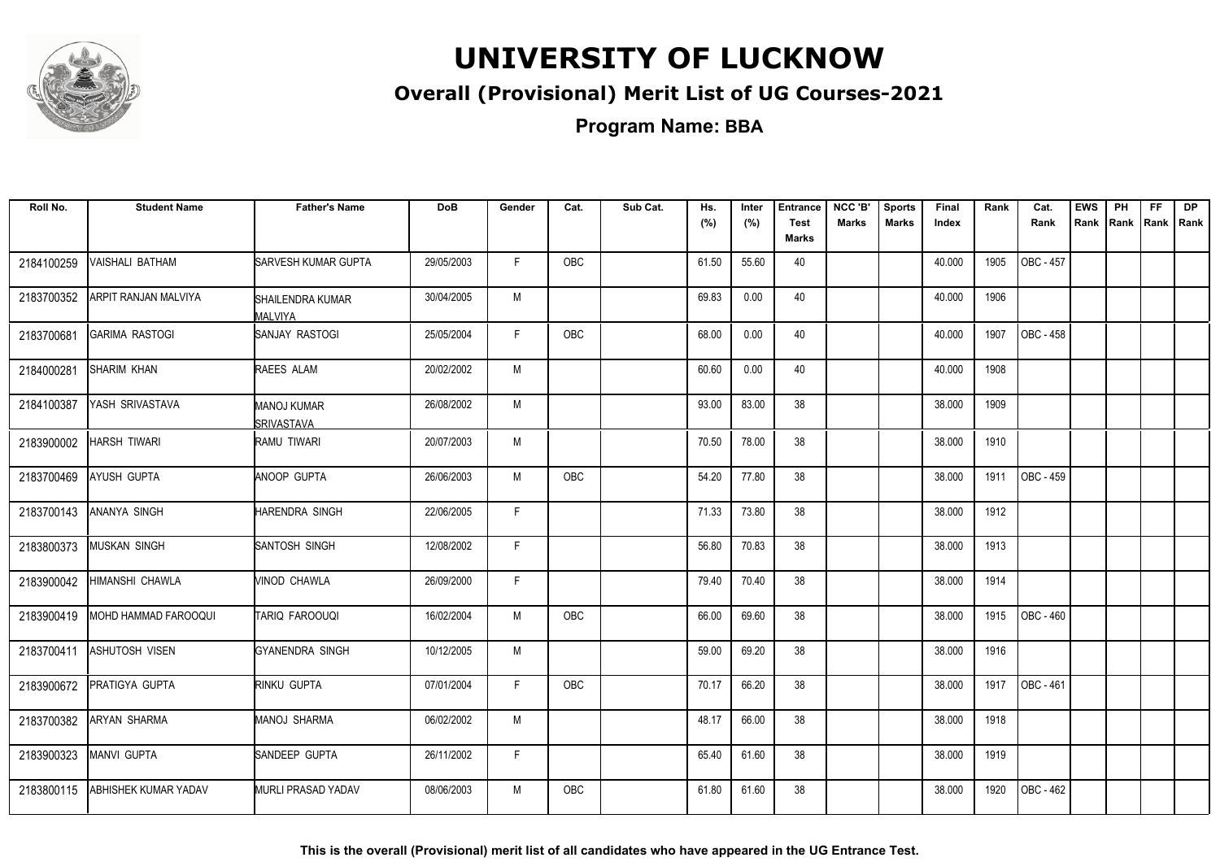# UNIVERSITY OF LUCKNOW

## Overall (Provisional) Merit List of UG Courses-2021

### Program Name: BBA

| Roll No. | Student Name | Father's Name | DoB | Gender | Cat. | Sub Cat. | Hs. (%) | Inter (%) | Entrance Test Marks | NCC 'B' Marks | Sports Marks | Final Index | Rank | Cat. Rank | EWS Rank | PH Rank | FF Rank | DP Rank |
|---|---|---|---|---|---|---|---|---|---|---|---|---|---|---|---|---|---|---|
| 2184100259 | VAISHALI BATHAM | SARVESH KUMAR GUPTA | 29/05/2003 | F | OBC | | 61.50 | 55.60 | 40 | | | 40.000 | 1905 | OBC - 457 | | | | |
| 2183700352 | ARPIT RANJAN MALVIYA | SHAILENDRA KUMAR MALVIYA | 30/04/2005 | M | | | 69.83 | 0.00 | 40 | | | 40.000 | 1906 | | | | | |
| 2183700681 | GARIMA RASTOGI | SANJAY RASTOGI | 25/05/2004 | F | OBC | | 68.00 | 0.00 | 40 | | | 40.000 | 1907 | OBC - 458 | | | | |
| 2184000281 | SHARIM KHAN | RAEES ALAM | 20/02/2002 | M | | | 60.60 | 0.00 | 40 | | | 40.000 | 1908 | | | | | |
| 2184100387 | YASH SRIVASTAVA | MANOJ KUMAR SRIVASTAVA | 26/08/2002 | M | | | 93.00 | 83.00 | 38 | | | 38.000 | 1909 | | | | | |
| 2183900002 | HARSH TIWARI | RAMU TIWARI | 20/07/2003 | M | | | 70.50 | 78.00 | 38 | | | 38.000 | 1910 | | | | | |
| 2183700469 | AYUSH GUPTA | ANOOP GUPTA | 26/06/2003 | M | OBC | | 54.20 | 77.80 | 38 | | | 38.000 | 1911 | OBC - 459 | | | | |
| 2183700143 | ANANYA SINGH | HARENDRA SINGH | 22/06/2005 | F | | | 71.33 | 73.80 | 38 | | | 38.000 | 1912 | | | | | |
| 2183800373 | MUSKAN SINGH | SANTOSH SINGH | 12/08/2002 | F | | | 56.80 | 70.83 | 38 | | | 38.000 | 1913 | | | | | |
| 2183900042 | HIMANSHI CHAWLA | VINOD CHAWLA | 26/09/2000 | F | | | 79.40 | 70.40 | 38 | | | 38.000 | 1914 | | | | | |
| 2183900419 | MOHD HAMMAD FAROOQUI | TARIQ FAROOUQI | 16/02/2004 | M | OBC | | 66.00 | 69.60 | 38 | | | 38.000 | 1915 | OBC - 460 | | | | |
| 2183700411 | ASHUTOSH VISEN | GYANENDRA SINGH | 10/12/2005 | M | | | 59.00 | 69.20 | 38 | | | 38.000 | 1916 | | | | | |
| 2183900672 | PRATIGYA GUPTA | RINKU GUPTA | 07/01/2004 | F | OBC | | 70.17 | 66.20 | 38 | | | 38.000 | 1917 | OBC - 461 | | | | |
| 2183700382 | ARYAN SHARMA | MANOJ SHARMA | 06/02/2002 | M | | | 48.17 | 66.00 | 38 | | | 38.000 | 1918 | | | | | |
| 2183900323 | MANVI GUPTA | SANDEEP GUPTA | 26/11/2002 | F | | | 65.40 | 61.60 | 38 | | | 38.000 | 1919 | | | | | |
| 2183800115 | ABHISHEK KUMAR YADAV | MURLI PRASAD YADAV | 08/06/2003 | M | OBC | | 61.80 | 61.60 | 38 | | | 38.000 | 1920 | OBC - 462 | | | | |

**This is the overall (Provisional) merit list of all candidates who have appeared in the UG Entrance Test.**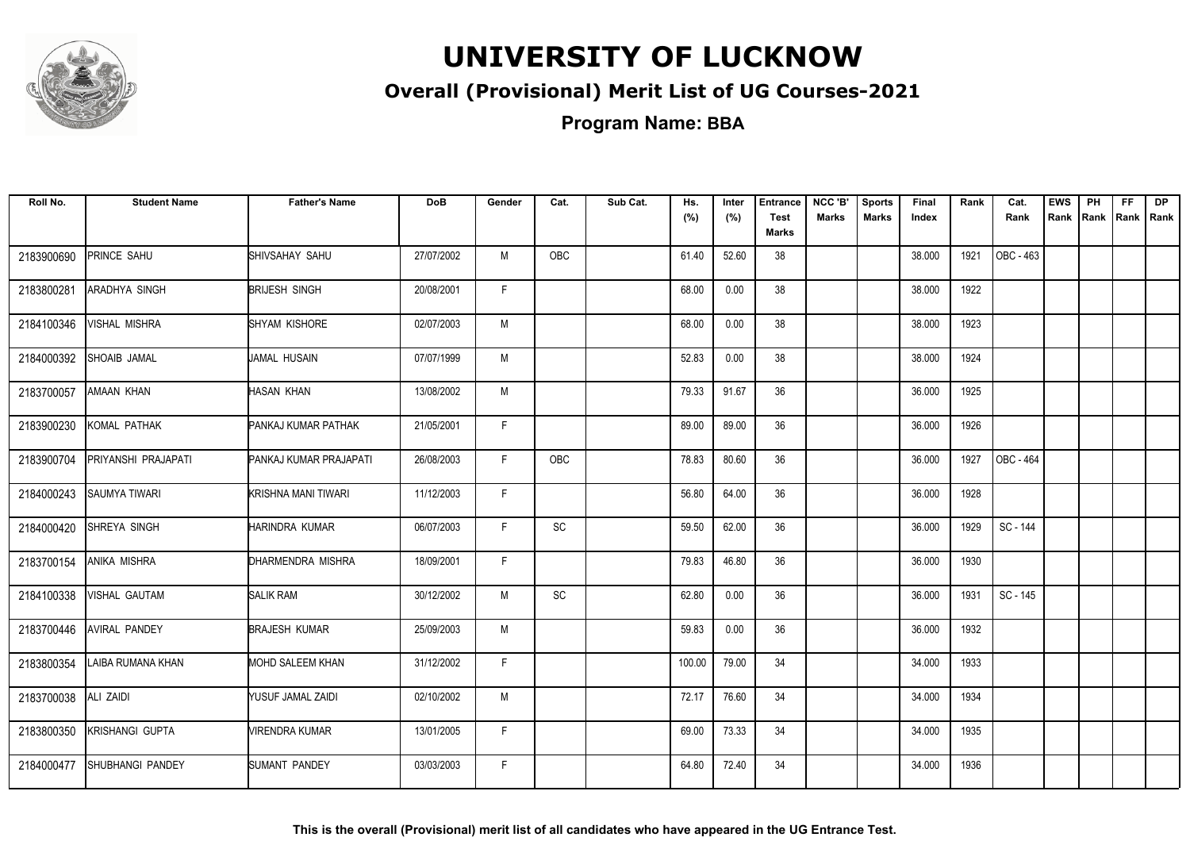# UNIVERSITY OF LUCKNOW

## Overall (Provisional) Merit List of UG Courses-2021

### Program Name: BBA

| Roll No. | Student Name | Father's Name | DoB | Gender | Cat. | Sub Cat. | Hs. (%) | Inter (%) | Entrance Test Marks | NCC 'B' Marks | Sports Marks | Final Index | Rank | Cat. Rank | EWS Rank | PH Rank | FF Rank | DP Rank |
|---|---|---|---|---|---|---|---|---|---|---|---|---|---|---|---|---|---|---|
| 2183900690 | PRINCE SAHU | SHIVSAHAY SAHU | 27/07/2002 | M | OBC | | 61.40 | 52.60 | 38 | | | 38.000 | 1921 | OBC - 463 | | | | |
| 2183800281 | ARADHYA SINGH | BRIJESH SINGH | 20/08/2001 | F | | | 68.00 | 0.00 | 38 | | | 38.000 | 1922 | | | | | |
| 2184100346 | VISHAL MISHRA | SHYAM KISHORE | 02/07/2003 | M | | | 68.00 | 0.00 | 38 | | | 38.000 | 1923 | | | | | |
| 2184000392 | SHOAIB JAMAL | JAMAL HUSAIN | 07/07/1999 | M | | | 52.83 | 0.00 | 38 | | | 38.000 | 1924 | | | | | |
| 2183700057 | AMAAN KHAN | HASAN KHAN | 13/08/2002 | M | | | 79.33 | 91.67 | 36 | | | 36.000 | 1925 | | | | | |
| 2183900230 | KOMAL PATHAK | PANKAJ KUMAR PATHAK | 21/05/2001 | F | | | 89.00 | 89.00 | 36 | | | 36.000 | 1926 | | | | | |
| 2183900704 | PRIYANSHI PRAJAPATI | PANKAJ KUMAR PRAJAPATI | 26/08/2003 | F | OBC | | 78.83 | 80.60 | 36 | | | 36.000 | 1927 | OBC - 464 | | | | |
| 2184000243 | SAUMYA TIWARI | KRISHNA MANI TIWARI | 11/12/2003 | F | | | 56.80 | 64.00 | 36 | | | 36.000 | 1928 | | | | | |
| 2184000420 | SHREYA SINGH | HARINDRA KUMAR | 06/07/2003 | F | SC | | 59.50 | 62.00 | 36 | | | 36.000 | 1929 | SC - 144 | | | | |
| 2183700154 | ANIKA MISHRA | DHARMENDRA MISHRA | 18/09/2001 | F | | | 79.83 | 46.80 | 36 | | | 36.000 | 1930 | | | | | |
| 2184100338 | VISHAL GAUTAM | SALIK RAM | 30/12/2002 | M | SC | | 62.80 | 0.00 | 36 | | | 36.000 | 1931 | SC - 145 | | | | |
| 2183700446 | AVIRAL PANDEY | BRAJESH KUMAR | 25/09/2003 | M | | | 59.83 | 0.00 | 36 | | | 36.000 | 1932 | | | | | |
| 2183800354 | LAIBA RUMANA KHAN | MOHD SALEEM KHAN | 31/12/2002 | F | | | 100.00 | 79.00 | 34 | | | 34.000 | 1933 | | | | | |
| 2183700038 | ALI ZAIDI | YUSUF JAMAL ZAIDI | 02/10/2002 | M | | | 72.17 | 76.60 | 34 | | | 34.000 | 1934 | | | | | |
| 2183800350 | KRISHANGI GUPTA | VIRENDRA KUMAR | 13/01/2005 | F | | | 69.00 | 73.33 | 34 | | | 34.000 | 1935 | | | | | |
| 2184000477 | SHUBHANGI PANDEY | SUMANT PANDEY | 03/03/2003 | F | | | 64.80 | 72.40 | 34 | | | 34.000 | 1936 | | | | | |

**This is the overall (Provisional) merit list of all candidates who have appeared in the UG Entrance Test.**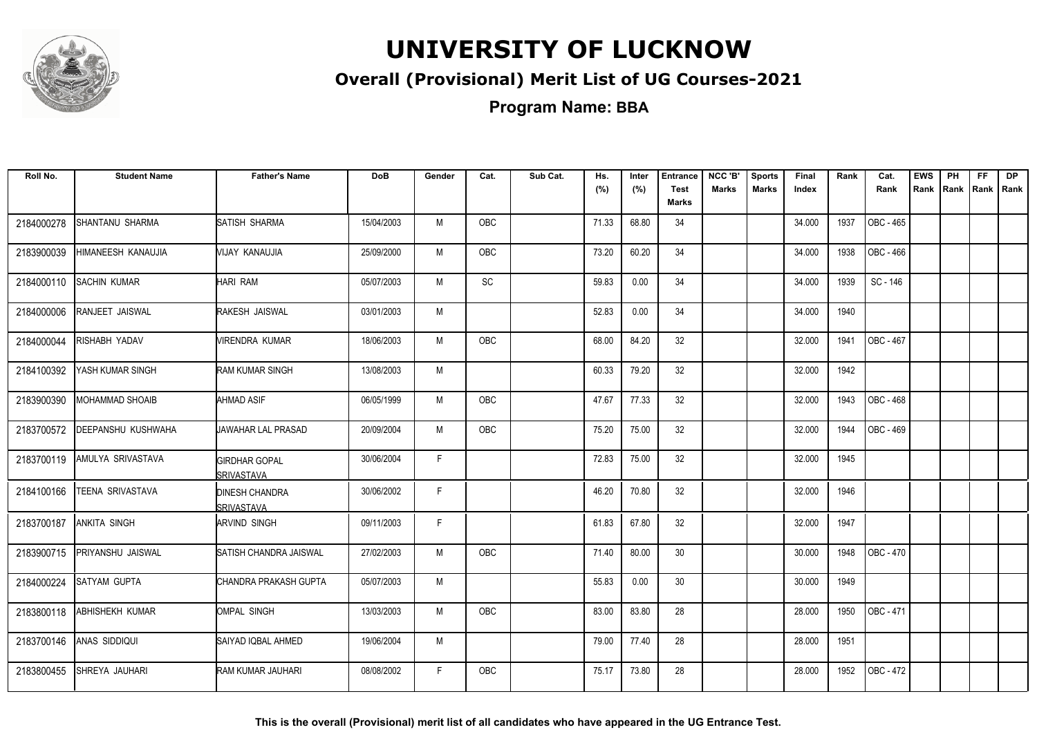# UNIVERSITY OF LUCKNOW

## Overall (Provisional) Merit List of UG Courses-2021

### Program Name: BBA

| Roll No. | Student Name | Father's Name | DoB | Gender | Cat. | Sub Cat. | Hs. (%) | Inter (%) | Entrance Test Marks | NCC 'B' Marks | Sports Marks | Final Index | Rank | Cat. Rank | EWS Rank | PH Rank | FF Rank | DP Rank |
|---|---|---|---|---|---|---|---|---|---|---|---|---|---|---|---|---|---|---|
| 2184000278 | SHANTANU SHARMA | SATISH SHARMA | 15/04/2003 | M | OBC | | 71.33 | 68.80 | 34 | | | 34.000 | 1937 | OBC - 465 | | | | |
| 2183900039 | HIMANEESH KANAUJIA | VIJAY KANAUJIA | 25/09/2000 | M | OBC | | 73.20 | 60.20 | 34 | | | 34.000 | 1938 | OBC - 466 | | | | |
| 2184000110 | SACHIN KUMAR | HARI RAM | 05/07/2003 | M | SC | | 59.83 | 0.00 | 34 | | | 34.000 | 1939 | SC - 146 | | | | |
| 2184000006 | RANJEET JAISWAL | RAKESH JAISWAL | 03/01/2003 | M | | | 52.83 | 0.00 | 34 | | | 34.000 | 1940 | | | | | |
| 2184000044 | RISHABH YADAV | VIRENDRA KUMAR | 18/06/2003 | M | OBC | | 68.00 | 84.20 | 32 | | | 32.000 | 1941 | OBC - 467 | | | | |
| 2184100392 | YASH KUMAR SINGH | RAM KUMAR SINGH | 13/08/2003 | M | | | 60.33 | 79.20 | 32 | | | 32.000 | 1942 | | | | | |
| 2183900390 | MOHAMMAD SHOAIB | AHMAD ASIF | 06/05/1999 | M | OBC | | 47.67 | 77.33 | 32 | | | 32.000 | 1943 | OBC - 468 | | | | |
| 2183700572 | DEEPANSHU KUSHWAHA | JAWAHAR LAL PRASAD | 20/09/2004 | M | OBC | | 75.20 | 75.00 | 32 | | | 32.000 | 1944 | OBC - 469 | | | | |
| 2183700119 | AMULYA SRIVASTAVA | GIRDHAR GOPAL SRIVASTAVA | 30/06/2004 | F | | | 72.83 | 75.00 | 32 | | | 32.000 | 1945 | | | | | |
| 2184100166 | TEENA SRIVASTAVA | DINESH CHANDRA SRIVASTAVA | 30/06/2002 | F | | | 46.20 | 70.80 | 32 | | | 32.000 | 1946 | | | | | |
| 2183700187 | ANKITA SINGH | ARVIND SINGH | 09/11/2003 | F | | | 61.83 | 67.80 | 32 | | | 32.000 | 1947 | | | | | |
| 2183900715 | PRIYANSHU JAISWAL | SATISH CHANDRA JAISWAL | 27/02/2003 | M | OBC | | 71.40 | 80.00 | 30 | | | 30.000 | 1948 | OBC - 470 | | | | |
| 2184000224 | SATYAM GUPTA | CHANDRA PRAKASH GUPTA | 05/07/2003 | M | | | 55.83 | 0.00 | 30 | | | 30.000 | 1949 | | | | | |
| 2183800118 | ABHISHEKH KUMAR | OMPAL SINGH | 13/03/2003 | M | OBC | | 83.00 | 83.80 | 28 | | | 28.000 | 1950 | OBC - 471 | | | | |
| 2183700146 | ANAS SIDDIQUI | SAIYAD IQBAL AHMED | 19/06/2004 | M | | | 79.00 | 77.40 | 28 | | | 28.000 | 1951 | | | | | |
| 2183800455 | SHREYA JAUHARI | RAM KUMAR JAUHARI | 08/08/2002 | F | OBC | | 75.17 | 73.80 | 28 | | | 28.000 | 1952 | OBC - 472 | | | | |

**This is the overall (Provisional) merit list of all candidates who have appeared in the UG Entrance Test.**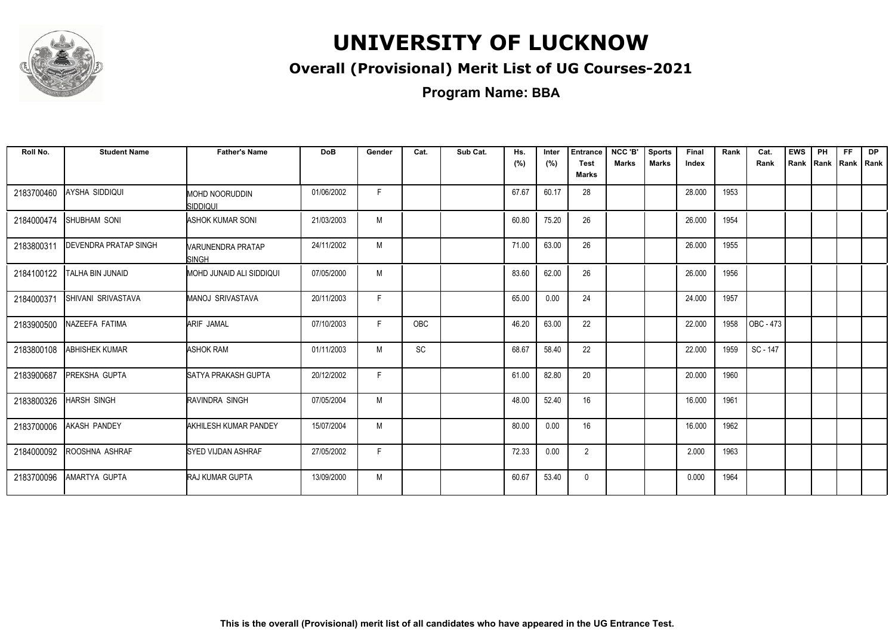# UNIVERSITY OF LUCKNOW

## Overall (Provisional) Merit List of UG Courses-2021

### Program Name: BBA

| Roll No. | Student Name | Father's Name | DoB | Gender | Cat. | Sub Cat. | Hs. (%) | Inter (%) | Entrance Test Marks | NCC 'B' Marks | Sports Marks | Final Index | Rank | Cat. Rank | EWS Rank | PH Rank | FF Rank | DP Rank |
|---|---|---|---|---|---|---|---|---|---|---|---|---|---|---|---|---|---|---|
| 2183700460 | AYSHA SIDDIQUI | MOHD NOORUDDIN SIDDIQUI | 01/06/2002 | F | | | 67.67 | 60.17 | 28 | | | 28.000 | 1953 | | | | | |
| 2184000474 | SHUBHAM SONI | ASHOK KUMAR SONI | 21/03/2003 | M | | | 60.80 | 75.20 | 26 | | | 26.000 | 1954 | | | | | |
| 2183800311 | DEVENDRA PRATAP SINGH | VARUNENDRA PRATAP SINGH | 24/11/2002 | M | | | 71.00 | 63.00 | 26 | | | 26.000 | 1955 | | | | | |
| 2184100122 | TALHA BIN JUNAID | MOHD JUNAID ALI SIDDIQUI | 07/05/2000 | M | | | 83.60 | 62.00 | 26 | | | 26.000 | 1956 | | | | | |
| 2184000371 | SHIVANI SRIVASTAVA | MANOJ SRIVASTAVA | 20/11/2003 | F | | | 65.00 | 0.00 | 24 | | | 24.000 | 1957 | | | | | |
| 2183900500 | NAZEEFA FATIMA | ARIF JAMAL | 07/10/2003 | F | OBC | | 46.20 | 63.00 | 22 | | | 22.000 | 1958 | OBC - 473 | | | | |
| 2183800108 | ABHISHEK KUMAR | ASHOK RAM | 01/11/2003 | M | SC | | 68.67 | 58.40 | 22 | | | 22.000 | 1959 | SC - 147 | | | | |
| 2183900687 | PREKSHA GUPTA | SATYA PRAKASH GUPTA | 20/12/2002 | F | | | 61.00 | 82.80 | 20 | | | 20.000 | 1960 | | | | | |
| 2183800326 | HARSH SINGH | RAVINDRA SINGH | 07/05/2004 | M | | | 48.00 | 52.40 | 16 | | | 16.000 | 1961 | | | | | |
| 2183700006 | AKASH PANDEY | AKHILESH KUMAR PANDEY | 15/07/2004 | M | | | 80.00 | 0.00 | 16 | | | 16.000 | 1962 | | | | | |
| 2184000092 | ROOSHNA ASHRAF | SYED VIJDAN ASHRAF | 27/05/2002 | F | | | 72.33 | 0.00 | 2 | | | 2.000 | 1963 | | | | | |
| 2183700096 | AMARTYA GUPTA | RAJ KUMAR GUPTA | 13/09/2000 | M | | | 60.67 | 53.40 | 0 | | | 0.000 | 1964 | | | | | |

**This is the overall (Provisional) merit list of all candidates who have appeared in the UG Entrance Test.**